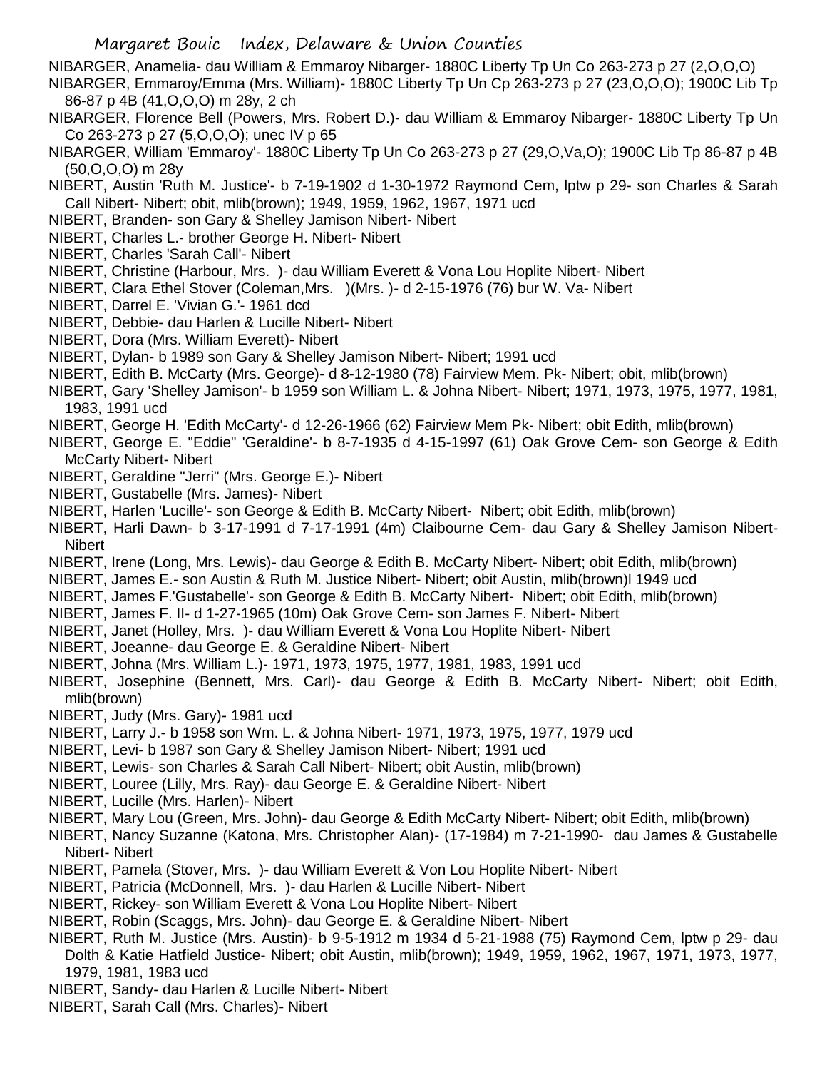NIBARGER, Anamelia- dau William & Emmaroy Nibarger- 1880C Liberty Tp Un Co 263-273 p 27 (2,O,O,O)

NIBARGER, Emmaroy/Emma (Mrs. William)- 1880C Liberty Tp Un Cp 263-273 p 27 (23,O,O,O); 1900C Lib Tp 86-87 p 4B (41,O,O,O) m 28y, 2 ch

NIBARGER, Florence Bell (Powers, Mrs. Robert D.)- dau William & Emmaroy Nibarger- 1880C Liberty Tp Un Co 263-273 p 27 (5,O,O,O); unec IV p 65

NIBARGER, William 'Emmaroy'- 1880C Liberty Tp Un Co 263-273 p 27 (29,O,Va,O); 1900C Lib Tp 86-87 p 4B (50,O,O,O) m 28y

NIBERT, Austin 'Ruth M. Justice'- b 7-19-1902 d 1-30-1972 Raymond Cem, lptw p 29- son Charles & Sarah Call Nibert- Nibert; obit, mlib(brown); 1949, 1959, 1962, 1967, 1971 ucd

NIBERT, Branden- son Gary & Shelley Jamison Nibert- Nibert

NIBERT, Charles L.- brother George H. Nibert- Nibert

NIBERT, Charles 'Sarah Call'- Nibert

NIBERT, Christine (Harbour, Mrs. )- dau William Everett & Vona Lou Hoplite Nibert- Nibert

NIBERT, Clara Ethel Stover (Coleman,Mrs. )(Mrs. )- d 2-15-1976 (76) bur W. Va- Nibert

NIBERT, Darrel E. 'Vivian G.'- 1961 dcd

NIBERT, Debbie- dau Harlen & Lucille Nibert- Nibert

NIBERT, Dora (Mrs. William Everett)- Nibert

NIBERT, Dylan- b 1989 son Gary & Shelley Jamison Nibert- Nibert; 1991 ucd

NIBERT, Edith B. McCarty (Mrs. George)- d 8-12-1980 (78) Fairview Mem. Pk- Nibert; obit, mlib(brown)

NIBERT, Gary 'Shelley Jamison'- b 1959 son William L. & Johna Nibert- Nibert; 1971, 1973, 1975, 1977, 1981, 1983, 1991 ucd

NIBERT, George H. 'Edith McCarty'- d 12-26-1966 (62) Fairview Mem Pk- Nibert; obit Edith, mlib(brown)

NIBERT, George E. "Eddie" 'Geraldine'- b 8-7-1935 d 4-15-1997 (61) Oak Grove Cem- son George & Edith McCarty Nibert- Nibert

NIBERT, Geraldine "Jerri" (Mrs. George E.)- Nibert

NIBERT, Gustabelle (Mrs. James)- Nibert

NIBERT, Harlen 'Lucille'- son George & Edith B. McCarty Nibert- Nibert; obit Edith, mlib(brown)

NIBERT, Harli Dawn- b 3-17-1991 d 7-17-1991 (4m) Claibourne Cem- dau Gary & Shelley Jamison Nibert- Nibert

NIBERT, Irene (Long, Mrs. Lewis)- dau George & Edith B. McCarty Nibert- Nibert; obit Edith, mlib(brown)

NIBERT, James E.- son Austin & Ruth M. Justice Nibert- Nibert; obit Austin, mlib(brown)l 1949 ucd

NIBERT, James F.'Gustabelle'- son George & Edith B. McCarty Nibert- Nibert; obit Edith, mlib(brown)

NIBERT, James F. II- d 1-27-1965 (10m) Oak Grove Cem- son James F. Nibert- Nibert

NIBERT, Janet (Holley, Mrs. )- dau William Everett & Vona Lou Hoplite Nibert- Nibert

NIBERT, Joeanne- dau George E. & Geraldine Nibert- Nibert

NIBERT, Johna (Mrs. William L.)- 1971, 1973, 1975, 1977, 1981, 1983, 1991 ucd

NIBERT, Josephine (Bennett, Mrs. Carl)- dau George & Edith B. McCarty Nibert- Nibert; obit Edith, mlib(brown)

NIBERT, Judy (Mrs. Gary)- 1981 ucd

NIBERT, Larry J.- b 1958 son Wm. L. & Johna Nibert- 1971, 1973, 1975, 1977, 1979 ucd

NIBERT, Levi- b 1987 son Gary & Shelley Jamison Nibert- Nibert; 1991 ucd

NIBERT, Lewis- son Charles & Sarah Call Nibert- Nibert; obit Austin, mlib(brown)

NIBERT, Louree (Lilly, Mrs. Ray)- dau George E. & Geraldine Nibert- Nibert

NIBERT, Lucille (Mrs. Harlen)- Nibert

NIBERT, Mary Lou (Green, Mrs. John)- dau George & Edith McCarty Nibert- Nibert; obit Edith, mlib(brown)

NIBERT, Nancy Suzanne (Katona, Mrs. Christopher Alan)- (17-1984) m 7-21-1990- dau James & Gustabelle Nibert- Nibert

NIBERT, Pamela (Stover, Mrs. )- dau William Everett & Von Lou Hoplite Nibert- Nibert

NIBERT, Patricia (McDonnell, Mrs. )- dau Harlen & Lucille Nibert- Nibert

NIBERT, Rickey- son William Everett & Vona Lou Hoplite Nibert- Nibert

NIBERT, Robin (Scaggs, Mrs. John)- dau George E. & Geraldine Nibert- Nibert

NIBERT, Ruth M. Justice (Mrs. Austin)- b 9-5-1912 m 1934 d 5-21-1988 (75) Raymond Cem, lptw p 29- dau Dolth & Katie Hatfield Justice- Nibert; obit Austin, mlib(brown); 1949, 1959, 1962, 1967, 1971, 1973, 1977, 1979, 1981, 1983 ucd

NIBERT, Sandy- dau Harlen & Lucille Nibert- Nibert

NIBERT, Sarah Call (Mrs. Charles)- Nibert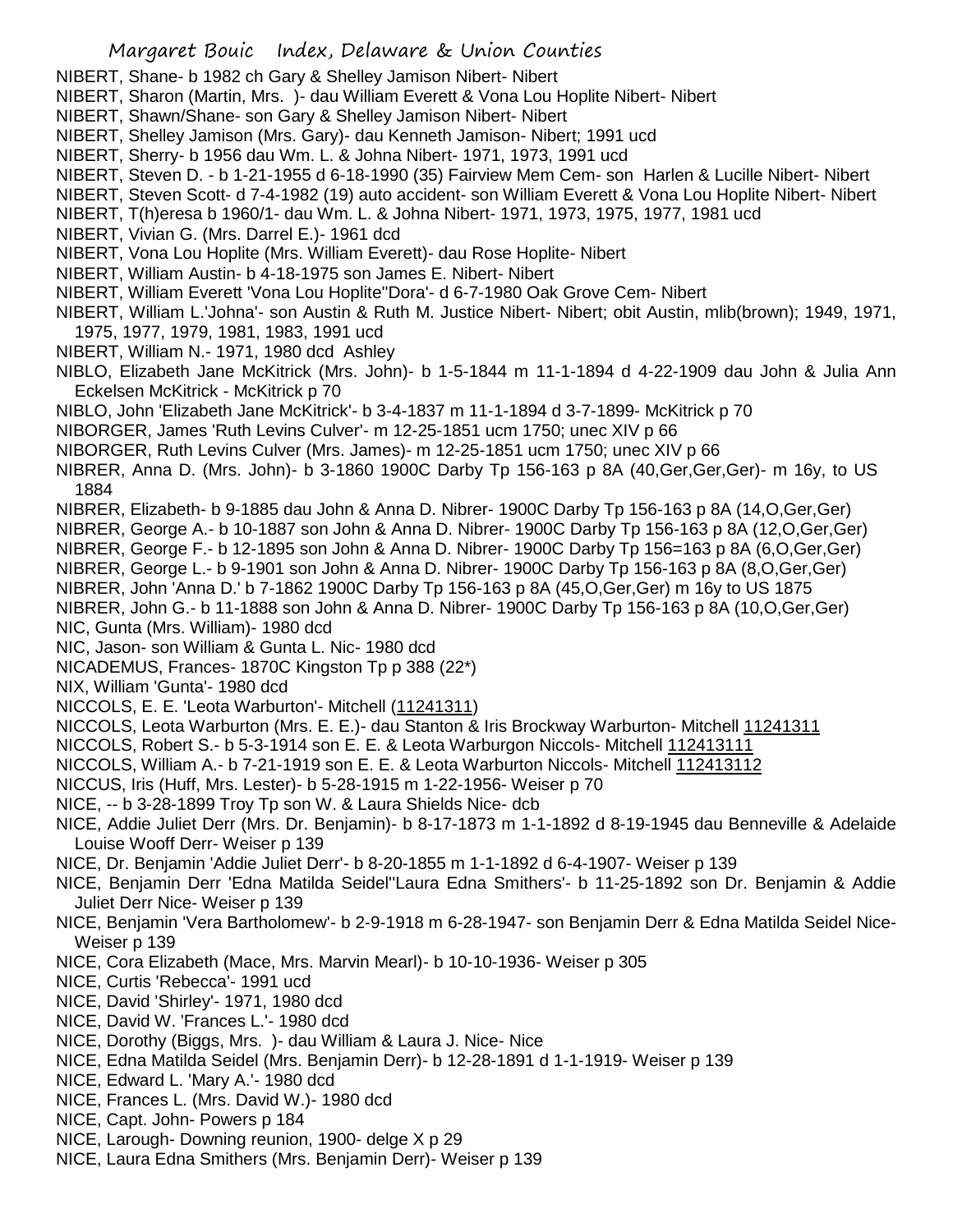NIBERT, Shane- b 1982 ch Gary & Shelley Jamison Nibert- Nibert
NIBERT, Sharon (Martin, Mrs. )- dau William Everett & Vona Lou Hoplite Nibert- Nibert
NIBERT, Shawn/Shane- son Gary & Shelley Jamison Nibert- Nibert
NIBERT, Shelley Jamison (Mrs. Gary)- dau Kenneth Jamison- Nibert; 1991 ucd
NIBERT, Sherry- b 1956 dau Wm. L. & Johna Nibert- 1971, 1973, 1991 ucd
NIBERT, Steven D. - b 1-21-1955 d 6-18-1990 (35) Fairview Mem Cem- son Harlen & Lucille Nibert- Nibert
NIBERT, Steven Scott- d 7-4-1982 (19) auto accident- son William Everett & Vona Lou Hoplite Nibert- Nibert
NIBERT, T(h)eresa b 1960/1- dau Wm. L. & Johna Nibert- 1971, 1973, 1975, 1977, 1981 ucd
NIBERT, Vivian G. (Mrs. Darrel E.)- 1961 dcd
NIBERT, Vona Lou Hoplite (Mrs. William Everett)- dau Rose Hoplite- Nibert
NIBERT, William Austin- b 4-18-1975 son James E. Nibert- Nibert
NIBERT, William Everett 'Vona Lou Hoplite''Dora'- d 6-7-1980 Oak Grove Cem- Nibert
NIBERT, William L.'Johna'- son Austin & Ruth M. Justice Nibert- Nibert; obit Austin, mlib(brown); 1949, 1971, 1975, 1977, 1979, 1981, 1983, 1991 ucd
NIBERT, William N.- 1971, 1980 dcd Ashley
NIBLO, Elizabeth Jane McKitrick (Mrs. John)- b 1-5-1844 m 11-1-1894 d 4-22-1909 dau John & Julia Ann Eckelsen McKitrick - McKitrick p 70
NIBLO, John 'Elizabeth Jane McKitrick'- b 3-4-1837 m 11-1-1894 d 3-7-1899- McKitrick p 70
NIBORGER, James 'Ruth Levins Culver'- m 12-25-1851 ucm 1750; unec XIV p 66
NIBORGER, Ruth Levins Culver (Mrs. James)- m 12-25-1851 ucm 1750; unec XIV p 66
NIBRER, Anna D. (Mrs. John)- b 3-1860 1900C Darby Tp 156-163 p 8A (40,Ger,Ger,Ger)- m 16y, to US 1884
NIBRER, Elizabeth- b 9-1885 dau John & Anna D. Nibrer- 1900C Darby Tp 156-163 p 8A (14,O,Ger,Ger)
NIBRER, George A.- b 10-1887 son John & Anna D. Nibrer- 1900C Darby Tp 156-163 p 8A (12,O,Ger,Ger)
NIBRER, George F.- b 12-1895 son John & Anna D. Nibrer- 1900C Darby Tp 156=163 p 8A (6,O,Ger,Ger)
NIBRER, George L.- b 9-1901 son John & Anna D. Nibrer- 1900C Darby Tp 156-163 p 8A (8,O,Ger,Ger)
NIBRER, John 'Anna D.' b 7-1862 1900C Darby Tp 156-163 p 8A (45,O,Ger,Ger) m 16y to US 1875
NIBRER, John G.- b 11-1888 son John & Anna D. Nibrer- 1900C Darby Tp 156-163 p 8A (10,O,Ger,Ger)
NIC, Gunta (Mrs. William)- 1980 dcd
NIC, Jason- son William & Gunta L. Nic- 1980 dcd
NICADEMUS, Frances- 1870C Kingston Tp p 388 (22*)
NIX, William 'Gunta'- 1980 dcd
NICCOLS, E. E. 'Leota Warburton'- Mitchell (11241311)
NICCOLS, Leota Warburton (Mrs. E. E.)- dau Stanton & Iris Brockway Warburton- Mitchell 11241311
NICCOLS, Robert S.- b 5-3-1914 son E. E. & Leota Warburgon Niccols- Mitchell 112413111
NICCOLS, William A.- b 7-21-1919 son E. E. & Leota Warburton Niccols- Mitchell 112413112
NICCUS, Iris (Huff, Mrs. Lester)- b 5-28-1915 m 1-22-1956- Weiser p 70
NICE, -- b 3-28-1899 Troy Tp son W. & Laura Shields Nice- dcb
NICE, Addie Juliet Derr (Mrs. Dr. Benjamin)- b 8-17-1873 m 1-1-1892 d 8-19-1945 dau Benneville & Adelaide Louise Wooff Derr- Weiser p 139
NICE, Dr. Benjamin 'Addie Juliet Derr'- b 8-20-1855 m 1-1-1892 d 6-4-1907- Weiser p 139
NICE, Benjamin Derr 'Edna Matilda Seidel''Laura Edna Smithers'- b 11-25-1892 son Dr. Benjamin & Addie Juliet Derr Nice- Weiser p 139
NICE, Benjamin 'Vera Bartholomew'- b 2-9-1918 m 6-28-1947- son Benjamin Derr & Edna Matilda Seidel Nice- Weiser p 139
NICE, Cora Elizabeth (Mace, Mrs. Marvin Mearl)- b 10-10-1936- Weiser p 305
NICE, Curtis 'Rebecca'- 1991 ucd
NICE, David 'Shirley'- 1971, 1980 dcd
NICE, David W. 'Frances L.'- 1980 dcd
NICE, Dorothy (Biggs, Mrs. )- dau William & Laura J. Nice- Nice
NICE, Edna Matilda Seidel (Mrs. Benjamin Derr)- b 12-28-1891 d 1-1-1919- Weiser p 139
NICE, Edward L. 'Mary A.'- 1980 dcd
NICE, Frances L. (Mrs. David W.)- 1980 dcd
NICE, Capt. John- Powers p 184
NICE, Larough- Downing reunion, 1900- delge X p 29
NICE, Laura Edna Smithers (Mrs. Benjamin Derr)- Weiser p 139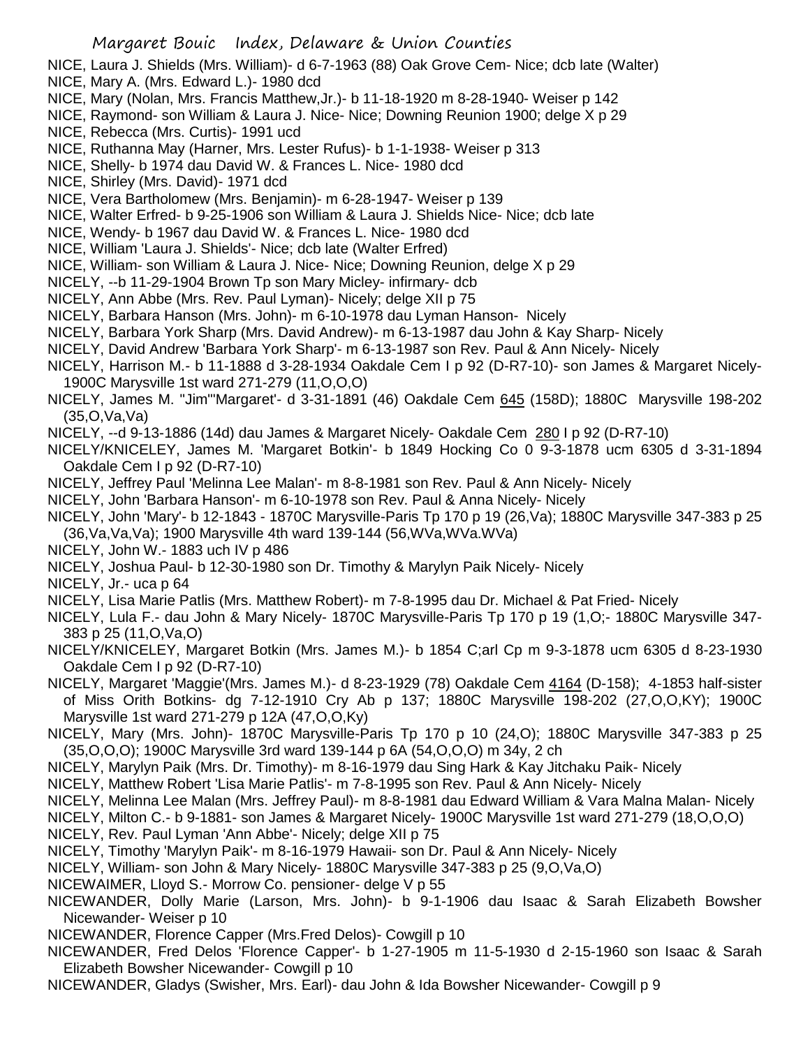NICE, Laura J. Shields (Mrs. William)- d 6-7-1963 (88) Oak Grove Cem- Nice; dcb late (Walter)

NICE, Mary A. (Mrs. Edward L.)- 1980 dcd

NICE, Mary (Nolan, Mrs. Francis Matthew,Jr.)- b 11-18-1920 m 8-28-1940- Weiser p 142

NICE, Raymond- son William & Laura J. Nice- Nice; Downing Reunion 1900; delge X p 29

NICE, Rebecca (Mrs. Curtis)- 1991 ucd

NICE, Ruthanna May (Harner, Mrs. Lester Rufus)- b 1-1-1938- Weiser p 313

NICE, Shelly- b 1974 dau David W. & Frances L. Nice- 1980 dcd

NICE, Shirley (Mrs. David)- 1971 dcd

NICE, Vera Bartholomew (Mrs. Benjamin)- m 6-28-1947- Weiser p 139

NICE, Walter Erfred- b 9-25-1906 son William & Laura J. Shields Nice- Nice; dcb late

NICE, Wendy- b 1967 dau David W. & Frances L. Nice- 1980 dcd

NICE, William 'Laura J. Shields'- Nice; dcb late (Walter Erfred)

NICE, William- son William & Laura J. Nice- Nice; Downing Reunion, delge X p 29

NICELY, --b 11-29-1904 Brown Tp son Mary Micley- infirmary- dcb

NICELY, Ann Abbe (Mrs. Rev. Paul Lyman)- Nicely; delge XII p 75

NICELY, Barbara Hanson (Mrs. John)- m 6-10-1978 dau Lyman Hanson- Nicely

NICELY, Barbara York Sharp (Mrs. David Andrew)- m 6-13-1987 dau John & Kay Sharp- Nicely

NICELY, David Andrew 'Barbara York Sharp'- m 6-13-1987 son Rev. Paul & Ann Nicely- Nicely

NICELY, Harrison M.- b 11-1888 d 3-28-1934 Oakdale Cem I p 92 (D-R7-10)- son James & Margaret Nicely- 1900C Marysville 1st ward 271-279 (11,O,O,O)

NICELY, James M. "Jim"'Margaret'- d 3-31-1891 (46) Oakdale Cem 645 (158D); 1880C Marysville 198-202 (35,O,Va,Va)

NICELY, --d 9-13-1886 (14d) dau James & Margaret Nicely- Oakdale Cem 280 I p 92 (D-R7-10)

NICELY/KNICELEY, James M. 'Margaret Botkin'- b 1849 Hocking Co 0 9-3-1878 ucm 6305 d 3-31-1894 Oakdale Cem I p 92 (D-R7-10)

NICELY, Jeffrey Paul 'Melinna Lee Malan'- m 8-8-1981 son Rev. Paul & Ann Nicely- Nicely

NICELY, John 'Barbara Hanson'- m 6-10-1978 son Rev. Paul & Anna Nicely- Nicely

NICELY, John 'Mary'- b 12-1843 - 1870C Marysville-Paris Tp 170 p 19 (26,Va); 1880C Marysville 347-383 p 25 (36,Va,Va,Va); 1900 Marysville 4th ward 139-144 (56,WVa,WVa.WVa)

NICELY, John W.- 1883 uch IV p 486

NICELY, Joshua Paul- b 12-30-1980 son Dr. Timothy & Marylyn Paik Nicely- Nicely

NICELY, Jr.- uca p 64

NICELY, Lisa Marie Patlis (Mrs. Matthew Robert)- m 7-8-1995 dau Dr. Michael & Pat Fried- Nicely

NICELY, Lula F.- dau John & Mary Nicely- 1870C Marysville-Paris Tp 170 p 19 (1,O;- 1880C Marysville 347-383 p 25 (11,O,Va,O)

NICELY/KNICELEY, Margaret Botkin (Mrs. James M.)- b 1854 C;arl Cp m 9-3-1878 ucm 6305 d 8-23-1930 Oakdale Cem I p 92 (D-R7-10)

NICELY, Margaret 'Maggie'(Mrs. James M.)- d 8-23-1929 (78) Oakdale Cem 4164 (D-158); 4-1853 half-sister of Miss Orith Botkins- dg 7-12-1910 Cry Ab p 137; 1880C Marysville 198-202 (27,O,O,KY); 1900C Marysville 1st ward 271-279 p 12A (47,O,O,Ky)

NICELY, Mary (Mrs. John)- 1870C Marysville-Paris Tp 170 p 10 (24,O); 1880C Marysville 347-383 p 25 (35,O,O,O); 1900C Marysville 3rd ward 139-144 p 6A (54,O,O,O) m 34y, 2 ch

NICELY, Marylyn Paik (Mrs. Dr. Timothy)- m 8-16-1979 dau Sing Hark & Kay Jitchaku Paik- Nicely

NICELY, Matthew Robert 'Lisa Marie Patlis'- m 7-8-1995 son Rev. Paul & Ann Nicely- Nicely

NICELY, Melinna Lee Malan (Mrs. Jeffrey Paul)- m 8-8-1981 dau Edward William & Vara Malna Malan- Nicely

NICELY, Milton C.- b 9-1881- son James & Margaret Nicely- 1900C Marysville 1st ward 271-279 (18,O,O,O)

NICELY, Rev. Paul Lyman 'Ann Abbe'- Nicely; delge XII p 75

NICELY, Timothy 'Marylyn Paik'- m 8-16-1979 Hawaii- son Dr. Paul & Ann Nicely- Nicely

NICELY, William- son John & Mary Nicely- 1880C Marysville 347-383 p 25 (9,O,Va,O)

NICEWAIMER, Lloyd S.- Morrow Co. pensioner- delge V p 55

NICEWANDER, Dolly Marie (Larson, Mrs. John)- b 9-1-1906 dau Isaac & Sarah Elizabeth Bowsher Nicewander- Weiser p 10

NICEWANDER, Florence Capper (Mrs.Fred Delos)- Cowgill p 10

NICEWANDER, Fred Delos 'Florence Capper'- b 1-27-1905 m 11-5-1930 d 2-15-1960 son Isaac & Sarah Elizabeth Bowsher Nicewander- Cowgill p 10

NICEWANDER, Gladys (Swisher, Mrs. Earl)- dau John & Ida Bowsher Nicewander- Cowgill p 9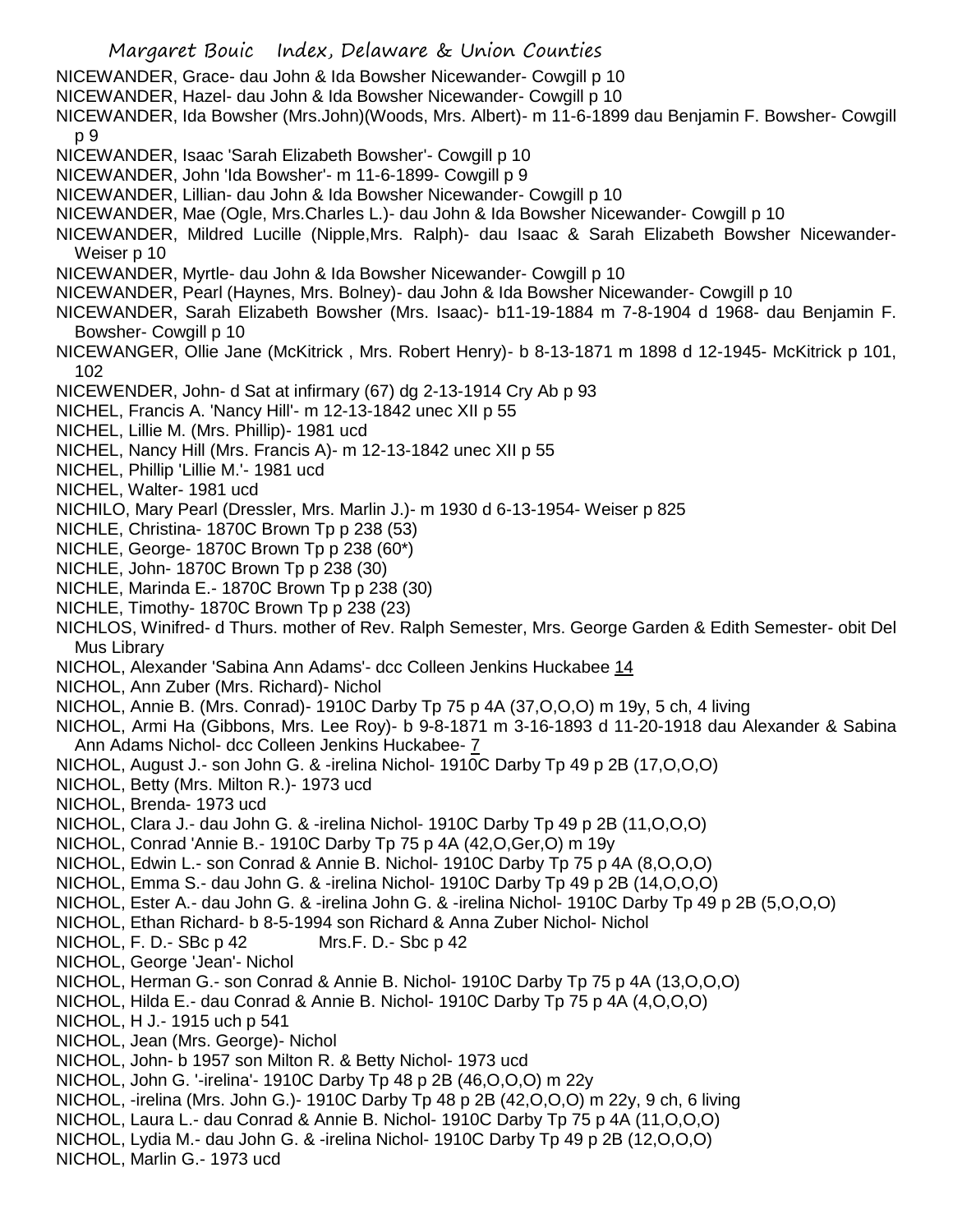NICEWANDER, Grace- dau John & Ida Bowsher Nicewander- Cowgill p 10

NICEWANDER, Hazel- dau John & Ida Bowsher Nicewander- Cowgill p 10

NICEWANDER, Ida Bowsher (Mrs.John)(Woods, Mrs. Albert)- m 11-6-1899 dau Benjamin F. Bowsher- Cowgill p 9

NICEWANDER, Isaac 'Sarah Elizabeth Bowsher'- Cowgill p 10

NICEWANDER, John 'Ida Bowsher'- m 11-6-1899- Cowgill p 9

NICEWANDER, Lillian- dau John & Ida Bowsher Nicewander- Cowgill p 10

NICEWANDER, Mae (Ogle, Mrs.Charles L.)- dau John & Ida Bowsher Nicewander- Cowgill p 10

NICEWANDER, Mildred Lucille (Nipple,Mrs. Ralph)- dau Isaac & Sarah Elizabeth Bowsher Nicewander- Weiser p 10

NICEWANDER, Myrtle- dau John & Ida Bowsher Nicewander- Cowgill p 10

NICEWANDER, Pearl (Haynes, Mrs. Bolney)- dau John & Ida Bowsher Nicewander- Cowgill p 10

NICEWANDER, Sarah Elizabeth Bowsher (Mrs. Isaac)- b11-19-1884 m 7-8-1904 d 1968- dau Benjamin F. Bowsher- Cowgill p 10

NICEWANGER, Ollie Jane (McKitrick , Mrs. Robert Henry)- b 8-13-1871 m 1898 d 12-1945- McKitrick p 101, 102

NICEWENDER, John- d Sat at infirmary (67) dg 2-13-1914 Cry Ab p 93

NICHEL, Francis A. 'Nancy Hill'- m 12-13-1842 unec XII p 55

NICHEL, Lillie M. (Mrs. Phillip)- 1981 ucd

NICHEL, Nancy Hill (Mrs. Francis A)- m 12-13-1842 unec XII p 55

NICHEL, Phillip 'Lillie M.'- 1981 ucd

NICHEL, Walter- 1981 ucd

NICHILO, Mary Pearl (Dressler, Mrs. Marlin J.)- m 1930 d 6-13-1954- Weiser p 825

NICHLE, Christina- 1870C Brown Tp p 238 (53)

NICHLE, George- 1870C Brown Tp p 238 (60*)

NICHLE, John- 1870C Brown Tp p 238 (30)

NICHLE, Marinda E.- 1870C Brown Tp p 238 (30)

NICHLE, Timothy- 1870C Brown Tp p 238 (23)

NICHLOS, Winifred- d Thurs. mother of Rev. Ralph Semester, Mrs. George Garden & Edith Semester- obit Del Mus Library

NICHOL, Alexander 'Sabina Ann Adams'- dcc Colleen Jenkins Huckabee 14

NICHOL, Ann Zuber (Mrs. Richard)- Nichol

NICHOL, Annie B. (Mrs. Conrad)- 1910C Darby Tp 75 p 4A (37,O,O,O) m 19y, 5 ch, 4 living

NICHOL, Armi Ha (Gibbons, Mrs. Lee Roy)- b 9-8-1871 m 3-16-1893 d 11-20-1918 dau Alexander & Sabina Ann Adams Nichol- dcc Colleen Jenkins Huckabee- 7

NICHOL, August J.- son John G. & -irelina Nichol- 1910C Darby Tp 49 p 2B (17,O,O,O)

NICHOL, Betty (Mrs. Milton R.)- 1973 ucd

NICHOL, Brenda- 1973 ucd

NICHOL, Clara J.- dau John G. & -irelina Nichol- 1910C Darby Tp 49 p 2B (11,O,O,O)

NICHOL, Conrad 'Annie B.- 1910C Darby Tp 75 p 4A (42,O,Ger,O) m 19y

NICHOL, Edwin L.- son Conrad & Annie B. Nichol- 1910C Darby Tp 75 p 4A (8,O,O,O)

NICHOL, Emma S.- dau John G. & -irelina Nichol- 1910C Darby Tp 49 p 2B (14,O,O,O)

NICHOL, Ester A.- dau John G. & -irelina John G. & -irelina Nichol- 1910C Darby Tp 49 p 2B (5,O,O,O)

NICHOL, Ethan Richard- b 8-5-1994 son Richard & Anna Zuber Nichol- Nichol

NICHOL, F. D.- SBc p 42 Mrs.F. D.- Sbc p 42

NICHOL, George 'Jean'- Nichol

NICHOL, Herman G.- son Conrad & Annie B. Nichol- 1910C Darby Tp 75 p 4A (13,O,O,O)

NICHOL, Hilda E.- dau Conrad & Annie B. Nichol- 1910C Darby Tp 75 p 4A (4,O,O,O)

NICHOL, H J.- 1915 uch p 541

NICHOL, Jean (Mrs. George)- Nichol

NICHOL, John- b 1957 son Milton R. & Betty Nichol- 1973 ucd

NICHOL, John G. '-irelina'- 1910C Darby Tp 48 p 2B (46,O,O,O) m 22y

NICHOL, -irelina (Mrs. John G.)- 1910C Darby Tp 48 p 2B (42,O,O,O) m 22y, 9 ch, 6 living

NICHOL, Laura L.- dau Conrad & Annie B. Nichol- 1910C Darby Tp 75 p 4A (11,O,O,O)

NICHOL, Lydia M.- dau John G. & -irelina Nichol- 1910C Darby Tp 49 p 2B (12,O,O,O)

NICHOL, Marlin G.- 1973 ucd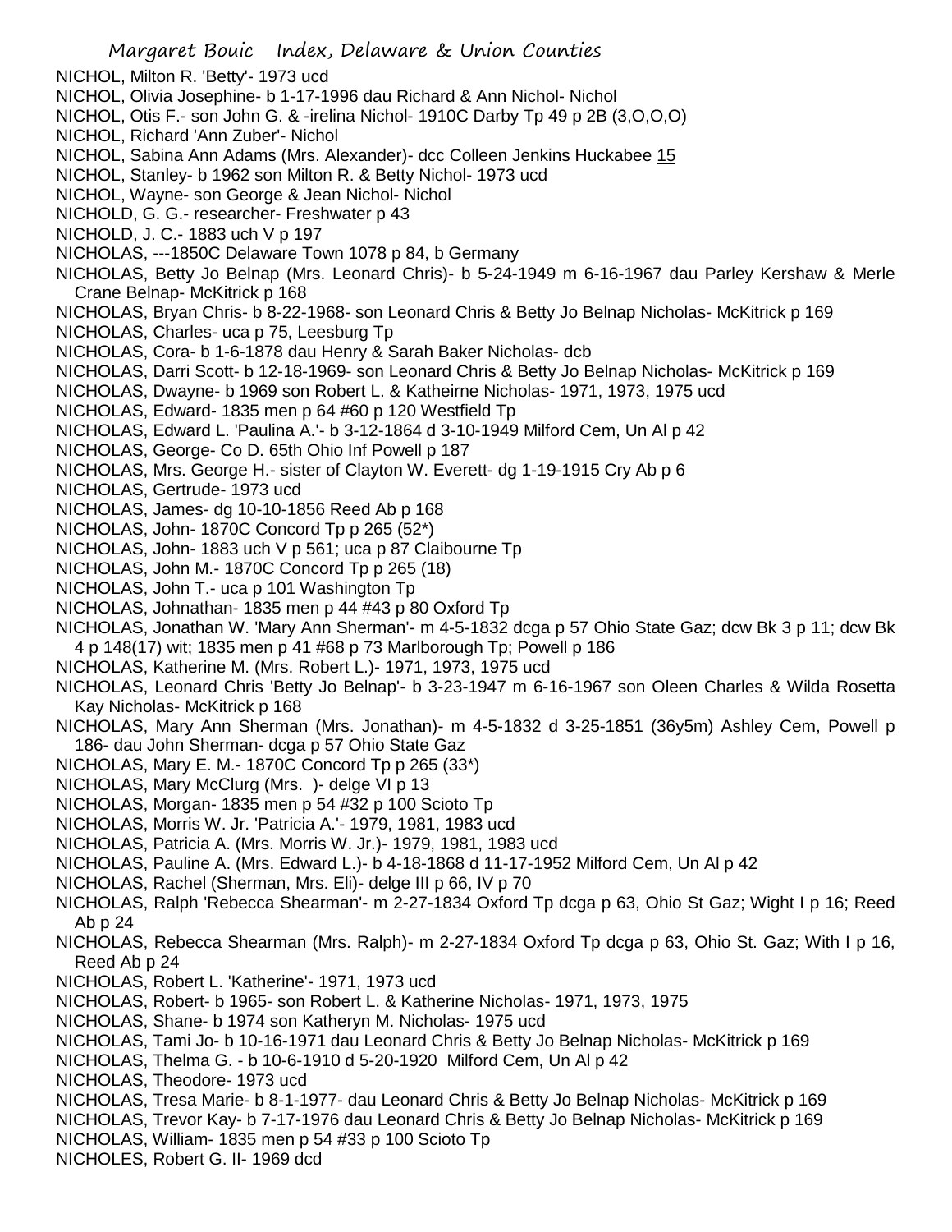NICHOL, Milton R. 'Betty'- 1973 ucd

NICHOL, Olivia Josephine- b 1-17-1996 dau Richard & Ann Nichol- Nichol

NICHOL, Otis F.- son John G. & -irelina Nichol- 1910C Darby Tp 49 p 2B (3,O,O,O)

NICHOL, Richard 'Ann Zuber'- Nichol

NICHOL, Sabina Ann Adams (Mrs. Alexander)- dcc Colleen Jenkins Huckabee 15

NICHOL, Stanley- b 1962 son Milton R. & Betty Nichol- 1973 ucd

NICHOL, Wayne- son George & Jean Nichol- Nichol

NICHOLD, G. G.- researcher- Freshwater p 43

NICHOLD, J. C.- 1883 uch V p 197

NICHOLAS, ---1850C Delaware Town 1078 p 84, b Germany

NICHOLAS, Betty Jo Belnap (Mrs. Leonard Chris)- b 5-24-1949 m 6-16-1967 dau Parley Kershaw & Merle Crane Belnap- McKitrick p 168

NICHOLAS, Bryan Chris- b 8-22-1968- son Leonard Chris & Betty Jo Belnap Nicholas- McKitrick p 169

NICHOLAS, Charles- uca p 75, Leesburg Tp

NICHOLAS, Cora- b 1-6-1878 dau Henry & Sarah Baker Nicholas- dcb

NICHOLAS, Darri Scott- b 12-18-1969- son Leonard Chris & Betty Jo Belnap Nicholas- McKitrick p 169

NICHOLAS, Dwayne- b 1969 son Robert L. & Katheirne Nicholas- 1971, 1973, 1975 ucd

NICHOLAS, Edward- 1835 men p 64 #60 p 120 Westfield Tp

NICHOLAS, Edward L. 'Paulina A.'- b 3-12-1864 d 3-10-1949 Milford Cem, Un Al p 42

NICHOLAS, George- Co D. 65th Ohio Inf Powell p 187

NICHOLAS, Mrs. George H.- sister of Clayton W. Everett- dg 1-19-1915 Cry Ab p 6

NICHOLAS, Gertrude- 1973 ucd

NICHOLAS, James- dg 10-10-1856 Reed Ab p 168

NICHOLAS, John- 1870C Concord Tp p 265 (52*)

NICHOLAS, John- 1883 uch V p 561; uca p 87 Claibourne Tp

NICHOLAS, John M.- 1870C Concord Tp p 265 (18)

NICHOLAS, John T.- uca p 101 Washington Tp

NICHOLAS, Johnathan- 1835 men p 44 #43 p 80 Oxford Tp

NICHOLAS, Jonathan W. 'Mary Ann Sherman'- m 4-5-1832 dcga p 57 Ohio State Gaz; dcw Bk 3 p 11; dcw Bk 4 p 148(17) wit; 1835 men p 41 #68 p 73 Marlborough Tp; Powell p 186

NICHOLAS, Katherine M. (Mrs. Robert L.)- 1971, 1973, 1975 ucd

NICHOLAS, Leonard Chris 'Betty Jo Belnap'- b 3-23-1947 m 6-16-1967 son Oleen Charles & Wilda Rosetta Kay Nicholas- McKitrick p 168

NICHOLAS, Mary Ann Sherman (Mrs. Jonathan)- m 4-5-1832 d 3-25-1851 (36y5m) Ashley Cem, Powell p 186- dau John Sherman- dcga p 57 Ohio State Gaz

NICHOLAS, Mary E. M.- 1870C Concord Tp p 265 (33*)

NICHOLAS, Mary McClurg (Mrs. )- delge VI p 13

NICHOLAS, Morgan- 1835 men p 54 #32 p 100 Scioto Tp

NICHOLAS, Morris W. Jr. 'Patricia A.'- 1979, 1981, 1983 ucd

NICHOLAS, Patricia A. (Mrs. Morris W. Jr.)- 1979, 1981, 1983 ucd

NICHOLAS, Pauline A. (Mrs. Edward L.)- b 4-18-1868 d 11-17-1952 Milford Cem, Un Al p 42

NICHOLAS, Rachel (Sherman, Mrs. Eli)- delge III p 66, IV p 70

NICHOLAS, Ralph 'Rebecca Shearman'- m 2-27-1834 Oxford Tp dcga p 63, Ohio St Gaz; Wight I p 16; Reed Ab p 24

NICHOLAS, Rebecca Shearman (Mrs. Ralph)- m 2-27-1834 Oxford Tp dcga p 63, Ohio St. Gaz; With I p 16, Reed Ab p 24

NICHOLAS, Robert L. 'Katherine'- 1971, 1973 ucd

NICHOLAS, Robert- b 1965- son Robert L. & Katherine Nicholas- 1971, 1973, 1975

NICHOLAS, Shane- b 1974 son Katheryn M. Nicholas- 1975 ucd

NICHOLAS, Tami Jo- b 10-16-1971 dau Leonard Chris & Betty Jo Belnap Nicholas- McKitrick p 169

NICHOLAS, Thelma G. - b 10-6-1910 d 5-20-1920 Milford Cem, Un Al p 42

NICHOLAS, Theodore- 1973 ucd

NICHOLAS, Tresa Marie- b 8-1-1977- dau Leonard Chris & Betty Jo Belnap Nicholas- McKitrick p 169

NICHOLAS, Trevor Kay- b 7-17-1976 dau Leonard Chris & Betty Jo Belnap Nicholas- McKitrick p 169

NICHOLAS, William- 1835 men p 54 #33 p 100 Scioto Tp

NICHOLES, Robert G. II- 1969 dcd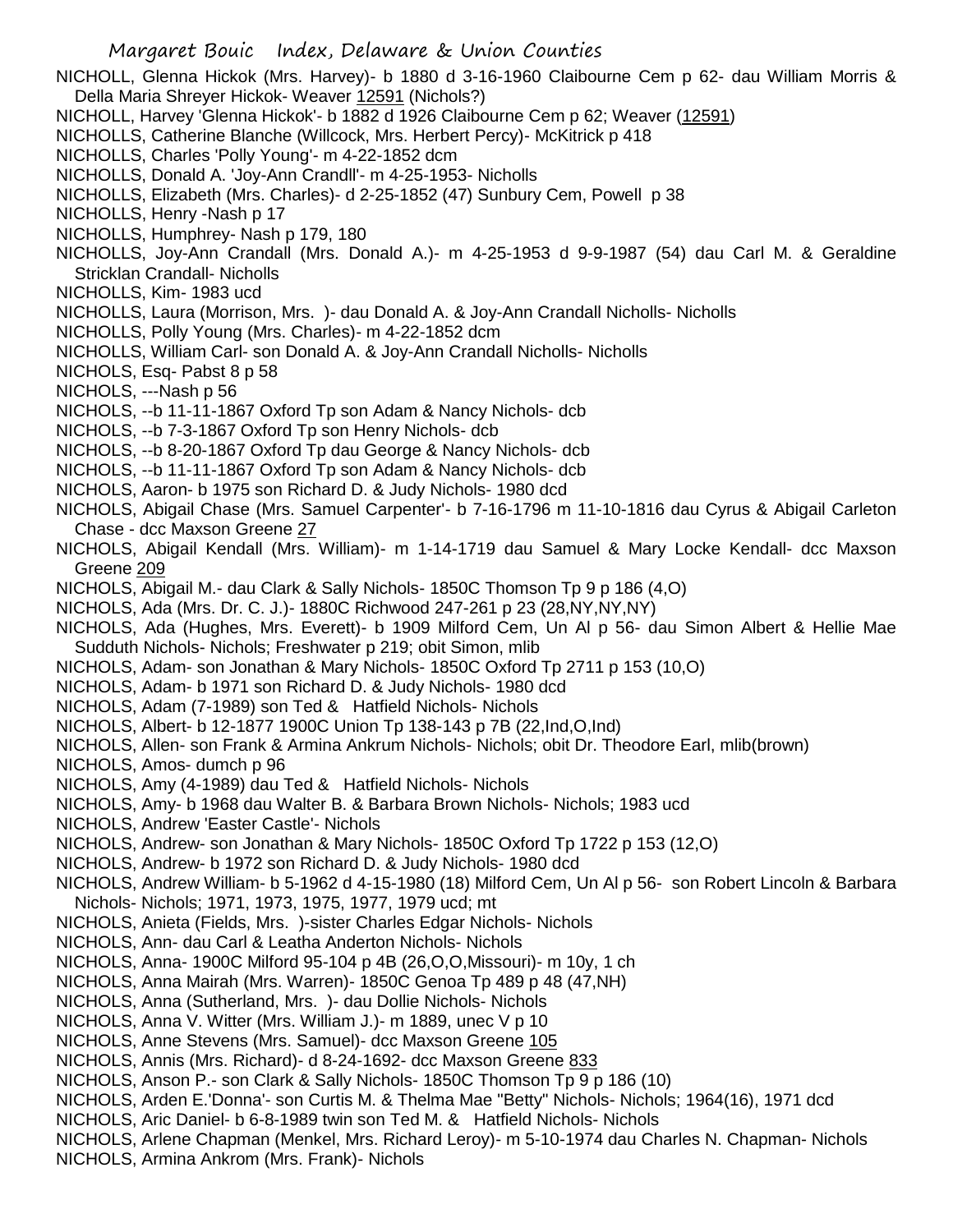NICHOLL, Glenna Hickok (Mrs. Harvey)- b 1880 d 3-16-1960 Claibourne Cem p 62- dau William Morris & Della Maria Shreyer Hickok- Weaver 12591 (Nichols?)

NICHOLL, Harvey 'Glenna Hickok'- b 1882 d 1926 Claibourne Cem p 62; Weaver (12591)

NICHOLLS, Catherine Blanche (Willcock, Mrs. Herbert Percy)- McKitrick p 418

NICHOLLS, Charles 'Polly Young'- m 4-22-1852 dcm

NICHOLLS, Donald A. 'Joy-Ann Crandll'- m 4-25-1953- Nicholls

NICHOLLS, Elizabeth (Mrs. Charles)- d 2-25-1852 (47) Sunbury Cem, Powell p 38

NICHOLLS, Henry -Nash p 17

NICHOLLS, Humphrey- Nash p 179, 180

NICHOLLS, Joy-Ann Crandall (Mrs. Donald A.)- m 4-25-1953 d 9-9-1987 (54) dau Carl M. & Geraldine Stricklan Crandall- Nicholls

NICHOLLS, Kim- 1983 ucd

NICHOLLS, Laura (Morrison, Mrs. )- dau Donald A. & Joy-Ann Crandall Nicholls- Nicholls

NICHOLLS, Polly Young (Mrs. Charles)- m 4-22-1852 dcm

NICHOLLS, William Carl- son Donald A. & Joy-Ann Crandall Nicholls- Nicholls

NICHOLS, Esq- Pabst 8 p 58

NICHOLS, ---Nash p 56

NICHOLS, --b 11-11-1867 Oxford Tp son Adam & Nancy Nichols- dcb

NICHOLS, --b 7-3-1867 Oxford Tp son Henry Nichols- dcb

NICHOLS, --b 8-20-1867 Oxford Tp dau George & Nancy Nichols- dcb

NICHOLS, --b 11-11-1867 Oxford Tp son Adam & Nancy Nichols- dcb

NICHOLS, Aaron- b 1975 son Richard D. & Judy Nichols- 1980 dcd

NICHOLS, Abigail Chase (Mrs. Samuel Carpenter'- b 7-16-1796 m 11-10-1816 dau Cyrus & Abigail Carleton Chase - dcc Maxson Greene 27

NICHOLS, Abigail Kendall (Mrs. William)- m 1-14-1719 dau Samuel & Mary Locke Kendall- dcc Maxson Greene 209

NICHOLS, Abigail M.- dau Clark & Sally Nichols- 1850C Thomson Tp 9 p 186 (4,O)

NICHOLS, Ada (Mrs. Dr. C. J.)- 1880C Richwood 247-261 p 23 (28,NY,NY,NY)

NICHOLS, Ada (Hughes, Mrs. Everett)- b 1909 Milford Cem, Un Al p 56- dau Simon Albert & Hellie Mae Sudduth Nichols- Nichols; Freshwater p 219; obit Simon, mlib

NICHOLS, Adam- son Jonathan & Mary Nichols- 1850C Oxford Tp 2711 p 153 (10,O)

NICHOLS, Adam- b 1971 son Richard D. & Judy Nichols- 1980 dcd

NICHOLS, Adam (7-1989) son Ted & Hatfield Nichols- Nichols

NICHOLS, Albert- b 12-1877 1900C Union Tp 138-143 p 7B (22,Ind,O,Ind)

NICHOLS, Allen- son Frank & Armina Ankrum Nichols- Nichols; obit Dr. Theodore Earl, mlib(brown)

NICHOLS, Amos- dumch p 96

NICHOLS, Amy (4-1989) dau Ted & Hatfield Nichols- Nichols

NICHOLS, Amy- b 1968 dau Walter B. & Barbara Brown Nichols- Nichols; 1983 ucd

NICHOLS, Andrew 'Easter Castle'- Nichols

NICHOLS, Andrew- son Jonathan & Mary Nichols- 1850C Oxford Tp 1722 p 153 (12,O)

NICHOLS, Andrew- b 1972 son Richard D. & Judy Nichols- 1980 dcd

NICHOLS, Andrew William- b 5-1962 d 4-15-1980 (18) Milford Cem, Un Al p 56- son Robert Lincoln & Barbara Nichols- Nichols; 1971, 1973, 1975, 1977, 1979 ucd; mt

NICHOLS, Anieta (Fields, Mrs. )-sister Charles Edgar Nichols- Nichols

NICHOLS, Ann- dau Carl & Leatha Anderton Nichols- Nichols

NICHOLS, Anna- 1900C Milford 95-104 p 4B (26,O,O,Missouri)- m 10y, 1 ch

NICHOLS, Anna Mairah (Mrs. Warren)- 1850C Genoa Tp 489 p 48 (47,NH)

NICHOLS, Anna (Sutherland, Mrs. )- dau Dollie Nichols- Nichols

NICHOLS, Anna V. Witter (Mrs. William J.)- m 1889, unec V p 10

NICHOLS, Anne Stevens (Mrs. Samuel)- dcc Maxson Greene 105

NICHOLS, Annis (Mrs. Richard)- d 8-24-1692- dcc Maxson Greene 833

NICHOLS, Anson P.- son Clark & Sally Nichols- 1850C Thomson Tp 9 p 186 (10)

NICHOLS, Arden E.'Donna'- son Curtis M. & Thelma Mae "Betty" Nichols- Nichols; 1964(16), 1971 dcd

NICHOLS, Aric Daniel- b 6-8-1989 twin son Ted M. & Hatfield Nichols- Nichols

NICHOLS, Arlene Chapman (Menkel, Mrs. Richard Leroy)- m 5-10-1974 dau Charles N. Chapman- Nichols

NICHOLS, Armina Ankrom (Mrs. Frank)- Nichols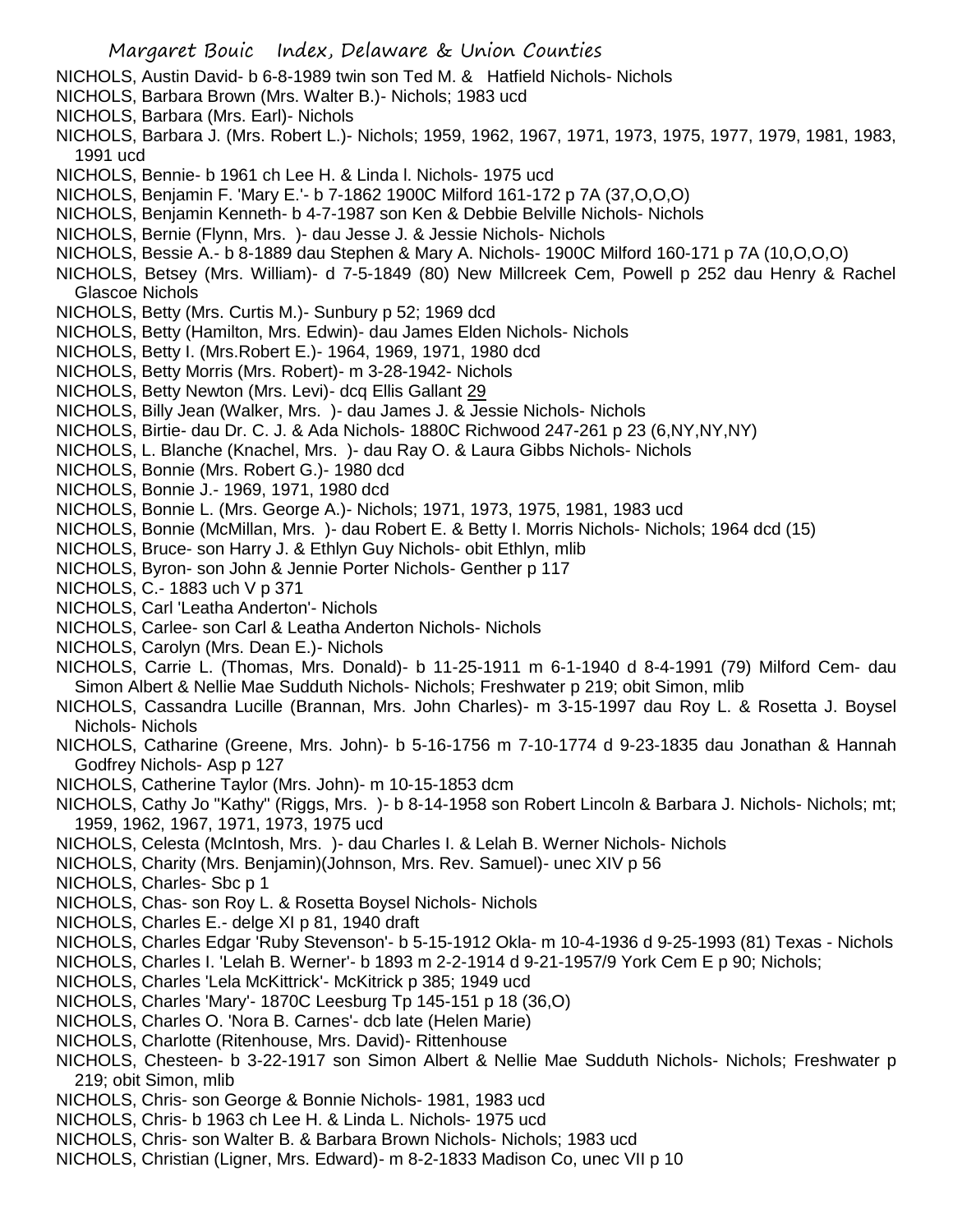NICHOLS, Austin David- b 6-8-1989 twin son Ted M. & Hatfield Nichols- Nichols
NICHOLS, Barbara Brown (Mrs. Walter B.)- Nichols; 1983 ucd
NICHOLS, Barbara (Mrs. Earl)- Nichols
NICHOLS, Barbara J. (Mrs. Robert L.)- Nichols; 1959, 1962, 1967, 1971, 1973, 1975, 1977, 1979, 1981, 1983, 1991 ucd
NICHOLS, Bennie- b 1961 ch Lee H. & Linda l. Nichols- 1975 ucd
NICHOLS, Benjamin F. 'Mary E.'- b 7-1862 1900C Milford 161-172 p 7A (37,O,O,O)
NICHOLS, Benjamin Kenneth- b 4-7-1987 son Ken & Debbie Belville Nichols- Nichols
NICHOLS, Bernie (Flynn, Mrs. )- dau Jesse J. & Jessie Nichols- Nichols
NICHOLS, Bessie A.- b 8-1889 dau Stephen & Mary A. Nichols- 1900C Milford 160-171 p 7A (10,O,O,O)
NICHOLS, Betsey (Mrs. William)- d 7-5-1849 (80) New Millcreek Cem, Powell p 252 dau Henry & Rachel Glascoe Nichols
NICHOLS, Betty (Mrs. Curtis M.)- Sunbury p 52; 1969 dcd
NICHOLS, Betty (Hamilton, Mrs. Edwin)- dau James Elden Nichols- Nichols
NICHOLS, Betty I. (Mrs.Robert E.)- 1964, 1969, 1971, 1980 dcd
NICHOLS, Betty Morris (Mrs. Robert)- m 3-28-1942- Nichols
NICHOLS, Betty Newton (Mrs. Levi)- dcq Ellis Gallant 29
NICHOLS, Billy Jean (Walker, Mrs. )- dau James J. & Jessie Nichols- Nichols
NICHOLS, Birtie- dau Dr. C. J. & Ada Nichols- 1880C Richwood 247-261 p 23 (6,NY,NY,NY)
NICHOLS, L. Blanche (Knachel, Mrs. )- dau Ray O. & Laura Gibbs Nichols- Nichols
NICHOLS, Bonnie (Mrs. Robert G.)- 1980 dcd
NICHOLS, Bonnie J.- 1969, 1971, 1980 dcd
NICHOLS, Bonnie L. (Mrs. George A.)- Nichols; 1971, 1973, 1975, 1981, 1983 ucd
NICHOLS, Bonnie (McMillan, Mrs. )- dau Robert E. & Betty I. Morris Nichols- Nichols; 1964 dcd (15)
NICHOLS, Bruce- son Harry J. & Ethlyn Guy Nichols- obit Ethlyn, mlib
NICHOLS, Byron- son John & Jennie Porter Nichols- Genther p 117
NICHOLS, C.- 1883 uch V p 371
NICHOLS, Carl 'Leatha Anderton'- Nichols
NICHOLS, Carlee- son Carl & Leatha Anderton Nichols- Nichols
NICHOLS, Carolyn (Mrs. Dean E.)- Nichols
NICHOLS, Carrie L. (Thomas, Mrs. Donald)- b 11-25-1911 m 6-1-1940 d 8-4-1991 (79) Milford Cem- dau Simon Albert & Nellie Mae Sudduth Nichols- Nichols; Freshwater p 219; obit Simon, mlib
NICHOLS, Cassandra Lucille (Brannan, Mrs. John Charles)- m 3-15-1997 dau Roy L. & Rosetta J. Boysel Nichols- Nichols
NICHOLS, Catharine (Greene, Mrs. John)- b 5-16-1756 m 7-10-1774 d 9-23-1835 dau Jonathan & Hannah Godfrey Nichols- Asp p 127
NICHOLS, Catherine Taylor (Mrs. John)- m 10-15-1853 dcm
NICHOLS, Cathy Jo "Kathy" (Riggs, Mrs. )- b 8-14-1958 son Robert Lincoln & Barbara J. Nichols- Nichols; mt; 1959, 1962, 1967, 1971, 1973, 1975 ucd
NICHOLS, Celesta (McIntosh, Mrs. )- dau Charles I. & Lelah B. Werner Nichols- Nichols
NICHOLS, Charity (Mrs. Benjamin)(Johnson, Mrs. Rev. Samuel)- unec XIV p 56
NICHOLS, Charles- Sbc p 1
NICHOLS, Chas- son Roy L. & Rosetta Boysel Nichols- Nichols
NICHOLS, Charles E.- delge XI p 81, 1940 draft
NICHOLS, Charles Edgar 'Ruby Stevenson'- b 5-15-1912 Okla- m 10-4-1936 d 9-25-1993 (81) Texas - Nichols
NICHOLS, Charles I. 'Lelah B. Werner'- b 1893 m 2-2-1914 d 9-21-1957/9 York Cem E p 90; Nichols;
NICHOLS, Charles 'Lela McKittrick'- McKitrick p 385; 1949 ucd
NICHOLS, Charles 'Mary'- 1870C Leesburg Tp 145-151 p 18 (36,O)
NICHOLS, Charles O. 'Nora B. Carnes'- dcb late (Helen Marie)
NICHOLS, Charlotte (Ritenhouse, Mrs. David)- Rittenhouse
NICHOLS, Chesteen- b 3-22-1917 son Simon Albert & Nellie Mae Sudduth Nichols- Nichols; Freshwater p 219; obit Simon, mlib
NICHOLS, Chris- son George & Bonnie Nichols- 1981, 1983 ucd
NICHOLS, Chris- b 1963 ch Lee H. & Linda L. Nichols- 1975 ucd
NICHOLS, Chris- son Walter B. & Barbara Brown Nichols- Nichols; 1983 ucd
NICHOLS, Christian (Ligner, Mrs. Edward)- m 8-2-1833 Madison Co, unec VII p 10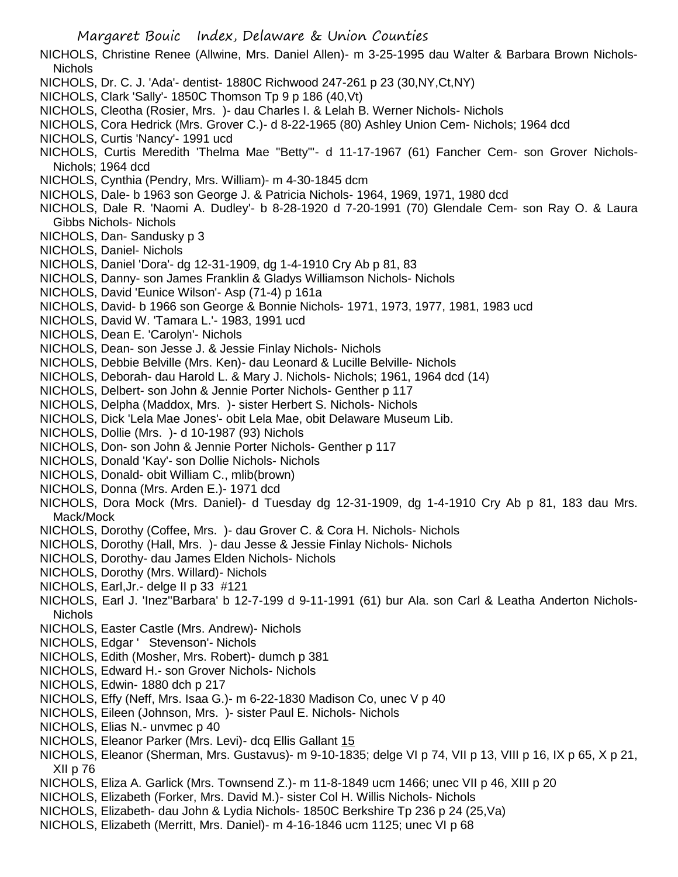NICHOLS, Christine Renee (Allwine, Mrs. Daniel Allen)- m 3-25-1995 dau Walter & Barbara Brown Nichols- Nichols

NICHOLS, Dr. C. J. 'Ada'- dentist- 1880C Richwood 247-261 p 23 (30,NY,Ct,NY)

NICHOLS, Clark 'Sally'- 1850C Thomson Tp 9 p 186 (40,Vt)

NICHOLS, Cleotha (Rosier, Mrs. )- dau Charles I. & Lelah B. Werner Nichols- Nichols

NICHOLS, Cora Hedrick (Mrs. Grover C.)- d 8-22-1965 (80) Ashley Union Cem- Nichols; 1964 dcd

NICHOLS, Curtis 'Nancy'- 1991 ucd

NICHOLS, Curtis Meredith 'Thelma Mae "Betty"'- d 11-17-1967 (61) Fancher Cem- son Grover Nichols- Nichols; 1964 dcd

NICHOLS, Cynthia (Pendry, Mrs. William)- m 4-30-1845 dcm

NICHOLS, Dale- b 1963 son George J. & Patricia Nichols- 1964, 1969, 1971, 1980 dcd

NICHOLS, Dale R. 'Naomi A. Dudley'- b 8-28-1920 d 7-20-1991 (70) Glendale Cem- son Ray O. & Laura Gibbs Nichols- Nichols

NICHOLS, Dan- Sandusky p 3

NICHOLS, Daniel- Nichols

NICHOLS, Daniel 'Dora'- dg 12-31-1909, dg 1-4-1910 Cry Ab p 81, 83

NICHOLS, Danny- son James Franklin & Gladys Williamson Nichols- Nichols

NICHOLS, David 'Eunice Wilson'- Asp (71-4) p 161a

NICHOLS, David- b 1966 son George & Bonnie Nichols- 1971, 1973, 1977, 1981, 1983 ucd

NICHOLS, David W. 'Tamara L.'- 1983, 1991 ucd

NICHOLS, Dean E. 'Carolyn'- Nichols

NICHOLS, Dean- son Jesse J. & Jessie Finlay Nichols- Nichols

NICHOLS, Debbie Belville (Mrs. Ken)- dau Leonard & Lucille Belville- Nichols

NICHOLS, Deborah- dau Harold L. & Mary J. Nichols- Nichols; 1961, 1964 dcd (14)

NICHOLS, Delbert- son John & Jennie Porter Nichols- Genther p 117

NICHOLS, Delpha (Maddox, Mrs. )- sister Herbert S. Nichols- Nichols

NICHOLS, Dick 'Lela Mae Jones'- obit Lela Mae, obit Delaware Museum Lib.

NICHOLS, Dollie (Mrs. )- d 10-1987 (93) Nichols

NICHOLS, Don- son John & Jennie Porter Nichols- Genther p 117

NICHOLS, Donald 'Kay'- son Dollie Nichols- Nichols

NICHOLS, Donald- obit William C., mlib(brown)

NICHOLS, Donna (Mrs. Arden E.)- 1971 dcd

NICHOLS, Dora Mock (Mrs. Daniel)- d Tuesday dg 12-31-1909, dg 1-4-1910 Cry Ab p 81, 183 dau Mrs. Mack/Mock

NICHOLS, Dorothy (Coffee, Mrs. )- dau Grover C. & Cora H. Nichols- Nichols

NICHOLS, Dorothy (Hall, Mrs. )- dau Jesse & Jessie Finlay Nichols- Nichols

NICHOLS, Dorothy- dau James Elden Nichols- Nichols

NICHOLS, Dorothy (Mrs. Willard)- Nichols

NICHOLS, Earl,Jr.- delge II p 33 #121

NICHOLS, Earl J. 'Inez''Barbara' b 12-7-199 d 9-11-1991 (61) bur Ala. son Carl & Leatha Anderton Nichols- Nichols

NICHOLS, Easter Castle (Mrs. Andrew)- Nichols

NICHOLS, Edgar ' Stevenson'- Nichols

NICHOLS, Edith (Mosher, Mrs. Robert)- dumch p 381

NICHOLS, Edward H.- son Grover Nichols- Nichols

NICHOLS, Edwin- 1880 dch p 217

NICHOLS, Effy (Neff, Mrs. Isaa G.)- m 6-22-1830 Madison Co, unec V p 40

NICHOLS, Eileen (Johnson, Mrs. )- sister Paul E. Nichols- Nichols

NICHOLS, Elias N.- unvmec p 40

NICHOLS, Eleanor Parker (Mrs. Levi)- dcq Ellis Gallant 15

NICHOLS, Eleanor (Sherman, Mrs. Gustavus)- m 9-10-1835; delge VI p 74, VII p 13, VIII p 16, IX p 65, X p 21, XII p 76

NICHOLS, Eliza A. Garlick (Mrs. Townsend Z.)- m 11-8-1849 ucm 1466; unec VII p 46, XIII p 20

NICHOLS, Elizabeth (Forker, Mrs. David M.)- sister Col H. Willis Nichols- Nichols

NICHOLS, Elizabeth- dau John & Lydia Nichols- 1850C Berkshire Tp 236 p 24 (25,Va)

NICHOLS, Elizabeth (Merritt, Mrs. Daniel)- m 4-16-1846 ucm 1125; unec VI p 68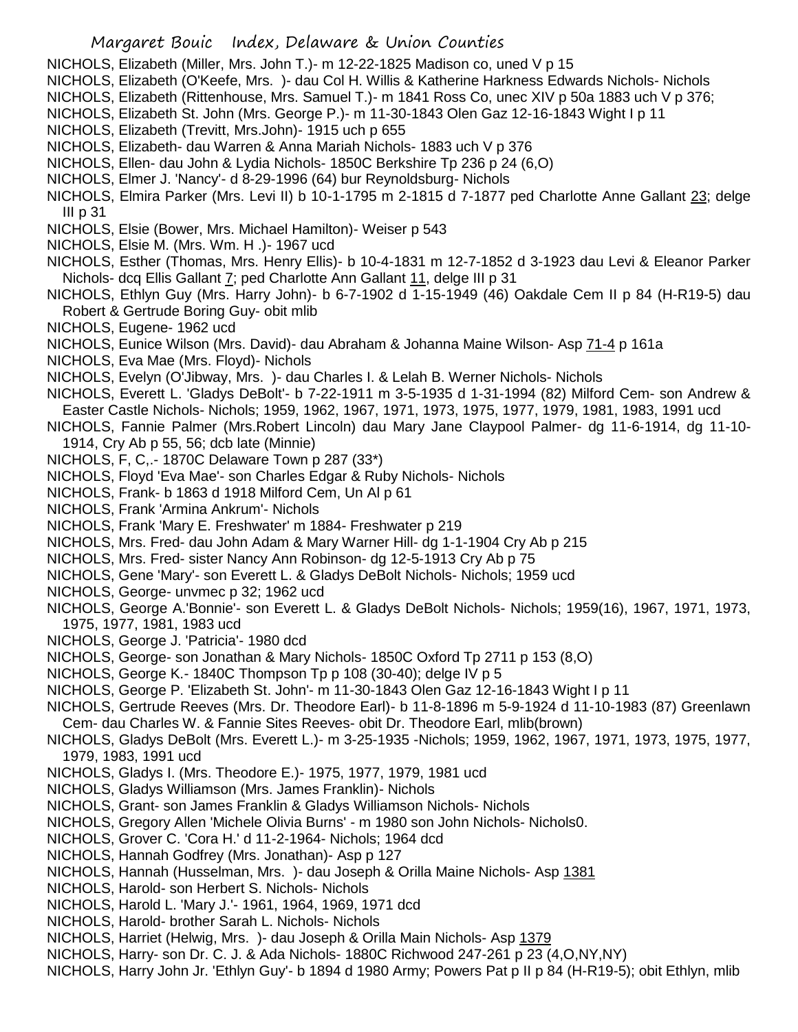NICHOLS, Elizabeth (Miller, Mrs. John T.)- m 12-22-1825 Madison co, uned V p 15
NICHOLS, Elizabeth (O'Keefe, Mrs. )- dau Col H. Willis & Katherine Harkness Edwards Nichols- Nichols
NICHOLS, Elizabeth (Rittenhouse, Mrs. Samuel T.)- m 1841 Ross Co, unec XIV p 50a 1883 uch V p 376;
NICHOLS, Elizabeth St. John (Mrs. George P.)- m 11-30-1843 Olen Gaz 12-16-1843 Wight I p 11
NICHOLS, Elizabeth (Trevitt, Mrs.John)- 1915 uch p 655
NICHOLS, Elizabeth- dau Warren & Anna Mariah Nichols- 1883 uch V p 376
NICHOLS, Ellen- dau John & Lydia Nichols- 1850C Berkshire Tp 236 p 24 (6,O)
NICHOLS, Elmer J. 'Nancy'- d 8-29-1996 (64) bur Reynoldsburg- Nichols
NICHOLS, Elmira Parker (Mrs. Levi II) b 10-1-1795 m 2-1815 d 7-1877 ped Charlotte Anne Gallant 23; delge III p 31
NICHOLS, Elsie (Bower, Mrs. Michael Hamilton)- Weiser p 543
NICHOLS, Elsie M. (Mrs. Wm. H .)- 1967 ucd
NICHOLS, Esther (Thomas, Mrs. Henry Ellis)- b 10-4-1831 m 12-7-1852 d 3-1923 dau Levi & Eleanor Parker Nichols- dcq Ellis Gallant 7; ped Charlotte Ann Gallant 11, delge III p 31
NICHOLS, Ethlyn Guy (Mrs. Harry John)- b 6-7-1902 d 1-15-1949 (46) Oakdale Cem II p 84 (H-R19-5) dau Robert & Gertrude Boring Guy- obit mlib
NICHOLS, Eugene- 1962 ucd
NICHOLS, Eunice Wilson (Mrs. David)- dau Abraham & Johanna Maine Wilson- Asp 71-4 p 161a
NICHOLS, Eva Mae (Mrs. Floyd)- Nichols
NICHOLS, Evelyn (O'Jibway, Mrs. )- dau Charles I. & Lelah B. Werner Nichols- Nichols
NICHOLS, Everett L. 'Gladys DeBolt'- b 7-22-1911 m 3-5-1935 d 1-31-1994 (82) Milford Cem- son Andrew & Easter Castle Nichols- Nichols; 1959, 1962, 1967, 1971, 1973, 1975, 1977, 1979, 1981, 1983, 1991 ucd
NICHOLS, Fannie Palmer (Mrs.Robert Lincoln) dau Mary Jane Claypool Palmer- dg 11-6-1914, dg 11-10-1914, Cry Ab p 55, 56; dcb late (Minnie)
NICHOLS, F, C,.- 1870C Delaware Town p 287 (33*)
NICHOLS, Floyd 'Eva Mae'- son Charles Edgar & Ruby Nichols- Nichols
NICHOLS, Frank- b 1863 d 1918 Milford Cem, Un Al p 61
NICHOLS, Frank 'Armina Ankrum'- Nichols
NICHOLS, Frank 'Mary E. Freshwater' m 1884- Freshwater p 219
NICHOLS, Mrs. Fred- dau John Adam & Mary Warner Hill- dg 1-1-1904 Cry Ab p 215
NICHOLS, Mrs. Fred- sister Nancy Ann Robinson- dg 12-5-1913 Cry Ab p 75
NICHOLS, Gene 'Mary'- son Everett L. & Gladys DeBolt Nichols- Nichols; 1959 ucd
NICHOLS, George- unvmec p 32; 1962 ucd
NICHOLS, George A.'Bonnie'- son Everett L. & Gladys DeBolt Nichols- Nichols; 1959(16), 1967, 1971, 1973, 1975, 1977, 1981, 1983 ucd
NICHOLS, George J. 'Patricia'- 1980 dcd
NICHOLS, George- son Jonathan & Mary Nichols- 1850C Oxford Tp 2711 p 153 (8,O)
NICHOLS, George K.- 1840C Thompson Tp p 108 (30-40); delge IV p 5
NICHOLS, George P. 'Elizabeth St. John'- m 11-30-1843 Olen Gaz 12-16-1843 Wight I p 11
NICHOLS, Gertrude Reeves (Mrs. Dr. Theodore Earl)- b 11-8-1896 m 5-9-1924 d 11-10-1983 (87) Greenlawn Cem- dau Charles W. & Fannie Sites Reeves- obit Dr. Theodore Earl, mlib(brown)
NICHOLS, Gladys DeBolt (Mrs. Everett L.)- m 3-25-1935 -Nichols; 1959, 1962, 1967, 1971, 1973, 1975, 1977, 1979, 1983, 1991 ucd
NICHOLS, Gladys I. (Mrs. Theodore E.)- 1975, 1977, 1979, 1981 ucd
NICHOLS, Gladys Williamson (Mrs. James Franklin)- Nichols
NICHOLS, Grant- son James Franklin & Gladys Williamson Nichols- Nichols
NICHOLS, Gregory Allen 'Michele Olivia Burns' - m 1980 son John Nichols- Nichols0.
NICHOLS, Grover C. 'Cora H.' d 11-2-1964- Nichols; 1964 dcd
NICHOLS, Hannah Godfrey (Mrs. Jonathan)- Asp p 127
NICHOLS, Hannah (Husselman, Mrs. )- dau Joseph & Orilla Maine Nichols- Asp 1381
NICHOLS, Harold- son Herbert S. Nichols- Nichols
NICHOLS, Harold L. 'Mary J.'- 1961, 1964, 1969, 1971 dcd
NICHOLS, Harold- brother Sarah L. Nichols- Nichols
NICHOLS, Harriet (Helwig, Mrs. )- dau Joseph & Orilla Main Nichols- Asp 1379
NICHOLS, Harry- son Dr. C. J. & Ada Nichols- 1880C Richwood 247-261 p 23 (4,O,NY,NY)
NICHOLS, Harry John Jr. 'Ethlyn Guy'- b 1894 d 1980 Army; Powers Pat p II p 84 (H-R19-5); obit Ethlyn, mlib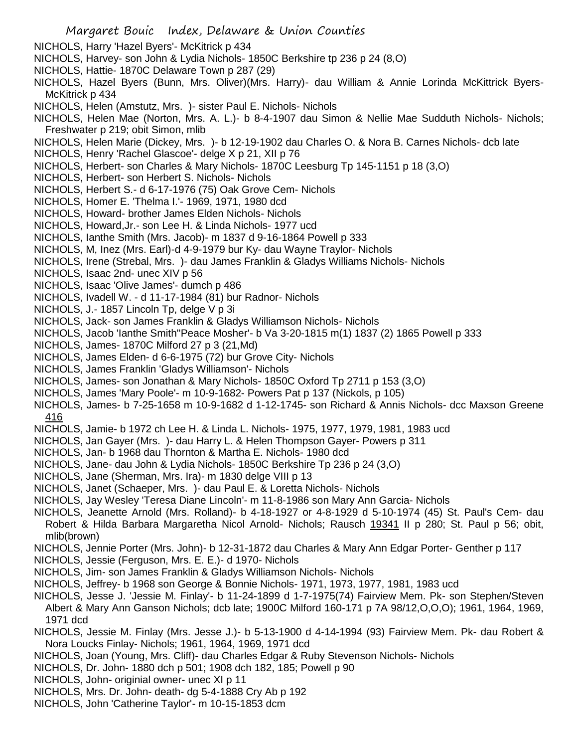NICHOLS, Harry 'Hazel Byers'- McKitrick p 434
NICHOLS, Harvey- son John & Lydia Nichols- 1850C Berkshire tp 236 p 24 (8,O)
NICHOLS, Hattie- 1870C Delaware Town p 287 (29)
NICHOLS, Hazel Byers (Bunn, Mrs. Oliver)(Mrs. Harry)- dau William & Annie Lorinda McKittrick Byers- McKitrick p 434
NICHOLS, Helen (Amstutz, Mrs. )- sister Paul E. Nichols- Nichols
NICHOLS, Helen Mae (Norton, Mrs. A. L.)- b 8-4-1907 dau Simon & Nellie Mae Sudduth Nichols- Nichols; Freshwater p 219; obit Simon, mlib
NICHOLS, Helen Marie (Dickey, Mrs. )- b 12-19-1902 dau Charles O. & Nora B. Carnes Nichols- dcb late
NICHOLS, Henry 'Rachel Glascoe'- delge X p 21, XII p 76
NICHOLS, Herbert- son Charles & Mary Nichols- 1870C Leesburg Tp 145-1151 p 18 (3,O)
NICHOLS, Herbert- son Herbert S. Nichols- Nichols
NICHOLS, Herbert S.- d 6-17-1976 (75) Oak Grove Cem- Nichols
NICHOLS, Homer E. 'Thelma I.'- 1969, 1971, 1980 dcd
NICHOLS, Howard- brother James Elden Nichols- Nichols
NICHOLS, Howard,Jr.- son Lee H. & Linda Nichols- 1977 ucd
NICHOLS, Ianthe Smith (Mrs. Jacob)- m 1837 d 9-16-1864 Powell p 333
NICHOLS, M, Inez (Mrs. Earl)-d 4-9-1979 bur Ky- dau Wayne Traylor- Nichols
NICHOLS, Irene (Strebal, Mrs. )- dau James Franklin & Gladys Williams Nichols- Nichols
NICHOLS, Isaac 2nd- unec XIV p 56
NICHOLS, Isaac 'Olive James'- dumch p 486
NICHOLS, Ivadell W. - d 11-17-1984 (81) bur Radnor- Nichols
NICHOLS, J.- 1857 Lincoln Tp, delge V p 3i
NICHOLS, Jack- son James Franklin & Gladys Williamson Nichols- Nichols
NICHOLS, Jacob 'Ianthe Smith''Peace Mosher'- b Va 3-20-1815 m(1) 1837 (2) 1865 Powell p 333
NICHOLS, James- 1870C Milford 27 p 3 (21,Md)
NICHOLS, James Elden- d 6-6-1975 (72) bur Grove City- Nichols
NICHOLS, James Franklin 'Gladys Williamson'- Nichols
NICHOLS, James- son Jonathan & Mary Nichols- 1850C Oxford Tp 2711 p 153 (3,O)
NICHOLS, James 'Mary Poole'- m 10-9-1682- Powers Pat p 137 (Nickols, p 105)
NICHOLS, James- b 7-25-1658 m 10-9-1682 d 1-12-1745- son Richard & Annis Nichols- dcc Maxson Greene 416
NICHOLS, Jamie- b 1972 ch Lee H. & Linda L. Nichols- 1975, 1977, 1979, 1981, 1983 ucd
NICHOLS, Jan Gayer (Mrs. )- dau Harry L. & Helen Thompson Gayer- Powers p 311
NICHOLS, Jan- b 1968 dau Thornton & Martha E. Nichols- 1980 dcd
NICHOLS, Jane- dau John & Lydia Nichols- 1850C Berkshire Tp 236 p 24 (3,O)
NICHOLS, Jane (Sherman, Mrs. Ira)- m 1830 delge VIII p 13
NICHOLS, Janet (Schaeper, Mrs. )- dau Paul E. & Loretta Nichols- Nichols
NICHOLS, Jay Wesley 'Teresa Diane Lincoln'- m 11-8-1986 son Mary Ann Garcia- Nichols
NICHOLS, Jeanette Arnold (Mrs. Rolland)- b 4-18-1927 or 4-8-1929 d 5-10-1974 (45) St. Paul's Cem- dau Robert & Hilda Barbara Margaretha Nicol Arnold- Nichols; Rausch 19341 II p 280; St. Paul p 56; obit, mlib(brown)
NICHOLS, Jennie Porter (Mrs. John)- b 12-31-1872 dau Charles & Mary Ann Edgar Porter- Genther p 117
NICHOLS, Jessie (Ferguson, Mrs. E. E.)- d 1970- Nichols
NICHOLS, Jim- son James Franklin & Gladys Williamson Nichols- Nichols
NICHOLS, Jeffrey- b 1968 son George & Bonnie Nichols- 1971, 1973, 1977, 1981, 1983 ucd
NICHOLS, Jesse J. 'Jessie M. Finlay'- b 11-24-1899 d 1-7-1975(74) Fairview Mem. Pk- son Stephen/Steven Albert & Mary Ann Ganson Nichols; dcb late; 1900C Milford 160-171 p 7A 98/12,O,O,O); 1961, 1964, 1969, 1971 dcd
NICHOLS, Jessie M. Finlay (Mrs. Jesse J.)- b 5-13-1900 d 4-14-1994 (93) Fairview Mem. Pk- dau Robert & Nora Loucks Finlay- Nichols; 1961, 1964, 1969, 1971 dcd
NICHOLS, Joan (Young, Mrs. Cliff)- dau Charles Edgar & Ruby Stevenson Nichols- Nichols
NICHOLS, Dr. John- 1880 dch p 501; 1908 dch 182, 185; Powell p 90
NICHOLS, John- originial owner- unec XI p 11
NICHOLS, Mrs. Dr. John- death- dg 5-4-1888 Cry Ab p 192
NICHOLS, John 'Catherine Taylor'- m 10-15-1853 dcm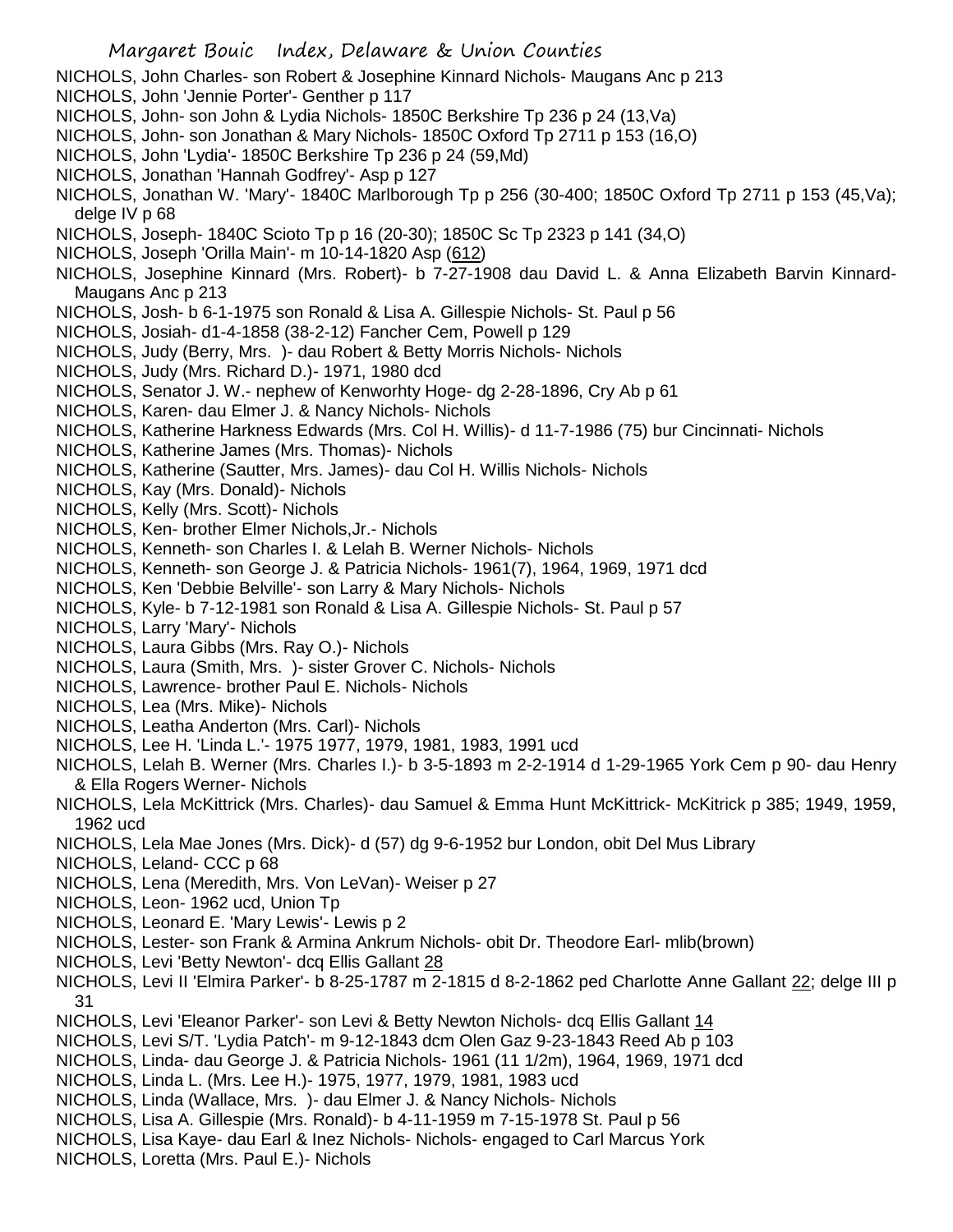NICHOLS, John Charles- son Robert & Josephine Kinnard Nichols- Maugans Anc p 213
NICHOLS, John 'Jennie Porter'- Genther p 117
NICHOLS, John- son John & Lydia Nichols- 1850C Berkshire Tp 236 p 24 (13,Va)
NICHOLS, John- son Jonathan & Mary Nichols- 1850C Oxford Tp 2711 p 153 (16,O)
NICHOLS, John 'Lydia'- 1850C Berkshire Tp 236 p 24 (59,Md)
NICHOLS, Jonathan 'Hannah Godfrey'- Asp p 127
NICHOLS, Jonathan W. 'Mary'- 1840C Marlborough Tp p 256 (30-400; 1850C Oxford Tp 2711 p 153 (45,Va); delge IV p 68
NICHOLS, Joseph- 1840C Scioto Tp p 16 (20-30); 1850C Sc Tp 2323 p 141 (34,O)
NICHOLS, Joseph 'Orilla Main'- m 10-14-1820 Asp (612)
NICHOLS, Josephine Kinnard (Mrs. Robert)- b 7-27-1908 dau David L. & Anna Elizabeth Barvin Kinnard- Maugans Anc p 213
NICHOLS, Josh- b 6-1-1975 son Ronald & Lisa A. Gillespie Nichols- St. Paul p 56
NICHOLS, Josiah- d1-4-1858 (38-2-12) Fancher Cem, Powell p 129
NICHOLS, Judy (Berry, Mrs. )- dau Robert & Betty Morris Nichols- Nichols
NICHOLS, Judy (Mrs. Richard D.)- 1971, 1980 dcd
NICHOLS, Senator J. W.- nephew of Kenworhty Hoge- dg 2-28-1896, Cry Ab p 61
NICHOLS, Karen- dau Elmer J. & Nancy Nichols- Nichols
NICHOLS, Katherine Harkness Edwards (Mrs. Col H. Willis)- d 11-7-1986 (75) bur Cincinnati- Nichols
NICHOLS, Katherine James (Mrs. Thomas)- Nichols
NICHOLS, Katherine (Sautter, Mrs. James)- dau Col H. Willis Nichols- Nichols
NICHOLS, Kay (Mrs. Donald)- Nichols
NICHOLS, Kelly (Mrs. Scott)- Nichols
NICHOLS, Ken- brother Elmer Nichols,Jr.- Nichols
NICHOLS, Kenneth- son Charles I. & Lelah B. Werner Nichols- Nichols
NICHOLS, Kenneth- son George J. & Patricia Nichols- 1961(7), 1964, 1969, 1971 dcd
NICHOLS, Ken 'Debbie Belville'- son Larry & Mary Nichols- Nichols
NICHOLS, Kyle- b 7-12-1981 son Ronald & Lisa A. Gillespie Nichols- St. Paul p 57
NICHOLS, Larry 'Mary'- Nichols
NICHOLS, Laura Gibbs (Mrs. Ray O.)- Nichols
NICHOLS, Laura (Smith, Mrs. )- sister Grover C. Nichols- Nichols
NICHOLS, Lawrence- brother Paul E. Nichols- Nichols
NICHOLS, Lea (Mrs. Mike)- Nichols
NICHOLS, Leatha Anderton (Mrs. Carl)- Nichols
NICHOLS, Lee H. 'Linda L.'- 1975 1977, 1979, 1981, 1983, 1991 ucd
NICHOLS, Lelah B. Werner (Mrs. Charles I.)- b 3-5-1893 m 2-2-1914 d 1-29-1965 York Cem p 90- dau Henry & Ella Rogers Werner- Nichols
NICHOLS, Lela McKittrick (Mrs. Charles)- dau Samuel & Emma Hunt McKittrick- McKitrick p 385; 1949, 1959, 1962 ucd
NICHOLS, Lela Mae Jones (Mrs. Dick)- d (57) dg 9-6-1952 bur London, obit Del Mus Library
NICHOLS, Leland- CCC p 68
NICHOLS, Lena (Meredith, Mrs. Von LeVan)- Weiser p 27
NICHOLS, Leon- 1962 ucd, Union Tp
NICHOLS, Leonard E. 'Mary Lewis'- Lewis p 2
NICHOLS, Lester- son Frank & Armina Ankrum Nichols- obit Dr. Theodore Earl- mlib(brown)
NICHOLS, Levi 'Betty Newton'- dcq Ellis Gallant 28
NICHOLS, Levi II 'Elmira Parker'- b 8-25-1787 m 2-1815 d 8-2-1862 ped Charlotte Anne Gallant 22; delge III p 31
NICHOLS, Levi 'Eleanor Parker'- son Levi & Betty Newton Nichols- dcq Ellis Gallant 14
NICHOLS, Levi S/T. 'Lydia Patch'- m 9-12-1843 dcm Olen Gaz 9-23-1843 Reed Ab p 103
NICHOLS, Linda- dau George J. & Patricia Nichols- 1961 (11 1/2m), 1964, 1969, 1971 dcd
NICHOLS, Linda L. (Mrs. Lee H.)- 1975, 1977, 1979, 1981, 1983 ucd
NICHOLS, Linda (Wallace, Mrs. )- dau Elmer J. & Nancy Nichols- Nichols
NICHOLS, Lisa A. Gillespie (Mrs. Ronald)- b 4-11-1959 m 7-15-1978 St. Paul p 56
NICHOLS, Lisa Kaye- dau Earl & Inez Nichols- Nichols- engaged to Carl Marcus York
NICHOLS, Loretta (Mrs. Paul E.)- Nichols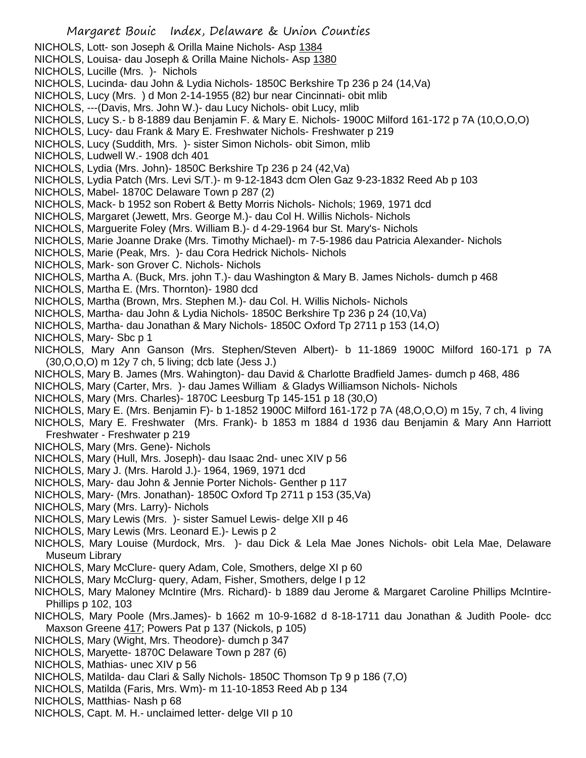NICHOLS, Lott- son Joseph & Orilla Maine Nichols- Asp 1384
NICHOLS, Louisa- dau Joseph & Orilla Maine Nichols- Asp 1380
NICHOLS, Lucille (Mrs. )- Nichols
NICHOLS, Lucinda- dau John & Lydia Nichols- 1850C Berkshire Tp 236 p 24 (14,Va)
NICHOLS, Lucy (Mrs. ) d Mon 2-14-1955 (82) bur near Cincinnati- obit mlib
NICHOLS, ---(Davis, Mrs. John W.)- dau Lucy Nichols- obit Lucy, mlib
NICHOLS, Lucy S.- b 8-1889 dau Benjamin F. & Mary E. Nichols- 1900C Milford 161-172 p 7A (10,O,O,O)
NICHOLS, Lucy- dau Frank & Mary E. Freshwater Nichols- Freshwater p 219
NICHOLS, Lucy (Suddith, Mrs. )- sister Simon Nichols- obit Simon, mlib
NICHOLS, Ludwell W.- 1908 dch 401
NICHOLS, Lydia (Mrs. John)- 1850C Berkshire Tp 236 p 24 (42,Va)
NICHOLS, Lydia Patch (Mrs. Levi S/T.)- m 9-12-1843 dcm Olen Gaz 9-23-1832 Reed Ab p 103
NICHOLS, Mabel- 1870C Delaware Town p 287 (2)
NICHOLS, Mack- b 1952 son Robert & Betty Morris Nichols- Nichols; 1969, 1971 dcd
NICHOLS, Margaret (Jewett, Mrs. George M.)- dau Col H. Willis Nichols- Nichols
NICHOLS, Marguerite Foley (Mrs. William B.)- d 4-29-1964 bur St. Mary's- Nichols
NICHOLS, Marie Joanne Drake (Mrs. Timothy Michael)- m 7-5-1986 dau Patricia Alexander- Nichols
NICHOLS, Marie (Peak, Mrs. )- dau Cora Hedrick Nichols- Nichols
NICHOLS, Mark- son Grover C. Nichols- Nichols
NICHOLS, Martha A. (Buck, Mrs. john T.)- dau Washington & Mary B. James Nichols- dumch p 468
NICHOLS, Martha E. (Mrs. Thornton)- 1980 dcd
NICHOLS, Martha (Brown, Mrs. Stephen M.)- dau Col. H. Willis Nichols- Nichols
NICHOLS, Martha- dau John & Lydia Nichols- 1850C Berkshire Tp 236 p 24 (10,Va)
NICHOLS, Martha- dau Jonathan & Mary Nichols- 1850C Oxford Tp 2711 p 153 (14,O)
NICHOLS, Mary- Sbc p 1
NICHOLS, Mary Ann Ganson (Mrs. Stephen/Steven Albert)- b 11-1869 1900C Milford 160-171 p 7A (30,O,O,O) m 12y 7 ch, 5 living; dcb late (Jess J.)
NICHOLS, Mary B. James (Mrs. Wahington)- dau David & Charlotte Bradfield James- dumch p 468, 486
NICHOLS, Mary (Carter, Mrs. )- dau James William & Gladys Williamson Nichols- Nichols
NICHOLS, Mary (Mrs. Charles)- 1870C Leesburg Tp 145-151 p 18 (30,O)
NICHOLS, Mary E. (Mrs. Benjamin F)- b 1-1852 1900C Milford 161-172 p 7A (48,O,O,O) m 15y, 7 ch, 4 living
NICHOLS, Mary E. Freshwater (Mrs. Frank)- b 1853 m 1884 d 1936 dau Benjamin & Mary Ann Harriott Freshwater - Freshwater p 219
NICHOLS, Mary (Mrs. Gene)- Nichols
NICHOLS, Mary (Hull, Mrs. Joseph)- dau Isaac 2nd- unec XIV p 56
NICHOLS, Mary J. (Mrs. Harold J.)- 1964, 1969, 1971 dcd
NICHOLS, Mary- dau John & Jennie Porter Nichols- Genther p 117
NICHOLS, Mary- (Mrs. Jonathan)- 1850C Oxford Tp 2711 p 153 (35,Va)
NICHOLS, Mary (Mrs. Larry)- Nichols
NICHOLS, Mary Lewis (Mrs. )- sister Samuel Lewis- delge XII p 46
NICHOLS, Mary Lewis (Mrs. Leonard E.)- Lewis p 2
NICHOLS, Mary Louise (Murdock, Mrs. )- dau Dick & Lela Mae Jones Nichols- obit Lela Mae, Delaware Museum Library
NICHOLS, Mary McClure- query Adam, Cole, Smothers, delge XI p 60
NICHOLS, Mary McClurg- query, Adam, Fisher, Smothers, delge I p 12
NICHOLS, Mary Maloney McIntire (Mrs. Richard)- b 1889 dau Jerome & Margaret Caroline Phillips McIntire- Phillips p 102, 103
NICHOLS, Mary Poole (Mrs.James)- b 1662 m 10-9-1682 d 8-18-1711 dau Jonathan & Judith Poole- dcc Maxson Greene 417; Powers Pat p 137 (Nickols, p 105)
NICHOLS, Mary (Wight, Mrs. Theodore)- dumch p 347
NICHOLS, Maryette- 1870C Delaware Town p 287 (6)
NICHOLS, Mathias- unec XIV p 56
NICHOLS, Matilda- dau Clari & Sally Nichols- 1850C Thomson Tp 9 p 186 (7,O)
NICHOLS, Matilda (Faris, Mrs. Wm)- m 11-10-1853 Reed Ab p 134
NICHOLS, Matthias- Nash p 68
NICHOLS, Capt. M. H.- unclaimed letter- delge VII p 10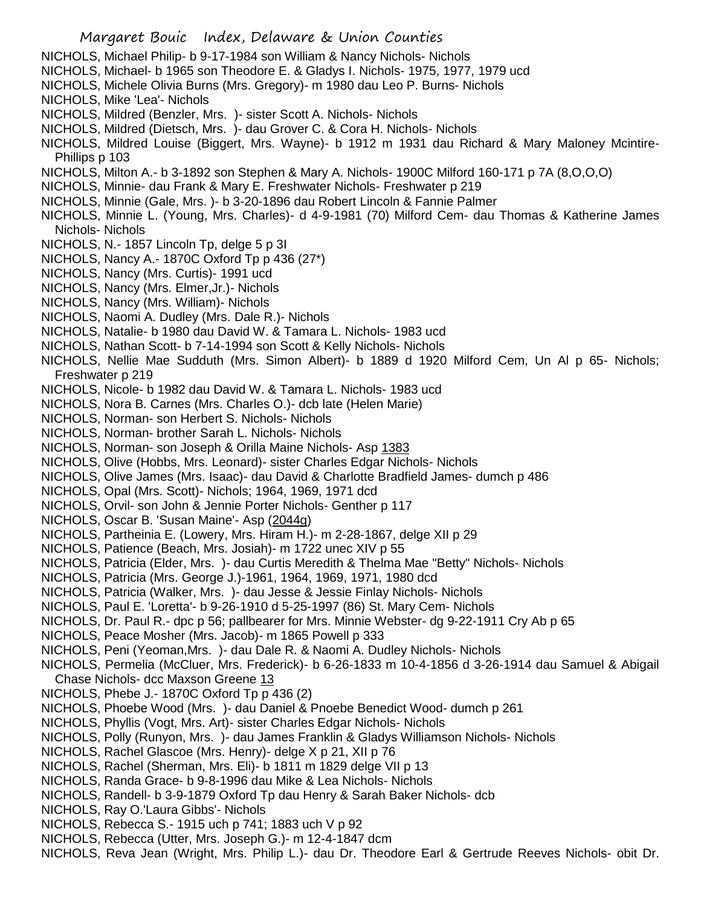NICHOLS, Michael Philip- b 9-17-1984 son William & Nancy Nichols- Nichols
NICHOLS, Michael- b 1965 son Theodore E. & Gladys I. Nichols- 1975, 1977, 1979 ucd
NICHOLS, Michele Olivia Burns (Mrs. Gregory)- m 1980 dau Leo P. Burns- Nichols
NICHOLS, Mike 'Lea'- Nichols
NICHOLS, Mildred (Benzler, Mrs. )- sister Scott A. Nichols- Nichols
NICHOLS, Mildred (Dietsch, Mrs. )- dau Grover C. & Cora H. Nichols- Nichols
NICHOLS, Mildred Louise (Biggert, Mrs. Wayne)- b 1912 m 1931 dau Richard & Mary Maloney Mcintire- Phillips p 103
NICHOLS, Milton A.- b 3-1892 son Stephen & Mary A. Nichols- 1900C Milford 160-171 p 7A (8,O,O,O)
NICHOLS, Minnie- dau Frank & Mary E. Freshwater Nichols- Freshwater p 219
NICHOLS, Minnie (Gale, Mrs. )- b 3-20-1896 dau Robert Lincoln & Fannie Palmer
NICHOLS, Minnie L. (Young, Mrs. Charles)- d 4-9-1981 (70) Milford Cem- dau Thomas & Katherine James Nichols- Nichols
NICHOLS, N.- 1857 Lincoln Tp, delge 5 p 3I
NICHOLS, Nancy A.- 1870C Oxford Tp p 436 (27*)
NICHOLS, Nancy (Mrs. Curtis)- 1991 ucd
NICHOLS, Nancy (Mrs. Elmer,Jr.)- Nichols
NICHOLS, Nancy (Mrs. William)- Nichols
NICHOLS, Naomi A. Dudley (Mrs. Dale R.)- Nichols
NICHOLS, Natalie- b 1980 dau David W. & Tamara L. Nichols- 1983 ucd
NICHOLS, Nathan Scott- b 7-14-1994 son Scott & Kelly Nichols- Nichols
NICHOLS, Nellie Mae Sudduth (Mrs. Simon Albert)- b 1889 d 1920 Milford Cem, Un Al p 65- Nichols; Freshwater p 219
NICHOLS, Nicole- b 1982 dau David W. & Tamara L. Nichols- 1983 ucd
NICHOLS, Nora B. Carnes (Mrs. Charles O.)- dcb late (Helen Marie)
NICHOLS, Norman- son Herbert S. Nichols- Nichols
NICHOLS, Norman- brother Sarah L. Nichols- Nichols
NICHOLS, Norman- son Joseph & Orilla Maine Nichols- Asp 1383
NICHOLS, Olive (Hobbs, Mrs. Leonard)- sister Charles Edgar Nichols- Nichols
NICHOLS, Olive James (Mrs. Isaac)- dau David & Charlotte Bradfield James- dumch p 486
NICHOLS, Opal (Mrs. Scott)- Nichols; 1964, 1969, 1971 dcd
NICHOLS, Orvil- son John & Jennie Porter Nichols- Genther p 117
NICHOLS, Oscar B. 'Susan Maine'- Asp (2044g)
NICHOLS, Partheinia E. (Lowery, Mrs. Hiram H.)- m 2-28-1867, delge XII p 29
NICHOLS, Patience (Beach, Mrs. Josiah)- m 1722 unec XIV p 55
NICHOLS, Patricia (Elder, Mrs. )- dau Curtis Meredith & Thelma Mae "Betty" Nichols- Nichols
NICHOLS, Patricia (Mrs. George J.)-1961, 1964, 1969, 1971, 1980 dcd
NICHOLS, Patricia (Walker, Mrs. )- dau Jesse & Jessie Finlay Nichols- Nichols
NICHOLS, Paul E. 'Loretta'- b 9-26-1910 d 5-25-1997 (86) St. Mary Cem- Nichols
NICHOLS, Dr. Paul R.- dpc p 56; pallbearer for Mrs. Minnie Webster- dg 9-22-1911 Cry Ab p 65
NICHOLS, Peace Mosher (Mrs. Jacob)- m 1865 Powell p 333
NICHOLS, Peni (Yeoman,Mrs. )- dau Dale R. & Naomi A. Dudley Nichols- Nichols
NICHOLS, Permelia (McCluer, Mrs. Frederick)- b 6-26-1833 m 10-4-1856 d 3-26-1914 dau Samuel & Abigail Chase Nichols- dcc Maxson Greene 13
NICHOLS, Phebe J.- 1870C Oxford Tp p 436 (2)
NICHOLS, Phoebe Wood (Mrs. )- dau Daniel & Pnoebe Benedict Wood- dumch p 261
NICHOLS, Phyllis (Vogt, Mrs. Art)- sister Charles Edgar Nichols- Nichols
NICHOLS, Polly (Runyon, Mrs. )- dau James Franklin & Gladys Williamson Nichols- Nichols
NICHOLS, Rachel Glascoe (Mrs. Henry)- delge X p 21, XII p 76
NICHOLS, Rachel (Sherman, Mrs. Eli)- b 1811 m 1829 delge VII p 13
NICHOLS, Randa Grace- b 9-8-1996 dau Mike & Lea Nichols- Nichols
NICHOLS, Randell- b 3-9-1879 Oxford Tp dau Henry & Sarah Baker Nichols- dcb
NICHOLS, Ray O.'Laura Gibbs'- Nichols
NICHOLS, Rebecca S.- 1915 uch p 741; 1883 uch V p 92
NICHOLS, Rebecca (Utter, Mrs. Joseph G.)- m 12-4-1847 dcm
NICHOLS, Reva Jean (Wright, Mrs. Philip L.)- dau Dr. Theodore Earl & Gertrude Reeves Nichols- obit Dr.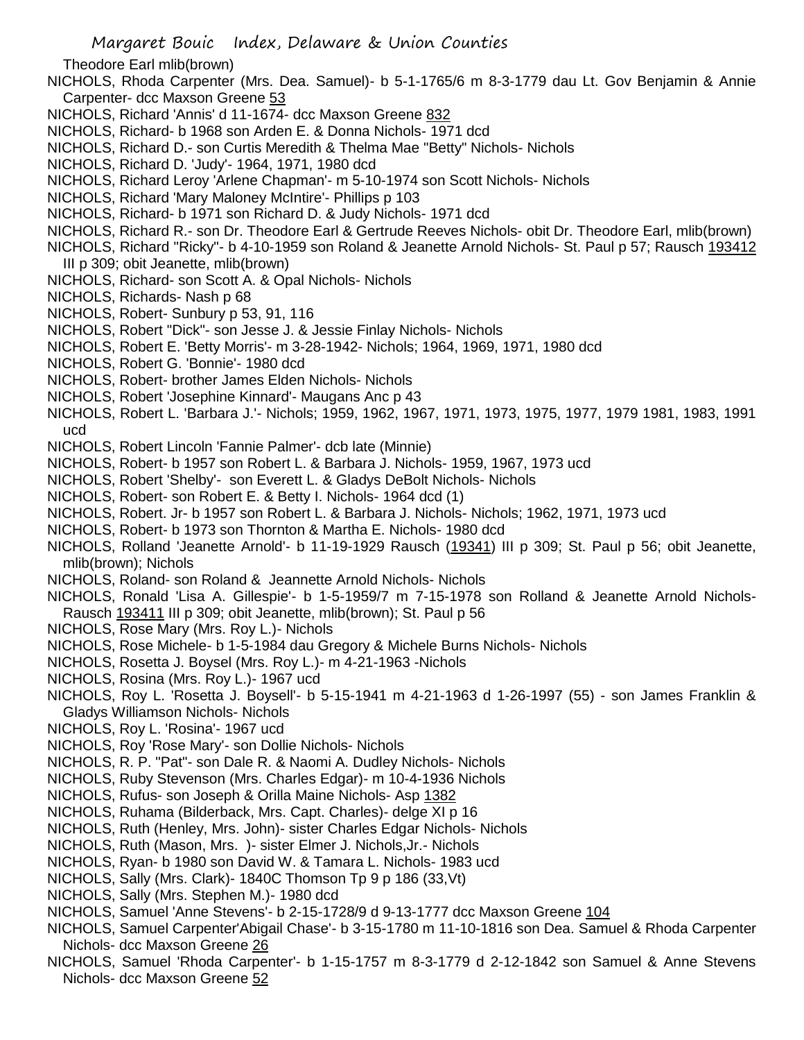Theodore Earl mlib(brown)

NICHOLS, Rhoda Carpenter (Mrs. Dea. Samuel)- b 5-1-1765/6 m 8-3-1779 dau Lt. Gov Benjamin & Annie Carpenter- dcc Maxson Greene 53

NICHOLS, Richard 'Annis' d 11-1674- dcc Maxson Greene 832

NICHOLS, Richard- b 1968 son Arden E. & Donna Nichols- 1971 dcd

NICHOLS, Richard D.- son Curtis Meredith & Thelma Mae "Betty" Nichols- Nichols

NICHOLS, Richard D. 'Judy'- 1964, 1971, 1980 dcd

NICHOLS, Richard Leroy 'Arlene Chapman'- m 5-10-1974 son Scott Nichols- Nichols

NICHOLS, Richard 'Mary Maloney McIntire'- Phillips p 103

NICHOLS, Richard- b 1971 son Richard D. & Judy Nichols- 1971 dcd

NICHOLS, Richard R.- son Dr. Theodore Earl & Gertrude Reeves Nichols- obit Dr. Theodore Earl, mlib(brown)

NICHOLS, Richard "Ricky"- b 4-10-1959 son Roland & Jeanette Arnold Nichols- St. Paul p 57; Rausch 193412 III p 309; obit Jeanette, mlib(brown)

NICHOLS, Richard- son Scott A. & Opal Nichols- Nichols

NICHOLS, Richards- Nash p 68

NICHOLS, Robert- Sunbury p 53, 91, 116

NICHOLS, Robert "Dick"- son Jesse J. & Jessie Finlay Nichols- Nichols

NICHOLS, Robert E. 'Betty Morris'- m 3-28-1942- Nichols; 1964, 1969, 1971, 1980 dcd

NICHOLS, Robert G. 'Bonnie'- 1980 dcd

NICHOLS, Robert- brother James Elden Nichols- Nichols

NICHOLS, Robert 'Josephine Kinnard'- Maugans Anc p 43

NICHOLS, Robert L. 'Barbara J.'- Nichols; 1959, 1962, 1967, 1971, 1973, 1975, 1977, 1979 1981, 1983, 1991 ucd

NICHOLS, Robert Lincoln 'Fannie Palmer'- dcb late (Minnie)

NICHOLS, Robert- b 1957 son Robert L. & Barbara J. Nichols- 1959, 1967, 1973 ucd

NICHOLS, Robert 'Shelby'- son Everett L. & Gladys DeBolt Nichols- Nichols

NICHOLS, Robert- son Robert E. & Betty I. Nichols- 1964 dcd (1)

NICHOLS, Robert. Jr- b 1957 son Robert L. & Barbara J. Nichols- Nichols; 1962, 1971, 1973 ucd

NICHOLS, Robert- b 1973 son Thornton & Martha E. Nichols- 1980 dcd

NICHOLS, Rolland 'Jeanette Arnold'- b 11-19-1929 Rausch (19341) III p 309; St. Paul p 56; obit Jeanette, mlib(brown); Nichols

NICHOLS, Roland- son Roland & Jeannette Arnold Nichols- Nichols

NICHOLS, Ronald 'Lisa A. Gillespie'- b 1-5-1959/7 m 7-15-1978 son Rolland & Jeanette Arnold Nichols- Rausch 193411 III p 309; obit Jeanette, mlib(brown); St. Paul p 56

NICHOLS, Rose Mary (Mrs. Roy L.)- Nichols

NICHOLS, Rose Michele- b 1-5-1984 dau Gregory & Michele Burns Nichols- Nichols

NICHOLS, Rosetta J. Boysel (Mrs. Roy L.)- m 4-21-1963 -Nichols

NICHOLS, Rosina (Mrs. Roy L.)- 1967 ucd

NICHOLS, Roy L. 'Rosetta J. Boysell'- b 5-15-1941 m 4-21-1963 d 1-26-1997 (55) - son James Franklin & Gladys Williamson Nichols- Nichols

NICHOLS, Roy L. 'Rosina'- 1967 ucd

NICHOLS, Roy 'Rose Mary'- son Dollie Nichols- Nichols

NICHOLS, R. P. "Pat"- son Dale R. & Naomi A. Dudley Nichols- Nichols

NICHOLS, Ruby Stevenson (Mrs. Charles Edgar)- m 10-4-1936 Nichols

NICHOLS, Rufus- son Joseph & Orilla Maine Nichols- Asp 1382

NICHOLS, Ruhama (Bilderback, Mrs. Capt. Charles)- delge XI p 16

NICHOLS, Ruth (Henley, Mrs. John)- sister Charles Edgar Nichols- Nichols

NICHOLS, Ruth (Mason, Mrs. )- sister Elmer J. Nichols,Jr.- Nichols

NICHOLS, Ryan- b 1980 son David W. & Tamara L. Nichols- 1983 ucd

NICHOLS, Sally (Mrs. Clark)- 1840C Thomson Tp 9 p 186 (33,Vt)

NICHOLS, Sally (Mrs. Stephen M.)- 1980 dcd

NICHOLS, Samuel 'Anne Stevens'- b 2-15-1728/9 d 9-13-1777 dcc Maxson Greene 104

NICHOLS, Samuel Carpenter'Abigail Chase'- b 3-15-1780 m 11-10-1816 son Dea. Samuel & Rhoda Carpenter Nichols- dcc Maxson Greene 26

NICHOLS, Samuel 'Rhoda Carpenter'- b 1-15-1757 m 8-3-1779 d 2-12-1842 son Samuel & Anne Stevens Nichols- dcc Maxson Greene 52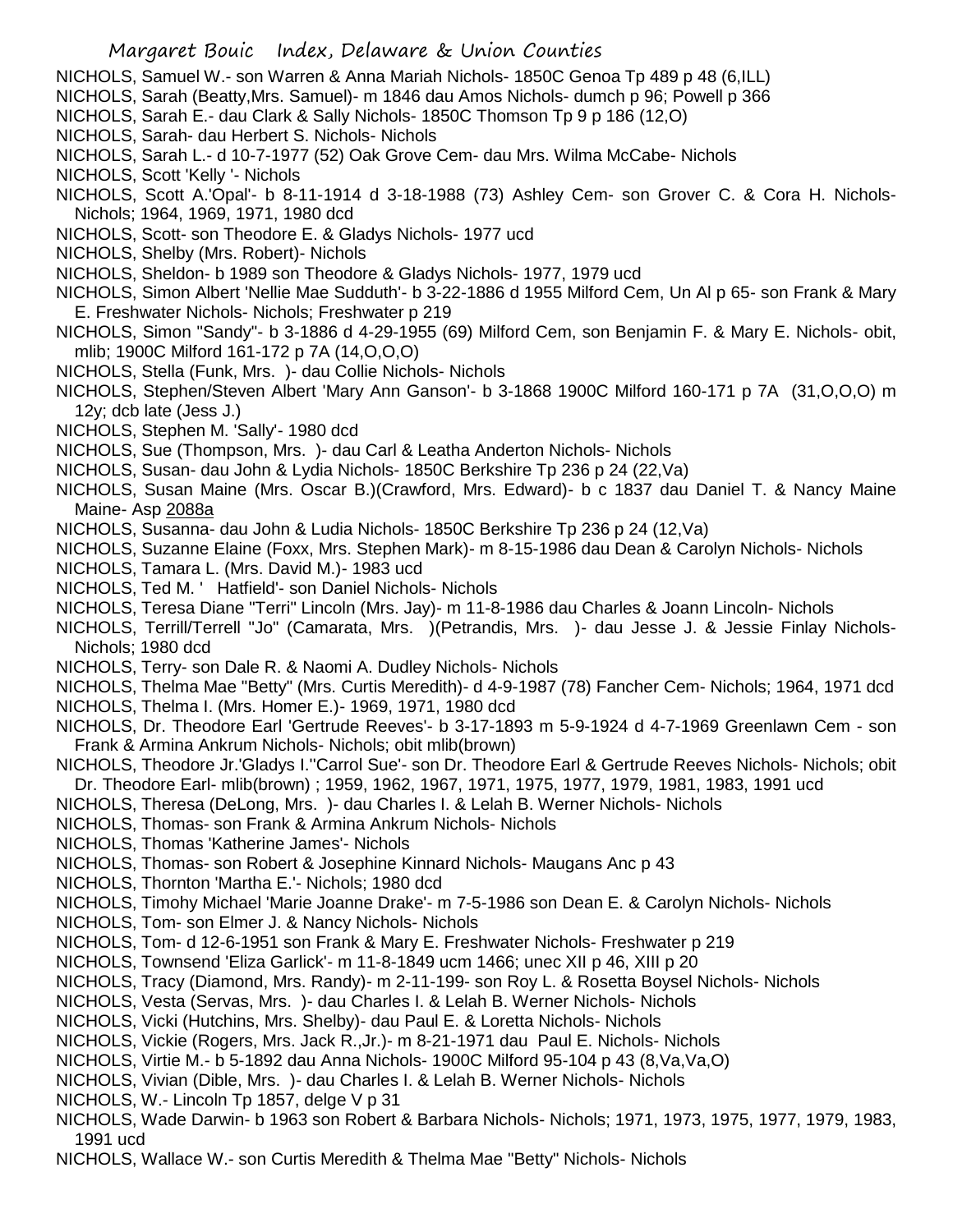NICHOLS, Samuel W.- son Warren & Anna Mariah Nichols- 1850C Genoa Tp 489 p 48 (6,ILL)

NICHOLS, Sarah (Beatty,Mrs. Samuel)- m 1846 dau Amos Nichols- dumch p 96; Powell p 366

NICHOLS, Sarah E.- dau Clark & Sally Nichols- 1850C Thomson Tp 9 p 186 (12,O)

NICHOLS, Sarah- dau Herbert S. Nichols- Nichols

NICHOLS, Sarah L.- d 10-7-1977 (52) Oak Grove Cem- dau Mrs. Wilma McCabe- Nichols

NICHOLS, Scott 'Kelly '- Nichols

NICHOLS, Scott A.'Opal'- b 8-11-1914 d 3-18-1988 (73) Ashley Cem- son Grover C. & Cora H. Nichols- Nichols; 1964, 1969, 1971, 1980 dcd

NICHOLS, Scott- son Theodore E. & Gladys Nichols- 1977 ucd

NICHOLS, Shelby (Mrs. Robert)- Nichols

NICHOLS, Sheldon- b 1989 son Theodore & Gladys Nichols- 1977, 1979 ucd

NICHOLS, Simon Albert 'Nellie Mae Sudduth'- b 3-22-1886 d 1955 Milford Cem, Un Al p 65- son Frank & Mary E. Freshwater Nichols- Nichols; Freshwater p 219

NICHOLS, Simon "Sandy"- b 3-1886 d 4-29-1955 (69) Milford Cem, son Benjamin F. & Mary E. Nichols- obit, mlib; 1900C Milford 161-172 p 7A (14,O,O,O)

NICHOLS, Stella (Funk, Mrs. )- dau Collie Nichols- Nichols

NICHOLS, Stephen/Steven Albert 'Mary Ann Ganson'- b 3-1868 1900C Milford 160-171 p 7A (31,O,O,O) m 12y; dcb late (Jess J.)

NICHOLS, Stephen M. 'Sally'- 1980 dcd

NICHOLS, Sue (Thompson, Mrs. )- dau Carl & Leatha Anderton Nichols- Nichols

NICHOLS, Susan- dau John & Lydia Nichols- 1850C Berkshire Tp 236 p 24 (22,Va)

NICHOLS, Susan Maine (Mrs. Oscar B.)(Crawford, Mrs. Edward)- b c 1837 dau Daniel T. & Nancy Maine Maine- Asp 2088a

NICHOLS, Susanna- dau John & Ludia Nichols- 1850C Berkshire Tp 236 p 24 (12,Va)

NICHOLS, Suzanne Elaine (Foxx, Mrs. Stephen Mark)- m 8-15-1986 dau Dean & Carolyn Nichols- Nichols

NICHOLS, Tamara L. (Mrs. David M.)- 1983 ucd

NICHOLS, Ted M. ' Hatfield'- son Daniel Nichols- Nichols

NICHOLS, Teresa Diane "Terri" Lincoln (Mrs. Jay)- m 11-8-1986 dau Charles & Joann Lincoln- Nichols

NICHOLS, Terrill/Terrell "Jo" (Camarata, Mrs. )(Petrandis, Mrs. )- dau Jesse J. & Jessie Finlay Nichols- Nichols; 1980 dcd

NICHOLS, Terry- son Dale R. & Naomi A. Dudley Nichols- Nichols

NICHOLS, Thelma Mae "Betty" (Mrs. Curtis Meredith)- d 4-9-1987 (78) Fancher Cem- Nichols; 1964, 1971 dcd

NICHOLS, Thelma I. (Mrs. Homer E.)- 1969, 1971, 1980 dcd

NICHOLS, Dr. Theodore Earl 'Gertrude Reeves'- b 3-17-1893 m 5-9-1924 d 4-7-1969 Greenlawn Cem - son Frank & Armina Ankrum Nichols- Nichols; obit mlib(brown)

NICHOLS, Theodore Jr.'Gladys I.''Carrol Sue'- son Dr. Theodore Earl & Gertrude Reeves Nichols- Nichols; obit Dr. Theodore Earl- mlib(brown) ; 1959, 1962, 1967, 1971, 1975, 1977, 1979, 1981, 1983, 1991 ucd

NICHOLS, Theresa (DeLong, Mrs. )- dau Charles I. & Lelah B. Werner Nichols- Nichols

NICHOLS, Thomas- son Frank & Armina Ankrum Nichols- Nichols

NICHOLS, Thomas 'Katherine James'- Nichols

NICHOLS, Thomas- son Robert & Josephine Kinnard Nichols- Maugans Anc p 43

NICHOLS, Thornton 'Martha E.'- Nichols; 1980 dcd

NICHOLS, Timohy Michael 'Marie Joanne Drake'- m 7-5-1986 son Dean E. & Carolyn Nichols- Nichols

NICHOLS, Tom- son Elmer J. & Nancy Nichols- Nichols

NICHOLS, Tom- d 12-6-1951 son Frank & Mary E. Freshwater Nichols- Freshwater p 219

NICHOLS, Townsend 'Eliza Garlick'- m 11-8-1849 ucm 1466; unec XII p 46, XIII p 20

NICHOLS, Tracy (Diamond, Mrs. Randy)- m 2-11-199- son Roy L. & Rosetta Boysel Nichols- Nichols

NICHOLS, Vesta (Servas, Mrs. )- dau Charles I. & Lelah B. Werner Nichols- Nichols

NICHOLS, Vicki (Hutchins, Mrs. Shelby)- dau Paul E. & Loretta Nichols- Nichols

NICHOLS, Vickie (Rogers, Mrs. Jack R.,Jr.)- m 8-21-1971 dau Paul E. Nichols- Nichols

NICHOLS, Virtie M.- b 5-1892 dau Anna Nichols- 1900C Milford 95-104 p 43 (8,Va,Va,O)

NICHOLS, Vivian (Dible, Mrs. )- dau Charles I. & Lelah B. Werner Nichols- Nichols

NICHOLS, W.- Lincoln Tp 1857, delge V p 31

NICHOLS, Wade Darwin- b 1963 son Robert & Barbara Nichols- Nichols; 1971, 1973, 1975, 1977, 1979, 1983, 1991 ucd

NICHOLS, Wallace W.- son Curtis Meredith & Thelma Mae "Betty" Nichols- Nichols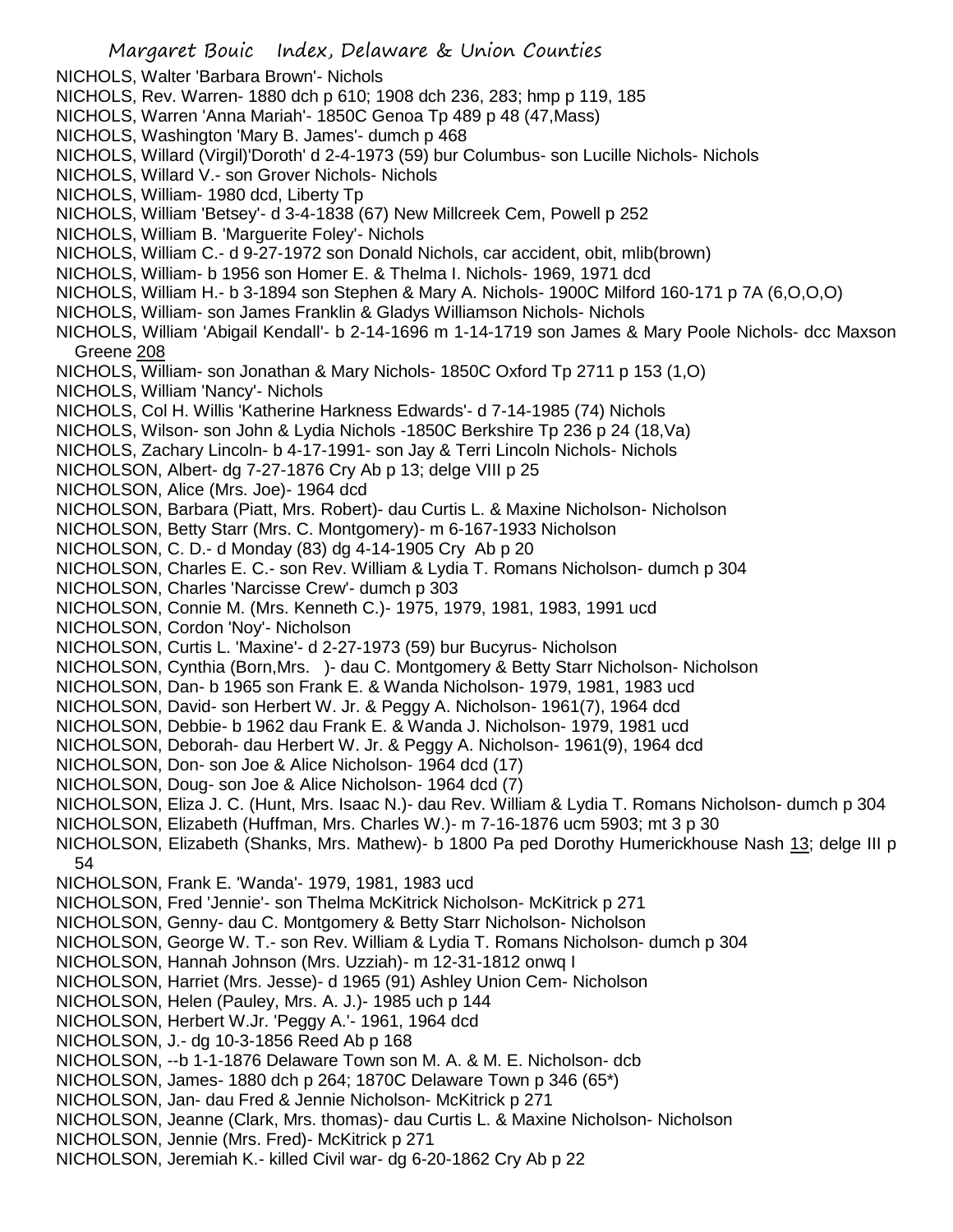NICHOLS, Walter 'Barbara Brown'- Nichols
NICHOLS, Rev. Warren- 1880 dch p 610; 1908 dch 236, 283; hmp p 119, 185
NICHOLS, Warren 'Anna Mariah'- 1850C Genoa Tp 489 p 48 (47,Mass)
NICHOLS, Washington 'Mary B. James'- dumch p 468
NICHOLS, Willard (Virgil)'Doroth' d 2-4-1973 (59) bur Columbus- son Lucille Nichols- Nichols
NICHOLS, Willard V.- son Grover Nichols- Nichols
NICHOLS, William- 1980 dcd, Liberty Tp
NICHOLS, William 'Betsey'- d 3-4-1838 (67) New Millcreek Cem, Powell p 252
NICHOLS, William B. 'Marguerite Foley'- Nichols
NICHOLS, William C.- d 9-27-1972 son Donald Nichols, car accident, obit, mlib(brown)
NICHOLS, William- b 1956 son Homer E. & Thelma I. Nichols- 1969, 1971 dcd
NICHOLS, William H.- b 3-1894 son Stephen & Mary A. Nichols- 1900C Milford 160-171 p 7A (6,O,O,O)
NICHOLS, William- son James Franklin & Gladys Williamson Nichols- Nichols
NICHOLS, William 'Abigail Kendall'- b 2-14-1696 m 1-14-1719 son James & Mary Poole Nichols- dcc Maxson Greene 208
NICHOLS, William- son Jonathan & Mary Nichols- 1850C Oxford Tp 2711 p 153 (1,O)
NICHOLS, William 'Nancy'- Nichols
NICHOLS, Col H. Willis 'Katherine Harkness Edwards'- d 7-14-1985 (74) Nichols
NICHOLS, Wilson- son John & Lydia Nichols -1850C Berkshire Tp 236 p 24 (18,Va)
NICHOLS, Zachary Lincoln- b 4-17-1991- son Jay & Terri Lincoln Nichols- Nichols
NICHOLSON, Albert- dg 7-27-1876 Cry Ab p 13; delge VIII p 25
NICHOLSON, Alice (Mrs. Joe)- 1964 dcd
NICHOLSON, Barbara (Piatt, Mrs. Robert)- dau Curtis L. & Maxine Nicholson- Nicholson
NICHOLSON, Betty Starr (Mrs. C. Montgomery)- m 6-167-1933 Nicholson
NICHOLSON, C. D.- d Monday (83) dg 4-14-1905 Cry Ab p 20
NICHOLSON, Charles E. C.- son Rev. William & Lydia T. Romans Nicholson- dumch p 304
NICHOLSON, Charles 'Narcisse Crew'- dumch p 303
NICHOLSON, Connie M. (Mrs. Kenneth C.)- 1975, 1979, 1981, 1983, 1991 ucd
NICHOLSON, Cordon 'Noy'- Nicholson
NICHOLSON, Curtis L. 'Maxine'- d 2-27-1973 (59) bur Bucyrus- Nicholson
NICHOLSON, Cynthia (Born,Mrs. )- dau C. Montgomery & Betty Starr Nicholson- Nicholson
NICHOLSON, Dan- b 1965 son Frank E. & Wanda Nicholson- 1979, 1981, 1983 ucd
NICHOLSON, David- son Herbert W. Jr. & Peggy A. Nicholson- 1961(7), 1964 dcd
NICHOLSON, Debbie- b 1962 dau Frank E. & Wanda J. Nicholson- 1979, 1981 ucd
NICHOLSON, Deborah- dau Herbert W. Jr. & Peggy A. Nicholson- 1961(9), 1964 dcd
NICHOLSON, Don- son Joe & Alice Nicholson- 1964 dcd (17)
NICHOLSON, Doug- son Joe & Alice Nicholson- 1964 dcd (7)
NICHOLSON, Eliza J. C. (Hunt, Mrs. Isaac N.)- dau Rev. William & Lydia T. Romans Nicholson- dumch p 304
NICHOLSON, Elizabeth (Huffman, Mrs. Charles W.)- m 7-16-1876 ucm 5903; mt 3 p 30
NICHOLSON, Elizabeth (Shanks, Mrs. Mathew)- b 1800 Pa ped Dorothy Humerickhouse Nash 13; delge III p 54
NICHOLSON, Frank E. 'Wanda'- 1979, 1981, 1983 ucd
NICHOLSON, Fred 'Jennie'- son Thelma McKitrick Nicholson- McKitrick p 271
NICHOLSON, Genny- dau C. Montgomery & Betty Starr Nicholson- Nicholson
NICHOLSON, George W. T.- son Rev. William & Lydia T. Romans Nicholson- dumch p 304
NICHOLSON, Hannah Johnson (Mrs. Uzziah)- m 12-31-1812 onwq I
NICHOLSON, Harriet (Mrs. Jesse)- d 1965 (91) Ashley Union Cem- Nicholson
NICHOLSON, Helen (Pauley, Mrs. A. J.)- 1985 uch p 144
NICHOLSON, Herbert W.Jr. 'Peggy A.'- 1961, 1964 dcd
NICHOLSON, J.- dg 10-3-1856 Reed Ab p 168
NICHOLSON, --b 1-1-1876 Delaware Town son M. A. & M. E. Nicholson- dcb
NICHOLSON, James- 1880 dch p 264; 1870C Delaware Town p 346 (65*)
NICHOLSON, Jan- dau Fred & Jennie Nicholson- McKitrick p 271
NICHOLSON, Jeanne (Clark, Mrs. thomas)- dau Curtis L. & Maxine Nicholson- Nicholson
NICHOLSON, Jennie (Mrs. Fred)- McKitrick p 271
NICHOLSON, Jeremiah K.- killed Civil war- dg 6-20-1862 Cry Ab p 22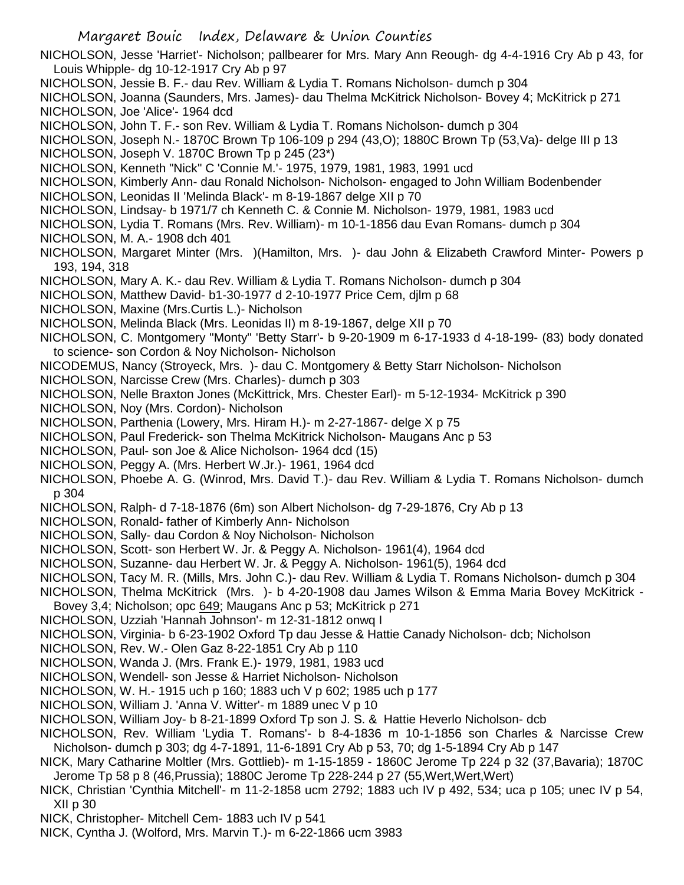NICHOLSON, Jesse 'Harriet'- Nicholson; pallbearer for Mrs. Mary Ann Reough- dg 4-4-1916 Cry Ab p 43, for Louis Whipple- dg 10-12-1917 Cry Ab p 97

NICHOLSON, Jessie B. F.- dau Rev. William & Lydia T. Romans Nicholson- dumch p 304

NICHOLSON, Joanna (Saunders, Mrs. James)- dau Thelma McKitrick Nicholson- Bovey 4; McKitrick p 271

NICHOLSON, Joe 'Alice'- 1964 dcd

NICHOLSON, John T. F.- son Rev. William & Lydia T. Romans Nicholson- dumch p 304

NICHOLSON, Joseph N.- 1870C Brown Tp 106-109 p 294 (43,O); 1880C Brown Tp (53,Va)- delge III p 13

NICHOLSON, Joseph V. 1870C Brown Tp p 245 (23*)

NICHOLSON, Kenneth "Nick" C 'Connie M.'- 1975, 1979, 1981, 1983, 1991 ucd

NICHOLSON, Kimberly Ann- dau Ronald Nicholson- Nicholson- engaged to John William Bodenbender

NICHOLSON, Leonidas II 'Melinda Black'- m 8-19-1867 delge XII p 70

NICHOLSON, Lindsay- b 1971/7 ch Kenneth C. & Connie M. Nicholson- 1979, 1981, 1983 ucd

NICHOLSON, Lydia T. Romans (Mrs. Rev. William)- m 10-1-1856 dau Evan Romans- dumch p 304

NICHOLSON, M. A.- 1908 dch 401

NICHOLSON, Margaret Minter (Mrs. )(Hamilton, Mrs. )- dau John & Elizabeth Crawford Minter- Powers p 193, 194, 318

NICHOLSON, Mary A. K.- dau Rev. William & Lydia T. Romans Nicholson- dumch p 304

NICHOLSON, Matthew David- b1-30-1977 d 2-10-1977 Price Cem, djlm p 68

NICHOLSON, Maxine (Mrs.Curtis L.)- Nicholson

NICHOLSON, Melinda Black (Mrs. Leonidas II) m 8-19-1867, delge XII p 70

NICHOLSON, C. Montgomery "Monty" 'Betty Starr'- b 9-20-1909 m 6-17-1933 d 4-18-199- (83) body donated to science- son Cordon & Noy Nicholson- Nicholson

NICODEMUS, Nancy (Stroyeck, Mrs. )- dau C. Montgomery & Betty Starr Nicholson- Nicholson

NICHOLSON, Narcisse Crew (Mrs. Charles)- dumch p 303

NICHOLSON, Nelle Braxton Jones (McKittrick, Mrs. Chester Earl)- m 5-12-1934- McKitrick p 390

NICHOLSON, Noy (Mrs. Cordon)- Nicholson

NICHOLSON, Parthenia (Lowery, Mrs. Hiram H.)- m 2-27-1867- delge X p 75

NICHOLSON, Paul Frederick- son Thelma McKitrick Nicholson- Maugans Anc p 53

NICHOLSON, Paul- son Joe & Alice Nicholson- 1964 dcd (15)

NICHOLSON, Peggy A. (Mrs. Herbert W.Jr.)- 1961, 1964 dcd

NICHOLSON, Phoebe A. G. (Winrod, Mrs. David T.)- dau Rev. William & Lydia T. Romans Nicholson- dumch p 304

NICHOLSON, Ralph- d 7-18-1876 (6m) son Albert Nicholson- dg 7-29-1876, Cry Ab p 13

NICHOLSON, Ronald- father of Kimberly Ann- Nicholson

NICHOLSON, Sally- dau Cordon & Noy Nicholson- Nicholson

NICHOLSON, Scott- son Herbert W. Jr. & Peggy A. Nicholson- 1961(4), 1964 dcd

NICHOLSON, Suzanne- dau Herbert W. Jr. & Peggy A. Nicholson- 1961(5), 1964 dcd

NICHOLSON, Tacy M. R. (Mills, Mrs. John C.)- dau Rev. William & Lydia T. Romans Nicholson- dumch p 304

NICHOLSON, Thelma McKitrick (Mrs. )- b 4-20-1908 dau James Wilson & Emma Maria Bovey McKitrick - Bovey 3,4; Nicholson; opc 649; Maugans Anc p 53; McKitrick p 271

NICHOLSON, Uzziah 'Hannah Johnson'- m 12-31-1812 onwq I

NICHOLSON, Virginia- b 6-23-1902 Oxford Tp dau Jesse & Hattie Canady Nicholson- dcb; Nicholson

NICHOLSON, Rev. W.- Olen Gaz 8-22-1851 Cry Ab p 110

NICHOLSON, Wanda J. (Mrs. Frank E.)- 1979, 1981, 1983 ucd

NICHOLSON, Wendell- son Jesse & Harriet Nicholson- Nicholson

NICHOLSON, W. H.- 1915 uch p 160; 1883 uch V p 602; 1985 uch p 177

NICHOLSON, William J. 'Anna V. Witter'- m 1889 unec V p 10

NICHOLSON, William Joy- b 8-21-1899 Oxford Tp son J. S. & Hattie Heverlo Nicholson- dcb

NICHOLSON, Rev. William 'Lydia T. Romans'- b 8-4-1836 m 10-1-1856 son Charles & Narcisse Crew Nicholson- dumch p 303; dg 4-7-1891, 11-6-1891 Cry Ab p 53, 70; dg 1-5-1894 Cry Ab p 147

NICK, Mary Catharine Moltler (Mrs. Gottlieb)- m 1-15-1859 - 1860C Jerome Tp 224 p 32 (37,Bavaria); 1870C Jerome Tp 58 p 8 (46,Prussia); 1880C Jerome Tp 228-244 p 27 (55,Wert,Wert,Wert)

NICK, Christian 'Cynthia Mitchell'- m 11-2-1858 ucm 2792; 1883 uch IV p 492, 534; uca p 105; unec IV p 54, XII p 30

NICK, Christopher- Mitchell Cem- 1883 uch IV p 541

NICK, Cyntha J. (Wolford, Mrs. Marvin T.)- m 6-22-1866 ucm 3983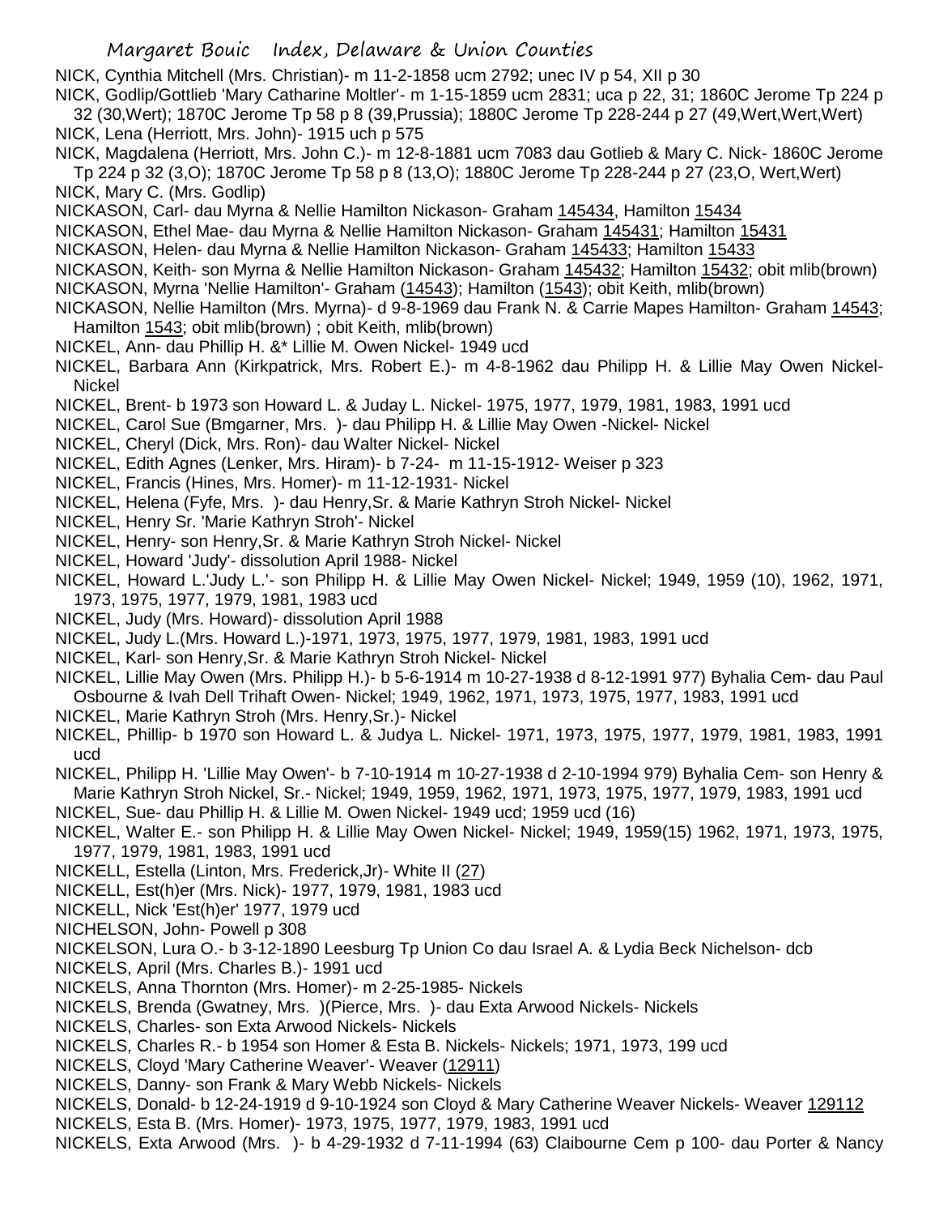NICK, Cynthia Mitchell (Mrs. Christian)- m 11-2-1858 ucm 2792; unec IV p 54, XII p 30

NICK, Godlip/Gottlieb 'Mary Catharine Moltler'- m 1-15-1859 ucm 2831; uca p 22, 31; 1860C Jerome Tp 224 p 32 (30,Wert); 1870C Jerome Tp 58 p 8 (39,Prussia); 1880C Jerome Tp 228-244 p 27 (49,Wert,Wert,Wert)

NICK, Lena (Herriott, Mrs. John)- 1915 uch p 575

NICK, Magdalena (Herriott, Mrs. John C.)- m 12-8-1881 ucm 7083 dau Gotlieb & Mary C. Nick- 1860C Jerome Tp 224 p 32 (3,O); 1870C Jerome Tp 58 p 8 (13,O); 1880C Jerome Tp 228-244 p 27 (23,O, Wert,Wert)

NICK, Mary C. (Mrs. Godlip)

NICKASON, Carl- dau Myrna & Nellie Hamilton Nickason- Graham 145434, Hamilton 15434

NICKASON, Ethel Mae- dau Myrna & Nellie Hamilton Nickason- Graham 145431; Hamilton 15431

NICKASON, Helen- dau Myrna & Nellie Hamilton Nickason- Graham 145433; Hamilton 15433

NICKASON, Keith- son Myrna & Nellie Hamilton Nickason- Graham 145432; Hamilton 15432; obit mlib(brown)

NICKASON, Myrna 'Nellie Hamilton'- Graham (14543); Hamilton (1543); obit Keith, mlib(brown)

NICKASON, Nellie Hamilton (Mrs. Myrna)- d 9-8-1969 dau Frank N. & Carrie Mapes Hamilton- Graham 14543; Hamilton 1543; obit mlib(brown) ; obit Keith, mlib(brown)

NICKEL, Ann- dau Phillip H. &* Lillie M. Owen Nickel- 1949 ucd

NICKEL, Barbara Ann (Kirkpatrick, Mrs. Robert E.)- m 4-8-1962 dau Philipp H. & Lillie May Owen Nickel- Nickel

NICKEL, Brent- b 1973 son Howard L. & Juday L. Nickel- 1975, 1977, 1979, 1981, 1983, 1991 ucd

NICKEL, Carol Sue (Bmgarner, Mrs. )- dau Philipp H. & Lillie May Owen -Nickel- Nickel

NICKEL, Cheryl (Dick, Mrs. Ron)- dau Walter Nickel- Nickel

NICKEL, Edith Agnes (Lenker, Mrs. Hiram)- b 7-24- m 11-15-1912- Weiser p 323

NICKEL, Francis (Hines, Mrs. Homer)- m 11-12-1931- Nickel

NICKEL, Helena (Fyfe, Mrs. )- dau Henry,Sr. & Marie Kathryn Stroh Nickel- Nickel

NICKEL, Henry Sr. 'Marie Kathryn Stroh'- Nickel

NICKEL, Henry- son Henry,Sr. & Marie Kathryn Stroh Nickel- Nickel

NICKEL, Howard 'Judy'- dissolution April 1988- Nickel

NICKEL, Howard L.'Judy L.'- son Philipp H. & Lillie May Owen Nickel- Nickel; 1949, 1959 (10), 1962, 1971, 1973, 1975, 1977, 1979, 1981, 1983 ucd

NICKEL, Judy (Mrs. Howard)- dissolution April 1988

NICKEL, Judy L.(Mrs. Howard L.)-1971, 1973, 1975, 1977, 1979, 1981, 1983, 1991 ucd

NICKEL, Karl- son Henry,Sr. & Marie Kathryn Stroh Nickel- Nickel

NICKEL, Lillie May Owen (Mrs. Philipp H.)- b 5-6-1914 m 10-27-1938 d 8-12-1991 977) Byhalia Cem- dau Paul Osbourne & Ivah Dell Trihaft Owen- Nickel; 1949, 1962, 1971, 1973, 1975, 1977, 1983, 1991 ucd

NICKEL, Marie Kathryn Stroh (Mrs. Henry,Sr.)- Nickel

NICKEL, Phillip- b 1970 son Howard L. & Judya L. Nickel- 1971, 1973, 1975, 1977, 1979, 1981, 1983, 1991 ucd

NICKEL, Philipp H. 'Lillie May Owen'- b 7-10-1914 m 10-27-1938 d 2-10-1994 979) Byhalia Cem- son Henry & Marie Kathryn Stroh Nickel, Sr.- Nickel; 1949, 1959, 1962, 1971, 1973, 1975, 1977, 1979, 1983, 1991 ucd

NICKEL, Sue- dau Phillip H. & Lillie M. Owen Nickel- 1949 ucd; 1959 ucd (16)

NICKEL, Walter E.- son Philipp H. & Lillie May Owen Nickel- Nickel; 1949, 1959(15) 1962, 1971, 1973, 1975, 1977, 1979, 1981, 1983, 1991 ucd

NICKELL, Estella (Linton, Mrs. Frederick,Jr)- White II (27)

NICKELL, Est(h)er (Mrs. Nick)- 1977, 1979, 1981, 1983 ucd

NICKELL, Nick 'Est(h)er' 1977, 1979 ucd

NICHELSON, John- Powell p 308

NICKELSON, Lura O.- b 3-12-1890 Leesburg Tp Union Co dau Israel A. & Lydia Beck Nichelson- dcb

NICKELS, April (Mrs. Charles B.)- 1991 ucd

NICKELS, Anna Thornton (Mrs. Homer)- m 2-25-1985- Nickels

NICKELS, Brenda (Gwatney, Mrs. )(Pierce, Mrs. )- dau Exta Arwood Nickels- Nickels

NICKELS, Charles- son Exta Arwood Nickels- Nickels

NICKELS, Charles R.- b 1954 son Homer & Esta B. Nickels- Nickels; 1971, 1973, 199 ucd

NICKELS, Cloyd 'Mary Catherine Weaver'- Weaver (12911)

NICKELS, Danny- son Frank & Mary Webb Nickels- Nickels

NICKELS, Donald- b 12-24-1919 d 9-10-1924 son Cloyd & Mary Catherine Weaver Nickels- Weaver 129112

NICKELS, Esta B. (Mrs. Homer)- 1973, 1975, 1977, 1979, 1983, 1991 ucd

NICKELS, Exta Arwood (Mrs. )- b 4-29-1932 d 7-11-1994 (63) Claibourne Cem p 100- dau Porter & Nancy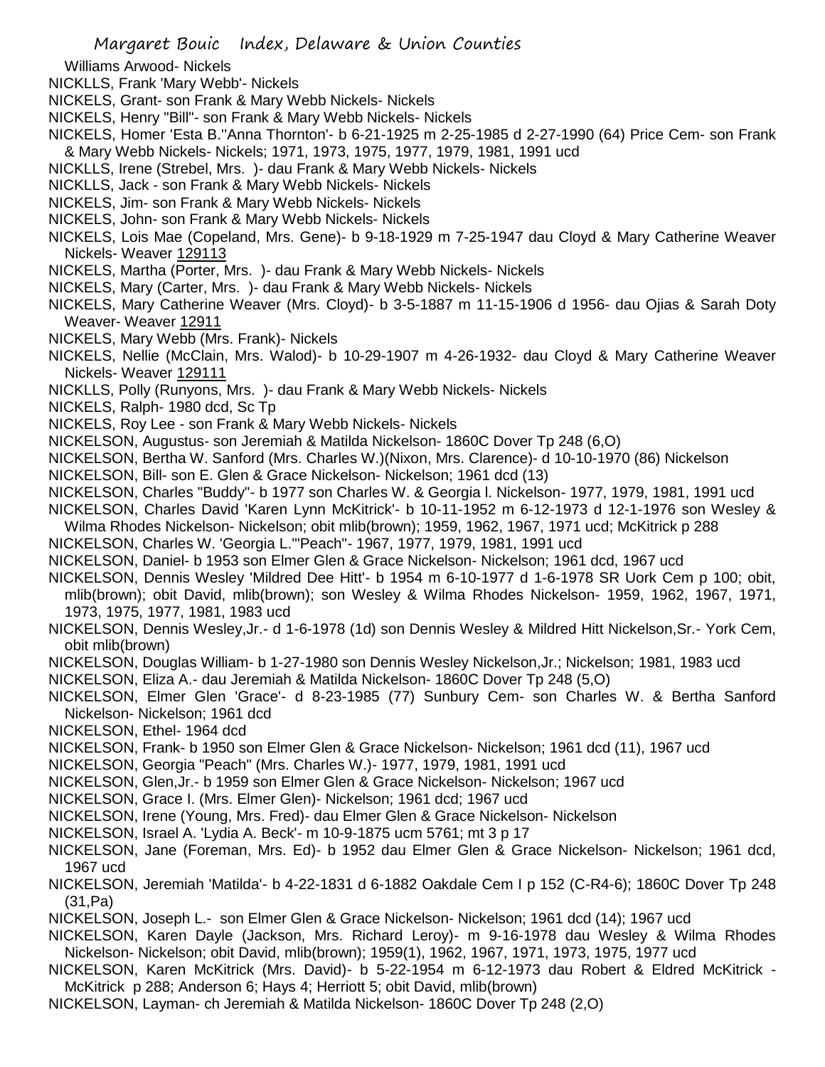Williams Arwood- Nickels

NICKLLS, Frank 'Mary Webb'- Nickels

NICKELS, Grant- son Frank & Mary Webb Nickels- Nickels

NICKELS, Henry "Bill"- son Frank & Mary Webb Nickels- Nickels

NICKELS, Homer 'Esta B.''Anna Thornton'- b 6-21-1925 m 2-25-1985 d 2-27-1990 (64) Price Cem- son Frank & Mary Webb Nickels- Nickels; 1971, 1973, 1975, 1977, 1979, 1981, 1991 ucd

NICKLLS, Irene (Strebel, Mrs. )- dau Frank & Mary Webb Nickels- Nickels

NICKLLS, Jack - son Frank & Mary Webb Nickels- Nickels

NICKELS, Jim- son Frank & Mary Webb Nickels- Nickels

NICKELS, John- son Frank & Mary Webb Nickels- Nickels

NICKELS, Lois Mae (Copeland, Mrs. Gene)- b 9-18-1929 m 7-25-1947 dau Cloyd & Mary Catherine Weaver Nickels- Weaver 129113

NICKELS, Martha (Porter, Mrs. )- dau Frank & Mary Webb Nickels- Nickels

NICKELS, Mary (Carter, Mrs. )- dau Frank & Mary Webb Nickels- Nickels

NICKELS, Mary Catherine Weaver (Mrs. Cloyd)- b 3-5-1887 m 11-15-1906 d 1956- dau Ojias & Sarah Doty Weaver- Weaver 12911

NICKELS, Mary Webb (Mrs. Frank)- Nickels

NICKELS, Nellie (McClain, Mrs. Walod)- b 10-29-1907 m 4-26-1932- dau Cloyd & Mary Catherine Weaver Nickels- Weaver 129111

NICKLLS, Polly (Runyons, Mrs. )- dau Frank & Mary Webb Nickels- Nickels

NICKELS, Ralph- 1980 dcd, Sc Tp

NICKELS, Roy Lee - son Frank & Mary Webb Nickels- Nickels

NICKELSON, Augustus- son Jeremiah & Matilda Nickelson- 1860C Dover Tp 248 (6,O)

NICKELSON, Bertha W. Sanford (Mrs. Charles W.)(Nixon, Mrs. Clarence)- d 10-10-1970 (86) Nickelson

NICKELSON, Bill- son E. Glen & Grace Nickelson- Nickelson; 1961 dcd (13)

NICKELSON, Charles "Buddy"- b 1977 son Charles W. & Georgia l. Nickelson- 1977, 1979, 1981, 1991 ucd

NICKELSON, Charles David 'Karen Lynn McKitrick'- b 10-11-1952 m 6-12-1973 d 12-1-1976 son Wesley & Wilma Rhodes Nickelson- Nickelson; obit mlib(brown); 1959, 1962, 1967, 1971 ucd; McKitrick p 288

NICKELSON, Charles W. 'Georgia L.''"Peach"- 1967, 1977, 1979, 1981, 1991 ucd

NICKELSON, Daniel- b 1953 son Elmer Glen & Grace Nickelson- Nickelson; 1961 dcd, 1967 ucd

NICKELSON, Dennis Wesley 'Mildred Dee Hitt'- b 1954 m 6-10-1977 d 1-6-1978 SR Uork Cem p 100; obit, mlib(brown); obit David, mlib(brown); son Wesley & Wilma Rhodes Nickelson- 1959, 1962, 1967, 1971, 1973, 1975, 1977, 1981, 1983 ucd

NICKELSON, Dennis Wesley,Jr.- d 1-6-1978 (1d) son Dennis Wesley & Mildred Hitt Nickelson,Sr.- York Cem, obit mlib(brown)

NICKELSON, Douglas William- b 1-27-1980 son Dennis Wesley Nickelson,Jr.; Nickelson; 1981, 1983 ucd

NICKELSON, Eliza A.- dau Jeremiah & Matilda Nickelson- 1860C Dover Tp 248 (5,O)

NICKELSON, Elmer Glen 'Grace'- d 8-23-1985 (77) Sunbury Cem- son Charles W. & Bertha Sanford Nickelson- Nickelson; 1961 dcd

NICKELSON, Ethel- 1964 dcd

NICKELSON, Frank- b 1950 son Elmer Glen & Grace Nickelson- Nickelson; 1961 dcd (11), 1967 ucd

NICKELSON, Georgia "Peach" (Mrs. Charles W.)- 1977, 1979, 1981, 1991 ucd

NICKELSON, Glen,Jr.- b 1959 son Elmer Glen & Grace Nickelson- Nickelson; 1967 ucd

NICKELSON, Grace I. (Mrs. Elmer Glen)- Nickelson; 1961 dcd; 1967 ucd

NICKELSON, Irene (Young, Mrs. Fred)- dau Elmer Glen & Grace Nickelson- Nickelson

NICKELSON, Israel A. 'Lydia A. Beck'- m 10-9-1875 ucm 5761; mt 3 p 17

NICKELSON, Jane (Foreman, Mrs. Ed)- b 1952 dau Elmer Glen & Grace Nickelson- Nickelson; 1961 dcd, 1967 ucd

NICKELSON, Jeremiah 'Matilda'- b 4-22-1831 d 6-1882 Oakdale Cem I p 152 (C-R4-6); 1860C Dover Tp 248 (31,Pa)

NICKELSON, Joseph L.- son Elmer Glen & Grace Nickelson- Nickelson; 1961 dcd (14); 1967 ucd

NICKELSON, Karen Dayle (Jackson, Mrs. Richard Leroy)- m 9-16-1978 dau Wesley & Wilma Rhodes Nickelson- Nickelson; obit David, mlib(brown); 1959(1), 1962, 1967, 1971, 1973, 1975, 1977 ucd

NICKELSON, Karen McKitrick (Mrs. David)- b 5-22-1954 m 6-12-1973 dau Robert & Eldred McKitrick - McKitrick p 288; Anderson 6; Hays 4; Herriott 5; obit David, mlib(brown)

NICKELSON, Layman- ch Jeremiah & Matilda Nickelson- 1860C Dover Tp 248 (2,O)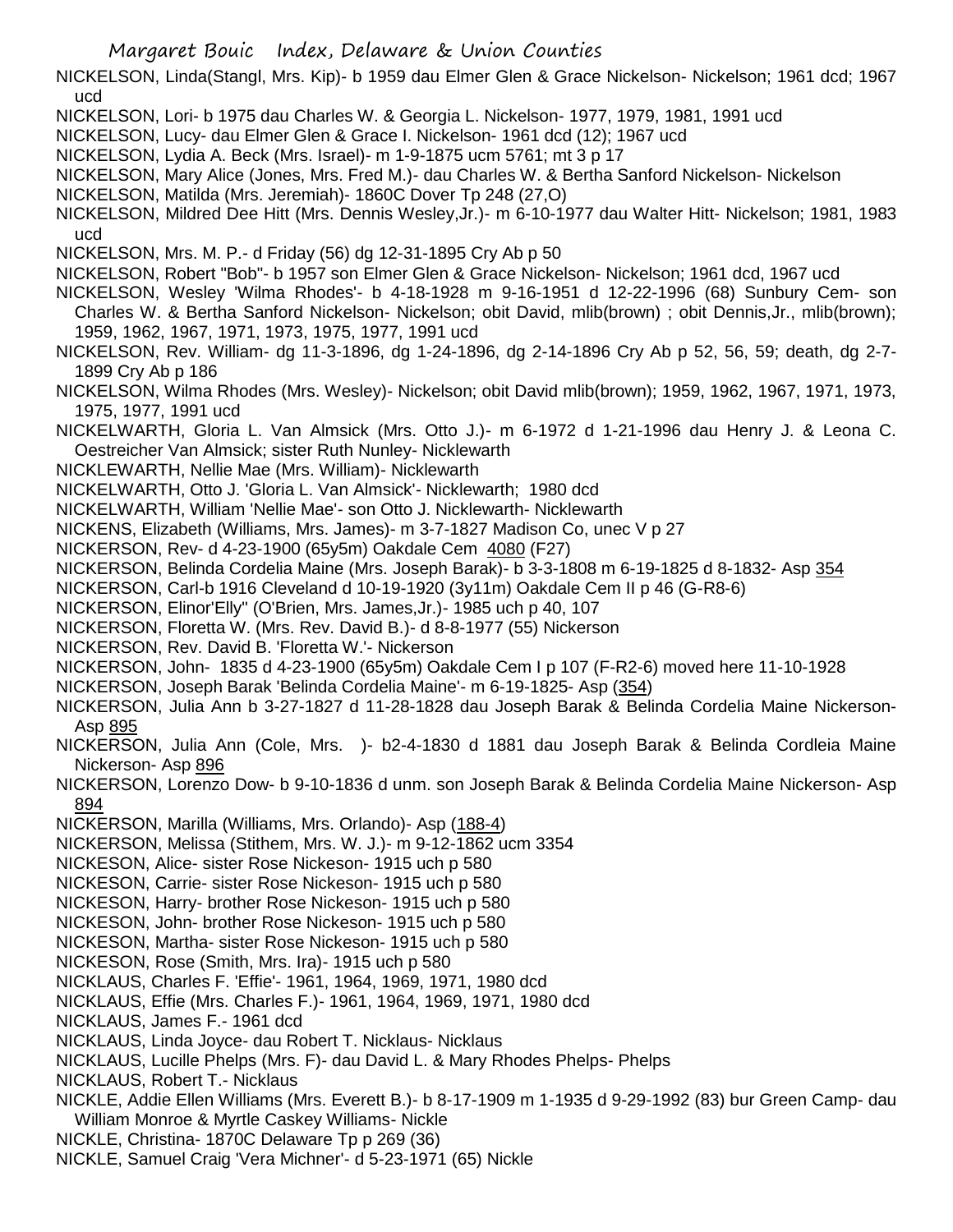NICKELSON, Linda(Stangl, Mrs. Kip)- b 1959 dau Elmer Glen & Grace Nickelson- Nickelson; 1961 dcd; 1967 ucd

NICKELSON, Lori- b 1975 dau Charles W. & Georgia L. Nickelson- 1977, 1979, 1981, 1991 ucd

NICKELSON, Lucy- dau Elmer Glen & Grace I. Nickelson- 1961 dcd (12); 1967 ucd

NICKELSON, Lydia A. Beck (Mrs. Israel)- m 1-9-1875 ucm 5761; mt 3 p 17

NICKELSON, Mary Alice (Jones, Mrs. Fred M.)- dau Charles W. & Bertha Sanford Nickelson- Nickelson

NICKELSON, Matilda (Mrs. Jeremiah)- 1860C Dover Tp 248 (27,O)

NICKELSON, Mildred Dee Hitt (Mrs. Dennis Wesley,Jr.)- m 6-10-1977 dau Walter Hitt- Nickelson; 1981, 1983 ucd

NICKELSON, Mrs. M. P.- d Friday (56) dg 12-31-1895 Cry Ab p 50

NICKELSON, Robert "Bob"- b 1957 son Elmer Glen & Grace Nickelson- Nickelson; 1961 dcd, 1967 ucd

NICKELSON, Wesley 'Wilma Rhodes'- b 4-18-1928 m 9-16-1951 d 12-22-1996 (68) Sunbury Cem- son Charles W. & Bertha Sanford Nickelson- Nickelson; obit David, mlib(brown) ; obit Dennis,Jr., mlib(brown); 1959, 1962, 1967, 1971, 1973, 1975, 1977, 1991 ucd

NICKELSON, Rev. William- dg 11-3-1896, dg 1-24-1896, dg 2-14-1896 Cry Ab p 52, 56, 59; death, dg 2-7-1899 Cry Ab p 186

NICKELSON, Wilma Rhodes (Mrs. Wesley)- Nickelson; obit David mlib(brown); 1959, 1962, 1967, 1971, 1973, 1975, 1977, 1991 ucd

NICKELWARTH, Gloria L. Van Almsick (Mrs. Otto J.)- m 6-1972 d 1-21-1996 dau Henry J. & Leona C. Oestreicher Van Almsick; sister Ruth Nunley- Nicklewarth

NICKLEWARTH, Nellie Mae (Mrs. William)- Nicklewarth

NICKLEWARTH, Otto J. 'Gloria L. Van Almsick'- Nicklewarth; 1980 dcd

NICKELWARTH, William 'Nellie Mae'- son Otto J. Nicklewarth- Nicklewarth

NICKENS, Elizabeth (Williams, Mrs. James)- m 3-7-1827 Madison Co, unec V p 27

NICKERSON, Rev- d 4-23-1900 (65y5m) Oakdale Cem 4080 (F27)

NICKERSON, Belinda Cordelia Maine (Mrs. Joseph Barak)- b 3-3-1808 m 6-19-1825 d 8-1832- Asp 354

NICKERSON, Carl-b 1916 Cleveland d 10-19-1920 (3y11m) Oakdale Cem II p 46 (G-R8-6)

NICKERSON, Elinor'Elly" (O'Brien, Mrs. James,Jr.)- 1985 uch p 40, 107

NICKERSON, Floretta W. (Mrs. Rev. David B.)- d 8-8-1977 (55) Nickerson

NICKERSON, Rev. David B. 'Floretta W.'- Nickerson

NICKERSON, John- 1835 d 4-23-1900 (65y5m) Oakdale Cem I p 107 (F-R2-6) moved here 11-10-1928

NICKERSON, Joseph Barak 'Belinda Cordelia Maine'- m 6-19-1825- Asp (354)

NICKERSON, Julia Ann b 3-27-1827 d 11-28-1828 dau Joseph Barak & Belinda Cordelia Maine Nickerson- Asp 895

NICKERSON, Julia Ann (Cole, Mrs. )- b2-4-1830 d 1881 dau Joseph Barak & Belinda Cordleia Maine Nickerson- Asp 896

NICKERSON, Lorenzo Dow- b 9-10-1836 d unm. son Joseph Barak & Belinda Cordelia Maine Nickerson- Asp 894

NICKERSON, Marilla (Williams, Mrs. Orlando)- Asp (188-4)

NICKERSON, Melissa (Stithem, Mrs. W. J.)- m 9-12-1862 ucm 3354

NICKESON, Alice- sister Rose Nickeson- 1915 uch p 580

NICKESON, Carrie- sister Rose Nickeson- 1915 uch p 580

NICKESON, Harry- brother Rose Nickeson- 1915 uch p 580

NICKESON, John- brother Rose Nickeson- 1915 uch p 580

NICKESON, Martha- sister Rose Nickeson- 1915 uch p 580

NICKESON, Rose (Smith, Mrs. Ira)- 1915 uch p 580

NICKLAUS, Charles F. 'Effie'- 1961, 1964, 1969, 1971, 1980 dcd

NICKLAUS, Effie (Mrs. Charles F.)- 1961, 1964, 1969, 1971, 1980 dcd

NICKLAUS, James F.- 1961 dcd

NICKLAUS, Linda Joyce- dau Robert T. Nicklaus- Nicklaus

NICKLAUS, Lucille Phelps (Mrs. F)- dau David L. & Mary Rhodes Phelps- Phelps

NICKLAUS, Robert T.- Nicklaus

NICKLE, Addie Ellen Williams (Mrs. Everett B.)- b 8-17-1909 m 1-1935 d 9-29-1992 (83) bur Green Camp- dau William Monroe & Myrtle Caskey Williams- Nickle

NICKLE, Christina- 1870C Delaware Tp p 269 (36)

NICKLE, Samuel Craig 'Vera Michner'- d 5-23-1971 (65) Nickle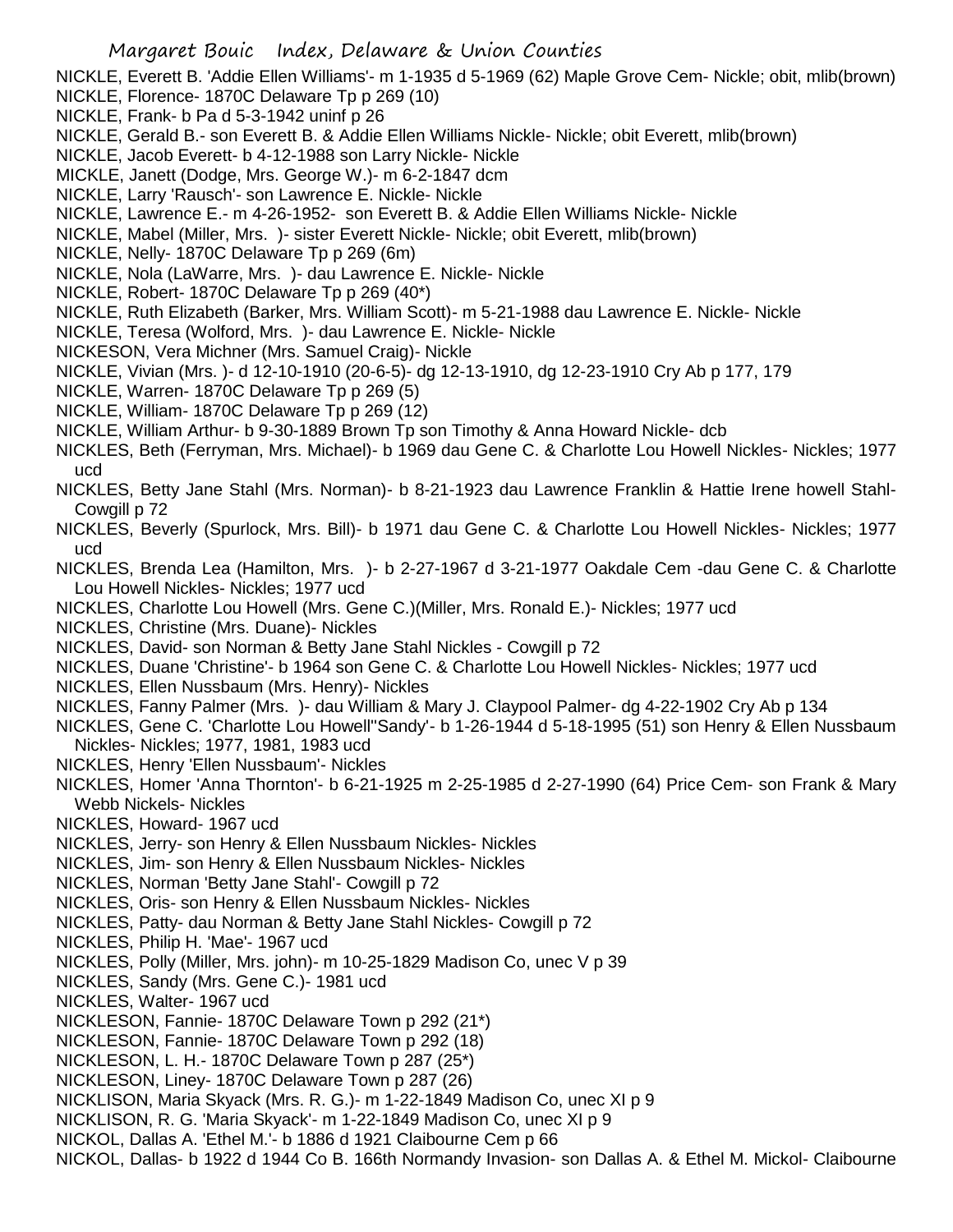NICKLE, Everett B. 'Addie Ellen Williams'- m 1-1935 d 5-1969 (62) Maple Grove Cem- Nickle; obit, mlib(brown)
NICKLE, Florence- 1870C Delaware Tp p 269 (10)
NICKLE, Frank- b Pa d 5-3-1942 uninf p 26
NICKLE, Gerald B.- son Everett B. & Addie Ellen Williams Nickle- Nickle; obit Everett, mlib(brown)
NICKLE, Jacob Everett- b 4-12-1988 son Larry Nickle- Nickle
MICKLE, Janett (Dodge, Mrs. George W.)- m 6-2-1847 dcm
NICKLE, Larry 'Rausch'- son Lawrence E. Nickle- Nickle
NICKLE, Lawrence E.- m 4-26-1952- son Everett B. & Addie Ellen Williams Nickle- Nickle
NICKLE, Mabel (Miller, Mrs. )- sister Everett Nickle- Nickle; obit Everett, mlib(brown)
NICKLE, Nelly- 1870C Delaware Tp p 269 (6m)
NICKLE, Nola (LaWarre, Mrs. )- dau Lawrence E. Nickle- Nickle
NICKLE, Robert- 1870C Delaware Tp p 269 (40*)
NICKLE, Ruth Elizabeth (Barker, Mrs. William Scott)- m 5-21-1988 dau Lawrence E. Nickle- Nickle
NICKLE, Teresa (Wolford, Mrs. )- dau Lawrence E. Nickle- Nickle
NICKESON, Vera Michner (Mrs. Samuel Craig)- Nickle
NICKLE, Vivian (Mrs. )- d 12-10-1910 (20-6-5)- dg 12-13-1910, dg 12-23-1910 Cry Ab p 177, 179
NICKLE, Warren- 1870C Delaware Tp p 269 (5)
NICKLE, William- 1870C Delaware Tp p 269 (12)
NICKLE, William Arthur- b 9-30-1889 Brown Tp son Timothy & Anna Howard Nickle- dcb
NICKLES, Beth (Ferryman, Mrs. Michael)- b 1969 dau Gene C. & Charlotte Lou Howell Nickles- Nickles; 1977 ucd
NICKLES, Betty Jane Stahl (Mrs. Norman)- b 8-21-1923 dau Lawrence Franklin & Hattie Irene howell Stahl- Cowgill p 72
NICKLES, Beverly (Spurlock, Mrs. Bill)- b 1971 dau Gene C. & Charlotte Lou Howell Nickles- Nickles; 1977 ucd
NICKLES, Brenda Lea (Hamilton, Mrs. )- b 2-27-1967 d 3-21-1977 Oakdale Cem -dau Gene C. & Charlotte Lou Howell Nickles- Nickles; 1977 ucd
NICKLES, Charlotte Lou Howell (Mrs. Gene C.)(Miller, Mrs. Ronald E.)- Nickles; 1977 ucd
NICKLES, Christine (Mrs. Duane)- Nickles
NICKLES, David- son Norman & Betty Jane Stahl Nickles - Cowgill p 72
NICKLES, Duane 'Christine'- b 1964 son Gene C. & Charlotte Lou Howell Nickles- Nickles; 1977 ucd
NICKLES, Ellen Nussbaum (Mrs. Henry)- Nickles
NICKLES, Fanny Palmer (Mrs. )- dau William & Mary J. Claypool Palmer- dg 4-22-1902 Cry Ab p 134
NICKLES, Gene C. 'Charlotte Lou Howell''Sandy'- b 1-26-1944 d 5-18-1995 (51) son Henry & Ellen Nussbaum Nickles- Nickles; 1977, 1981, 1983 ucd
NICKLES, Henry 'Ellen Nussbaum'- Nickles
NICKLES, Homer 'Anna Thornton'- b 6-21-1925 m 2-25-1985 d 2-27-1990 (64) Price Cem- son Frank & Mary Webb Nickels- Nickles
NICKLES, Howard- 1967 ucd
NICKLES, Jerry- son Henry & Ellen Nussbaum Nickles- Nickles
NICKLES, Jim- son Henry & Ellen Nussbaum Nickles- Nickles
NICKLES, Norman 'Betty Jane Stahl'- Cowgill p 72
NICKLES, Oris- son Henry & Ellen Nussbaum Nickles- Nickles
NICKLES, Patty- dau Norman & Betty Jane Stahl Nickles- Cowgill p 72
NICKLES, Philip H. 'Mae'- 1967 ucd
NICKLES, Polly (Miller, Mrs. john)- m 10-25-1829 Madison Co, unec V p 39
NICKLES, Sandy (Mrs. Gene C.)- 1981 ucd
NICKLES, Walter- 1967 ucd
NICKLESON, Fannie- 1870C Delaware Town p 292 (21*)
NICKLESON, Fannie- 1870C Delaware Town p 292 (18)
NICKLESON, L. H.- 1870C Delaware Town p 287 (25*)
NICKLESON, Liney- 1870C Delaware Town p 287 (26)
NICKLISON, Maria Skyack (Mrs. R. G.)- m 1-22-1849 Madison Co, unec XI p 9
NICKLISON, R. G. 'Maria Skyack'- m 1-22-1849 Madison Co, unec XI p 9
NICKOL, Dallas A. 'Ethel M.'- b 1886 d 1921 Claibourne Cem p 66
NICKOL, Dallas- b 1922 d 1944 Co B. 166th Normandy Invasion- son Dallas A. & Ethel M. Mickol- Claibourne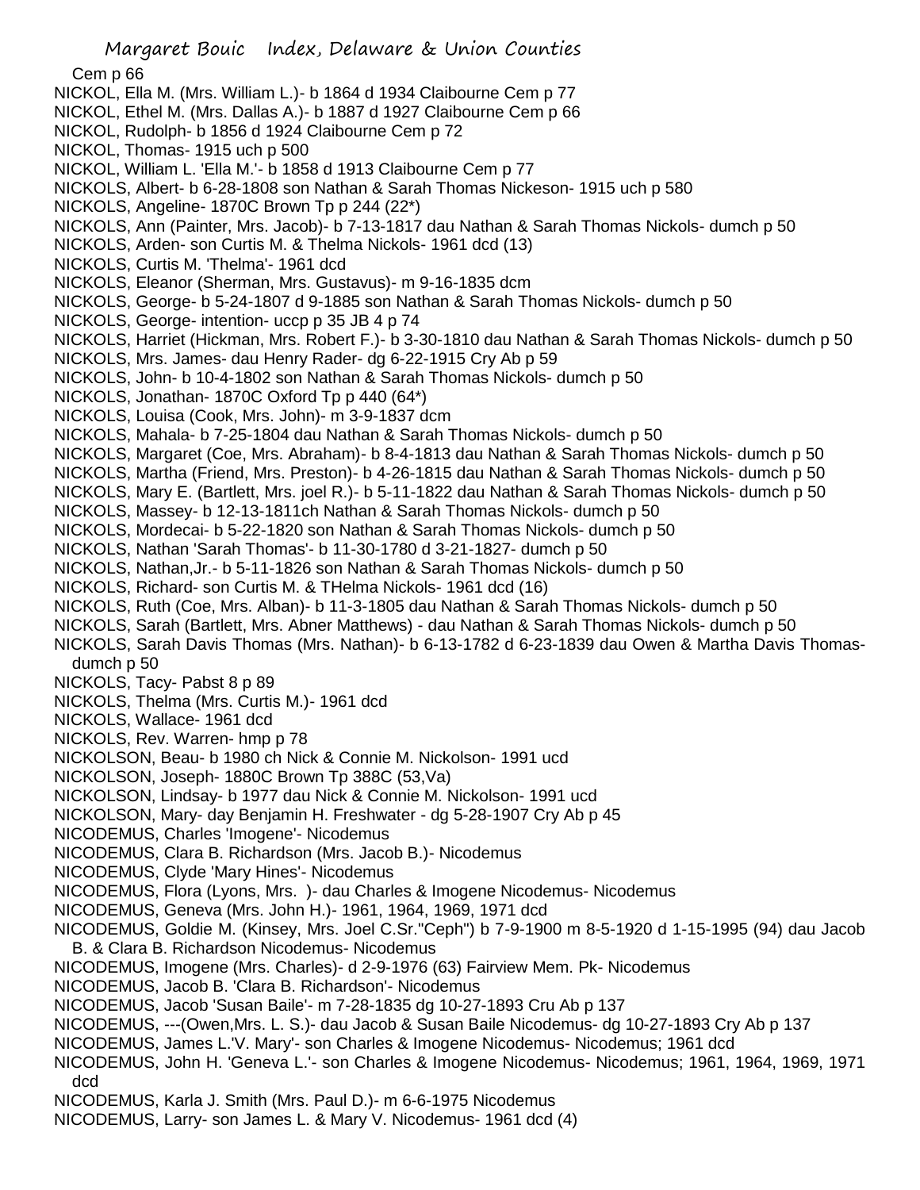Cem p 66

NICKOL, Ella M. (Mrs. William L.)- b 1864 d 1934 Claibourne Cem p 77

NICKOL, Ethel M. (Mrs. Dallas A.)- b 1887 d 1927 Claibourne Cem p 66

NICKOL, Rudolph- b 1856 d 1924 Claibourne Cem p 72

NICKOL, Thomas- 1915 uch p 500

NICKOL, William L. 'Ella M.'- b 1858 d 1913 Claibourne Cem p 77

NICKOLS, Albert- b 6-28-1808 son Nathan & Sarah Thomas Nickeson- 1915 uch p 580

NICKOLS, Angeline- 1870C Brown Tp p 244 (22*)

NICKOLS, Ann (Painter, Mrs. Jacob)- b 7-13-1817 dau Nathan & Sarah Thomas Nickols- dumch p 50

NICKOLS, Arden- son Curtis M. & Thelma Nickols- 1961 dcd (13)

NICKOLS, Curtis M. 'Thelma'- 1961 dcd

NICKOLS, Eleanor (Sherman, Mrs. Gustavus)- m 9-16-1835 dcm

NICKOLS, George- b 5-24-1807 d 9-1885 son Nathan & Sarah Thomas Nickols- dumch p 50

NICKOLS, George- intention- uccp p 35 JB 4 p 74

NICKOLS, Harriet (Hickman, Mrs. Robert F.)- b 3-30-1810 dau Nathan & Sarah Thomas Nickols- dumch p 50

NICKOLS, Mrs. James- dau Henry Rader- dg 6-22-1915 Cry Ab p 59

NICKOLS, John- b 10-4-1802 son Nathan & Sarah Thomas Nickols- dumch p 50

NICKOLS, Jonathan- 1870C Oxford Tp p 440 (64*)

NICKOLS, Louisa (Cook, Mrs. John)- m 3-9-1837 dcm

NICKOLS, Mahala- b 7-25-1804 dau Nathan & Sarah Thomas Nickols- dumch p 50

NICKOLS, Margaret (Coe, Mrs. Abraham)- b 8-4-1813 dau Nathan & Sarah Thomas Nickols- dumch p 50

NICKOLS, Martha (Friend, Mrs. Preston)- b 4-26-1815 dau Nathan & Sarah Thomas Nickols- dumch p 50

NICKOLS, Mary E. (Bartlett, Mrs. joel R.)- b 5-11-1822 dau Nathan & Sarah Thomas Nickols- dumch p 50

NICKOLS, Massey- b 12-13-1811ch Nathan & Sarah Thomas Nickols- dumch p 50

NICKOLS, Mordecai- b 5-22-1820 son Nathan & Sarah Thomas Nickols- dumch p 50

NICKOLS, Nathan 'Sarah Thomas'- b 11-30-1780 d 3-21-1827- dumch p 50

NICKOLS, Nathan,Jr.- b 5-11-1826 son Nathan & Sarah Thomas Nickols- dumch p 50

NICKOLS, Richard- son Curtis M. & THelma Nickols- 1961 dcd (16)

NICKOLS, Ruth (Coe, Mrs. Alban)- b 11-3-1805 dau Nathan & Sarah Thomas Nickols- dumch p 50

NICKOLS, Sarah (Bartlett, Mrs. Abner Matthews) - dau Nathan & Sarah Thomas Nickols- dumch p 50

NICKOLS, Sarah Davis Thomas (Mrs. Nathan)- b 6-13-1782 d 6-23-1839 dau Owen & Martha Davis Thomas- dumch p 50

NICKOLS, Tacy- Pabst 8 p 89

NICKOLS, Thelma (Mrs. Curtis M.)- 1961 dcd

NICKOLS, Wallace- 1961 dcd

NICKOLS, Rev. Warren- hmp p 78

NICKOLSON, Beau- b 1980 ch Nick & Connie M. Nickolson- 1991 ucd

NICKOLSON, Joseph- 1880C Brown Tp 388C (53,Va)

NICKOLSON, Lindsay- b 1977 dau Nick & Connie M. Nickolson- 1991 ucd

NICKOLSON, Mary- day Benjamin H. Freshwater - dg 5-28-1907 Cry Ab p 45

NICODEMUS, Charles 'Imogene'- Nicodemus

NICODEMUS, Clara B. Richardson (Mrs. Jacob B.)- Nicodemus

NICODEMUS, Clyde 'Mary Hines'- Nicodemus

NICODEMUS, Flora (Lyons, Mrs. )- dau Charles & Imogene Nicodemus- Nicodemus

NICODEMUS, Geneva (Mrs. John H.)- 1961, 1964, 1969, 1971 dcd

NICODEMUS, Goldie M. (Kinsey, Mrs. Joel C.Sr."Ceph") b 7-9-1900 m 8-5-1920 d 1-15-1995 (94) dau Jacob B. & Clara B. Richardson Nicodemus- Nicodemus

NICODEMUS, Imogene (Mrs. Charles)- d 2-9-1976 (63) Fairview Mem. Pk- Nicodemus

NICODEMUS, Jacob B. 'Clara B. Richardson'- Nicodemus

NICODEMUS, Jacob 'Susan Baile'- m 7-28-1835 dg 10-27-1893 Cru Ab p 137

NICODEMUS, ---(Owen,Mrs. L. S.)- dau Jacob & Susan Baile Nicodemus- dg 10-27-1893 Cry Ab p 137

NICODEMUS, James L.'V. Mary'- son Charles & Imogene Nicodemus- Nicodemus; 1961 dcd

NICODEMUS, John H. 'Geneva L.'- son Charles & Imogene Nicodemus- Nicodemus; 1961, 1964, 1969, 1971 dcd

NICODEMUS, Karla J. Smith (Mrs. Paul D.)- m 6-6-1975 Nicodemus

NICODEMUS, Larry- son James L. & Mary V. Nicodemus- 1961 dcd (4)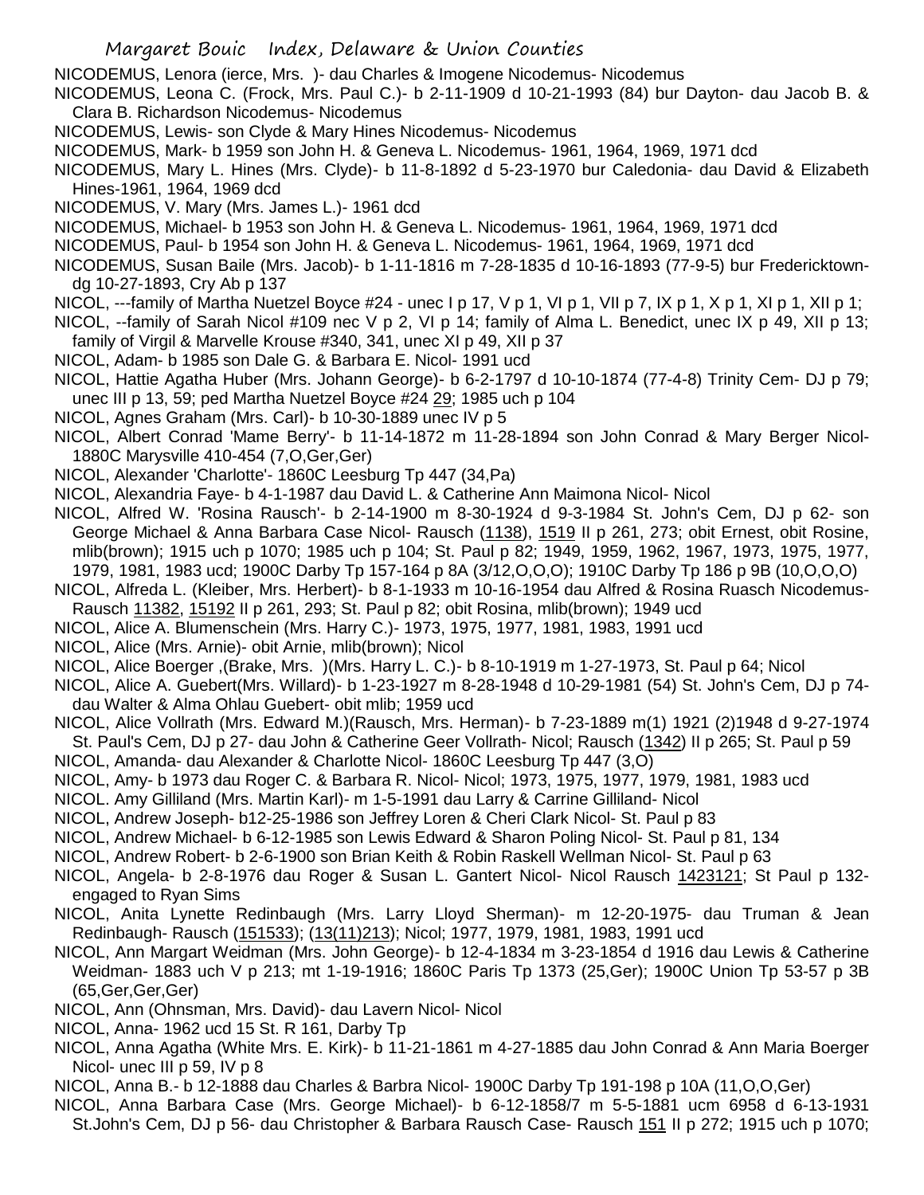NICODEMUS, Lenora (ierce, Mrs. )- dau Charles & Imogene Nicodemus- Nicodemus

NICODEMUS, Leona C. (Frock, Mrs. Paul C.)- b 2-11-1909 d 10-21-1993 (84) bur Dayton- dau Jacob B. & Clara B. Richardson Nicodemus- Nicodemus

NICODEMUS, Lewis- son Clyde & Mary Hines Nicodemus- Nicodemus

NICODEMUS, Mark- b 1959 son John H. & Geneva L. Nicodemus- 1961, 1964, 1969, 1971 dcd

NICODEMUS, Mary L. Hines (Mrs. Clyde)- b 11-8-1892 d 5-23-1970 bur Caledonia- dau David & Elizabeth Hines-1961, 1964, 1969 dcd

NICODEMUS, V. Mary (Mrs. James L.)- 1961 dcd

NICODEMUS, Michael- b 1953 son John H. & Geneva L. Nicodemus- 1961, 1964, 1969, 1971 dcd

NICODEMUS, Paul- b 1954 son John H. & Geneva L. Nicodemus- 1961, 1964, 1969, 1971 dcd

NICODEMUS, Susan Baile (Mrs. Jacob)- b 1-11-1816 m 7-28-1835 d 10-16-1893 (77-9-5) bur Fredericktown- dg 10-27-1893, Cry Ab p 137

NICOL, ---family of Martha Nuetzel Boyce #24 - unec I p 17, V p 1, VI p 1, VII p 7, IX p 1, X p 1, XI p 1, XII p 1;

NICOL, --family of Sarah Nicol #109 nec V p 2, VI p 14; family of Alma L. Benedict, unec IX p 49, XII p 13; family of Virgil & Marvelle Krouse #340, 341, unec XI p 49, XII p 37

NICOL, Adam- b 1985 son Dale G. & Barbara E. Nicol- 1991 ucd

NICOL, Hattie Agatha Huber (Mrs. Johann George)- b 6-2-1797 d 10-10-1874 (77-4-8) Trinity Cem- DJ p 79; unec III p 13, 59; ped Martha Nuetzel Boyce #24 29; 1985 uch p 104

NICOL, Agnes Graham (Mrs. Carl)- b 10-30-1889 unec IV p 5

NICOL, Albert Conrad 'Mame Berry'- b 11-14-1872 m 11-28-1894 son John Conrad & Mary Berger Nicol- 1880C Marysville 410-454 (7,O,Ger,Ger)

NICOL, Alexander 'Charlotte'- 1860C Leesburg Tp 447 (34,Pa)

NICOL, Alexandria Faye- b 4-1-1987 dau David L. & Catherine Ann Maimona Nicol- Nicol

NICOL, Alfred W. 'Rosina Rausch'- b 2-14-1900 m 8-30-1924 d 9-3-1984 St. John's Cem, DJ p 62- son George Michael & Anna Barbara Case Nicol- Rausch (1138), 1519 II p 261, 273; obit Ernest, obit Rosine, mlib(brown); 1915 uch p 1070; 1985 uch p 104; St. Paul p 82; 1949, 1959, 1962, 1967, 1973, 1975, 1977, 1979, 1981, 1983 ucd; 1900C Darby Tp 157-164 p 8A (3/12,O,O,O); 1910C Darby Tp 186 p 9B (10,O,O,O)

NICOL, Alfreda L. (Kleiber, Mrs. Herbert)- b 8-1-1933 m 10-16-1954 dau Alfred & Rosina Ruasch Nicodemus- Rausch 11382, 15192 II p 261, 293; St. Paul p 82; obit Rosina, mlib(brown); 1949 ucd

NICOL, Alice A. Blumenschein (Mrs. Harry C.)- 1973, 1975, 1977, 1981, 1983, 1991 ucd

NICOL, Alice (Mrs. Arnie)- obit Arnie, mlib(brown); Nicol

NICOL, Alice Boerger ,(Brake, Mrs. )(Mrs. Harry L. C.)- b 8-10-1919 m 1-27-1973, St. Paul p 64; Nicol

NICOL, Alice A. Guebert(Mrs. Willard)- b 1-23-1927 m 8-28-1948 d 10-29-1981 (54) St. John's Cem, DJ p 74- dau Walter & Alma Ohlau Guebert- obit mlib; 1959 ucd

NICOL, Alice Vollrath (Mrs. Edward M.)(Rausch, Mrs. Herman)- b 7-23-1889 m(1) 1921 (2)1948 d 9-27-1974 St. Paul's Cem, DJ p 27- dau John & Catherine Geer Vollrath- Nicol; Rausch (1342) II p 265; St. Paul p 59

NICOL, Amanda- dau Alexander & Charlotte Nicol- 1860C Leesburg Tp 447 (3,O)

NICOL, Amy- b 1973 dau Roger C. & Barbara R. Nicol- Nicol; 1973, 1975, 1977, 1979, 1981, 1983 ucd

NICOL. Amy Gilliland (Mrs. Martin Karl)- m 1-5-1991 dau Larry & Carrine Gilliland- Nicol

NICOL, Andrew Joseph- b12-25-1986 son Jeffrey Loren & Cheri Clark Nicol- St. Paul p 83

NICOL, Andrew Michael- b 6-12-1985 son Lewis Edward & Sharon Poling Nicol- St. Paul p 81, 134

NICOL, Andrew Robert- b 2-6-1900 son Brian Keith & Robin Raskell Wellman Nicol- St. Paul p 63

NICOL, Angela- b 2-8-1976 dau Roger & Susan L. Gantert Nicol- Nicol Rausch 1423121; St Paul p 132- engaged to Ryan Sims

NICOL, Anita Lynette Redinbaugh (Mrs. Larry Lloyd Sherman)- m 12-20-1975- dau Truman & Jean Redinbaugh- Rausch (151533); (13(11)213); Nicol; 1977, 1979, 1981, 1983, 1991 ucd

NICOL, Ann Margart Weidman (Mrs. John George)- b 12-4-1834 m 3-23-1854 d 1916 dau Lewis & Catherine Weidman- 1883 uch V p 213; mt 1-19-1916; 1860C Paris Tp 1373 (25,Ger); 1900C Union Tp 53-57 p 3B (65,Ger,Ger,Ger)

NICOL, Ann (Ohnsman, Mrs. David)- dau Lavern Nicol- Nicol

NICOL, Anna- 1962 ucd 15 St. R 161, Darby Tp

NICOL, Anna Agatha (White Mrs. E. Kirk)- b 11-21-1861 m 4-27-1885 dau John Conrad & Ann Maria Boerger Nicol- unec III p 59, IV p 8

NICOL, Anna B.- b 12-1888 dau Charles & Barbra Nicol- 1900C Darby Tp 191-198 p 10A (11,O,O,Ger)

NICOL, Anna Barbara Case (Mrs. George Michael)- b 6-12-1858/7 m 5-5-1881 ucm 6958 d 6-13-1931 St.John's Cem, DJ p 56- dau Christopher & Barbara Rausch Case- Rausch 151 II p 272; 1915 uch p 1070;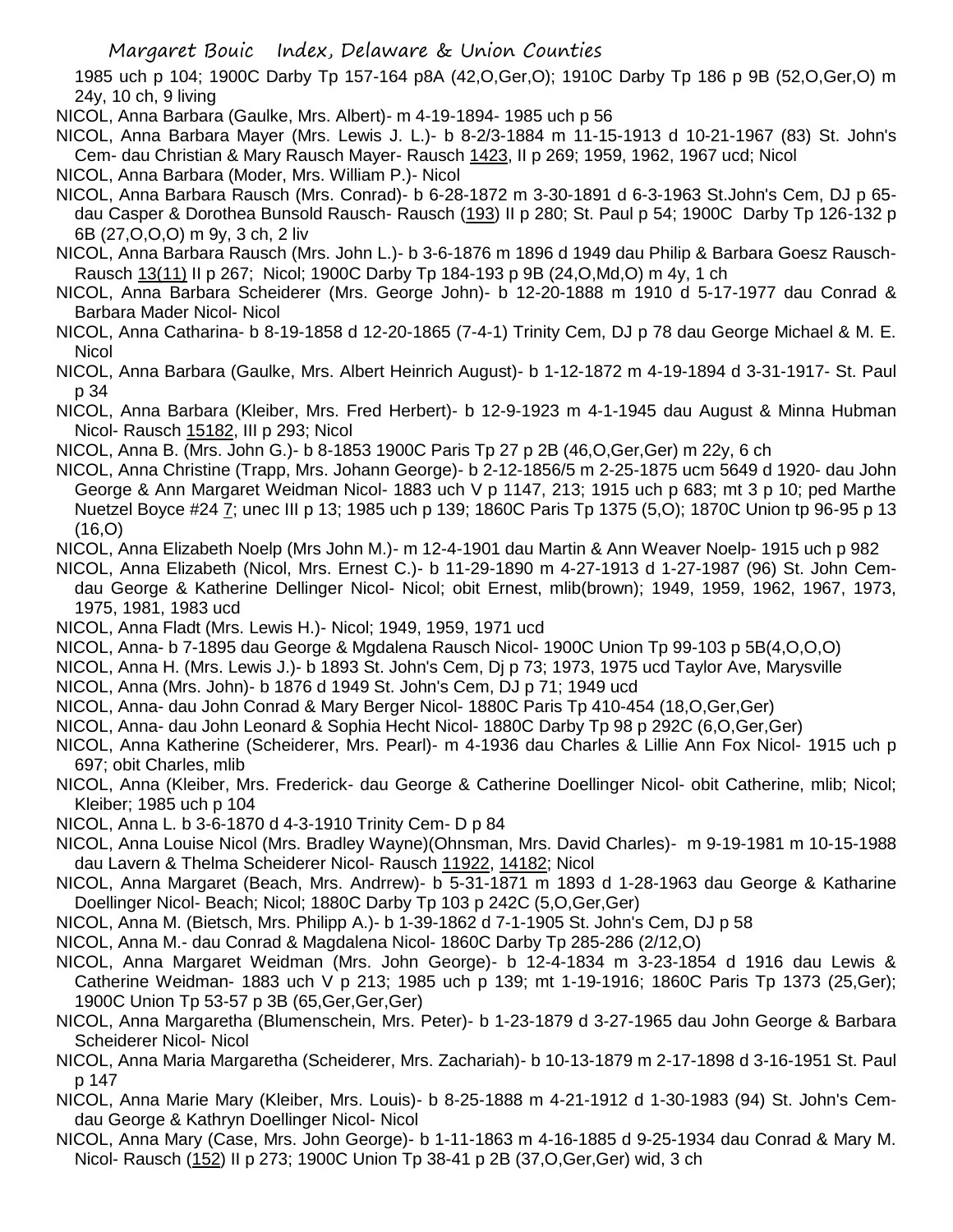1985 uch p 104; 1900C Darby Tp 157-164 p8A (42,O,Ger,O); 1910C Darby Tp 186 p 9B (52,O,Ger,O) m 24y, 10 ch, 9 living

NICOL, Anna Barbara (Gaulke, Mrs. Albert)- m 4-19-1894- 1985 uch p 56

NICOL, Anna Barbara Mayer (Mrs. Lewis J. L.)- b 8-2/3-1884 m 11-15-1913 d 10-21-1967 (83) St. John's Cem- dau Christian & Mary Rausch Mayer- Rausch 1423, II p 269; 1959, 1962, 1967 ucd; Nicol

NICOL, Anna Barbara (Moder, Mrs. William P.)- Nicol

NICOL, Anna Barbara Rausch (Mrs. Conrad)- b 6-28-1872 m 3-30-1891 d 6-3-1963 St.John's Cem, DJ p 65- dau Casper & Dorothea Bunsold Rausch- Rausch (193) II p 280; St. Paul p 54; 1900C Darby Tp 126-132 p 6B (27,O,O,O) m 9y, 3 ch, 2 liv

NICOL, Anna Barbara Rausch (Mrs. John L.)- b 3-6-1876 m 1896 d 1949 dau Philip & Barbara Goesz Rausch- Rausch 13(11) II p 267; Nicol; 1900C Darby Tp 184-193 p 9B (24,O,Md,O) m 4y, 1 ch

NICOL, Anna Barbara Scheiderer (Mrs. George John)- b 12-20-1888 m 1910 d 5-17-1977 dau Conrad & Barbara Mader Nicol- Nicol

NICOL, Anna Catharina- b 8-19-1858 d 12-20-1865 (7-4-1) Trinity Cem, DJ p 78 dau George Michael & M. E. Nicol

NICOL, Anna Barbara (Gaulke, Mrs. Albert Heinrich August)- b 1-12-1872 m 4-19-1894 d 3-31-1917- St. Paul p 34

NICOL, Anna Barbara (Kleiber, Mrs. Fred Herbert)- b 12-9-1923 m 4-1-1945 dau August & Minna Hubman Nicol- Rausch 15182, III p 293; Nicol

NICOL, Anna B. (Mrs. John G.)- b 8-1853 1900C Paris Tp 27 p 2B (46,O,Ger,Ger) m 22y, 6 ch

NICOL, Anna Christine (Trapp, Mrs. Johann George)- b 2-12-1856/5 m 2-25-1875 ucm 5649 d 1920- dau John George & Ann Margaret Weidman Nicol- 1883 uch V p 1147, 213; 1915 uch p 683; mt 3 p 10; ped Marthe Nuetzel Boyce #24 7; unec III p 13; 1985 uch p 139; 1860C Paris Tp 1375 (5,O); 1870C Union tp 96-95 p 13 (16,O)

NICOL, Anna Elizabeth Noelp (Mrs John M.)- m 12-4-1901 dau Martin & Ann Weaver Noelp- 1915 uch p 982

NICOL, Anna Elizabeth (Nicol, Mrs. Ernest C.)- b 11-29-1890 m 4-27-1913 d 1-27-1987 (96) St. John Cem- dau George & Katherine Dellinger Nicol- Nicol; obit Ernest, mlib(brown); 1949, 1959, 1962, 1967, 1973, 1975, 1981, 1983 ucd

NICOL, Anna Fladt (Mrs. Lewis H.)- Nicol; 1949, 1959, 1971 ucd

NICOL, Anna- b 7-1895 dau George & Mgdalena Rausch Nicol- 1900C Union Tp 99-103 p 5B(4,O,O,O)

NICOL, Anna H. (Mrs. Lewis J.)- b 1893 St. John's Cem, Dj p 73; 1973, 1975 ucd Taylor Ave, Marysville

NICOL, Anna (Mrs. John)- b 1876 d 1949 St. John's Cem, DJ p 71; 1949 ucd

NICOL, Anna- dau John Conrad & Mary Berger Nicol- 1880C Paris Tp 410-454 (18,O,Ger,Ger)

NICOL, Anna- dau John Leonard & Sophia Hecht Nicol- 1880C Darby Tp 98 p 292C (6,O,Ger,Ger)

NICOL, Anna Katherine (Scheiderer, Mrs. Pearl)- m 4-1936 dau Charles & Lillie Ann Fox Nicol- 1915 uch p 697; obit Charles, mlib

NICOL, Anna (Kleiber, Mrs. Frederick- dau George & Catherine Doellinger Nicol- obit Catherine, mlib; Nicol; Kleiber; 1985 uch p 104

NICOL, Anna L. b 3-6-1870 d 4-3-1910 Trinity Cem- D p 84

NICOL, Anna Louise Nicol (Mrs. Bradley Wayne)(Ohnsman, Mrs. David Charles)- m 9-19-1981 m 10-15-1988 dau Lavern & Thelma Scheiderer Nicol- Rausch 11922, 14182; Nicol

NICOL, Anna Margaret (Beach, Mrs. Andrrew)- b 5-31-1871 m 1893 d 1-28-1963 dau George & Katharine Doellinger Nicol- Beach; Nicol; 1880C Darby Tp 103 p 242C (5,O,Ger,Ger)

NICOL, Anna M. (Bietsch, Mrs. Philipp A.)- b 1-39-1862 d 7-1-1905 St. John's Cem, DJ p 58

NICOL, Anna M.- dau Conrad & Magdalena Nicol- 1860C Darby Tp 285-286 (2/12,O)

NICOL, Anna Margaret Weidman (Mrs. John George)- b 12-4-1834 m 3-23-1854 d 1916 dau Lewis & Catherine Weidman- 1883 uch V p 213; 1985 uch p 139; mt 1-19-1916; 1860C Paris Tp 1373 (25,Ger); 1900C Union Tp 53-57 p 3B (65,Ger,Ger,Ger)

NICOL, Anna Margaretha (Blumenschein, Mrs. Peter)- b 1-23-1879 d 3-27-1965 dau John George & Barbara Scheiderer Nicol- Nicol

NICOL, Anna Maria Margaretha (Scheiderer, Mrs. Zachariah)- b 10-13-1879 m 2-17-1898 d 3-16-1951 St. Paul p 147

NICOL, Anna Marie Mary (Kleiber, Mrs. Louis)- b 8-25-1888 m 4-21-1912 d 1-30-1983 (94) St. John's Cem- dau George & Kathryn Doellinger Nicol- Nicol

NICOL, Anna Mary (Case, Mrs. John George)- b 1-11-1863 m 4-16-1885 d 9-25-1934 dau Conrad & Mary M. Nicol- Rausch (152) II p 273; 1900C Union Tp 38-41 p 2B (37,O,Ger,Ger) wid, 3 ch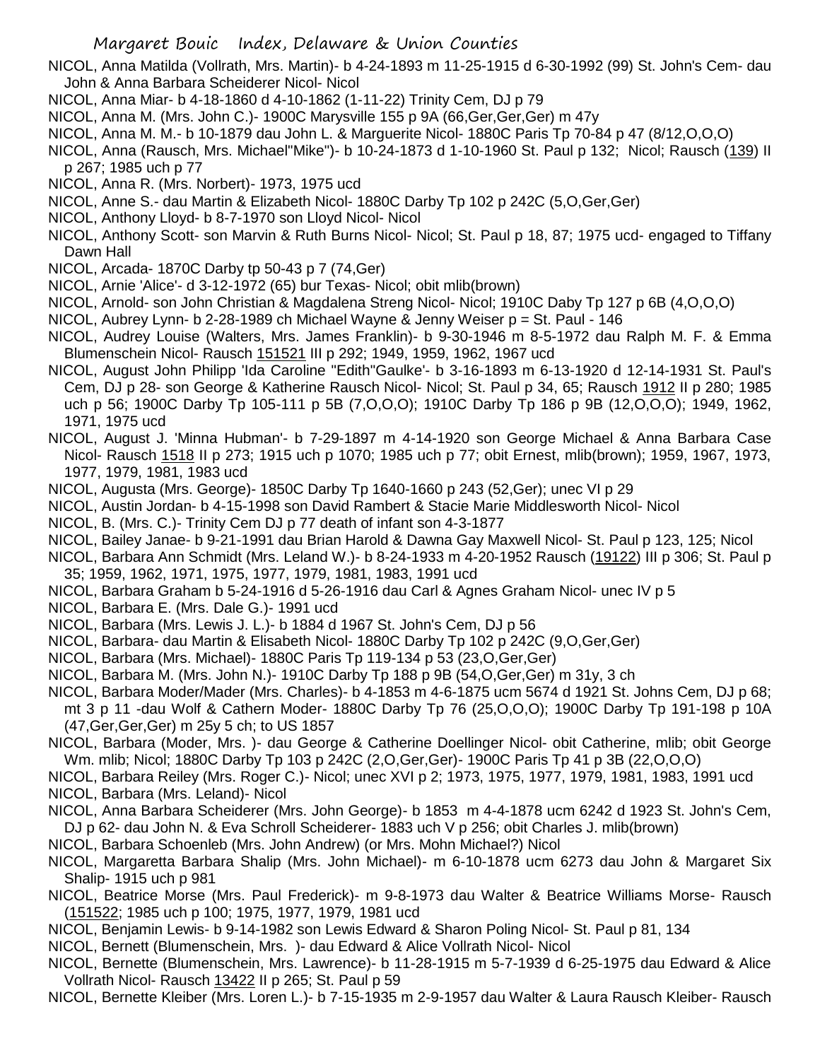NICOL, Anna Matilda (Vollrath, Mrs. Martin)- b 4-24-1893 m 11-25-1915 d 6-30-1992 (99) St. John's Cem- dau John & Anna Barbara Scheiderer Nicol- Nicol

NICOL, Anna Miar- b 4-18-1860 d 4-10-1862 (1-11-22) Trinity Cem, DJ p 79

NICOL, Anna M. (Mrs. John C.)- 1900C Marysville 155 p 9A (66,Ger,Ger,Ger) m 47y

NICOL, Anna M. M.- b 10-1879 dau John L. & Marguerite Nicol- 1880C Paris Tp 70-84 p 47 (8/12,O,O,O)

NICOL, Anna (Rausch, Mrs. Michael"Mike")- b 10-24-1873 d 1-10-1960 St. Paul p 132; Nicol; Rausch (139) II p 267; 1985 uch p 77

NICOL, Anna R. (Mrs. Norbert)- 1973, 1975 ucd

NICOL, Anne S.- dau Martin & Elizabeth Nicol- 1880C Darby Tp 102 p 242C (5,O,Ger,Ger)

NICOL, Anthony Lloyd- b 8-7-1970 son Lloyd Nicol- Nicol

NICOL, Anthony Scott- son Marvin & Ruth Burns Nicol- Nicol; St. Paul p 18, 87; 1975 ucd- engaged to Tiffany Dawn Hall

NICOL, Arcada- 1870C Darby tp 50-43 p 7 (74,Ger)

NICOL, Arnie 'Alice'- d 3-12-1972 (65) bur Texas- Nicol; obit mlib(brown)

NICOL, Arnold- son John Christian & Magdalena Streng Nicol- Nicol; 1910C Daby Tp 127 p 6B (4,O,O,O)

NICOL, Aubrey Lynn- b 2-28-1989 ch Michael Wayne & Jenny Weiser p = St. Paul - 146

NICOL, Audrey Louise (Walters, Mrs. James Franklin)- b 9-30-1946 m 8-5-1972 dau Ralph M. F. & Emma Blumenschein Nicol- Rausch 151521 III p 292; 1949, 1959, 1962, 1967 ucd

NICOL, August John Philipp 'Ida Caroline "Edith"Gaulke'- b 3-16-1893 m 6-13-1920 d 12-14-1931 St. Paul's Cem, DJ p 28- son George & Katherine Rausch Nicol- Nicol; St. Paul p 34, 65; Rausch 1912 II p 280; 1985 uch p 56; 1900C Darby Tp 105-111 p 5B (7,O,O,O); 1910C Darby Tp 186 p 9B (12,O,O,O); 1949, 1962, 1971, 1975 ucd

NICOL, August J. 'Minna Hubman'- b 7-29-1897 m 4-14-1920 son George Michael & Anna Barbara Case Nicol- Rausch 1518 II p 273; 1915 uch p 1070; 1985 uch p 77; obit Ernest, mlib(brown); 1959, 1967, 1973, 1977, 1979, 1981, 1983 ucd

NICOL, Augusta (Mrs. George)- 1850C Darby Tp 1640-1660 p 243 (52,Ger); unec VI p 29

NICOL, Austin Jordan- b 4-15-1998 son David Rambert & Stacie Marie Middlesworth Nicol- Nicol

NICOL, B. (Mrs. C.)- Trinity Cem DJ p 77 death of infant son 4-3-1877

NICOL, Bailey Janae- b 9-21-1991 dau Brian Harold & Dawna Gay Maxwell Nicol- St. Paul p 123, 125; Nicol

NICOL, Barbara Ann Schmidt (Mrs. Leland W.)- b 8-24-1933 m 4-20-1952 Rausch (19122) III p 306; St. Paul p 35; 1959, 1962, 1971, 1975, 1977, 1979, 1981, 1983, 1991 ucd

NICOL, Barbara Graham b 5-24-1916 d 5-26-1916 dau Carl & Agnes Graham Nicol- unec IV p 5

NICOL, Barbara E. (Mrs. Dale G.)- 1991 ucd

NICOL, Barbara (Mrs. Lewis J. L.)- b 1884 d 1967 St. John's Cem, DJ p 56

NICOL, Barbara- dau Martin & Elisabeth Nicol- 1880C Darby Tp 102 p 242C (9,O,Ger,Ger)

NICOL, Barbara (Mrs. Michael)- 1880C Paris Tp 119-134 p 53 (23,O,Ger,Ger)

NICOL, Barbara M. (Mrs. John N.)- 1910C Darby Tp 188 p 9B (54,O,Ger,Ger) m 31y, 3 ch

NICOL, Barbara Moder/Mader (Mrs. Charles)- b 4-1853 m 4-6-1875 ucm 5674 d 1921 St. Johns Cem, DJ p 68; mt 3 p 11 -dau Wolf & Cathern Moder- 1880C Darby Tp 76 (25,O,O,O); 1900C Darby Tp 191-198 p 10A (47,Ger,Ger,Ger) m 25y 5 ch; to US 1857

NICOL, Barbara (Moder, Mrs. )- dau George & Catherine Doellinger Nicol- obit Catherine, mlib; obit George Wm. mlib; Nicol; 1880C Darby Tp 103 p 242C (2,O,Ger,Ger)- 1900C Paris Tp 41 p 3B (22,O,O,O)

NICOL, Barbara Reiley (Mrs. Roger C.)- Nicol; unec XVI p 2; 1973, 1975, 1977, 1979, 1981, 1983, 1991 ucd

NICOL, Barbara (Mrs. Leland)- Nicol

NICOL, Anna Barbara Scheiderer (Mrs. John George)- b 1853 m 4-4-1878 ucm 6242 d 1923 St. John's Cem, DJ p 62- dau John N. & Eva Schroll Scheiderer- 1883 uch V p 256; obit Charles J. mlib(brown)

NICOL, Barbara Schoenleb (Mrs. John Andrew) (or Mrs. Mohn Michael?) Nicol

NICOL, Margaretta Barbara Shalip (Mrs. John Michael)- m 6-10-1878 ucm 6273 dau John & Margaret Six Shalip- 1915 uch p 981

NICOL, Beatrice Morse (Mrs. Paul Frederick)- m 9-8-1973 dau Walter & Beatrice Williams Morse- Rausch (151522; 1985 uch p 100; 1975, 1977, 1979, 1981 ucd

NICOL, Benjamin Lewis- b 9-14-1982 son Lewis Edward & Sharon Poling Nicol- St. Paul p 81, 134

NICOL, Bernett (Blumenschein, Mrs. )- dau Edward & Alice Vollrath Nicol- Nicol

NICOL, Bernette (Blumenschein, Mrs. Lawrence)- b 11-28-1915 m 5-7-1939 d 6-25-1975 dau Edward & Alice Vollrath Nicol- Rausch 13422 II p 265; St. Paul p 59

NICOL, Bernette Kleiber (Mrs. Loren L.)- b 7-15-1935 m 2-9-1957 dau Walter & Laura Rausch Kleiber- Rausch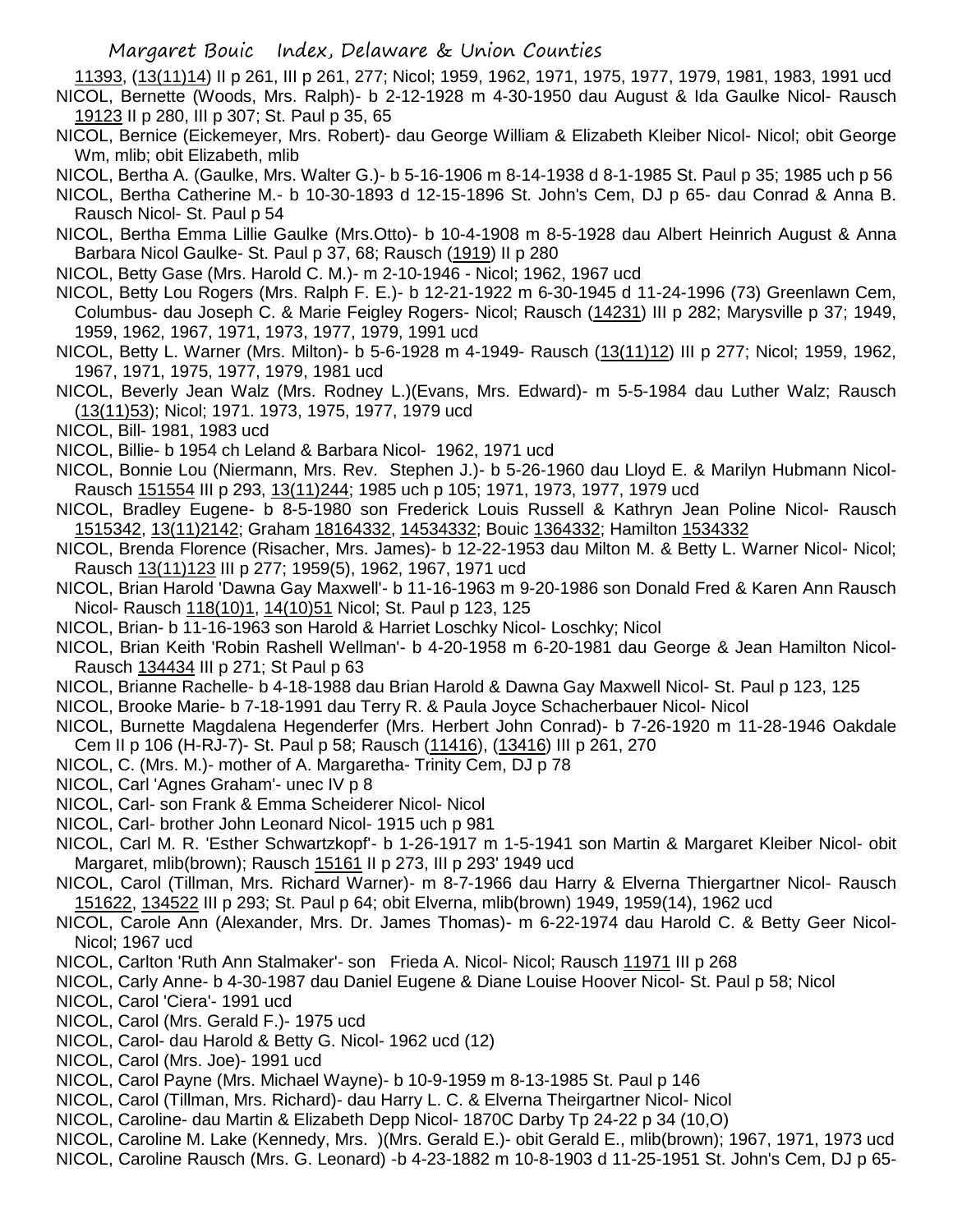11393, (13(11)14) II p 261, III p 261, 277; Nicol; 1959, 1962, 1971, 1975, 1977, 1979, 1981, 1983, 1991 ucd

NICOL, Bernette (Woods, Mrs. Ralph)- b 2-12-1928 m 4-30-1950 dau August & Ida Gaulke Nicol- Rausch 19123 II p 280, III p 307; St. Paul p 35, 65

NICOL, Bernice (Eickemeyer, Mrs. Robert)- dau George William & Elizabeth Kleiber Nicol- Nicol; obit George Wm, mlib; obit Elizabeth, mlib

NICOL, Bertha A. (Gaulke, Mrs. Walter G.)- b 5-16-1906 m 8-14-1938 d 8-1-1985 St. Paul p 35; 1985 uch p 56

NICOL, Bertha Catherine M.- b 10-30-1893 d 12-15-1896 St. John's Cem, DJ p 65- dau Conrad & Anna B. Rausch Nicol- St. Paul p 54

NICOL, Bertha Emma Lillie Gaulke (Mrs.Otto)- b 10-4-1908 m 8-5-1928 dau Albert Heinrich August & Anna Barbara Nicol Gaulke- St. Paul p 37, 68; Rausch (1919) II p 280

NICOL, Betty Gase (Mrs. Harold C. M.)- m 2-10-1946 - Nicol; 1962, 1967 ucd

NICOL, Betty Lou Rogers (Mrs. Ralph F. E.)- b 12-21-1922 m 6-30-1945 d 11-24-1996 (73) Greenlawn Cem, Columbus- dau Joseph C. & Marie Feigley Rogers- Nicol; Rausch (14231) III p 282; Marysville p 37; 1949, 1959, 1962, 1967, 1971, 1973, 1977, 1979, 1991 ucd

NICOL, Betty L. Warner (Mrs. Milton)- b 5-6-1928 m 4-1949- Rausch (13(11)12) III p 277; Nicol; 1959, 1962, 1967, 1971, 1975, 1977, 1979, 1981 ucd

NICOL, Beverly Jean Walz (Mrs. Rodney L.)(Evans, Mrs. Edward)- m 5-5-1984 dau Luther Walz; Rausch (13(11)53); Nicol; 1971. 1973, 1975, 1977, 1979 ucd

NICOL, Bill- 1981, 1983 ucd

NICOL, Billie- b 1954 ch Leland & Barbara Nicol- 1962, 1971 ucd

NICOL, Bonnie Lou (Niermann, Mrs. Rev. Stephen J.)- b 5-26-1960 dau Lloyd E. & Marilyn Hubmann Nicol- Rausch 151554 III p 293, 13(11)244; 1985 uch p 105; 1971, 1973, 1977, 1979 ucd

NICOL, Bradley Eugene- b 8-5-1980 son Frederick Louis Russell & Kathryn Jean Poline Nicol- Rausch 1515342, 13(11)2142; Graham 18164332, 14534332; Bouic 1364332; Hamilton 1534332

NICOL, Brenda Florence (Risacher, Mrs. James)- b 12-22-1953 dau Milton M. & Betty L. Warner Nicol- Nicol; Rausch 13(11)123 III p 277; 1959(5), 1962, 1967, 1971 ucd

NICOL, Brian Harold 'Dawna Gay Maxwell'- b 11-16-1963 m 9-20-1986 son Donald Fred & Karen Ann Rausch Nicol- Rausch 118(10)1, 14(10)51 Nicol; St. Paul p 123, 125

NICOL, Brian- b 11-16-1963 son Harold & Harriet Loschky Nicol- Loschky; Nicol

NICOL, Brian Keith 'Robin Rashell Wellman'- b 4-20-1958 m 6-20-1981 dau George & Jean Hamilton Nicol- Rausch 134434 III p 271; St Paul p 63

NICOL, Brianne Rachelle- b 4-18-1988 dau Brian Harold & Dawna Gay Maxwell Nicol- St. Paul p 123, 125

NICOL, Brooke Marie- b 7-18-1991 dau Terry R. & Paula Joyce Schacherbauer Nicol- Nicol

NICOL, Burnette Magdalena Hegenderfer (Mrs. Herbert John Conrad)- b 7-26-1920 m 11-28-1946 Oakdale Cem II p 106 (H-RJ-7)- St. Paul p 58; Rausch (11416), (13416) III p 261, 270

NICOL, C. (Mrs. M.)- mother of A. Margaretha- Trinity Cem, DJ p 78

NICOL, Carl 'Agnes Graham'- unec IV p 8

NICOL, Carl- son Frank & Emma Scheiderer Nicol- Nicol

NICOL, Carl- brother John Leonard Nicol- 1915 uch p 981

NICOL, Carl M. R. 'Esther Schwartzkopf'- b 1-26-1917 m 1-5-1941 son Martin & Margaret Kleiber Nicol- obit Margaret, mlib(brown); Rausch 15161 II p 273, III p 293' 1949 ucd

NICOL, Carol (Tillman, Mrs. Richard Warner)- m 8-7-1966 dau Harry & Elverna Thiergartner Nicol- Rausch 151622, 134522 III p 293; St. Paul p 64; obit Elverna, mlib(brown) 1949, 1959(14), 1962 ucd

NICOL, Carole Ann (Alexander, Mrs. Dr. James Thomas)- m 6-22-1974 dau Harold C. & Betty Geer Nicol- Nicol; 1967 ucd

NICOL, Carlton 'Ruth Ann Stalmaker'- son Frieda A. Nicol- Nicol; Rausch 11971 III p 268

NICOL, Carly Anne- b 4-30-1987 dau Daniel Eugene & Diane Louise Hoover Nicol- St. Paul p 58; Nicol

NICOL, Carol 'Ciera'- 1991 ucd

NICOL, Carol (Mrs. Gerald F.)- 1975 ucd

NICOL, Carol- dau Harold & Betty G. Nicol- 1962 ucd (12)

NICOL, Carol (Mrs. Joe)- 1991 ucd

NICOL, Carol Payne (Mrs. Michael Wayne)- b 10-9-1959 m 8-13-1985 St. Paul p 146

NICOL, Carol (Tillman, Mrs. Richard)- dau Harry L. C. & Elverna Theirgartner Nicol- Nicol

NICOL, Caroline- dau Martin & Elizabeth Depp Nicol- 1870C Darby Tp 24-22 p 34 (10,O)

NICOL, Caroline M. Lake (Kennedy, Mrs. )(Mrs. Gerald E.)- obit Gerald E., mlib(brown); 1967, 1971, 1973 ucd

NICOL, Caroline Rausch (Mrs. G. Leonard) -b 4-23-1882 m 10-8-1903 d 11-25-1951 St. John's Cem, DJ p 65-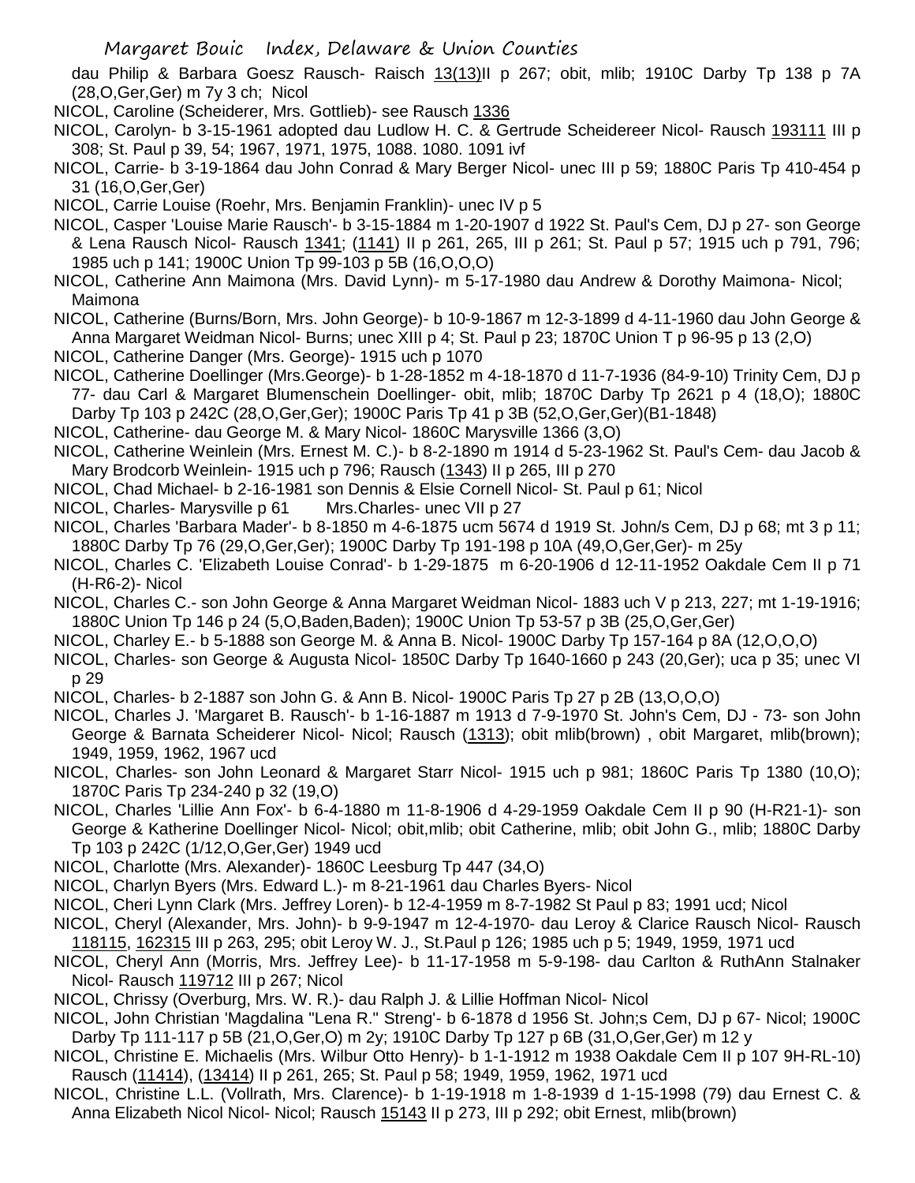dau Philip & Barbara Goesz Rausch- Raisch 13(13)II p 267; obit, mlib; 1910C Darby Tp 138 p 7A (28,O,Ger,Ger) m 7y 3 ch; Nicol

NICOL, Caroline (Scheiderer, Mrs. Gottlieb)- see Rausch 1336

NICOL, Carolyn- b 3-15-1961 adopted dau Ludlow H. C. & Gertrude Scheidereer Nicol- Rausch 193111 III p 308; St. Paul p 39, 54; 1967, 1971, 1975, 1088. 1080. 1091 ivf

NICOL, Carrie- b 3-19-1864 dau John Conrad & Mary Berger Nicol- unec III p 59; 1880C Paris Tp 410-454 p 31 (16,O,Ger,Ger)

NICOL, Carrie Louise (Roehr, Mrs. Benjamin Franklin)- unec IV p 5

NICOL, Casper 'Louise Marie Rausch'- b 3-15-1884 m 1-20-1907 d 1922 St. Paul's Cem, DJ p 27- son George & Lena Rausch Nicol- Rausch 1341; (1141) II p 261, 265, III p 261; St. Paul p 57; 1915 uch p 791, 796; 1985 uch p 141; 1900C Union Tp 99-103 p 5B (16,O,O,O)

NICOL, Catherine Ann Maimona (Mrs. David Lynn)- m 5-17-1980 dau Andrew & Dorothy Maimona- Nicol; Maimona

NICOL, Catherine (Burns/Born, Mrs. John George)- b 10-9-1867 m 12-3-1899 d 4-11-1960 dau John George & Anna Margaret Weidman Nicol- Burns; unec XIII p 4; St. Paul p 23; 1870C Union T p 96-95 p 13 (2,O)

NICOL, Catherine Danger (Mrs. George)- 1915 uch p 1070

NICOL, Catherine Doellinger (Mrs.George)- b 1-28-1852 m 4-18-1870 d 11-7-1936 (84-9-10) Trinity Cem, DJ p 77- dau Carl & Margaret Blumenschein Doellinger- obit, mlib; 1870C Darby Tp 2621 p 4 (18,O); 1880C Darby Tp 103 p 242C (28,O,Ger,Ger); 1900C Paris Tp 41 p 3B (52,O,Ger,Ger)(B1-1848)

NICOL, Catherine- dau George M. & Mary Nicol- 1860C Marysville 1366 (3,O)

NICOL, Catherine Weinlein (Mrs. Ernest M. C.)- b 8-2-1890 m 1914 d 5-23-1962 St. Paul's Cem- dau Jacob & Mary Brodcorb Weinlein- 1915 uch p 796; Rausch (1343) II p 265, III p 270

NICOL, Chad Michael- b 2-16-1981 son Dennis & Elsie Cornell Nicol- St. Paul p 61; Nicol

NICOL, Charles- Marysville p 61 Mrs.Charles- unec VII p 27

NICOL, Charles 'Barbara Mader'- b 8-1850 m 4-6-1875 ucm 5674 d 1919 St. John/s Cem, DJ p 68; mt 3 p 11; 1880C Darby Tp 76 (29,O,Ger,Ger); 1900C Darby Tp 191-198 p 10A (49,O,Ger,Ger)- m 25y

NICOL, Charles C. 'Elizabeth Louise Conrad'- b 1-29-1875 m 6-20-1906 d 12-11-1952 Oakdale Cem II p 71 (H-R6-2)- Nicol

NICOL, Charles C.- son John George & Anna Margaret Weidman Nicol- 1883 uch V p 213, 227; mt 1-19-1916; 1880C Union Tp 146 p 24 (5,O,Baden,Baden); 1900C Union Tp 53-57 p 3B (25,O,Ger,Ger)

NICOL, Charley E.- b 5-1888 son George M. & Anna B. Nicol- 1900C Darby Tp 157-164 p 8A (12,O,O,O)

NICOL, Charles- son George & Augusta Nicol- 1850C Darby Tp 1640-1660 p 243 (20,Ger); uca p 35; unec VI p 29

NICOL, Charles- b 2-1887 son John G. & Ann B. Nicol- 1900C Paris Tp 27 p 2B (13,O,O,O)

NICOL, Charles J. 'Margaret B. Rausch'- b 1-16-1887 m 1913 d 7-9-1970 St. John's Cem, DJ - 73- son John George & Barnata Scheiderer Nicol- Nicol; Rausch (1313); obit mlib(brown) , obit Margaret, mlib(brown); 1949, 1959, 1962, 1967 ucd

NICOL, Charles- son John Leonard & Margaret Starr Nicol- 1915 uch p 981; 1860C Paris Tp 1380 (10,O); 1870C Paris Tp 234-240 p 32 (19,O)

NICOL, Charles 'Lillie Ann Fox'- b 6-4-1880 m 11-8-1906 d 4-29-1959 Oakdale Cem II p 90 (H-R21-1)- son George & Katherine Doellinger Nicol- Nicol; obit,mlib; obit Catherine, mlib; obit John G., mlib; 1880C Darby Tp 103 p 242C (1/12,O,Ger,Ger) 1949 ucd

NICOL, Charlotte (Mrs. Alexander)- 1860C Leesburg Tp 447 (34,O)

NICOL, Charlyn Byers (Mrs. Edward L.)- m 8-21-1961 dau Charles Byers- Nicol

NICOL, Cheri Lynn Clark (Mrs. Jeffrey Loren)- b 12-4-1959 m 8-7-1982 St Paul p 83; 1991 ucd; Nicol

NICOL, Cheryl (Alexander, Mrs. John)- b 9-9-1947 m 12-4-1970- dau Leroy & Clarice Rausch Nicol- Rausch 118115, 162315 III p 263, 295; obit Leroy W. J., St.Paul p 126; 1985 uch p 5; 1949, 1959, 1971 ucd

NICOL, Cheryl Ann (Morris, Mrs. Jeffrey Lee)- b 11-17-1958 m 5-9-198- dau Carlton & RuthAnn Stalnaker Nicol- Rausch 119712 III p 267; Nicol

NICOL, Chrissy (Overburg, Mrs. W. R.)- dau Ralph J. & Lillie Hoffman Nicol- Nicol

NICOL, John Christian 'Magdalina "Lena R." Streng'- b 6-1878 d 1956 St. John;s Cem, DJ p 67- Nicol; 1900C Darby Tp 111-117 p 5B (21,O,Ger,O) m 2y; 1910C Darby Tp 127 p 6B (31,O,Ger,Ger) m 12 y

NICOL, Christine E. Michaelis (Mrs. Wilbur Otto Henry)- b 1-1-1912 m 1938 Oakdale Cem II p 107 9H-RL-10) Rausch (11414), (13414) II p 261, 265; St. Paul p 58; 1949, 1959, 1962, 1971 ucd

NICOL, Christine L.L. (Vollrath, Mrs. Clarence)- b 1-19-1918 m 1-8-1939 d 1-15-1998 (79) dau Ernest C. & Anna Elizabeth Nicol Nicol- Nicol; Rausch 15143 II p 273, III p 292; obit Ernest, mlib(brown)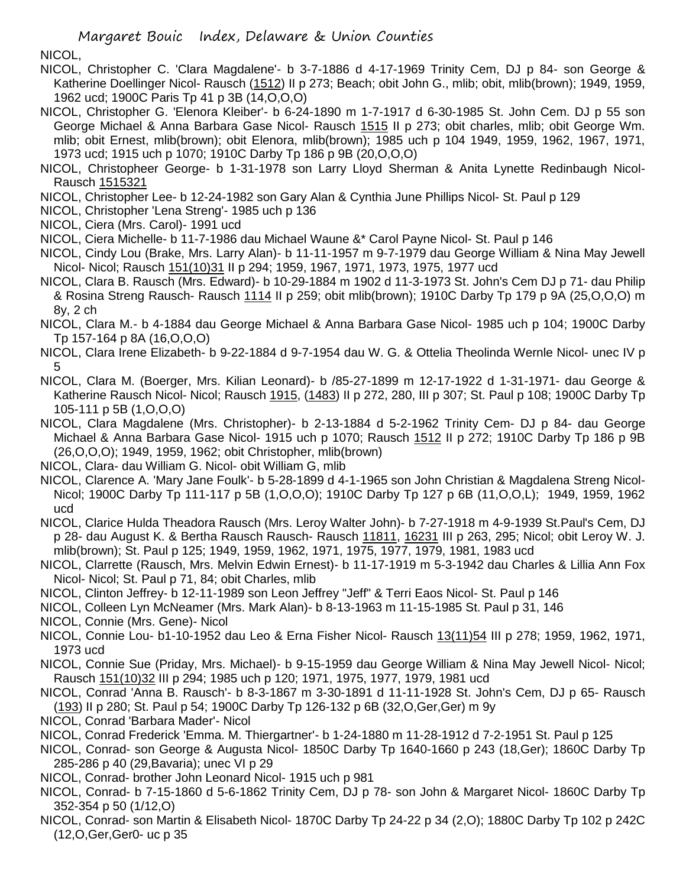NICOL,

NICOL, Christopher C. 'Clara Magdalene'- b 3-7-1886 d 4-17-1969 Trinity Cem, DJ p 84- son George & Katherine Doellinger Nicol- Rausch (1512) II p 273; Beach; obit John G., mlib; obit, mlib(brown); 1949, 1959, 1962 ucd; 1900C Paris Tp 41 p 3B (14,O,O,O)

NICOL, Christopher G. 'Elenora Kleiber'- b 6-24-1890 m 1-7-1917 d 6-30-1985 St. John Cem. DJ p 55 son George Michael & Anna Barbara Gase Nicol- Rausch 1515 II p 273; obit charles, mlib; obit George Wm. mlib; obit Ernest, mlib(brown); obit Elenora, mlib(brown); 1985 uch p 104 1949, 1959, 1962, 1967, 1971, 1973 ucd; 1915 uch p 1070; 1910C Darby Tp 186 p 9B (20,O,O,O)

NICOL, Christopheer George- b 1-31-1978 son Larry Lloyd Sherman & Anita Lynette Redinbaugh Nicol- Rausch 1515321

NICOL, Christopher Lee- b 12-24-1982 son Gary Alan & Cynthia June Phillips Nicol- St. Paul p 129

NICOL, Christopher 'Lena Streng'- 1985 uch p 136

NICOL, Ciera (Mrs. Carol)- 1991 ucd

NICOL, Ciera Michelle- b 11-7-1986 dau Michael Waune &* Carol Payne Nicol- St. Paul p 146

NICOL, Cindy Lou (Brake, Mrs. Larry Alan)- b 11-11-1957 m 9-7-1979 dau George William & Nina May Jewell Nicol- Nicol; Rausch 151(10)31 II p 294; 1959, 1967, 1971, 1973, 1975, 1977 ucd

NICOL, Clara B. Rausch (Mrs. Edward)- b 10-29-1884 m 1902 d 11-3-1973 St. John's Cem DJ p 71- dau Philip & Rosina Streng Rausch- Rausch 1114 II p 259; obit mlib(brown); 1910C Darby Tp 179 p 9A (25,O,O,O) m 8y, 2 ch

NICOL, Clara M.- b 4-1884 dau George Michael & Anna Barbara Gase Nicol- 1985 uch p 104; 1900C Darby Tp 157-164 p 8A (16,O,O,O)

NICOL, Clara Irene Elizabeth- b 9-22-1884 d 9-7-1954 dau W. G. & Ottelia Theolinda Wernle Nicol- unec IV p 5

NICOL, Clara M. (Boerger, Mrs. Kilian Leonard)- b /85-27-1899 m 12-17-1922 d 1-31-1971- dau George & Katherine Rausch Nicol- Nicol; Rausch 1915, (1483) II p 272, 280, III p 307; St. Paul p 108; 1900C Darby Tp 105-111 p 5B (1,O,O,O)

NICOL, Clara Magdalene (Mrs. Christopher)- b 2-13-1884 d 5-2-1962 Trinity Cem- DJ p 84- dau George Michael & Anna Barbara Gase Nicol- 1915 uch p 1070; Rausch 1512 II p 272; 1910C Darby Tp 186 p 9B (26,O,O,O); 1949, 1959, 1962; obit Christopher, mlib(brown)

NICOL, Clara- dau William G. Nicol- obit William G, mlib

NICOL, Clarence A. 'Mary Jane Foulk'- b 5-28-1899 d 4-1-1965 son John Christian & Magdalena Streng Nicol- Nicol; 1900C Darby Tp 111-117 p 5B (1,O,O,O); 1910C Darby Tp 127 p 6B (11,O,O,L); 1949, 1959, 1962 ucd

NICOL, Clarice Hulda Theadora Rausch (Mrs. Leroy Walter John)- b 7-27-1918 m 4-9-1939 St.Paul's Cem, DJ p 28- dau August K. & Bertha Rausch Rausch- Rausch 11811, 16231 III p 263, 295; Nicol; obit Leroy W. J. mlib(brown); St. Paul p 125; 1949, 1959, 1962, 1971, 1975, 1977, 1979, 1981, 1983 ucd

NICOL, Clarrette (Rausch, Mrs. Melvin Edwin Ernest)- b 11-17-1919 m 5-3-1942 dau Charles & Lillia Ann Fox Nicol- Nicol; St. Paul p 71, 84; obit Charles, mlib

NICOL, Clinton Jeffrey- b 12-11-1989 son Leon Jeffrey "Jeff" & Terri Eaos Nicol- St. Paul p 146

NICOL, Colleen Lyn McNeamer (Mrs. Mark Alan)- b 8-13-1963 m 11-15-1985 St. Paul p 31, 146

NICOL, Connie (Mrs. Gene)- Nicol

NICOL, Connie Lou- b1-10-1952 dau Leo & Erna Fisher Nicol- Rausch 13(11)54 III p 278; 1959, 1962, 1971, 1973 ucd

NICOL, Connie Sue (Priday, Mrs. Michael)- b 9-15-1959 dau George William & Nina May Jewell Nicol- Nicol; Rausch 151(10)32 III p 294; 1985 uch p 120; 1971, 1975, 1977, 1979, 1981 ucd

NICOL, Conrad 'Anna B. Rausch'- b 8-3-1867 m 3-30-1891 d 11-11-1928 St. John's Cem, DJ p 65- Rausch (193) II p 280; St. Paul p 54; 1900C Darby Tp 126-132 p 6B (32,O,Ger,Ger) m 9y

NICOL, Conrad 'Barbara Mader'- Nicol

NICOL, Conrad Frederick 'Emma. M. Thiergartner'- b 1-24-1880 m 11-28-1912 d 7-2-1951 St. Paul p 125

NICOL, Conrad- son George & Augusta Nicol- 1850C Darby Tp 1640-1660 p 243 (18,Ger); 1860C Darby Tp 285-286 p 40 (29,Bavaria); unec VI p 29

NICOL, Conrad- brother John Leonard Nicol- 1915 uch p 981

NICOL, Conrad- b 7-15-1860 d 5-6-1862 Trinity Cem, DJ p 78- son John & Margaret Nicol- 1860C Darby Tp 352-354 p 50 (1/12,O)

NICOL, Conrad- son Martin & Elisabeth Nicol- 1870C Darby Tp 24-22 p 34 (2,O); 1880C Darby Tp 102 p 242C (12,O,Ger,Ger0- uc p 35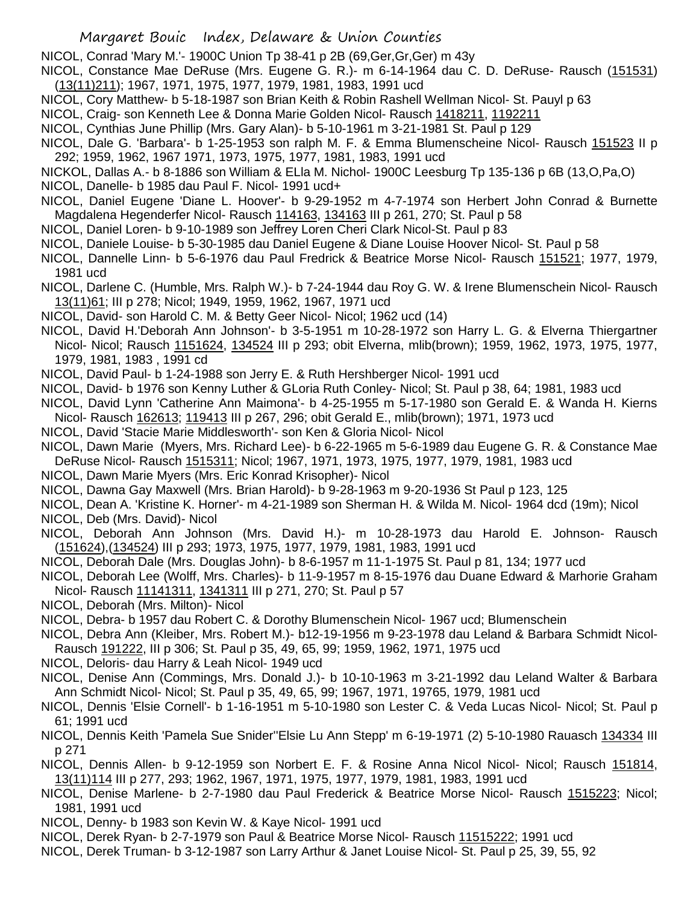NICOL, Conrad 'Mary M.'- 1900C Union Tp 38-41 p 2B (69,Ger,Gr,Ger) m 43y

NICOL, Constance Mae DeRuse (Mrs. Eugene G. R.)- m 6-14-1964 dau C. D. DeRuse- Rausch (151531) (13(11)211); 1967, 1971, 1975, 1977, 1979, 1981, 1983, 1991 ucd

NICOL, Cory Matthew- b 5-18-1987 son Brian Keith & Robin Rashell Wellman Nicol- St. Pauyl p 63

NICOL, Craig- son Kenneth Lee & Donna Marie Golden Nicol- Rausch 1418211, 1192211

NICOL, Cynthias June Phillip (Mrs. Gary Alan)- b 5-10-1961 m 3-21-1981 St. Paul p 129

NICOL, Dale G. 'Barbara'- b 1-25-1953 son ralph M. F. & Emma Blumenscheine Nicol- Rausch 151523 II p 292; 1959, 1962, 1967 1971, 1973, 1975, 1977, 1981, 1983, 1991 ucd

NICKOL, Dallas A.- b 8-1886 son William & ELla M. Nichol- 1900C Leesburg Tp 135-136 p 6B (13,O,Pa,O)

NICOL, Danelle- b 1985 dau Paul F. Nicol- 1991 ucd+

NICOL, Daniel Eugene 'Diane L. Hoover'- b 9-29-1952 m 4-7-1974 son Herbert John Conrad & Burnette Magdalena Hegenderfer Nicol- Rausch 114163, 134163 III p 261, 270; St. Paul p 58

NICOL, Daniel Loren- b 9-10-1989 son Jeffrey Loren Cheri Clark Nicol-St. Paul p 83

NICOL, Daniele Louise- b 5-30-1985 dau Daniel Eugene & Diane Louise Hoover Nicol- St. Paul p 58

NICOL, Dannelle Linn- b 5-6-1976 dau Paul Fredrick & Beatrice Morse Nicol- Rausch 151521; 1977, 1979, 1981 ucd

NICOL, Darlene C. (Humble, Mrs. Ralph W.)- b 7-24-1944 dau Roy G. W. & Irene Blumenschein Nicol- Rausch 13(11)61; III p 278; Nicol; 1949, 1959, 1962, 1967, 1971 ucd

NICOL, David- son Harold C. M. & Betty Geer Nicol- Nicol; 1962 ucd (14)

NICOL, David H.'Deborah Ann Johnson'- b 3-5-1951 m 10-28-1972 son Harry L. G. & Elverna Thiergartner Nicol- Nicol; Rausch 1151624, 134524 III p 293; obit Elverna, mlib(brown); 1959, 1962, 1973, 1975, 1977, 1979, 1981, 1983 , 1991 cd

NICOL, David Paul- b 1-24-1988 son Jerry E. & Ruth Hershberger Nicol- 1991 ucd

NICOL, David- b 1976 son Kenny Luther & GLoria Ruth Conley- Nicol; St. Paul p 38, 64; 1981, 1983 ucd

NICOL, David Lynn 'Catherine Ann Maimona'- b 4-25-1955 m 5-17-1980 son Gerald E. & Wanda H. Kierns Nicol- Rausch 162613; 119413 III p 267, 296; obit Gerald E., mlib(brown); 1971, 1973 ucd

NICOL, David 'Stacie Marie Middlesworth'- son Ken & Gloria Nicol- Nicol

NICOL, Dawn Marie (Myers, Mrs. Richard Lee)- b 6-22-1965 m 5-6-1989 dau Eugene G. R. & Constance Mae DeRuse Nicol- Rausch 1515311; Nicol; 1967, 1971, 1973, 1975, 1977, 1979, 1981, 1983 ucd

NICOL, Dawn Marie Myers (Mrs. Eric Konrad Krisopher)- Nicol

NICOL, Dawna Gay Maxwell (Mrs. Brian Harold)- b 9-28-1963 m 9-20-1936 St Paul p 123, 125

NICOL, Dean A. 'Kristine K. Horner'- m 4-21-1989 son Sherman H. & Wilda M. Nicol- 1964 dcd (19m); Nicol

NICOL, Deb (Mrs. David)- Nicol

NICOL, Deborah Ann Johnson (Mrs. David H.)- m 10-28-1973 dau Harold E. Johnson- Rausch (151624),(134524) III p 293; 1973, 1975, 1977, 1979, 1981, 1983, 1991 ucd

NICOL, Deborah Dale (Mrs. Douglas John)- b 8-6-1957 m 11-1-1975 St. Paul p 81, 134; 1977 ucd

NICOL, Deborah Lee (Wolff, Mrs. Charles)- b 11-9-1957 m 8-15-1976 dau Duane Edward & Marhorie Graham Nicol- Rausch 11141311, 1341311 III p 271, 270; St. Paul p 57

NICOL, Deborah (Mrs. Milton)- Nicol

NICOL, Debra- b 1957 dau Robert C. & Dorothy Blumenschein Nicol- 1967 ucd; Blumenschein

NICOL, Debra Ann (Kleiber, Mrs. Robert M.)- b12-19-1956 m 9-23-1978 dau Leland & Barbara Schmidt Nicol- Rausch 191222, III p 306; St. Paul p 35, 49, 65, 99; 1959, 1962, 1971, 1975 ucd

NICOL, Deloris- dau Harry & Leah Nicol- 1949 ucd

NICOL, Denise Ann (Commings, Mrs. Donald J.)- b 10-10-1963 m 3-21-1992 dau Leland Walter & Barbara Ann Schmidt Nicol- Nicol; St. Paul p 35, 49, 65, 99; 1967, 1971, 19765, 1979, 1981 ucd

NICOL, Dennis 'Elsie Cornell'- b 1-16-1951 m 5-10-1980 son Lester C. & Veda Lucas Nicol- Nicol; St. Paul p 61; 1991 ucd

NICOL, Dennis Keith 'Pamela Sue Snider''Elsie Lu Ann Stepp' m 6-19-1971 (2) 5-10-1980 Rauasch 134334 III p 271

NICOL, Dennis Allen- b 9-12-1959 son Norbert E. F. & Rosine Anna Nicol Nicol- Nicol; Rausch 151814, 13(11)114 III p 277, 293; 1962, 1967, 1971, 1975, 1977, 1979, 1981, 1983, 1991 ucd

NICOL, Denise Marlene- b 2-7-1980 dau Paul Frederick & Beatrice Morse Nicol- Rausch 1515223; Nicol; 1981, 1991 ucd

NICOL, Denny- b 1983 son Kevin W. & Kaye Nicol- 1991 ucd

NICOL, Derek Ryan- b 2-7-1979 son Paul & Beatrice Morse Nicol- Rausch 11515222; 1991 ucd

NICOL, Derek Truman- b 3-12-1987 son Larry Arthur & Janet Louise Nicol- St. Paul p 25, 39, 55, 92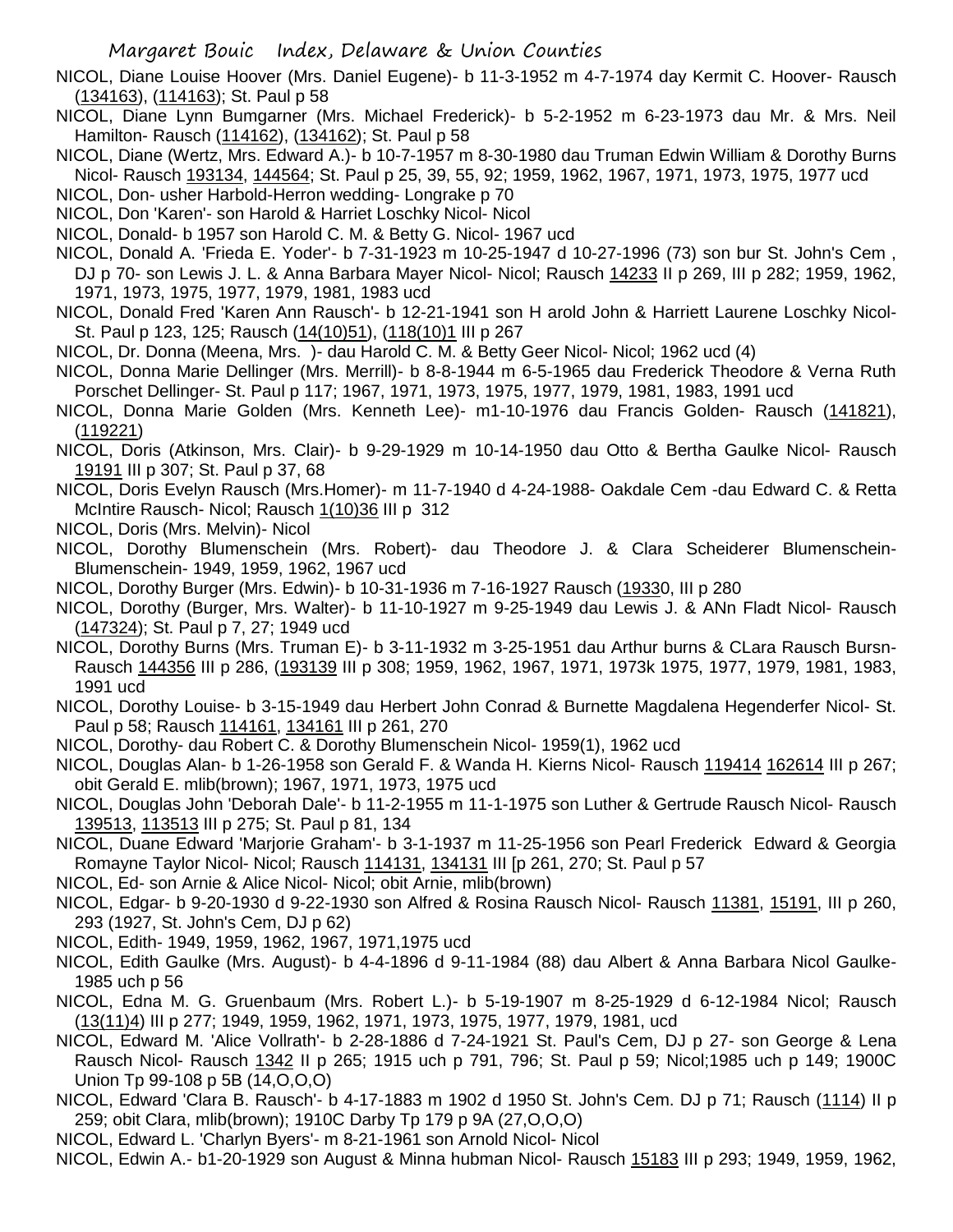NICOL, Diane Louise Hoover (Mrs. Daniel Eugene)- b 11-3-1952 m 4-7-1974 day Kermit C. Hoover- Rausch (134163), (114163); St. Paul p 58

NICOL, Diane Lynn Bumgarner (Mrs. Michael Frederick)- b 5-2-1952 m 6-23-1973 dau Mr. & Mrs. Neil Hamilton- Rausch (114162), (134162); St. Paul p 58

NICOL, Diane (Wertz, Mrs. Edward A.)- b 10-7-1957 m 8-30-1980 dau Truman Edwin William & Dorothy Burns Nicol- Rausch 193134, 144564; St. Paul p 25, 39, 55, 92; 1959, 1962, 1967, 1971, 1973, 1975, 1977 ucd

NICOL, Don- usher Harbold-Herron wedding- Longrake p 70

NICOL, Don 'Karen'- son Harold & Harriet Loschky Nicol- Nicol

NICOL, Donald- b 1957 son Harold C. M. & Betty G. Nicol- 1967 ucd

NICOL, Donald A. 'Frieda E. Yoder'- b 7-31-1923 m 10-25-1947 d 10-27-1996 (73) son bur St. John's Cem , DJ p 70- son Lewis J. L. & Anna Barbara Mayer Nicol- Nicol; Rausch 14233 II p 269, III p 282; 1959, 1962, 1971, 1973, 1975, 1977, 1979, 1981, 1983 ucd

NICOL, Donald Fred 'Karen Ann Rausch'- b 12-21-1941 son H arold John & Harriett Laurene Loschky Nicol- St. Paul p 123, 125; Rausch (14(10)51), (118(10)1 III p 267

NICOL, Dr. Donna (Meena, Mrs. )- dau Harold C. M. & Betty Geer Nicol- Nicol; 1962 ucd (4)

NICOL, Donna Marie Dellinger (Mrs. Merrill)- b 8-8-1944 m 6-5-1965 dau Frederick Theodore & Verna Ruth Porschet Dellinger- St. Paul p 117; 1967, 1971, 1973, 1975, 1977, 1979, 1981, 1983, 1991 ucd

NICOL, Donna Marie Golden (Mrs. Kenneth Lee)- m1-10-1976 dau Francis Golden- Rausch (141821), (119221)

NICOL, Doris (Atkinson, Mrs. Clair)- b 9-29-1929 m 10-14-1950 dau Otto & Bertha Gaulke Nicol- Rausch 19191 III p 307; St. Paul p 37, 68

NICOL, Doris Evelyn Rausch (Mrs.Homer)- m 11-7-1940 d 4-24-1988- Oakdale Cem -dau Edward C. & Retta McIntire Rausch- Nicol; Rausch 1(10)36 III p 312

NICOL, Doris (Mrs. Melvin)- Nicol

NICOL, Dorothy Blumenschein (Mrs. Robert)- dau Theodore J. & Clara Scheiderer Blumenschein- Blumenschein- 1949, 1959, 1962, 1967 ucd

NICOL, Dorothy Burger (Mrs. Edwin)- b 10-31-1936 m 7-16-1927 Rausch (19330, III p 280

NICOL, Dorothy (Burger, Mrs. Walter)- b 11-10-1927 m 9-25-1949 dau Lewis J. & ANn Fladt Nicol- Rausch (147324); St. Paul p 7, 27; 1949 ucd

NICOL, Dorothy Burns (Mrs. Truman E)- b 3-11-1932 m 3-25-1951 dau Arthur burns & CLara Rausch Bursn- Rausch 144356 III p 286, (193139 III p 308; 1959, 1962, 1967, 1971, 1973k 1975, 1977, 1979, 1981, 1983, 1991 ucd

NICOL, Dorothy Louise- b 3-15-1949 dau Herbert John Conrad & Burnette Magdalena Hegenderfer Nicol- St. Paul p 58; Rausch 114161, 134161 III p 261, 270

NICOL, Dorothy- dau Robert C. & Dorothy Blumenschein Nicol- 1959(1), 1962 ucd

NICOL, Douglas Alan- b 1-26-1958 son Gerald F. & Wanda H. Kierns Nicol- Rausch 119414 162614 III p 267; obit Gerald E. mlib(brown); 1967, 1971, 1973, 1975 ucd

NICOL, Douglas John 'Deborah Dale'- b 11-2-1955 m 11-1-1975 son Luther & Gertrude Rausch Nicol- Rausch 139513, 113513 III p 275; St. Paul p 81, 134

NICOL, Duane Edward 'Marjorie Graham'- b 3-1-1937 m 11-25-1956 son Pearl Frederick Edward & Georgia Romayne Taylor Nicol- Nicol; Rausch 114131, 134131 III [p 261, 270; St. Paul p 57

NICOL, Ed- son Arnie & Alice Nicol- Nicol; obit Arnie, mlib(brown)

NICOL, Edgar- b 9-20-1930 d 9-22-1930 son Alfred & Rosina Rausch Nicol- Rausch 11381, 15191, III p 260, 293 (1927, St. John's Cem, DJ p 62)

NICOL, Edith- 1949, 1959, 1962, 1967, 1971,1975 ucd

NICOL, Edith Gaulke (Mrs. August)- b 4-4-1896 d 9-11-1984 (88) dau Albert & Anna Barbara Nicol Gaulke- 1985 uch p 56

NICOL, Edna M. G. Gruenbaum (Mrs. Robert L.)- b 5-19-1907 m 8-25-1929 d 6-12-1984 Nicol; Rausch (13(11)4) III p 277; 1949, 1959, 1962, 1971, 1973, 1975, 1977, 1979, 1981, ucd

NICOL, Edward M. 'Alice Vollrath'- b 2-28-1886 d 7-24-1921 St. Paul's Cem, DJ p 27- son George & Lena Rausch Nicol- Rausch 1342 II p 265; 1915 uch p 791, 796; St. Paul p 59; Nicol;1985 uch p 149; 1900C Union Tp 99-108 p 5B (14,O,O,O)

NICOL, Edward 'Clara B. Rausch'- b 4-17-1883 m 1902 d 1950 St. John's Cem. DJ p 71; Rausch (1114) II p 259; obit Clara, mlib(brown); 1910C Darby Tp 179 p 9A (27,O,O,O)

NICOL, Edward L. 'Charlyn Byers'- m 8-21-1961 son Arnold Nicol- Nicol

NICOL, Edwin A.- b1-20-1929 son August & Minna hubman Nicol- Rausch 15183 III p 293; 1949, 1959, 1962,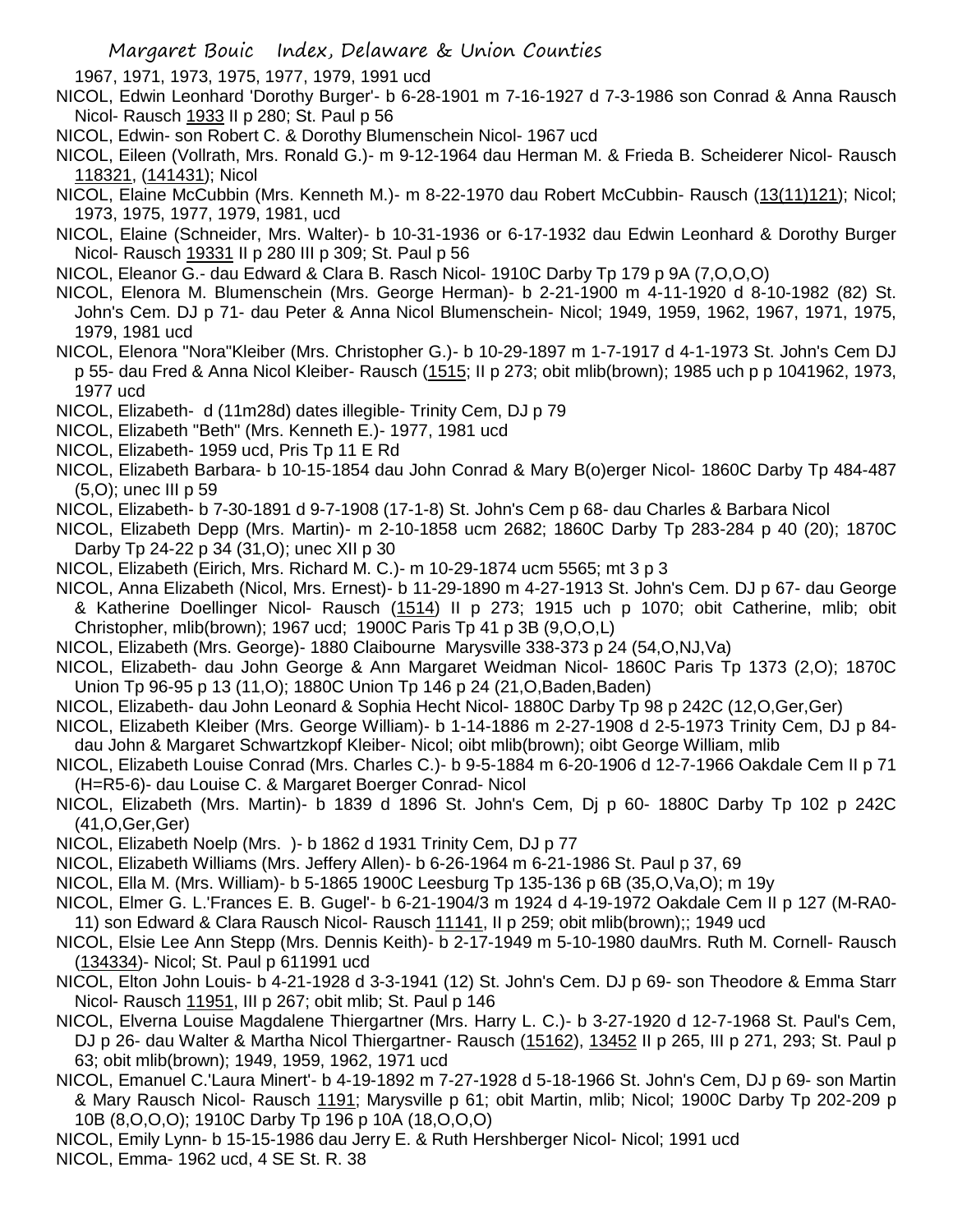1967, 1971, 1973, 1975, 1977, 1979, 1991 ucd

NICOL, Edwin Leonhard 'Dorothy Burger'- b 6-28-1901 m 7-16-1927 d 7-3-1986 son Conrad & Anna Rausch Nicol- Rausch 1933 II p 280; St. Paul p 56

NICOL, Edwin- son Robert C. & Dorothy Blumenschein Nicol- 1967 ucd

NICOL, Eileen (Vollrath, Mrs. Ronald G.)- m 9-12-1964 dau Herman M. & Frieda B. Scheiderer Nicol- Rausch 118321, (141431); Nicol

NICOL, Elaine McCubbin (Mrs. Kenneth M.)- m 8-22-1970 dau Robert McCubbin- Rausch (13(11)121); Nicol; 1973, 1975, 1977, 1979, 1981, ucd

NICOL, Elaine (Schneider, Mrs. Walter)- b 10-31-1936 or 6-17-1932 dau Edwin Leonhard & Dorothy Burger Nicol- Rausch 19331 II p 280 III p 309; St. Paul p 56

NICOL, Eleanor G.- dau Edward & Clara B. Rasch Nicol- 1910C Darby Tp 179 p 9A (7,O,O,O)

NICOL, Elenora M. Blumenschein (Mrs. George Herman)- b 2-21-1900 m 4-11-1920 d 8-10-1982 (82) St. John's Cem. DJ p 71- dau Peter & Anna Nicol Blumenschein- Nicol; 1949, 1959, 1962, 1967, 1971, 1975, 1979, 1981 ucd

NICOL, Elenora "Nora"Kleiber (Mrs. Christopher G.)- b 10-29-1897 m 1-7-1917 d 4-1-1973 St. John's Cem DJ p 55- dau Fred & Anna Nicol Kleiber- Rausch (1515; II p 273; obit mlib(brown); 1985 uch p p 1041962, 1973, 1977 ucd

NICOL, Elizabeth- d (11m28d) dates illegible- Trinity Cem, DJ p 79

NICOL, Elizabeth "Beth" (Mrs. Kenneth E.)- 1977, 1981 ucd

NICOL, Elizabeth- 1959 ucd, Pris Tp 11 E Rd

NICOL, Elizabeth Barbara- b 10-15-1854 dau John Conrad & Mary B(o)erger Nicol- 1860C Darby Tp 484-487 (5,O); unec III p 59

NICOL, Elizabeth- b 7-30-1891 d 9-7-1908 (17-1-8) St. John's Cem p 68- dau Charles & Barbara Nicol

NICOL, Elizabeth Depp (Mrs. Martin)- m 2-10-1858 ucm 2682; 1860C Darby Tp 283-284 p 40 (20); 1870C Darby Tp 24-22 p 34 (31,O); unec XII p 30

NICOL, Elizabeth (Eirich, Mrs. Richard M. C.)- m 10-29-1874 ucm 5565; mt 3 p 3

NICOL, Anna Elizabeth (Nicol, Mrs. Ernest)- b 11-29-1890 m 4-27-1913 St. John's Cem. DJ p 67- dau George & Katherine Doellinger Nicol- Rausch (1514) II p 273; 1915 uch p 1070; obit Catherine, mlib; obit Christopher, mlib(brown); 1967 ucd; 1900C Paris Tp 41 p 3B (9,O,O,L)

NICOL, Elizabeth (Mrs. George)- 1880 Claibourne Marysville 338-373 p 24 (54,O,NJ,Va)

NICOL, Elizabeth- dau John George & Ann Margaret Weidman Nicol- 1860C Paris Tp 1373 (2,O); 1870C Union Tp 96-95 p 13 (11,O); 1880C Union Tp 146 p 24 (21,O,Baden,Baden)

NICOL, Elizabeth- dau John Leonard & Sophia Hecht Nicol- 1880C Darby Tp 98 p 242C (12,O,Ger,Ger)

NICOL, Elizabeth Kleiber (Mrs. George William)- b 1-14-1886 m 2-27-1908 d 2-5-1973 Trinity Cem, DJ p 84- dau John & Margaret Schwartzkopf Kleiber- Nicol; oibt mlib(brown); oibt George William, mlib

NICOL, Elizabeth Louise Conrad (Mrs. Charles C.)- b 9-5-1884 m 6-20-1906 d 12-7-1966 Oakdale Cem II p 71 (H=R5-6)- dau Louise C. & Margaret Boerger Conrad- Nicol

NICOL, Elizabeth (Mrs. Martin)- b 1839 d 1896 St. John's Cem, Dj p 60- 1880C Darby Tp 102 p 242C (41,O,Ger,Ger)

NICOL, Elizabeth Noelp (Mrs. )- b 1862 d 1931 Trinity Cem, DJ p 77

NICOL, Elizabeth Williams (Mrs. Jeffery Allen)- b 6-26-1964 m 6-21-1986 St. Paul p 37, 69

NICOL, Ella M. (Mrs. William)- b 5-1865 1900C Leesburg Tp 135-136 p 6B (35,O,Va,O); m 19y

NICOL, Elmer G. L.'Frances E. B. Gugel'- b 6-21-1904/3 m 1924 d 4-19-1972 Oakdale Cem II p 127 (M-RA0-11) son Edward & Clara Rausch Nicol- Rausch 11141, II p 259; obit mlib(brown);; 1949 ucd

NICOL, Elsie Lee Ann Stepp (Mrs. Dennis Keith)- b 2-17-1949 m 5-10-1980 dauMrs. Ruth M. Cornell- Rausch (134334)- Nicol; St. Paul p 611991 ucd

NICOL, Elton John Louis- b 4-21-1928 d 3-3-1941 (12) St. John's Cem. DJ p 69- son Theodore & Emma Starr Nicol- Rausch 11951, III p 267; obit mlib; St. Paul p 146

NICOL, Elverna Louise Magdalene Thiergartner (Mrs. Harry L. C.)- b 3-27-1920 d 12-7-1968 St. Paul's Cem, DJ p 26- dau Walter & Martha Nicol Thiergartner- Rausch (15162), 13452 II p 265, III p 271, 293; St. Paul p 63; obit mlib(brown); 1949, 1959, 1962, 1971 ucd

NICOL, Emanuel C.'Laura Minert'- b 4-19-1892 m 7-27-1928 d 5-18-1966 St. John's Cem, DJ p 69- son Martin & Mary Rausch Nicol- Rausch 1191; Marysville p 61; obit Martin, mlib; Nicol; 1900C Darby Tp 202-209 p 10B (8,O,O,O); 1910C Darby Tp 196 p 10A (18,O,O,O)

NICOL, Emily Lynn- b 15-15-1986 dau Jerry E. & Ruth Hershberger Nicol- Nicol; 1991 ucd

NICOL, Emma- 1962 ucd, 4 SE St. R. 38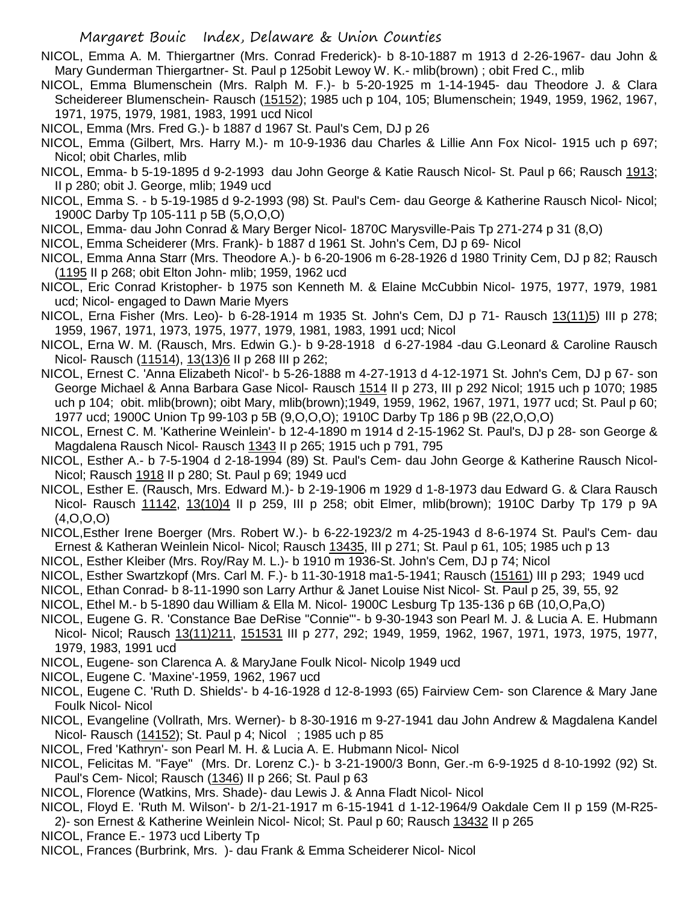NICOL, Emma A. M. Thiergartner (Mrs. Conrad Frederick)- b 8-10-1887 m 1913 d 2-26-1967- dau John & Mary Gunderman Thiergartner- St. Paul p 125obit Lewoy W. K.- mlib(brown) ; obit Fred C., mlib

NICOL, Emma Blumenschein (Mrs. Ralph M. F.)- b 5-20-1925 m 1-14-1945- dau Theodore J. & Clara Scheidereer Blumenschein- Rausch (15152); 1985 uch p 104, 105; Blumenschein; 1949, 1959, 1962, 1967, 1971, 1975, 1979, 1981, 1983, 1991 ucd Nicol

NICOL, Emma (Mrs. Fred G.)- b 1887 d 1967 St. Paul's Cem, DJ p 26

NICOL, Emma (Gilbert, Mrs. Harry M.)- m 10-9-1936 dau Charles & Lillie Ann Fox Nicol- 1915 uch p 697; Nicol; obit Charles, mlib

NICOL, Emma- b 5-19-1895 d 9-2-1993 dau John George & Katie Rausch Nicol- St. Paul p 66; Rausch 1913; II p 280; obit J. George, mlib; 1949 ucd

NICOL, Emma S. - b 5-19-1985 d 9-2-1993 (98) St. Paul's Cem- dau George & Katherine Rausch Nicol- Nicol; 1900C Darby Tp 105-111 p 5B (5,O,O,O)

NICOL, Emma- dau John Conrad & Mary Berger Nicol- 1870C Marysville-Pais Tp 271-274 p 31 (8,O)

NICOL, Emma Scheiderer (Mrs. Frank)- b 1887 d 1961 St. John's Cem, DJ p 69- Nicol

NICOL, Emma Anna Starr (Mrs. Theodore A.)- b 6-20-1906 m 6-28-1926 d 1980 Trinity Cem, DJ p 82; Rausch (1195 II p 268; obit Elton John- mlib; 1959, 1962 ucd

NICOL, Eric Conrad Kristopher- b 1975 son Kenneth M. & Elaine McCubbin Nicol- 1975, 1977, 1979, 1981 ucd; Nicol- engaged to Dawn Marie Myers

NICOL, Erna Fisher (Mrs. Leo)- b 6-28-1914 m 1935 St. John's Cem, DJ p 71- Rausch 13(11)5) III p 278; 1959, 1967, 1971, 1973, 1975, 1977, 1979, 1981, 1983, 1991 ucd; Nicol

NICOL, Erna W. M. (Rausch, Mrs. Edwin G.)- b 9-28-1918 d 6-27-1984 -dau G.Leonard & Caroline Rausch Nicol- Rausch (11514), 13(13)6 II p 268 III p 262;

NICOL, Ernest C. 'Anna Elizabeth Nicol'- b 5-26-1888 m 4-27-1913 d 4-12-1971 St. John's Cem, DJ p 67- son George Michael & Anna Barbara Gase Nicol- Rausch 1514 II p 273, III p 292 Nicol; 1915 uch p 1070; 1985 uch p 104; obit. mlib(brown); oibt Mary, mlib(brown);1949, 1959, 1962, 1967, 1971, 1977 ucd; St. Paul p 60; 1977 ucd; 1900C Union Tp 99-103 p 5B (9,O,O,O); 1910C Darby Tp 186 p 9B (22,O,O,O)

NICOL, Ernest C. M. 'Katherine Weinlein'- b 12-4-1890 m 1914 d 2-15-1962 St. Paul's, DJ p 28- son George & Magdalena Rausch Nicol- Rausch 1343 II p 265; 1915 uch p 791, 795

NICOL, Esther A.- b 7-5-1904 d 2-18-1994 (89) St. Paul's Cem- dau John George & Katherine Rausch Nicol- Nicol; Rausch 1918 II p 280; St. Paul p 69; 1949 ucd

NICOL, Esther E. (Rausch, Mrs. Edward M.)- b 2-19-1906 m 1929 d 1-8-1973 dau Edward G. & Clara Rausch Nicol- Rausch 11142, 13(10)4 II p 259, III p 258; obit Elmer, mlib(brown); 1910C Darby Tp 179 p 9A (4,O,O,O)

NICOL,Esther Irene Boerger (Mrs. Robert W.)- b 6-22-1923/2 m 4-25-1943 d 8-6-1974 St. Paul's Cem- dau Ernest & Katheran Weinlein Nicol- Nicol; Rausch 13435, III p 271; St. Paul p 61, 105; 1985 uch p 13

NICOL, Esther Kleiber (Mrs. Roy/Ray M. L.)- b 1910 m 1936-St. John's Cem, DJ p 74; Nicol

NICOL, Esther Swartzkopf (Mrs. Carl M. F.)- b 11-30-1918 ma1-5-1941; Rausch (15161) III p 293; 1949 ucd

NICOL, Ethan Conrad- b 8-11-1990 son Larry Arthur & Janet Louise Nist Nicol- St. Paul p 25, 39, 55, 92

NICOL, Ethel M.- b 5-1890 dau William & Ella M. Nicol- 1900C Lesburg Tp 135-136 p 6B (10,O,Pa,O)

NICOL, Eugene G. R. 'Constance Bae DeRise "Connie"'- b 9-30-1943 son Pearl M. J. & Lucia A. E. Hubmann Nicol- Nicol; Rausch 13(11)211, 151531 III p 277, 292; 1949, 1959, 1962, 1967, 1971, 1973, 1975, 1977, 1979, 1983, 1991 ucd

NICOL, Eugene- son Clarenca A. & MaryJane Foulk Nicol- Nicolp 1949 ucd

NICOL, Eugene C. 'Maxine'-1959, 1962, 1967 ucd

NICOL, Eugene C. 'Ruth D. Shields'- b 4-16-1928 d 12-8-1993 (65) Fairview Cem- son Clarence & Mary Jane Foulk Nicol- Nicol

NICOL, Evangeline (Vollrath, Mrs. Werner)- b 8-30-1916 m 9-27-1941 dau John Andrew & Magdalena Kandel Nicol- Rausch (14152); St. Paul p 4; Nicol ; 1985 uch p 85

NICOL, Fred 'Kathryn'- son Pearl M. H. & Lucia A. E. Hubmann Nicol- Nicol

NICOL, Felicitas M. "Faye" (Mrs. Dr. Lorenz C.)- b 3-21-1900/3 Bonn, Ger.-m 6-9-1925 d 8-10-1992 (92) St. Paul's Cem- Nicol; Rausch (1346) II p 266; St. Paul p 63

NICOL, Florence (Watkins, Mrs. Shade)- dau Lewis J. & Anna Fladt Nicol- Nicol

NICOL, Floyd E. 'Ruth M. Wilson'- b 2/1-21-1917 m 6-15-1941 d 1-12-1964/9 Oakdale Cem II p 159 (M-R25-2)- son Ernest & Katherine Weinlein Nicol- Nicol; St. Paul p 60; Rausch 13432 II p 265

NICOL, France E.- 1973 ucd Liberty Tp

NICOL, Frances (Burbrink, Mrs. )- dau Frank & Emma Scheiderer Nicol- Nicol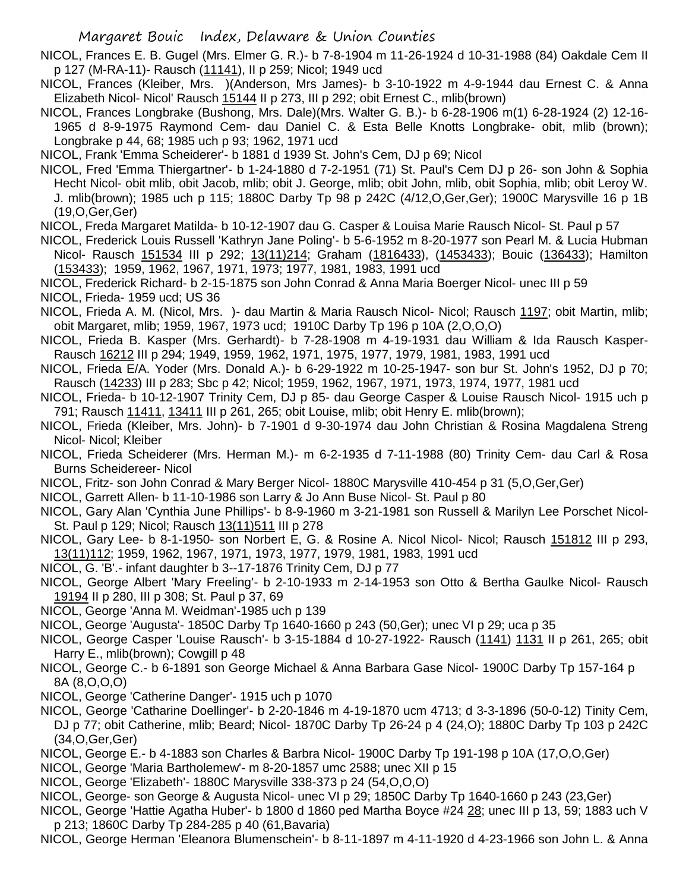NICOL, Frances E. B. Gugel (Mrs. Elmer G. R.)- b 7-8-1904 m 11-26-1924 d 10-31-1988 (84) Oakdale Cem II p 127 (M-RA-11)- Rausch (11141), II p 259; Nicol; 1949 ucd

NICOL, Frances (Kleiber, Mrs. )(Anderson, Mrs James)- b 3-10-1922 m 4-9-1944 dau Ernest C. & Anna Elizabeth Nicol- Nicol' Rausch 15144 II p 273, III p 292; obit Ernest C., mlib(brown)

NICOL, Frances Longbrake (Bushong, Mrs. Dale)(Mrs. Walter G. B.)- b 6-28-1906 m(1) 6-28-1924 (2) 12-16-1965 d 8-9-1975 Raymond Cem- dau Daniel C. & Esta Belle Knotts Longbrake- obit, mlib (brown); Longbrake p 44, 68; 1985 uch p 93; 1962, 1971 ucd

NICOL, Frank 'Emma Scheiderer'- b 1881 d 1939 St. John's Cem, DJ p 69; Nicol

NICOL, Fred 'Emma Thiergartner'- b 1-24-1880 d 7-2-1951 (71) St. Paul's Cem DJ p 26- son John & Sophia Hecht Nicol- obit mlib, obit Jacob, mlib; obit J. George, mlib; obit John, mlib, obit Sophia, mlib; obit Leroy W. J. mlib(brown); 1985 uch p 115; 1880C Darby Tp 98 p 242C (4/12,O,Ger,Ger); 1900C Marysville 16 p 1B (19,O,Ger,Ger)

NICOL, Freda Margaret Matilda- b 10-12-1907 dau G. Casper & Louisa Marie Rausch Nicol- St. Paul p 57

NICOL, Frederick Louis Russell 'Kathryn Jane Poling'- b 5-6-1952 m 8-20-1977 son Pearl M. & Lucia Hubman Nicol- Rausch 151534 III p 292; 13(11)214; Graham (1816433), (1453433); Bouic (136433); Hamilton (153433); 1959, 1962, 1967, 1971, 1973; 1977, 1981, 1983, 1991 ucd

NICOL, Frederick Richard- b 2-15-1875 son John Conrad & Anna Maria Boerger Nicol- unec III p 59

NICOL, Frieda- 1959 ucd; US 36

NICOL, Frieda A. M. (Nicol, Mrs. )- dau Martin & Maria Rausch Nicol- Nicol; Rausch 1197; obit Martin, mlib; obit Margaret, mlib; 1959, 1967, 1973 ucd; 1910C Darby Tp 196 p 10A (2,O,O,O)

NICOL, Frieda B. Kasper (Mrs. Gerhardt)- b 7-28-1908 m 4-19-1931 dau William & Ida Rausch Kasper- Rausch 16212 III p 294; 1949, 1959, 1962, 1971, 1975, 1977, 1979, 1981, 1983, 1991 ucd

NICOL, Frieda E/A. Yoder (Mrs. Donald A.)- b 6-29-1922 m 10-25-1947- son bur St. John's 1952, DJ p 70; Rausch (14233) III p 283; Sbc p 42; Nicol; 1959, 1962, 1967, 1971, 1973, 1974, 1977, 1981 ucd

NICOL, Frieda- b 10-12-1907 Trinity Cem, DJ p 85- dau George Casper & Louise Rausch Nicol- 1915 uch p 791; Rausch 11411, 13411 III p 261, 265; obit Louise, mlib; obit Henry E. mlib(brown);

NICOL, Frieda (Kleiber, Mrs. John)- b 7-1901 d 9-30-1974 dau John Christian & Rosina Magdalena Streng Nicol- Nicol; Kleiber

NICOL, Frieda Scheiderer (Mrs. Herman M.)- m 6-2-1935 d 7-11-1988 (80) Trinity Cem- dau Carl & Rosa Burns Scheidereer- Nicol

NICOL, Fritz- son John Conrad & Mary Berger Nicol- 1880C Marysville 410-454 p 31 (5,O,Ger,Ger)

NICOL, Garrett Allen- b 11-10-1986 son Larry & Jo Ann Buse Nicol- St. Paul p 80

NICOL, Gary Alan 'Cynthia June Phillips'- b 8-9-1960 m 3-21-1981 son Russell & Marilyn Lee Porschet Nicol- St. Paul p 129; Nicol; Rausch 13(11)511 III p 278

NICOL, Gary Lee- b 8-1-1950- son Norbert E, G. & Rosine A. Nicol Nicol- Nicol; Rausch 151812 III p 293, 13(11)112; 1959, 1962, 1967, 1971, 1973, 1977, 1979, 1981, 1983, 1991 ucd

NICOL, G. 'B'.- infant daughter b 3--17-1876 Trinity Cem, DJ p 77

NICOL, George Albert 'Mary Freeling'- b 2-10-1933 m 2-14-1953 son Otto & Bertha Gaulke Nicol- Rausch 19194 II p 280, III p 308; St. Paul p 37, 69

NICOL, George 'Anna M. Weidman'-1985 uch p 139

NICOL, George 'Augusta'- 1850C Darby Tp 1640-1660 p 243 (50,Ger); unec VI p 29; uca p 35

NICOL, George Casper 'Louise Rausch'- b 3-15-1884 d 10-27-1922- Rausch (1141) 1131 II p 261, 265; obit Harry E., mlib(brown); Cowgill p 48

NICOL, George C.- b 6-1891 son George Michael & Anna Barbara Gase Nicol- 1900C Darby Tp 157-164 p 8A (8,O,O,O)

NICOL, George 'Catherine Danger'- 1915 uch p 1070

NICOL, George 'Catharine Doellinger'- b 2-20-1846 m 4-19-1870 ucm 4713; d 3-3-1896 (50-0-12) Tinity Cem, DJ p 77; obit Catherine, mlib; Beard; Nicol- 1870C Darby Tp 26-24 p 4 (24,O); 1880C Darby Tp 103 p 242C (34,O,Ger,Ger)

NICOL, George E.- b 4-1883 son Charles & Barbra Nicol- 1900C Darby Tp 191-198 p 10A (17,O,O,Ger)

NICOL, George 'Maria Bartholemew'- m 8-20-1857 umc 2588; unec XII p 15

NICOL, George 'Elizabeth'- 1880C Marysville 338-373 p 24 (54,O,O,O)

NICOL, George- son George & Augusta Nicol- unec VI p 29; 1850C Darby Tp 1640-1660 p 243 (23,Ger)

NICOL, George 'Hattie Agatha Huber'- b 1800 d 1860 ped Martha Boyce #24 28; unec III p 13, 59; 1883 uch V p 213; 1860C Darby Tp 284-285 p 40 (61,Bavaria)

NICOL, George Herman 'Eleanora Blumenschein'- b 8-11-1897 m 4-11-1920 d 4-23-1966 son John L. & Anna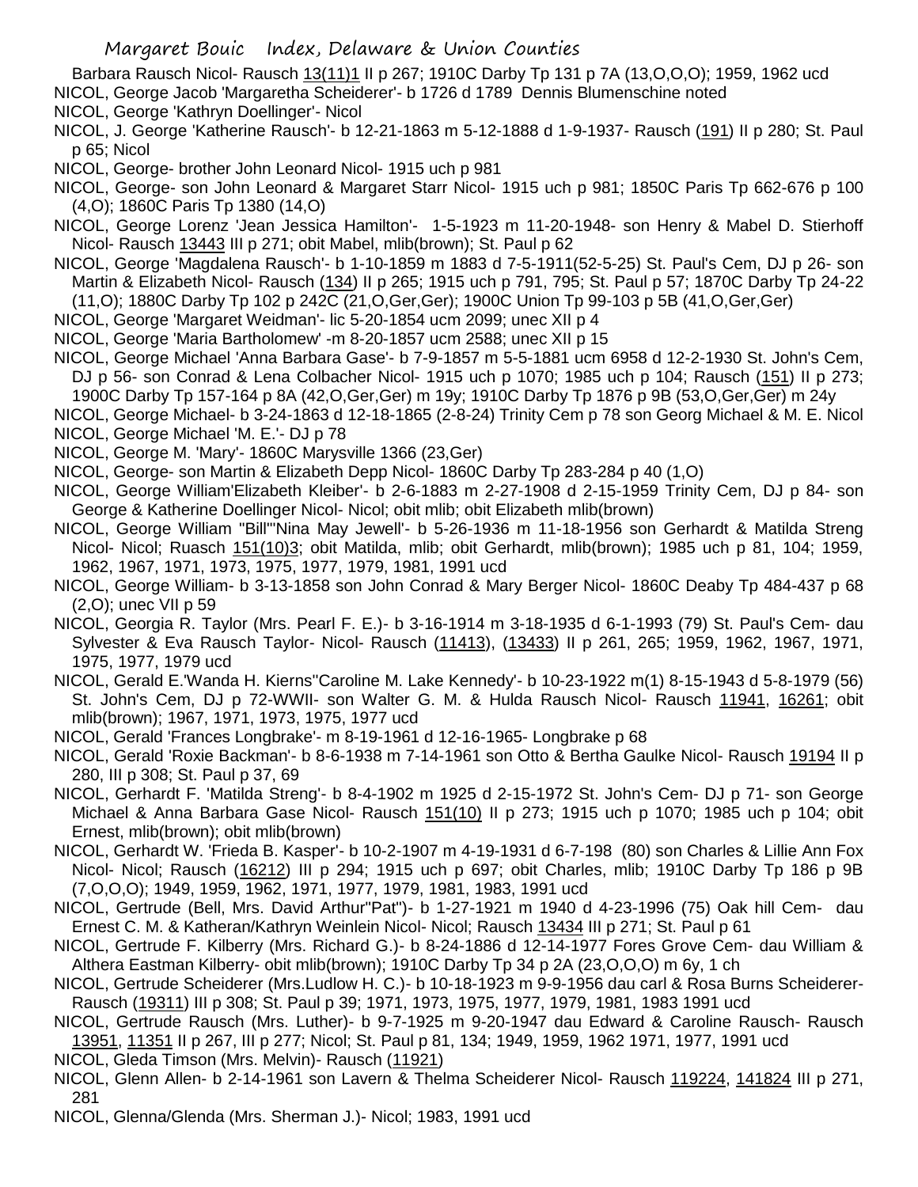Barbara Rausch Nicol- Rausch 13(11)1 II p 267; 1910C Darby Tp 131 p 7A (13,O,O,O); 1959, 1962 ucd

NICOL, George Jacob 'Margaretha Scheiderer'- b 1726 d 1789 Dennis Blumenschine noted

NICOL, George 'Kathryn Doellinger'- Nicol

NICOL, J. George 'Katherine Rausch'- b 12-21-1863 m 5-12-1888 d 1-9-1937- Rausch (191) II p 280; St. Paul p 65; Nicol

NICOL, George- brother John Leonard Nicol- 1915 uch p 981

NICOL, George- son John Leonard & Margaret Starr Nicol- 1915 uch p 981; 1850C Paris Tp 662-676 p 100 (4,O); 1860C Paris Tp 1380 (14,O)

NICOL, George Lorenz 'Jean Jessica Hamilton'- 1-5-1923 m 11-20-1948- son Henry & Mabel D. Stierhoff Nicol- Rausch 13443 III p 271; obit Mabel, mlib(brown); St. Paul p 62

NICOL, George 'Magdalena Rausch'- b 1-10-1859 m 1883 d 7-5-1911(52-5-25) St. Paul's Cem, DJ p 26- son Martin & Elizabeth Nicol- Rausch (134) II p 265; 1915 uch p 791, 795; St. Paul p 57; 1870C Darby Tp 24-22 (11,O); 1880C Darby Tp 102 p 242C (21,O,Ger,Ger); 1900C Union Tp 99-103 p 5B (41,O,Ger,Ger)

NICOL, George 'Margaret Weidman'- lic 5-20-1854 ucm 2099; unec XII p 4

NICOL, George 'Maria Bartholomew' -m 8-20-1857 ucm 2588; unec XII p 15

NICOL, George Michael 'Anna Barbara Gase'- b 7-9-1857 m 5-5-1881 ucm 6958 d 12-2-1930 St. John's Cem, DJ p 56- son Conrad & Lena Colbacher Nicol- 1915 uch p 1070; 1985 uch p 104; Rausch (151) II p 273; 1900C Darby Tp 157-164 p 8A (42,O,Ger,Ger) m 19y; 1910C Darby Tp 1876 p 9B (53,O,Ger,Ger) m 24y

NICOL, George Michael- b 3-24-1863 d 12-18-1865 (2-8-24) Trinity Cem p 78 son Georg Michael & M. E. Nicol

NICOL, George Michael 'M. E.'- DJ p 78

NICOL, George M. 'Mary'- 1860C Marysville 1366 (23,Ger)

NICOL, George- son Martin & Elizabeth Depp Nicol- 1860C Darby Tp 283-284 p 40 (1,O)

NICOL, George William'Elizabeth Kleiber'- b 2-6-1883 m 2-27-1908 d 2-15-1959 Trinity Cem, DJ p 84- son George & Katherine Doellinger Nicol- Nicol; obit mlib; obit Elizabeth mlib(brown)

NICOL, George William "Bill"'Nina May Jewell'- b 5-26-1936 m 11-18-1956 son Gerhardt & Matilda Streng Nicol- Nicol; Ruasch 151(10)3; obit Matilda, mlib; obit Gerhardt, mlib(brown); 1985 uch p 81, 104; 1959, 1962, 1967, 1971, 1973, 1975, 1977, 1979, 1981, 1991 ucd

NICOL, George William- b 3-13-1858 son John Conrad & Mary Berger Nicol- 1860C Deaby Tp 484-437 p 68 (2,O); unec VII p 59

NICOL, Georgia R. Taylor (Mrs. Pearl F. E.)- b 3-16-1914 m 3-18-1935 d 6-1-1993 (79) St. Paul's Cem- dau Sylvester & Eva Rausch Taylor- Nicol- Rausch (11413), (13433) II p 261, 265; 1959, 1962, 1967, 1971, 1975, 1977, 1979 ucd

NICOL, Gerald E.'Wanda H. Kierns''Caroline M. Lake Kennedy'- b 10-23-1922 m(1) 8-15-1943 d 5-8-1979 (56) St. John's Cem, DJ p 72-WWII- son Walter G. M. & Hulda Rausch Nicol- Rausch 11941, 16261; obit mlib(brown); 1967, 1971, 1973, 1975, 1977 ucd

NICOL, Gerald 'Frances Longbrake'- m 8-19-1961 d 12-16-1965- Longbrake p 68

NICOL, Gerald 'Roxie Backman'- b 8-6-1938 m 7-14-1961 son Otto & Bertha Gaulke Nicol- Rausch 19194 II p 280, III p 308; St. Paul p 37, 69

NICOL, Gerhardt F. 'Matilda Streng'- b 8-4-1902 m 1925 d 2-15-1972 St. John's Cem- DJ p 71- son George Michael & Anna Barbara Gase Nicol- Rausch 151(10) II p 273; 1915 uch p 1070; 1985 uch p 104; obit Ernest, mlib(brown); obit mlib(brown)

NICOL, Gerhardt W. 'Frieda B. Kasper'- b 10-2-1907 m 4-19-1931 d 6-7-198 (80) son Charles & Lillie Ann Fox Nicol- Nicol; Rausch (16212) III p 294; 1915 uch p 697; obit Charles, mlib; 1910C Darby Tp 186 p 9B (7,O,O,O); 1949, 1959, 1962, 1971, 1977, 1979, 1981, 1983, 1991 ucd

NICOL, Gertrude (Bell, Mrs. David Arthur"Pat")- b 1-27-1921 m 1940 d 4-23-1996 (75) Oak hill Cem- dau Ernest C. M. & Katheran/Kathryn Weinlein Nicol- Nicol; Rausch 13434 III p 271; St. Paul p 61

NICOL, Gertrude F. Kilberry (Mrs. Richard G.)- b 8-24-1886 d 12-14-1977 Fores Grove Cem- dau William & Althera Eastman Kilberry- obit mlib(brown); 1910C Darby Tp 34 p 2A (23,O,O,O) m 6y, 1 ch

NICOL, Gertrude Scheiderer (Mrs.Ludlow H. C.)- b 10-18-1923 m 9-9-1956 dau carl & Rosa Burns Scheiderer- Rausch (19311) III p 308; St. Paul p 39; 1971, 1973, 1975, 1977, 1979, 1981, 1983 1991 ucd

NICOL, Gertrude Rausch (Mrs. Luther)- b 9-7-1925 m 9-20-1947 dau Edward & Caroline Rausch- Rausch 13951, 11351 II p 267, III p 277; Nicol; St. Paul p 81, 134; 1949, 1959, 1962 1971, 1977, 1991 ucd

NICOL, Gleda Timson (Mrs. Melvin)- Rausch (11921)

NICOL, Glenn Allen- b 2-14-1961 son Lavern & Thelma Scheiderer Nicol- Rausch 119224, 141824 III p 271, 281

NICOL, Glenna/Glenda (Mrs. Sherman J.)- Nicol; 1983, 1991 ucd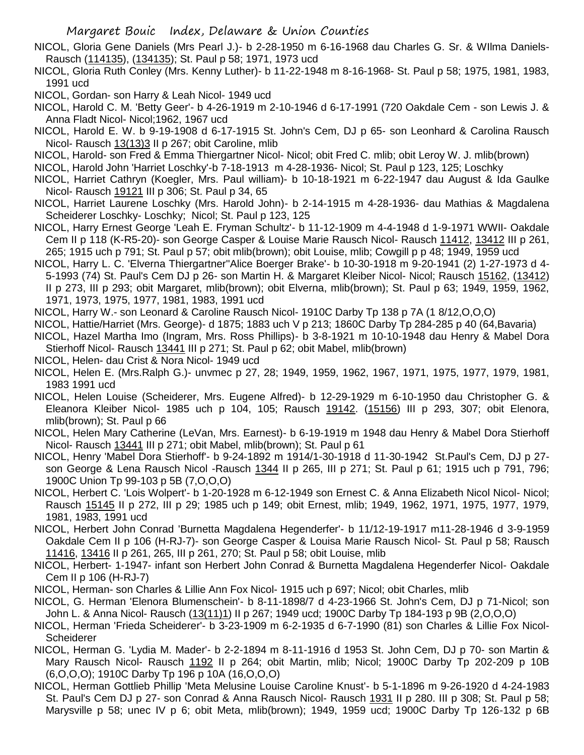NICOL, Gloria Gene Daniels (Mrs Pearl J.)- b 2-28-1950 m 6-16-1968 dau Charles G. Sr. & WIlma Daniels-Rausch (114135), (134135); St. Paul p 58; 1971, 1973 ucd

NICOL, Gloria Ruth Conley (Mrs. Kenny Luther)- b 11-22-1948 m 8-16-1968- St. Paul p 58; 1975, 1981, 1983, 1991 ucd

NICOL, Gordan- son Harry & Leah Nicol- 1949 ucd

NICOL, Harold C. M. 'Betty Geer'- b 4-26-1919 m 2-10-1946 d 6-17-1991 (720 Oakdale Cem - son Lewis J. & Anna Fladt Nicol- Nicol;1962, 1967 ucd

NICOL, Harold E. W. b 9-19-1908 d 6-17-1915 St. John's Cem, DJ p 65- son Leonhard & Carolina Rausch Nicol- Rausch 13(13)3 II p 267; obit Caroline, mlib

NICOL, Harold- son Fred & Emma Thiergartner Nicol- Nicol; obit Fred C. mlib; obit Leroy W. J. mlib(brown)

NICOL, Harold John 'Harriet Loschky'-b 7-18-1913 m 4-28-1936- Nicol; St. Paul p 123, 125; Loschky

NICOL, Harriet Cathryn (Koegler, Mrs. Paul william)- b 10-18-1921 m 6-22-1947 dau August & Ida Gaulke Nicol- Rausch 19121 III p 306; St. Paul p 34, 65

NICOL, Harriet Laurene Loschky (Mrs. Harold John)- b 2-14-1915 m 4-28-1936- dau Mathias & Magdalena Scheiderer Loschky- Loschky; Nicol; St. Paul p 123, 125

NICOL, Harry Ernest George 'Leah E. Fryman Schultz'- b 11-12-1909 m 4-4-1948 d 1-9-1971 WWII- Oakdale Cem II p 118 (K-R5-20)- son George Casper & Louise Marie Rausch Nicol- Rausch 11412, 13412 III p 261, 265; 1915 uch p 791; St. Paul p 57; obit mlib(brown); obit Louise, mlib; Cowgill p p 48; 1949, 1959 ucd

NICOL, Harry L. C. 'Elverna Thiergartner''Alice Boerger Brake'- b 10-30-1918 m 9-20-1941 (2) 1-27-1973 d 4-5-1993 (74) St. Paul's Cem DJ p 26- son Martin H. & Margaret Kleiber Nicol- Nicol; Rausch 15162, (13412) II p 273, III p 293; obit Margaret, mlib(brown); obit Elverna, mlib(brown); St. Paul p 63; 1949, 1959, 1962, 1971, 1973, 1975, 1977, 1981, 1983, 1991 ucd

NICOL, Harry W.- son Leonard & Caroline Rausch Nicol- 1910C Darby Tp 138 p 7A (1 8/12,O,O,O)

NICOL, Hattie/Harriet (Mrs. George)- d 1875; 1883 uch V p 213; 1860C Darby Tp 284-285 p 40 (64,Bavaria)

NICOL, Hazel Martha Imo (Ingram, Mrs. Ross Phillips)- b 3-8-1921 m 10-10-1948 dau Henry & Mabel Dora Stierhoff Nicol- Rausch 13441 III p 271; St. Paul p 62; obit Mabel, mlib(brown)

NICOL, Helen- dau Crist & Nora Nicol- 1949 ucd

NICOL, Helen E. (Mrs.Ralph G.)- unvmec p 27, 28; 1949, 1959, 1962, 1967, 1971, 1975, 1977, 1979, 1981, 1983 1991 ucd

NICOL, Helen Louise (Scheiderer, Mrs. Eugene Alfred)- b 12-29-1929 m 6-10-1950 dau Christopher G. & Eleanora Kleiber Nicol- 1985 uch p 104, 105; Rausch 19142. (15156) III p 293, 307; obit Elenora, mlib(brown); St. Paul p 66

NICOL, Helen Mary Catherine (LeVan, Mrs. Earnest)- b 6-19-1919 m 1948 dau Henry & Mabel Dora Stierhoff Nicol- Rausch 13441 III p 271; obit Mabel, mlib(brown); St. Paul p 61

NICOL, Henry 'Mabel Dora Stierhoff'- b 9-24-1892 m 1914/1-30-1918 d 11-30-1942 St.Paul's Cem, DJ p 27- son George & Lena Rausch Nicol -Rausch 1344 II p 265, III p 271; St. Paul p 61; 1915 uch p 791, 796; 1900C Union Tp 99-103 p 5B (7,O,O,O)

NICOL, Herbert C. 'Lois Wolpert'- b 1-20-1928 m 6-12-1949 son Ernest C. & Anna Elizabeth Nicol Nicol- Nicol; Rausch 15145 II p 272, III p 29; 1985 uch p 149; obit Ernest, mlib; 1949, 1962, 1971, 1975, 1977, 1979, 1981, 1983, 1991 ucd

NICOL, Herbert John Conrad 'Burnetta Magdalena Hegenderfer'- b 11/12-19-1917 m11-28-1946 d 3-9-1959 Oakdale Cem II p 106 (H-RJ-7)- son George Casper & Louisa Marie Rausch Nicol- St. Paul p 58; Rausch 11416, 13416 II p 261, 265, III p 261, 270; St. Paul p 58; obit Louise, mlib

NICOL, Herbert- 1-1947- infant son Herbert John Conrad & Burnetta Magdalena Hegenderfer Nicol- Oakdale Cem II p 106 (H-RJ-7)

NICOL, Herman- son Charles & Lillie Ann Fox Nicol- 1915 uch p 697; Nicol; obit Charles, mlib

NICOL, G. Herman 'Elenora Blumenschein'- b 8-11-1898/7 d 4-23-1966 St. John's Cem, DJ p 71-Nicol; son John L. & Anna Nicol- Rausch (13(11)1) II p 267; 1949 ucd; 1900C Darby Tp 184-193 p 9B (2,O,O,O)

NICOL, Herman 'Frieda Scheiderer'- b 3-23-1909 m 6-2-1935 d 6-7-1990 (81) son Charles & Lillie Fox Nicol-Scheiderer

NICOL, Herman G. 'Lydia M. Mader'- b 2-2-1894 m 8-11-1916 d 1953 St. John Cem, DJ p 70- son Martin & Mary Rausch Nicol- Rausch 1192 II p 264; obit Martin, mlib; Nicol; 1900C Darby Tp 202-209 p 10B (6,O,O,O); 1910C Darby Tp 196 p 10A (16,O,O,O)

NICOL, Herman Gottlieb Phillip 'Meta Melusine Louise Caroline Knust'- b 5-1-1896 m 9-26-1920 d 4-24-1983 St. Paul's Cem DJ p 27- son Conrad & Anna Rausch Nicol- Rausch 1931 II p 280. III p 308; St. Paul p 58; Marysville p 58; unec IV p 6; obit Meta, mlib(brown); 1949, 1959 ucd; 1900C Darby Tp 126-132 p 6B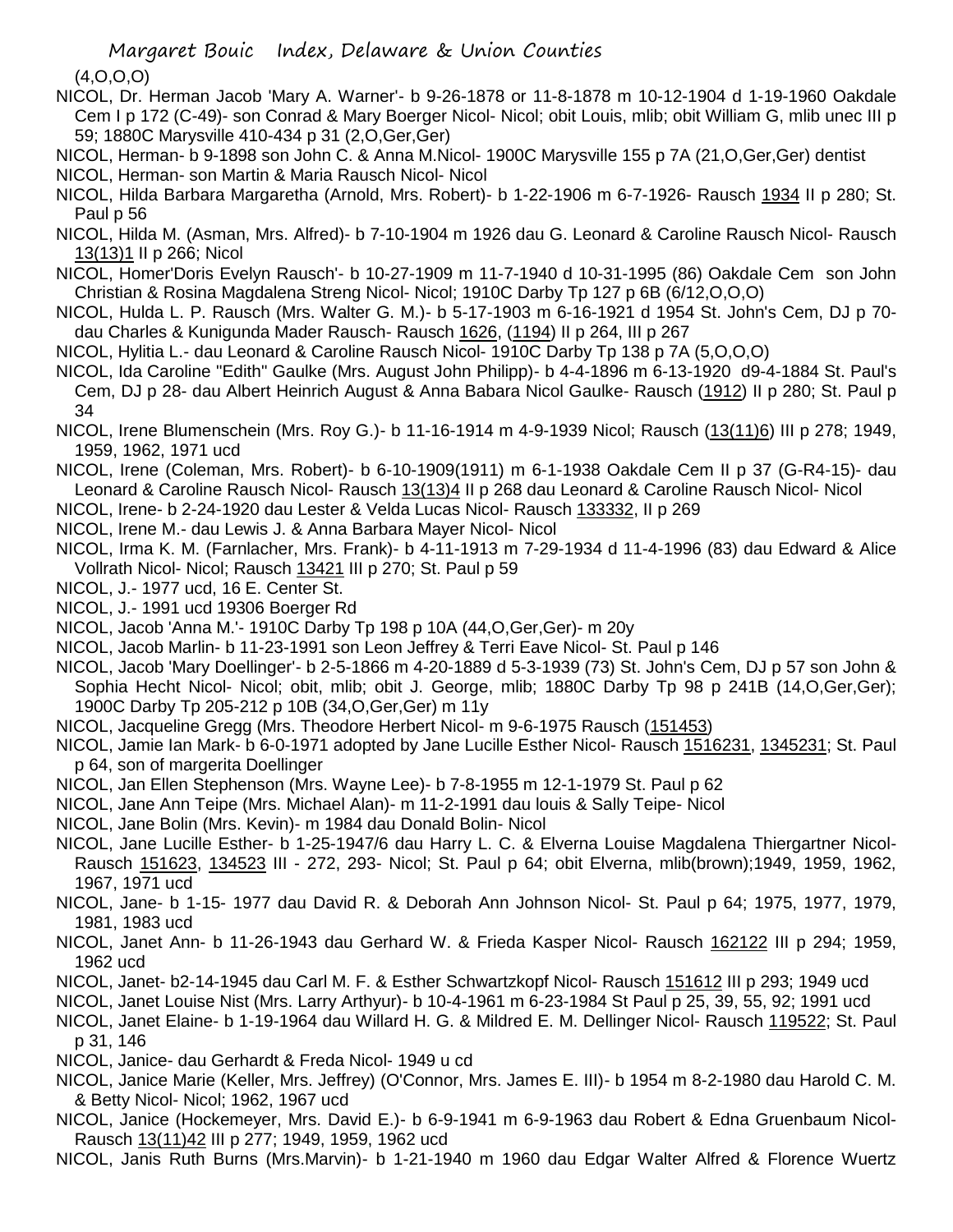(4,O,O,O)

NICOL, Dr. Herman Jacob 'Mary A. Warner'- b 9-26-1878 or 11-8-1878 m 10-12-1904 d 1-19-1960 Oakdale Cem I p 172 (C-49)- son Conrad & Mary Boerger Nicol- Nicol; obit Louis, mlib; obit William G, mlib unec III p 59; 1880C Marysville 410-434 p 31 (2,O,Ger,Ger)

NICOL, Herman- b 9-1898 son John C. & Anna M.Nicol- 1900C Marysville 155 p 7A (21,O,Ger,Ger) dentist

NICOL, Herman- son Martin & Maria Rausch Nicol- Nicol

NICOL, Hilda Barbara Margaretha (Arnold, Mrs. Robert)- b 1-22-1906 m 6-7-1926- Rausch 1934 II p 280; St. Paul p 56

NICOL, Hilda M. (Asman, Mrs. Alfred)- b 7-10-1904 m 1926 dau G. Leonard & Caroline Rausch Nicol- Rausch 13(13)1 II p 266; Nicol

NICOL, Homer'Doris Evelyn Rausch'- b 10-27-1909 m 11-7-1940 d 10-31-1995 (86) Oakdale Cem son John Christian & Rosina Magdalena Streng Nicol- Nicol; 1910C Darby Tp 127 p 6B (6/12,O,O,O)

NICOL, Hulda L. P. Rausch (Mrs. Walter G. M.)- b 5-17-1903 m 6-16-1921 d 1954 St. John's Cem, DJ p 70- dau Charles & Kunigunda Mader Rausch- Rausch 1626, (1194) II p 264, III p 267

NICOL, Hylitia L.- dau Leonard & Caroline Rausch Nicol- 1910C Darby Tp 138 p 7A (5,O,O,O)

NICOL, Ida Caroline "Edith" Gaulke (Mrs. August John Philipp)- b 4-4-1896 m 6-13-1920 d9-4-1884 St. Paul's Cem, DJ p 28- dau Albert Heinrich August & Anna Babara Nicol Gaulke- Rausch (1912) II p 280; St. Paul p 34

NICOL, Irene Blumenschein (Mrs. Roy G.)- b 11-16-1914 m 4-9-1939 Nicol; Rausch (13(11)6) III p 278; 1949, 1959, 1962, 1971 ucd

NICOL, Irene (Coleman, Mrs. Robert)- b 6-10-1909(1911) m 6-1-1938 Oakdale Cem II p 37 (G-R4-15)- dau Leonard & Caroline Rausch Nicol- Rausch 13(13)4 II p 268 dau Leonard & Caroline Rausch Nicol- Nicol

NICOL, Irene- b 2-24-1920 dau Lester & Velda Lucas Nicol- Rausch 133332, II p 269

NICOL, Irene M.- dau Lewis J. & Anna Barbara Mayer Nicol- Nicol

NICOL, Irma K. M. (Farnlacher, Mrs. Frank)- b 4-11-1913 m 7-29-1934 d 11-4-1996 (83) dau Edward & Alice Vollrath Nicol- Nicol; Rausch 13421 III p 270; St. Paul p 59

NICOL, J.- 1977 ucd, 16 E. Center St.

NICOL, J.- 1991 ucd 19306 Boerger Rd

NICOL, Jacob 'Anna M.'- 1910C Darby Tp 198 p 10A (44,O,Ger,Ger)- m 20y

NICOL, Jacob Marlin- b 11-23-1991 son Leon Jeffrey & Terri Eave Nicol- St. Paul p 146

NICOL, Jacob 'Mary Doellinger'- b 2-5-1866 m 4-20-1889 d 5-3-1939 (73) St. John's Cem, DJ p 57 son John & Sophia Hecht Nicol- Nicol; obit, mlib; obit J. George, mlib; 1880C Darby Tp 98 p 241B (14,O,Ger,Ger); 1900C Darby Tp 205-212 p 10B (34,O,Ger,Ger) m 11y

NICOL, Jacqueline Gregg (Mrs. Theodore Herbert Nicol- m 9-6-1975 Rausch (151453)

NICOL, Jamie Ian Mark- b 6-0-1971 adopted by Jane Lucille Esther Nicol- Rausch 1516231, 1345231; St. Paul p 64, son of margerita Doellinger

NICOL, Jan Ellen Stephenson (Mrs. Wayne Lee)- b 7-8-1955 m 12-1-1979 St. Paul p 62

NICOL, Jane Ann Teipe (Mrs. Michael Alan)- m 11-2-1991 dau louis & Sally Teipe- Nicol

NICOL, Jane Bolin (Mrs. Kevin)- m 1984 dau Donald Bolin- Nicol

NICOL, Jane Lucille Esther- b 1-25-1947/6 dau Harry L. C. & Elverna Louise Magdalena Thiergartner Nicol- Rausch 151623, 134523 III - 272, 293- Nicol; St. Paul p 64; obit Elverna, mlib(brown);1949, 1959, 1962, 1967, 1971 ucd

NICOL, Jane- b 1-15- 1977 dau David R. & Deborah Ann Johnson Nicol- St. Paul p 64; 1975, 1977, 1979, 1981, 1983 ucd

NICOL, Janet Ann- b 11-26-1943 dau Gerhard W. & Frieda Kasper Nicol- Rausch 162122 III p 294; 1959, 1962 ucd

NICOL, Janet- b2-14-1945 dau Carl M. F. & Esther Schwartzkopf Nicol- Rausch 151612 III p 293; 1949 ucd

NICOL, Janet Louise Nist (Mrs. Larry Arthyur)- b 10-4-1961 m 6-23-1984 St Paul p 25, 39, 55, 92; 1991 ucd

NICOL, Janet Elaine- b 1-19-1964 dau Willard H. G. & Mildred E. M. Dellinger Nicol- Rausch 119522; St. Paul p 31, 146

NICOL, Janice- dau Gerhardt & Freda Nicol- 1949 u cd

NICOL, Janice Marie (Keller, Mrs. Jeffrey) (O'Connor, Mrs. James E. III)- b 1954 m 8-2-1980 dau Harold C. M. & Betty Nicol- Nicol; 1962, 1967 ucd

NICOL, Janice (Hockemeyer, Mrs. David E.)- b 6-9-1941 m 6-9-1963 dau Robert & Edna Gruenbaum Nicol- Rausch 13(11)42 III p 277; 1949, 1959, 1962 ucd

NICOL, Janis Ruth Burns (Mrs.Marvin)- b 1-21-1940 m 1960 dau Edgar Walter Alfred & Florence Wuertz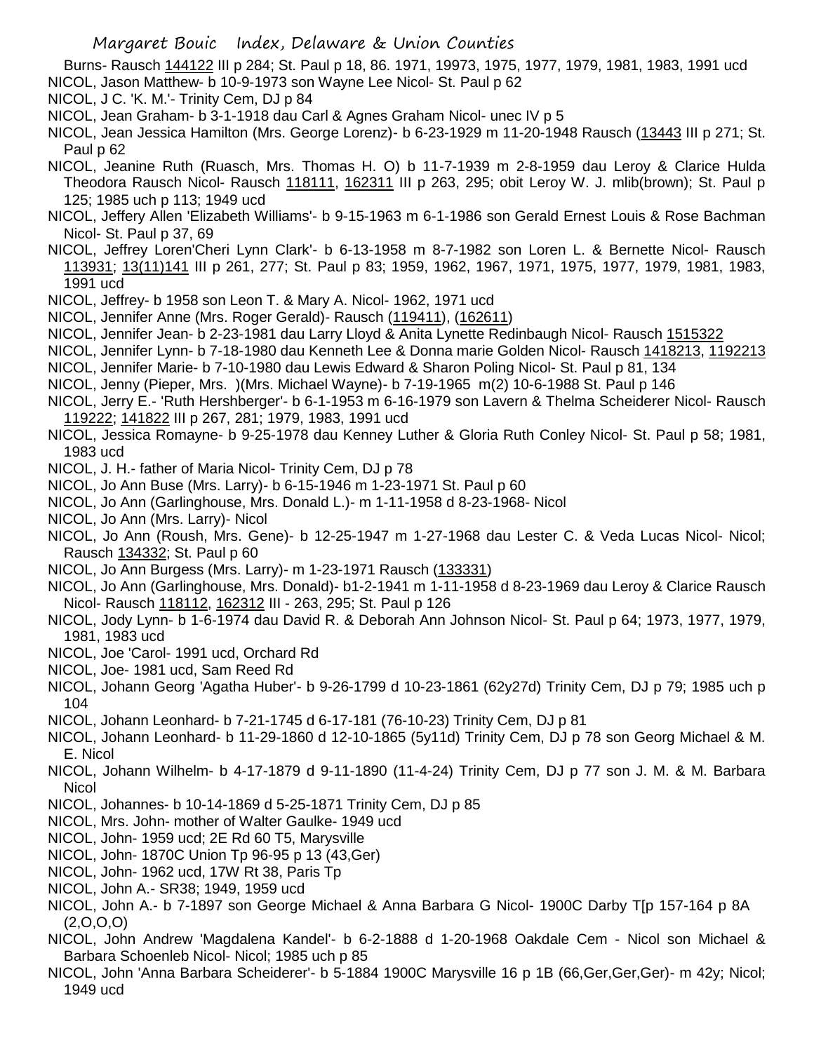Burns- Rausch 144122 III p 284; St. Paul p 18, 86. 1971, 19973, 1975, 1977, 1979, 1981, 1983, 1991 ucd

NICOL, Jason Matthew- b 10-9-1973 son Wayne Lee Nicol- St. Paul p 62

NICOL, J C. 'K. M.'- Trinity Cem, DJ p 84

NICOL, Jean Graham- b 3-1-1918 dau Carl & Agnes Graham Nicol- unec IV p 5

NICOL, Jean Jessica Hamilton (Mrs. George Lorenz)- b 6-23-1929 m 11-20-1948 Rausch (13443 III p 271; St. Paul p 62

NICOL, Jeanine Ruth (Ruasch, Mrs. Thomas H. O) b 11-7-1939 m 2-8-1959 dau Leroy & Clarice Hulda Theodora Rausch Nicol- Rausch 118111, 162311 III p 263, 295; obit Leroy W. J. mlib(brown); St. Paul p 125; 1985 uch p 113; 1949 ucd

NICOL, Jeffery Allen 'Elizabeth Williams'- b 9-15-1963 m 6-1-1986 son Gerald Ernest Louis & Rose Bachman Nicol- St. Paul p 37, 69

NICOL, Jeffrey Loren'Cheri Lynn Clark'- b 6-13-1958 m 8-7-1982 son Loren L. & Bernette Nicol- Rausch 113931; 13(11)141 III p 261, 277; St. Paul p 83; 1959, 1962, 1967, 1971, 1975, 1977, 1979, 1981, 1983, 1991 ucd

NICOL, Jeffrey- b 1958 son Leon T. & Mary A. Nicol- 1962, 1971 ucd

NICOL, Jennifer Anne (Mrs. Roger Gerald)- Rausch (119411), (162611)

NICOL, Jennifer Jean- b 2-23-1981 dau Larry Lloyd & Anita Lynette Redinbaugh Nicol- Rausch 1515322

NICOL, Jennifer Lynn- b 7-18-1980 dau Kenneth Lee & Donna marie Golden Nicol- Rausch 1418213, 1192213

NICOL, Jennifer Marie- b 7-10-1980 dau Lewis Edward & Sharon Poling Nicol- St. Paul p 81, 134

NICOL, Jenny (Pieper, Mrs. )(Mrs. Michael Wayne)- b 7-19-1965 m(2) 10-6-1988 St. Paul p 146

NICOL, Jerry E.- 'Ruth Hershberger'- b 6-1-1953 m 6-16-1979 son Lavern & Thelma Scheiderer Nicol- Rausch 119222; 141822 III p 267, 281; 1979, 1983, 1991 ucd

NICOL, Jessica Romayne- b 9-25-1978 dau Kenney Luther & Gloria Ruth Conley Nicol- St. Paul p 58; 1981, 1983 ucd

NICOL, J. H.- father of Maria Nicol- Trinity Cem, DJ p 78

NICOL, Jo Ann Buse (Mrs. Larry)- b 6-15-1946 m 1-23-1971 St. Paul p 60

NICOL, Jo Ann (Garlinghouse, Mrs. Donald L.)- m 1-11-1958 d 8-23-1968- Nicol

NICOL, Jo Ann (Mrs. Larry)- Nicol

NICOL, Jo Ann (Roush, Mrs. Gene)- b 12-25-1947 m 1-27-1968 dau Lester C. & Veda Lucas Nicol- Nicol; Rausch 134332; St. Paul p 60

NICOL, Jo Ann Burgess (Mrs. Larry)- m 1-23-1971 Rausch (133331)

NICOL, Jo Ann (Garlinghouse, Mrs. Donald)- b1-2-1941 m 1-11-1958 d 8-23-1969 dau Leroy & Clarice Rausch Nicol- Rausch 118112, 162312 III - 263, 295; St. Paul p 126

NICOL, Jody Lynn- b 1-6-1974 dau David R. & Deborah Ann Johnson Nicol- St. Paul p 64; 1973, 1977, 1979, 1981, 1983 ucd

NICOL, Joe 'Carol- 1991 ucd, Orchard Rd

NICOL, Joe- 1981 ucd, Sam Reed Rd

NICOL, Johann Georg 'Agatha Huber'- b 9-26-1799 d 10-23-1861 (62y27d) Trinity Cem, DJ p 79; 1985 uch p 104

NICOL, Johann Leonhard- b 7-21-1745 d 6-17-181 (76-10-23) Trinity Cem, DJ p 81

NICOL, Johann Leonhard- b 11-29-1860 d 12-10-1865 (5y11d) Trinity Cem, DJ p 78 son Georg Michael & M. E. Nicol

NICOL, Johann Wilhelm- b 4-17-1879 d 9-11-1890 (11-4-24) Trinity Cem, DJ p 77 son J. M. & M. Barbara Nicol

NICOL, Johannes- b 10-14-1869 d 5-25-1871 Trinity Cem, DJ p 85

NICOL, Mrs. John- mother of Walter Gaulke- 1949 ucd

NICOL, John- 1959 ucd; 2E Rd 60 T5, Marysville

NICOL, John- 1870C Union Tp 96-95 p 13 (43,Ger)

NICOL, John- 1962 ucd, 17W Rt 38, Paris Tp

NICOL, John A.- SR38; 1949, 1959 ucd

NICOL, John A.- b 7-1897 son George Michael & Anna Barbara G Nicol- 1900C Darby T[p 157-164 p 8A (2,O,O,O)

NICOL, John Andrew 'Magdalena Kandel'- b 6-2-1888 d 1-20-1968 Oakdale Cem - Nicol son Michael & Barbara Schoenleb Nicol- Nicol; 1985 uch p 85

NICOL, John 'Anna Barbara Scheiderer'- b 5-1884 1900C Marysville 16 p 1B (66,Ger,Ger,Ger)- m 42y; Nicol; 1949 ucd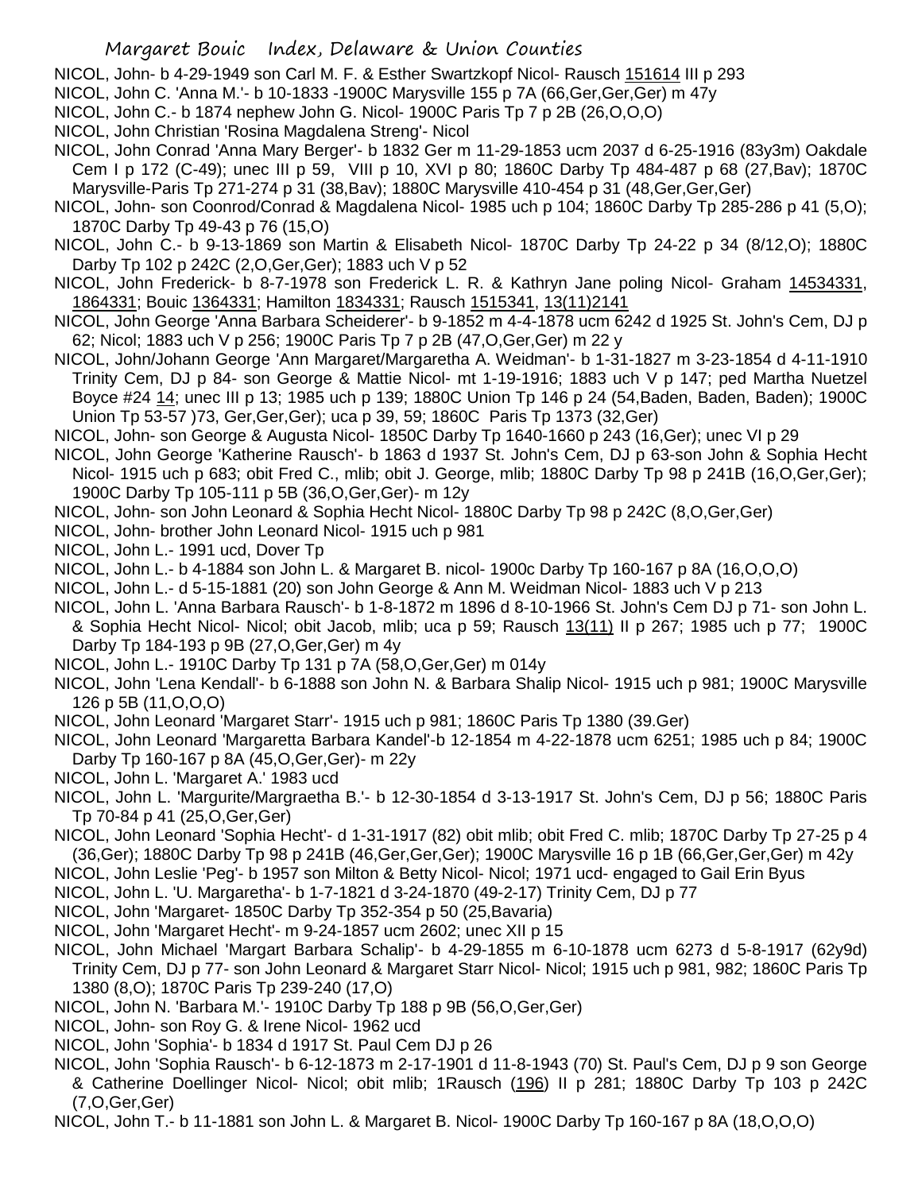NICOL, John- b 4-29-1949 son Carl M. F. & Esther Swartzkopf Nicol- Rausch 151614 III p 293

NICOL, John C. 'Anna M.'- b 10-1833 -1900C Marysville 155 p 7A (66,Ger,Ger,Ger) m 47y

NICOL, John C.- b 1874 nephew John G. Nicol- 1900C Paris Tp 7 p 2B (26,O,O,O)

NICOL, John Christian 'Rosina Magdalena Streng'- Nicol

NICOL, John Conrad 'Anna Mary Berger'- b 1832 Ger m 11-29-1853 ucm 2037 d 6-25-1916 (83y3m) Oakdale Cem I p 172 (C-49); unec III p 59, VIII p 10, XVI p 80; 1860C Darby Tp 484-487 p 68 (27,Bav); 1870C Marysville-Paris Tp 271-274 p 31 (38,Bav); 1880C Marysville 410-454 p 31 (48,Ger,Ger,Ger)

NICOL, John- son Coonrod/Conrad & Magdalena Nicol- 1985 uch p 104; 1860C Darby Tp 285-286 p 41 (5,O); 1870C Darby Tp 49-43 p 76 (15,O)

NICOL, John C.- b 9-13-1869 son Martin & Elisabeth Nicol- 1870C Darby Tp 24-22 p 34 (8/12,O); 1880C Darby Tp 102 p 242C (2,O,Ger,Ger); 1883 uch V p 52

NICOL, John Frederick- b 8-7-1978 son Frederick L. R. & Kathryn Jane poling Nicol- Graham 14534331, 1864331; Bouic 1364331; Hamilton 1834331; Rausch 1515341, 13(11)2141

NICOL, John George 'Anna Barbara Scheiderer'- b 9-1852 m 4-4-1878 ucm 6242 d 1925 St. John's Cem, DJ p 62; Nicol; 1883 uch V p 256; 1900C Paris Tp 7 p 2B (47,O,Ger,Ger) m 22 y

NICOL, John/Johann George 'Ann Margaret/Margaretha A. Weidman'- b 1-31-1827 m 3-23-1854 d 4-11-1910 Trinity Cem, DJ p 84- son George & Mattie Nicol- mt 1-19-1916; 1883 uch V p 147; ped Martha Nuetzel Boyce #24 14; unec III p 13; 1985 uch p 139; 1880C Union Tp 146 p 24 (54,Baden, Baden, Baden); 1900C Union Tp 53-57 )73, Ger,Ger,Ger); uca p 39, 59; 1860C Paris Tp 1373 (32,Ger)

NICOL, John- son George & Augusta Nicol- 1850C Darby Tp 1640-1660 p 243 (16,Ger); unec VI p 29

NICOL, John George 'Katherine Rausch'- b 1863 d 1937 St. John's Cem, DJ p 63-son John & Sophia Hecht Nicol- 1915 uch p 683; obit Fred C., mlib; obit J. George, mlib; 1880C Darby Tp 98 p 241B (16,O,Ger,Ger); 1900C Darby Tp 105-111 p 5B (36,O,Ger,Ger)- m 12y

NICOL, John- son John Leonard & Sophia Hecht Nicol- 1880C Darby Tp 98 p 242C (8,O,Ger,Ger)

NICOL, John- brother John Leonard Nicol- 1915 uch p 981

NICOL, John L.- 1991 ucd, Dover Tp

NICOL, John L.- b 4-1884 son John L. & Margaret B. nicol- 1900c Darby Tp 160-167 p 8A (16,O,O,O)

NICOL, John L.- d 5-15-1881 (20) son John George & Ann M. Weidman Nicol- 1883 uch V p 213

NICOL, John L. 'Anna Barbara Rausch'- b 1-8-1872 m 1896 d 8-10-1966 St. John's Cem DJ p 71- son John L. & Sophia Hecht Nicol- Nicol; obit Jacob, mlib; uca p 59; Rausch 13(11) II p 267; 1985 uch p 77; 1900C Darby Tp 184-193 p 9B (27,O,Ger,Ger) m 4y

NICOL, John L.- 1910C Darby Tp 131 p 7A (58,O,Ger,Ger) m 014y

NICOL, John 'Lena Kendall'- b 6-1888 son John N. & Barbara Shalip Nicol- 1915 uch p 981; 1900C Marysville 126 p 5B (11,O,O,O)

NICOL, John Leonard 'Margaret Starr'- 1915 uch p 981; 1860C Paris Tp 1380 (39.Ger)

NICOL, John Leonard 'Margaretta Barbara Kandel'-b 12-1854 m 4-22-1878 ucm 6251; 1985 uch p 84; 1900C Darby Tp 160-167 p 8A (45,O,Ger,Ger)- m 22y

NICOL, John L. 'Margaret A.' 1983 ucd

NICOL, John L. 'Margurite/Margraetha B.'- b 12-30-1854 d 3-13-1917 St. John's Cem, DJ p 56; 1880C Paris Tp 70-84 p 41 (25,O,Ger,Ger)

NICOL, John Leonard 'Sophia Hecht'- d 1-31-1917 (82) obit mlib; obit Fred C. mlib; 1870C Darby Tp 27-25 p 4 (36,Ger); 1880C Darby Tp 98 p 241B (46,Ger,Ger,Ger); 1900C Marysville 16 p 1B (66,Ger,Ger,Ger) m 42y

NICOL, John Leslie 'Peg'- b 1957 son Milton & Betty Nicol- Nicol; 1971 ucd- engaged to Gail Erin Byus

NICOL, John L. 'U. Margaretha'- b 1-7-1821 d 3-24-1870 (49-2-17) Trinity Cem, DJ p 77

NICOL, John 'Margaret- 1850C Darby Tp 352-354 p 50 (25,Bavaria)

NICOL, John 'Margaret Hecht'- m 9-24-1857 ucm 2602; unec XII p 15

NICOL, John Michael 'Margart Barbara Schalip'- b 4-29-1855 m 6-10-1878 ucm 6273 d 5-8-1917 (62y9d) Trinity Cem, DJ p 77- son John Leonard & Margaret Starr Nicol- Nicol; 1915 uch p 981, 982; 1860C Paris Tp 1380 (8,O); 1870C Paris Tp 239-240 (17,O)

NICOL, John N. 'Barbara M.'- 1910C Darby Tp 188 p 9B (56,O,Ger,Ger)

NICOL, John- son Roy G. & Irene Nicol- 1962 ucd

NICOL, John 'Sophia'- b 1834 d 1917 St. Paul Cem DJ p 26

NICOL, John 'Sophia Rausch'- b 6-12-1873 m 2-17-1901 d 11-8-1943 (70) St. Paul's Cem, DJ p 9 son George & Catherine Doellinger Nicol- Nicol; obit mlib; 1Rausch (196) II p 281; 1880C Darby Tp 103 p 242C (7,O,Ger,Ger)

NICOL, John T.- b 11-1881 son John L. & Margaret B. Nicol- 1900C Darby Tp 160-167 p 8A (18,O,O,O)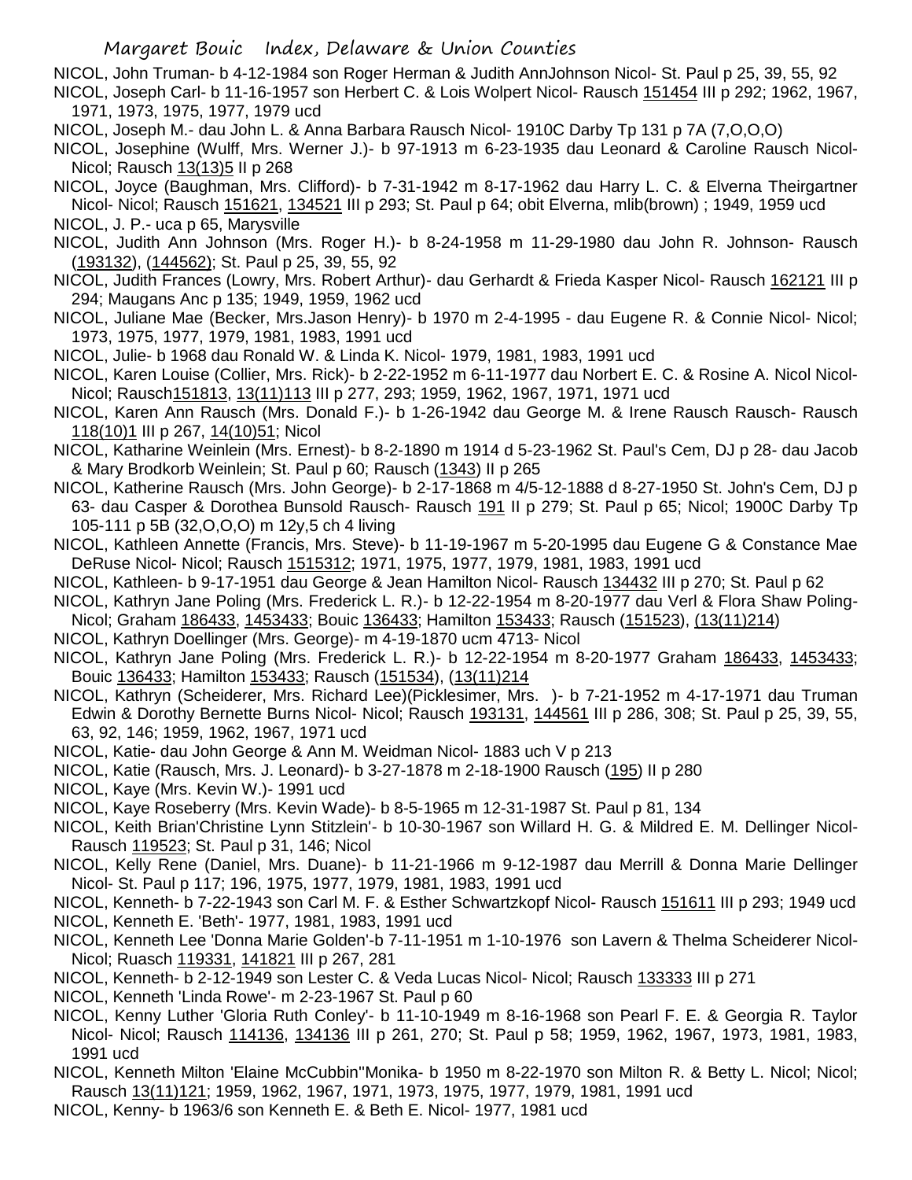NICOL, John Truman- b 4-12-1984 son Roger Herman & Judith AnnJohnson Nicol- St. Paul p 25, 39, 55, 92

NICOL, Joseph Carl- b 11-16-1957 son Herbert C. & Lois Wolpert Nicol- Rausch 151454 III p 292; 1962, 1967, 1971, 1973, 1975, 1977, 1979 ucd

NICOL, Joseph M.- dau John L. & Anna Barbara Rausch Nicol- 1910C Darby Tp 131 p 7A (7,O,O,O)

NICOL, Josephine (Wulff, Mrs. Werner J.)- b 97-1913 m 6-23-1935 dau Leonard & Caroline Rausch Nicol- Nicol; Rausch 13(13)5 II p 268

NICOL, Joyce (Baughman, Mrs. Clifford)- b 7-31-1942 m 8-17-1962 dau Harry L. C. & Elverna Theirgartner Nicol- Nicol; Rausch 151621, 134521 III p 293; St. Paul p 64; obit Elverna, mlib(brown) ; 1949, 1959 ucd

NICOL, J. P.- uca p 65, Marysville

NICOL, Judith Ann Johnson (Mrs. Roger H.)- b 8-24-1958 m 11-29-1980 dau John R. Johnson- Rausch (193132), (144562); St. Paul p 25, 39, 55, 92

NICOL, Judith Frances (Lowry, Mrs. Robert Arthur)- dau Gerhardt & Frieda Kasper Nicol- Rausch 162121 III p 294; Maugans Anc p 135; 1949, 1959, 1962 ucd

NICOL, Juliane Mae (Becker, Mrs.Jason Henry)- b 1970 m 2-4-1995 - dau Eugene R. & Connie Nicol- Nicol; 1973, 1975, 1977, 1979, 1981, 1983, 1991 ucd

NICOL, Julie- b 1968 dau Ronald W. & Linda K. Nicol- 1979, 1981, 1983, 1991 ucd

NICOL, Karen Louise (Collier, Mrs. Rick)- b 2-22-1952 m 6-11-1977 dau Norbert E. C. & Rosine A. Nicol Nicol- Nicol; Rausch151813, 13(11)113 III p 277, 293; 1959, 1962, 1967, 1971, 1971 ucd

NICOL, Karen Ann Rausch (Mrs. Donald F.)- b 1-26-1942 dau George M. & Irene Rausch Rausch- Rausch 118(10)1 III p 267, 14(10)51; Nicol

NICOL, Katharine Weinlein (Mrs. Ernest)- b 8-2-1890 m 1914 d 5-23-1962 St. Paul's Cem, DJ p 28- dau Jacob & Mary Brodkorb Weinlein; St. Paul p 60; Rausch (1343) II p 265

NICOL, Katherine Rausch (Mrs. John George)- b 2-17-1868 m 4/5-12-1888 d 8-27-1950 St. John's Cem, DJ p 63- dau Casper & Dorothea Bunsold Rausch- Rausch 191 II p 279; St. Paul p 65; Nicol; 1900C Darby Tp 105-111 p 5B (32,O,O,O) m 12y,5 ch 4 living

NICOL, Kathleen Annette (Francis, Mrs. Steve)- b 11-19-1967 m 5-20-1995 dau Eugene G & Constance Mae DeRuse Nicol- Nicol; Rausch 1515312; 1971, 1975, 1977, 1979, 1981, 1983, 1991 ucd

NICOL, Kathleen- b 9-17-1951 dau George & Jean Hamilton Nicol- Rausch 134432 III p 270; St. Paul p 62

NICOL, Kathryn Jane Poling (Mrs. Frederick L. R.)- b 12-22-1954 m 8-20-1977 dau Verl & Flora Shaw Poling- Nicol; Graham 186433, 1453433; Bouic 136433; Hamilton 153433; Rausch (151523), (13(11)214)

NICOL, Kathryn Doellinger (Mrs. George)- m 4-19-1870 ucm 4713- Nicol

NICOL, Kathryn Jane Poling (Mrs. Frederick L. R.)- b 12-22-1954 m 8-20-1977 Graham 186433, 1453433; Bouic 136433; Hamilton 153433; Rausch (151534), (13(11)214

NICOL, Kathryn (Scheiderer, Mrs. Richard Lee)(Picklesimer, Mrs. )- b 7-21-1952 m 4-17-1971 dau Truman Edwin & Dorothy Bernette Burns Nicol- Nicol; Rausch 193131, 144561 III p 286, 308; St. Paul p 25, 39, 55, 63, 92, 146; 1959, 1962, 1967, 1971 ucd

NICOL, Katie- dau John George & Ann M. Weidman Nicol- 1883 uch V p 213

NICOL, Katie (Rausch, Mrs. J. Leonard)- b 3-27-1878 m 2-18-1900 Rausch (195) II p 280

NICOL, Kaye (Mrs. Kevin W.)- 1991 ucd

NICOL, Kaye Roseberry (Mrs. Kevin Wade)- b 8-5-1965 m 12-31-1987 St. Paul p 81, 134

NICOL, Keith Brian'Christine Lynn Stitzlein'- b 10-30-1967 son Willard H. G. & Mildred E. M. Dellinger Nicol- Rausch 119523; St. Paul p 31, 146; Nicol

NICOL, Kelly Rene (Daniel, Mrs. Duane)- b 11-21-1966 m 9-12-1987 dau Merrill & Donna Marie Dellinger Nicol- St. Paul p 117; 196, 1975, 1977, 1979, 1981, 1983, 1991 ucd

NICOL, Kenneth- b 7-22-1943 son Carl M. F. & Esther Schwartzkopf Nicol- Rausch 151611 III p 293; 1949 ucd

NICOL, Kenneth E. 'Beth'- 1977, 1981, 1983, 1991 ucd

NICOL, Kenneth Lee 'Donna Marie Golden'-b 7-11-1951 m 1-10-1976 son Lavern & Thelma Scheiderer Nicol- Nicol; Ruasch 119331, 141821 III p 267, 281

NICOL, Kenneth- b 2-12-1949 son Lester C. & Veda Lucas Nicol- Nicol; Rausch 133333 III p 271

NICOL, Kenneth 'Linda Rowe'- m 2-23-1967 St. Paul p 60

NICOL, Kenny Luther 'Gloria Ruth Conley'- b 11-10-1949 m 8-16-1968 son Pearl F. E. & Georgia R. Taylor Nicol- Nicol; Rausch 114136, 134136 III p 261, 270; St. Paul p 58; 1959, 1962, 1967, 1973, 1981, 1983, 1991 ucd

NICOL, Kenneth Milton 'Elaine McCubbin''Monika- b 1950 m 8-22-1970 son Milton R. & Betty L. Nicol; Nicol; Rausch 13(11)121; 1959, 1962, 1967, 1971, 1973, 1975, 1977, 1979, 1981, 1991 ucd

NICOL, Kenny- b 1963/6 son Kenneth E. & Beth E. Nicol- 1977, 1981 ucd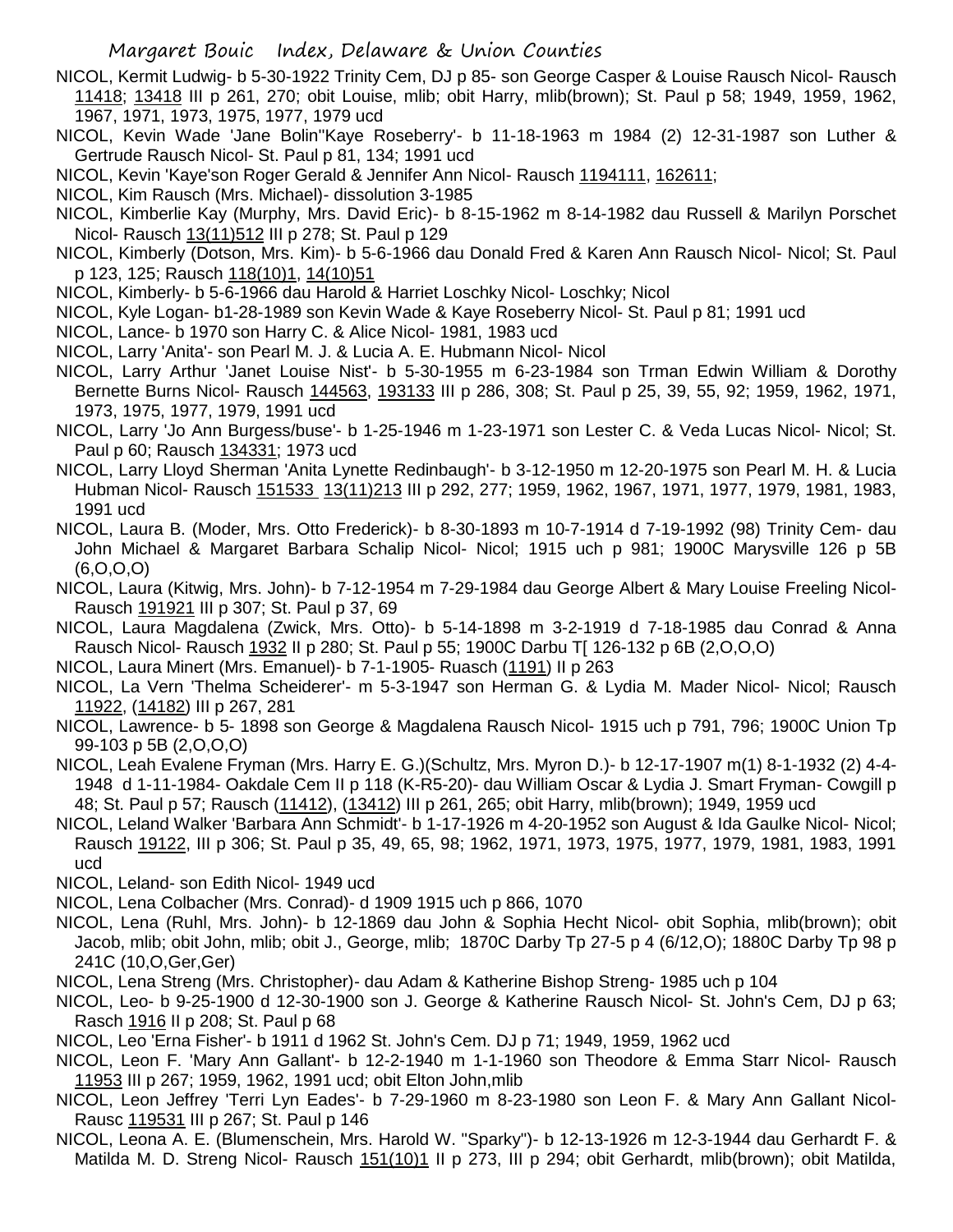NICOL, Kermit Ludwig- b 5-30-1922 Trinity Cem, DJ p 85- son George Casper & Louise Rausch Nicol- Rausch 11418; 13418 III p 261, 270; obit Louise, mlib; obit Harry, mlib(brown); St. Paul p 58; 1949, 1959, 1962, 1967, 1971, 1973, 1975, 1977, 1979 ucd

NICOL, Kevin Wade 'Jane Bolin''Kaye Roseberry'- b 11-18-1963 m 1984 (2) 12-31-1987 son Luther & Gertrude Rausch Nicol- St. Paul p 81, 134; 1991 ucd

NICOL, Kevin 'Kaye'son Roger Gerald & Jennifer Ann Nicol- Rausch 1194111, 162611;

NICOL, Kim Rausch (Mrs. Michael)- dissolution 3-1985

NICOL, Kimberlie Kay (Murphy, Mrs. David Eric)- b 8-15-1962 m 8-14-1982 dau Russell & Marilyn Porschet Nicol- Rausch 13(11)512 III p 278; St. Paul p 129

NICOL, Kimberly (Dotson, Mrs. Kim)- b 5-6-1966 dau Donald Fred & Karen Ann Rausch Nicol- Nicol; St. Paul p 123, 125; Rausch 118(10)1, 14(10)51

NICOL, Kimberly- b 5-6-1966 dau Harold & Harriet Loschky Nicol- Loschky; Nicol

NICOL, Kyle Logan- b1-28-1989 son Kevin Wade & Kaye Roseberry Nicol- St. Paul p 81; 1991 ucd

NICOL, Lance- b 1970 son Harry C. & Alice Nicol- 1981, 1983 ucd

NICOL, Larry 'Anita'- son Pearl M. J. & Lucia A. E. Hubmann Nicol- Nicol

NICOL, Larry Arthur 'Janet Louise Nist'- b 5-30-1955 m 6-23-1984 son Trman Edwin William & Dorothy Bernette Burns Nicol- Rausch 144563, 193133 III p 286, 308; St. Paul p 25, 39, 55, 92; 1959, 1962, 1971, 1973, 1975, 1977, 1979, 1991 ucd

NICOL, Larry 'Jo Ann Burgess/buse'- b 1-25-1946 m 1-23-1971 son Lester C. & Veda Lucas Nicol- Nicol; St. Paul p 60; Rausch 134331; 1973 ucd

NICOL, Larry Lloyd Sherman 'Anita Lynette Redinbaugh'- b 3-12-1950 m 12-20-1975 son Pearl M. H. & Lucia Hubman Nicol- Rausch 151533 13(11)213 III p 292, 277; 1959, 1962, 1967, 1971, 1977, 1979, 1981, 1983, 1991 ucd

NICOL, Laura B. (Moder, Mrs. Otto Frederick)- b 8-30-1893 m 10-7-1914 d 7-19-1992 (98) Trinity Cem- dau John Michael & Margaret Barbara Schalip Nicol- Nicol; 1915 uch p 981; 1900C Marysville 126 p 5B (6,O,O,O)

NICOL, Laura (Kitwig, Mrs. John)- b 7-12-1954 m 7-29-1984 dau George Albert & Mary Louise Freeling Nicol- Rausch 191921 III p 307; St. Paul p 37, 69

NICOL, Laura Magdalena (Zwick, Mrs. Otto)- b 5-14-1898 m 3-2-1919 d 7-18-1985 dau Conrad & Anna Rausch Nicol- Rausch 1932 II p 280; St. Paul p 55; 1900C Darbu T[ 126-132 p 6B (2,O,O,O)

NICOL, Laura Minert (Mrs. Emanuel)- b 7-1-1905- Ruasch (1191) II p 263

NICOL, La Vern 'Thelma Scheiderer'- m 5-3-1947 son Herman G. & Lydia M. Mader Nicol- Nicol; Rausch 11922, (14182) III p 267, 281

NICOL, Lawrence- b 5- 1898 son George & Magdalena Rausch Nicol- 1915 uch p 791, 796; 1900C Union Tp 99-103 p 5B (2,O,O,O)

NICOL, Leah Evalene Fryman (Mrs. Harry E. G.)(Schultz, Mrs. Myron D.)- b 12-17-1907 m(1) 8-1-1932 (2) 4-4-1948 d 1-11-1984- Oakdale Cem II p 118 (K-R5-20)- dau William Oscar & Lydia J. Smart Fryman- Cowgill p 48; St. Paul p 57; Rausch (11412), (13412) III p 261, 265; obit Harry, mlib(brown); 1949, 1959 ucd

NICOL, Leland Walker 'Barbara Ann Schmidt'- b 1-17-1926 m 4-20-1952 son August & Ida Gaulke Nicol- Nicol; Rausch 19122, III p 306; St. Paul p 35, 49, 65, 98; 1962, 1971, 1973, 1975, 1977, 1979, 1981, 1983, 1991 ucd

NICOL, Leland- son Edith Nicol- 1949 ucd

NICOL, Lena Colbacher (Mrs. Conrad)- d 1909 1915 uch p 866, 1070

NICOL, Lena (Ruhl, Mrs. John)- b 12-1869 dau John & Sophia Hecht Nicol- obit Sophia, mlib(brown); obit Jacob, mlib; obit John, mlib; obit J., George, mlib; 1870C Darby Tp 27-5 p 4 (6/12,O); 1880C Darby Tp 98 p 241C (10,O,Ger,Ger)

NICOL, Lena Streng (Mrs. Christopher)- dau Adam & Katherine Bishop Streng- 1985 uch p 104

NICOL, Leo- b 9-25-1900 d 12-30-1900 son J. George & Katherine Rausch Nicol- St. John's Cem, DJ p 63; Rasch 1916 II p 208; St. Paul p 68

NICOL, Leo 'Erna Fisher'- b 1911 d 1962 St. John's Cem. DJ p 71; 1949, 1959, 1962 ucd

NICOL, Leon F. 'Mary Ann Gallant'- b 12-2-1940 m 1-1-1960 son Theodore & Emma Starr Nicol- Rausch 11953 III p 267; 1959, 1962, 1991 ucd; obit Elton John,mlib

NICOL, Leon Jeffrey 'Terri Lyn Eades'- b 7-29-1960 m 8-23-1980 son Leon F. & Mary Ann Gallant Nicol- Rausc 119531 III p 267; St. Paul p 146

NICOL, Leona A. E. (Blumenschein, Mrs. Harold W. "Sparky")- b 12-13-1926 m 12-3-1944 dau Gerhardt F. & Matilda M. D. Streng Nicol- Rausch 151(10)1 II p 273, III p 294; obit Gerhardt, mlib(brown); obit Matilda,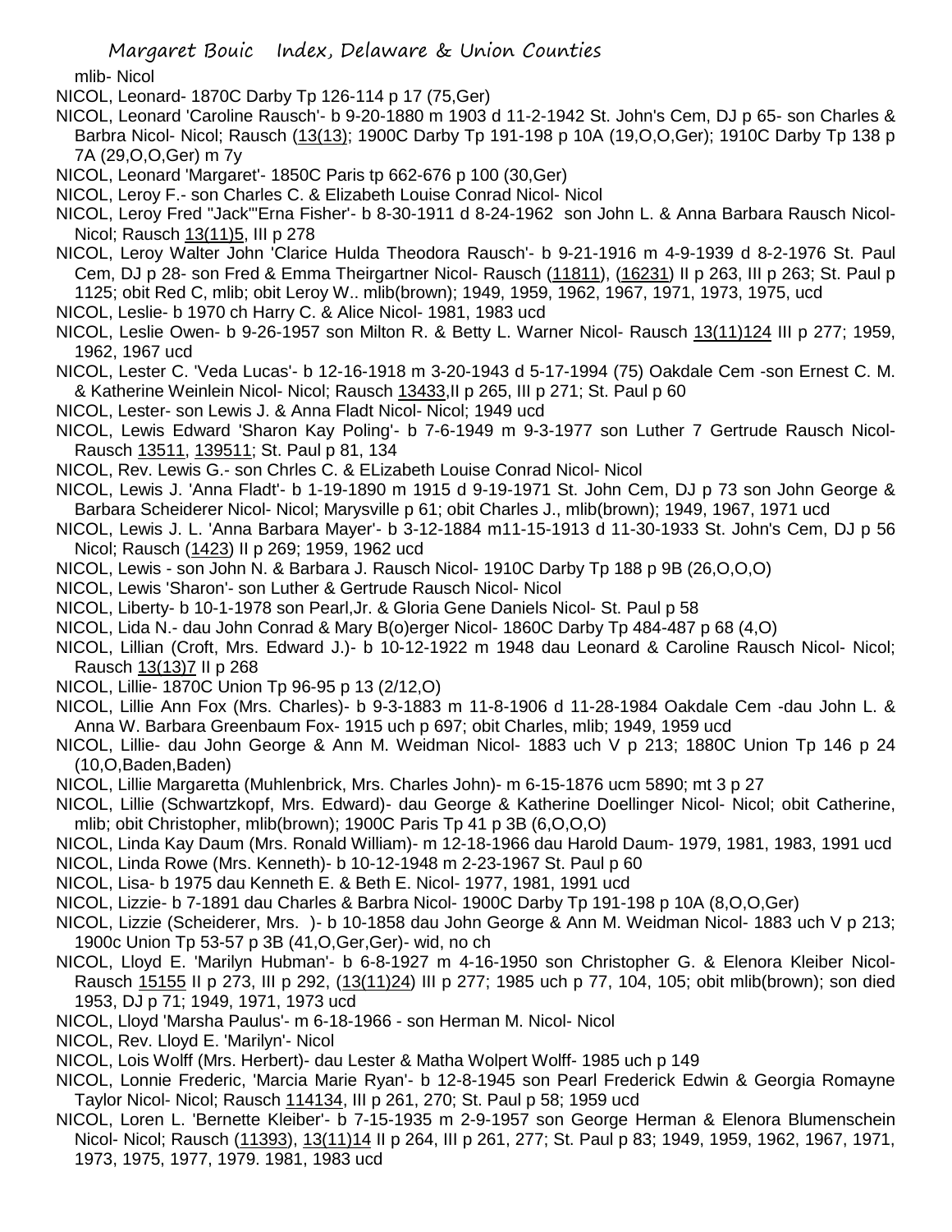mlib- Nicol

NICOL, Leonard- 1870C Darby Tp 126-114 p 17 (75,Ger)

NICOL, Leonard 'Caroline Rausch'- b 9-20-1880 m 1903 d 11-2-1942 St. John's Cem, DJ p 65- son Charles & Barbra Nicol- Nicol; Rausch (13(13); 1900C Darby Tp 191-198 p 10A (19,O,O,Ger); 1910C Darby Tp 138 p 7A (29,O,O,Ger) m 7y

NICOL, Leonard 'Margaret'- 1850C Paris tp 662-676 p 100 (30,Ger)

NICOL, Leroy F.- son Charles C. & Elizabeth Louise Conrad Nicol- Nicol

NICOL, Leroy Fred "Jack"'Erna Fisher'- b 8-30-1911 d 8-24-1962 son John L. & Anna Barbara Rausch Nicol- Nicol; Rausch 13(11)5, III p 278

NICOL, Leroy Walter John 'Clarice Hulda Theodora Rausch'- b 9-21-1916 m 4-9-1939 d 8-2-1976 St. Paul Cem, DJ p 28- son Fred & Emma Theirgartner Nicol- Rausch (11811), (16231) II p 263, III p 263; St. Paul p 1125; obit Red C, mlib; obit Leroy W.. mlib(brown); 1949, 1959, 1962, 1967, 1971, 1973, 1975, ucd

NICOL, Leslie- b 1970 ch Harry C. & Alice Nicol- 1981, 1983 ucd

NICOL, Leslie Owen- b 9-26-1957 son Milton R. & Betty L. Warner Nicol- Rausch 13(11)124 III p 277; 1959, 1962, 1967 ucd

NICOL, Lester C. 'Veda Lucas'- b 12-16-1918 m 3-20-1943 d 5-17-1994 (75) Oakdale Cem -son Ernest C. M. & Katherine Weinlein Nicol- Nicol; Rausch 13433,II p 265, III p 271; St. Paul p 60

NICOL, Lester- son Lewis J. & Anna Fladt Nicol- Nicol; 1949 ucd

NICOL, Lewis Edward 'Sharon Kay Poling'- b 7-6-1949 m 9-3-1977 son Luther 7 Gertrude Rausch Nicol- Rausch 13511, 139511; St. Paul p 81, 134

NICOL, Rev. Lewis G.- son Chrles C. & ELizabeth Louise Conrad Nicol- Nicol

NICOL, Lewis J. 'Anna Fladt'- b 1-19-1890 m 1915 d 9-19-1971 St. John Cem, DJ p 73 son John George & Barbara Scheiderer Nicol- Nicol; Marysville p 61; obit Charles J., mlib(brown); 1949, 1967, 1971 ucd

NICOL, Lewis J. L. 'Anna Barbara Mayer'- b 3-12-1884 m11-15-1913 d 11-30-1933 St. John's Cem, DJ p 56 Nicol; Rausch (1423) II p 269; 1959, 1962 ucd

NICOL, Lewis - son John N. & Barbara J. Rausch Nicol- 1910C Darby Tp 188 p 9B (26,O,O,O)

NICOL, Lewis 'Sharon'- son Luther & Gertrude Rausch Nicol- Nicol

NICOL, Liberty- b 10-1-1978 son Pearl,Jr. & Gloria Gene Daniels Nicol- St. Paul p 58

NICOL, Lida N.- dau John Conrad & Mary B(o)erger Nicol- 1860C Darby Tp 484-487 p 68 (4,O)

NICOL, Lillian (Croft, Mrs. Edward J.)- b 10-12-1922 m 1948 dau Leonard & Caroline Rausch Nicol- Nicol; Rausch 13(13)7 II p 268

NICOL, Lillie- 1870C Union Tp 96-95 p 13 (2/12,O)

NICOL, Lillie Ann Fox (Mrs. Charles)- b 9-3-1883 m 11-8-1906 d 11-28-1984 Oakdale Cem -dau John L. & Anna W. Barbara Greenbaum Fox- 1915 uch p 697; obit Charles, mlib; 1949, 1959 ucd

NICOL, Lillie- dau John George & Ann M. Weidman Nicol- 1883 uch V p 213; 1880C Union Tp 146 p 24 (10,O,Baden,Baden)

NICOL, Lillie Margaretta (Muhlenbrick, Mrs. Charles John)- m 6-15-1876 ucm 5890; mt 3 p 27

NICOL, Lillie (Schwartzkopf, Mrs. Edward)- dau George & Katherine Doellinger Nicol- Nicol; obit Catherine, mlib; obit Christopher, mlib(brown); 1900C Paris Tp 41 p 3B (6,O,O,O)

NICOL, Linda Kay Daum (Mrs. Ronald William)- m 12-18-1966 dau Harold Daum- 1979, 1981, 1983, 1991 ucd

NICOL, Linda Rowe (Mrs. Kenneth)- b 10-12-1948 m 2-23-1967 St. Paul p 60

NICOL, Lisa- b 1975 dau Kenneth E. & Beth E. Nicol- 1977, 1981, 1991 ucd

NICOL, Lizzie- b 7-1891 dau Charles & Barbra Nicol- 1900C Darby Tp 191-198 p 10A (8,O,O,Ger)

NICOL, Lizzie (Scheiderer, Mrs. )- b 10-1858 dau John George & Ann M. Weidman Nicol- 1883 uch V p 213; 1900c Union Tp 53-57 p 3B (41,O,Ger,Ger)- wid, no ch

NICOL, Lloyd E. 'Marilyn Hubman'- b 6-8-1927 m 4-16-1950 son Christopher G. & Elenora Kleiber Nicol- Rausch 15155 II p 273, III p 292, (13(11)24) III p 277; 1985 uch p 77, 104, 105; obit mlib(brown); son died 1953, DJ p 71; 1949, 1971, 1973 ucd

NICOL, Lloyd 'Marsha Paulus'- m 6-18-1966 - son Herman M. Nicol- Nicol

NICOL, Rev. Lloyd E. 'Marilyn'- Nicol

NICOL, Lois Wolff (Mrs. Herbert)- dau Lester & Matha Wolpert Wolff- 1985 uch p 149

NICOL, Lonnie Frederic, 'Marcia Marie Ryan'- b 12-8-1945 son Pearl Frederick Edwin & Georgia Romayne Taylor Nicol- Nicol; Rausch 114134, III p 261, 270; St. Paul p 58; 1959 ucd

NICOL, Loren L. 'Bernette Kleiber'- b 7-15-1935 m 2-9-1957 son George Herman & Elenora Blumenschein Nicol- Nicol; Rausch (11393), 13(11)14 II p 264, III p 261, 277; St. Paul p 83; 1949, 1959, 1962, 1967, 1971, 1973, 1975, 1977, 1979. 1981, 1983 ucd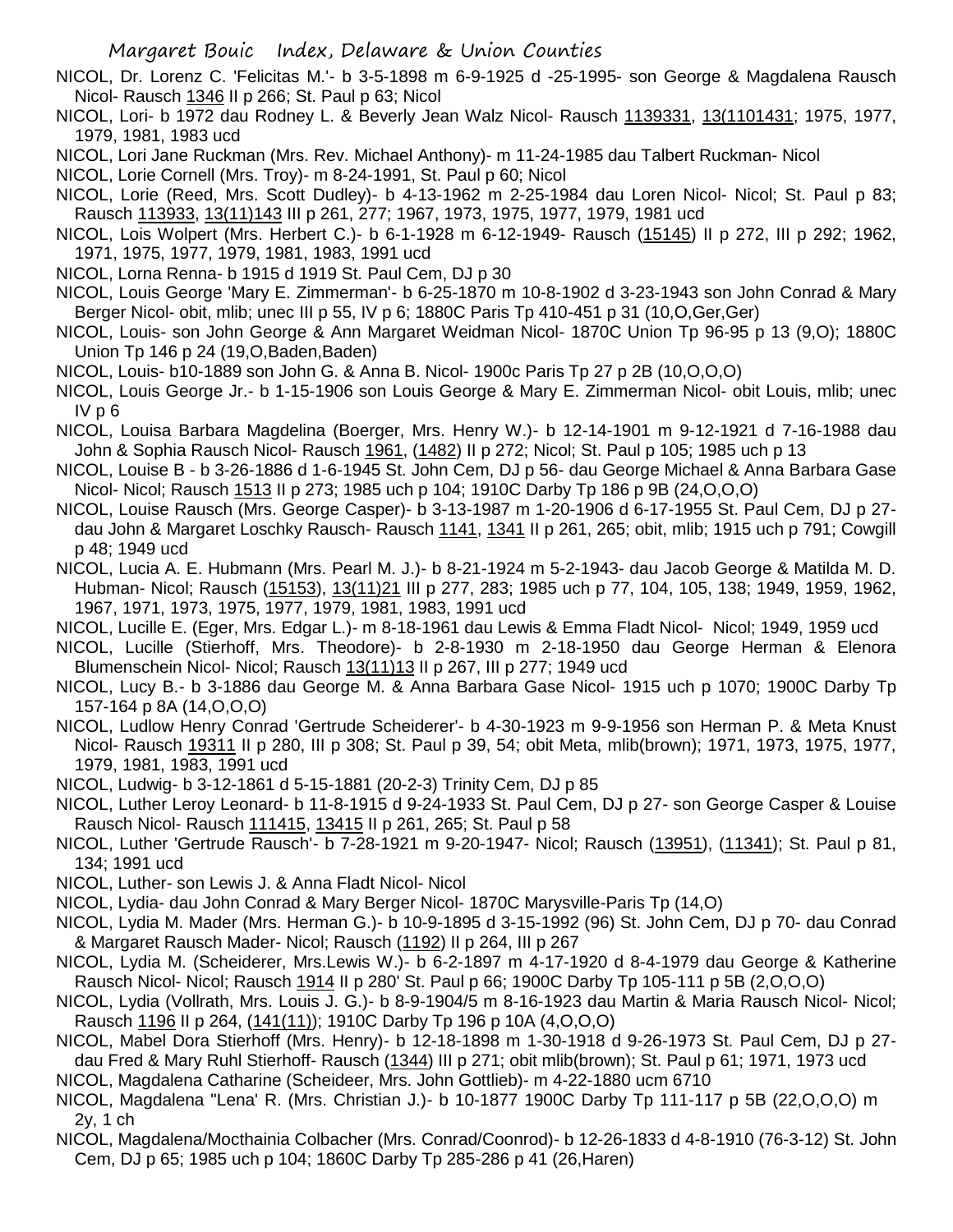NICOL, Dr. Lorenz C. 'Felicitas M.'- b 3-5-1898 m 6-9-1925 d -25-1995- son George & Magdalena Rausch Nicol- Rausch 1346 II p 266; St. Paul p 63; Nicol

NICOL, Lori- b 1972 dau Rodney L. & Beverly Jean Walz Nicol- Rausch 1139331, 13(1101431; 1975, 1977, 1979, 1981, 1983 ucd

NICOL, Lori Jane Ruckman (Mrs. Rev. Michael Anthony)- m 11-24-1985 dau Talbert Ruckman- Nicol

NICOL, Lorie Cornell (Mrs. Troy)- m 8-24-1991, St. Paul p 60; Nicol

NICOL, Lorie (Reed, Mrs. Scott Dudley)- b 4-13-1962 m 2-25-1984 dau Loren Nicol- Nicol; St. Paul p 83; Rausch 113933, 13(11)143 III p 261, 277; 1967, 1973, 1975, 1977, 1979, 1981 ucd

NICOL, Lois Wolpert (Mrs. Herbert C.)- b 6-1-1928 m 6-12-1949- Rausch (15145) II p 272, III p 292; 1962, 1971, 1975, 1977, 1979, 1981, 1983, 1991 ucd

NICOL, Lorna Renna- b 1915 d 1919 St. Paul Cem, DJ p 30

NICOL, Louis George 'Mary E. Zimmerman'- b 6-25-1870 m 10-8-1902 d 3-23-1943 son John Conrad & Mary Berger Nicol- obit, mlib; unec III p 55, IV p 6; 1880C Paris Tp 410-451 p 31 (10,O,Ger,Ger)

NICOL, Louis- son John George & Ann Margaret Weidman Nicol- 1870C Union Tp 96-95 p 13 (9,O); 1880C Union Tp 146 p 24 (19,O,Baden,Baden)

NICOL, Louis- b10-1889 son John G. & Anna B. Nicol- 1900c Paris Tp 27 p 2B (10,O,O,O)

NICOL, Louis George Jr.- b 1-15-1906 son Louis George & Mary E. Zimmerman Nicol- obit Louis, mlib; unec IV p 6

NICOL, Louisa Barbara Magdelina (Boerger, Mrs. Henry W.)- b 12-14-1901 m 9-12-1921 d 7-16-1988 dau John & Sophia Rausch Nicol- Rausch 1961, (1482) II p 272; Nicol; St. Paul p 105; 1985 uch p 13

NICOL, Louise B - b 3-26-1886 d 1-6-1945 St. John Cem, DJ p 56- dau George Michael & Anna Barbara Gase Nicol- Nicol; Rausch 1513 II p 273; 1985 uch p 104; 1910C Darby Tp 186 p 9B (24,O,O,O)

NICOL, Louise Rausch (Mrs. George Casper)- b 3-13-1987 m 1-20-1906 d 6-17-1955 St. Paul Cem, DJ p 27- dau John & Margaret Loschky Rausch- Rausch 1141, 1341 II p 261, 265; obit, mlib; 1915 uch p 791; Cowgill p 48; 1949 ucd

NICOL, Lucia A. E. Hubmann (Mrs. Pearl M. J.)- b 8-21-1924 m 5-2-1943- dau Jacob George & Matilda M. D. Hubman- Nicol; Rausch (15153), 13(11)21 III p 277, 283; 1985 uch p 77, 104, 105, 138; 1949, 1959, 1962, 1967, 1971, 1973, 1975, 1977, 1979, 1981, 1983, 1991 ucd

NICOL, Lucille E. (Eger, Mrs. Edgar L.)- m 8-18-1961 dau Lewis & Emma Fladt Nicol- Nicol; 1949, 1959 ucd

NICOL, Lucille (Stierhoff, Mrs. Theodore)- b 2-8-1930 m 2-18-1950 dau George Herman & Elenora Blumenschein Nicol- Nicol; Rausch 13(11)13 II p 267, III p 277; 1949 ucd

NICOL, Lucy B.- b 3-1886 dau George M. & Anna Barbara Gase Nicol- 1915 uch p 1070; 1900C Darby Tp 157-164 p 8A (14,O,O,O)

NICOL, Ludlow Henry Conrad 'Gertrude Scheiderer'- b 4-30-1923 m 9-9-1956 son Herman P. & Meta Knust Nicol- Rausch 19311 II p 280, III p 308; St. Paul p 39, 54; obit Meta, mlib(brown); 1971, 1973, 1975, 1977, 1979, 1981, 1983, 1991 ucd

NICOL, Ludwig- b 3-12-1861 d 5-15-1881 (20-2-3) Trinity Cem, DJ p 85

NICOL, Luther Leroy Leonard- b 11-8-1915 d 9-24-1933 St. Paul Cem, DJ p 27- son George Casper & Louise Rausch Nicol- Rausch 111415, 13415 II p 261, 265; St. Paul p 58

NICOL, Luther 'Gertrude Rausch'- b 7-28-1921 m 9-20-1947- Nicol; Rausch (13951), (11341); St. Paul p 81, 134; 1991 ucd

NICOL, Luther- son Lewis J. & Anna Fladt Nicol- Nicol

NICOL, Lydia- dau John Conrad & Mary Berger Nicol- 1870C Marysville-Paris Tp (14,O)

NICOL, Lydia M. Mader (Mrs. Herman G.)- b 10-9-1895 d 3-15-1992 (96) St. John Cem, DJ p 70- dau Conrad & Margaret Rausch Mader- Nicol; Rausch (1192) II p 264, III p 267

NICOL, Lydia M. (Scheiderer, Mrs.Lewis W.)- b 6-2-1897 m 4-17-1920 d 8-4-1979 dau George & Katherine Rausch Nicol- Nicol; Rausch 1914 II p 280' St. Paul p 66; 1900C Darby Tp 105-111 p 5B (2,O,O,O)

NICOL, Lydia (Vollrath, Mrs. Louis J. G.)- b 8-9-1904/5 m 8-16-1923 dau Martin & Maria Rausch Nicol- Nicol; Rausch 1196 II p 264, (141(11)); 1910C Darby Tp 196 p 10A (4,O,O,O)

NICOL, Mabel Dora Stierhoff (Mrs. Henry)- b 12-18-1898 m 1-30-1918 d 9-26-1973 St. Paul Cem, DJ p 27- dau Fred & Mary Ruhl Stierhoff- Rausch (1344) III p 271; obit mlib(brown); St. Paul p 61; 1971, 1973 ucd

NICOL, Magdalena Catharine (Scheideer, Mrs. John Gottlieb)- m 4-22-1880 ucm 6710

NICOL, Magdalena "Lena' R. (Mrs. Christian J.)- b 10-1877 1900C Darby Tp 111-117 p 5B (22,O,O,O) m 2y, 1 ch

NICOL, Magdalena/Mocthainia Colbacher (Mrs. Conrad/Coonrod)- b 12-26-1833 d 4-8-1910 (76-3-12) St. John Cem, DJ p 65; 1985 uch p 104; 1860C Darby Tp 285-286 p 41 (26,Haren)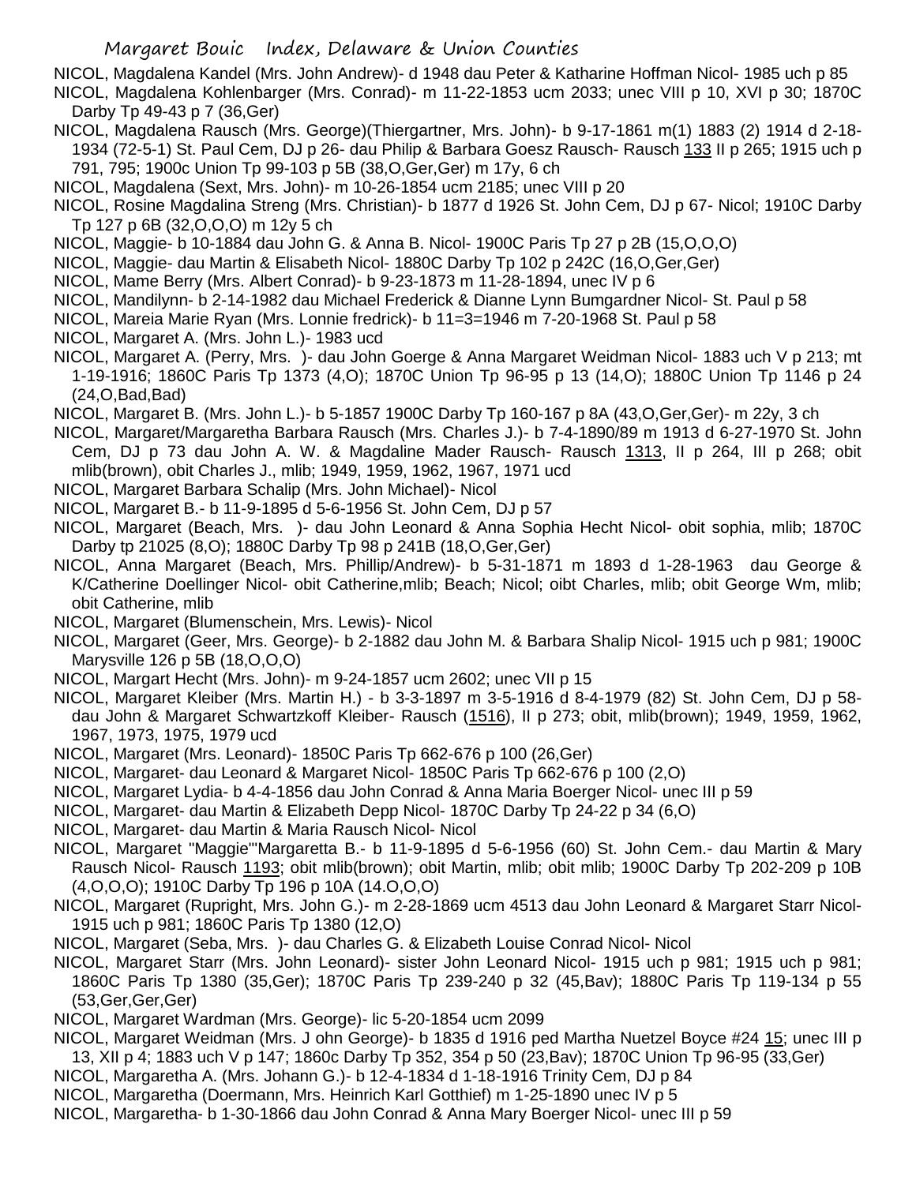NICOL, Magdalena Kandel (Mrs. John Andrew)- d 1948 dau Peter & Katharine Hoffman Nicol- 1985 uch p 85

NICOL, Magdalena Kohlenbarger (Mrs. Conrad)- m 11-22-1853 ucm 2033; unec VIII p 10, XVI p 30; 1870C Darby Tp 49-43 p 7 (36,Ger)

NICOL, Magdalena Rausch (Mrs. George)(Thiergartner, Mrs. John)- b 9-17-1861 m(1) 1883 (2) 1914 d 2-18-1934 (72-5-1) St. Paul Cem, DJ p 26- dau Philip & Barbara Goesz Rausch- Rausch 133 II p 265; 1915 uch p 791, 795; 1900c Union Tp 99-103 p 5B (38,O,Ger,Ger) m 17y, 6 ch

NICOL, Magdalena (Sext, Mrs. John)- m 10-26-1854 ucm 2185; unec VIII p 20

NICOL, Rosine Magdalina Streng (Mrs. Christian)- b 1877 d 1926 St. John Cem, DJ p 67- Nicol; 1910C Darby Tp 127 p 6B (32,O,O,O) m 12y 5 ch

NICOL, Maggie- b 10-1884 dau John G. & Anna B. Nicol- 1900C Paris Tp 27 p 2B (15,O,O,O)

NICOL, Maggie- dau Martin & Elisabeth Nicol- 1880C Darby Tp 102 p 242C (16,O,Ger,Ger)

NICOL, Mame Berry (Mrs. Albert Conrad)- b 9-23-1873 m 11-28-1894, unec IV p 6

NICOL, Mandilynn- b 2-14-1982 dau Michael Frederick & Dianne Lynn Bumgardner Nicol- St. Paul p 58

NICOL, Mareia Marie Ryan (Mrs. Lonnie fredrick)- b 11=3=1946 m 7-20-1968 St. Paul p 58

NICOL, Margaret A. (Mrs. John L.)- 1983 ucd

NICOL, Margaret A. (Perry, Mrs. )- dau John Goerge & Anna Margaret Weidman Nicol- 1883 uch V p 213; mt 1-19-1916; 1860C Paris Tp 1373 (4,O); 1870C Union Tp 96-95 p 13 (14,O); 1880C Union Tp 1146 p 24 (24,O,Bad,Bad)

NICOL, Margaret B. (Mrs. John L.)- b 5-1857 1900C Darby Tp 160-167 p 8A (43,O,Ger,Ger)- m 22y, 3 ch

NICOL, Margaret/Margaretha Barbara Rausch (Mrs. Charles J.)- b 7-4-1890/89 m 1913 d 6-27-1970 St. John Cem, DJ p 73 dau John A. W. & Magdaline Mader Rausch- Rausch 1313, II p 264, III p 268; obit mlib(brown), obit Charles J., mlib; 1949, 1959, 1962, 1967, 1971 ucd

NICOL, Margaret Barbara Schalip (Mrs. John Michael)- Nicol

NICOL, Margaret B.- b 11-9-1895 d 5-6-1956 St. John Cem, DJ p 57

NICOL, Margaret (Beach, Mrs. )- dau John Leonard & Anna Sophia Hecht Nicol- obit sophia, mlib; 1870C Darby tp 21025 (8,O); 1880C Darby Tp 98 p 241B (18,O,Ger,Ger)

NICOL, Anna Margaret (Beach, Mrs. Phillip/Andrew)- b 5-31-1871 m 1893 d 1-28-1963 dau George & K/Catherine Doellinger Nicol- obit Catherine,mlib; Beach; Nicol; oibt Charles, mlib; obit George Wm, mlib; obit Catherine, mlib

NICOL, Margaret (Blumenschein, Mrs. Lewis)- Nicol

NICOL, Margaret (Geer, Mrs. George)- b 2-1882 dau John M. & Barbara Shalip Nicol- 1915 uch p 981; 1900C Marysville 126 p 5B (18,O,O,O)

NICOL, Margart Hecht (Mrs. John)- m 9-24-1857 ucm 2602; unec VII p 15

NICOL, Margaret Kleiber (Mrs. Martin H.) - b 3-3-1897 m 3-5-1916 d 8-4-1979 (82) St. John Cem, DJ p 58- dau John & Margaret Schwartzkoff Kleiber- Rausch (1516), II p 273; obit, mlib(brown); 1949, 1959, 1962, 1967, 1973, 1975, 1979 ucd

NICOL, Margaret (Mrs. Leonard)- 1850C Paris Tp 662-676 p 100 (26,Ger)

NICOL, Margaret- dau Leonard & Margaret Nicol- 1850C Paris Tp 662-676 p 100 (2,O)

NICOL, Margaret Lydia- b 4-4-1856 dau John Conrad & Anna Maria Boerger Nicol- unec III p 59

NICOL, Margaret- dau Martin & Elizabeth Depp Nicol- 1870C Darby Tp 24-22 p 34 (6,O)

NICOL, Margaret- dau Martin & Maria Rausch Nicol- Nicol

NICOL, Margaret "Maggie"'Margaretta B.- b 11-9-1895 d 5-6-1956 (60) St. John Cem.- dau Martin & Mary Rausch Nicol- Rausch 1193; obit mlib(brown); obit Martin, mlib; obit mlib; 1900C Darby Tp 202-209 p 10B (4,O,O,O); 1910C Darby Tp 196 p 10A (14.O,O,O)

NICOL, Margaret (Rupright, Mrs. John G.)- m 2-28-1869 ucm 4513 dau John Leonard & Margaret Starr Nicol- 1915 uch p 981; 1860C Paris Tp 1380 (12,O)

NICOL, Margaret (Seba, Mrs. )- dau Charles G. & Elizabeth Louise Conrad Nicol- Nicol

NICOL, Margaret Starr (Mrs. John Leonard)- sister John Leonard Nicol- 1915 uch p 981; 1915 uch p 981; 1860C Paris Tp 1380 (35,Ger); 1870C Paris Tp 239-240 p 32 (45,Bav); 1880C Paris Tp 119-134 p 55 (53,Ger,Ger,Ger)

NICOL, Margaret Wardman (Mrs. George)- lic 5-20-1854 ucm 2099

NICOL, Margaret Weidman (Mrs. J ohn George)- b 1835 d 1916 ped Martha Nuetzel Boyce #24 15; unec III p 13, XII p 4; 1883 uch V p 147; 1860c Darby Tp 352, 354 p 50 (23,Bav); 1870C Union Tp 96-95 (33,Ger)

NICOL, Margaretha A. (Mrs. Johann G.)- b 12-4-1834 d 1-18-1916 Trinity Cem, DJ p 84

NICOL, Margaretha (Doermann, Mrs. Heinrich Karl Gotthief) m 1-25-1890 unec IV p 5

NICOL, Margaretha- b 1-30-1866 dau John Conrad & Anna Mary Boerger Nicol- unec III p 59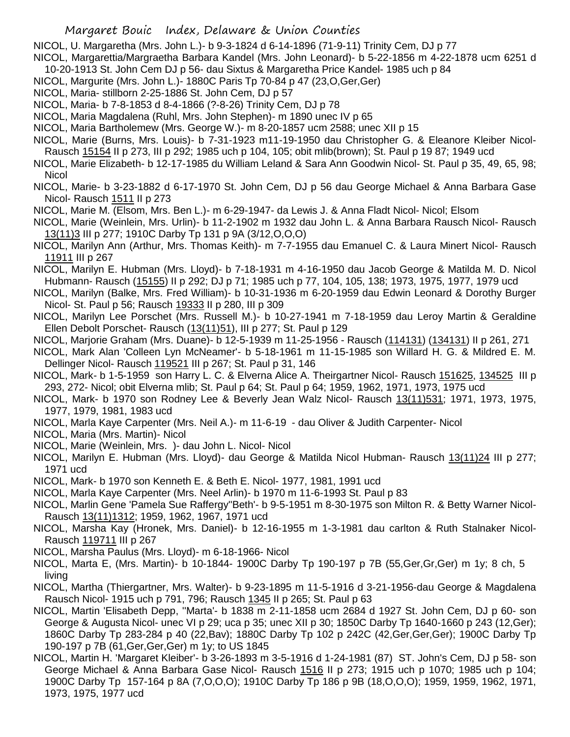NICOL, U. Margaretha (Mrs. John L.)- b 9-3-1824 d 6-14-1896 (71-9-11) Trinity Cem, DJ p 77

NICOL, Margarettia/Margraetha Barbara Kandel (Mrs. John Leonard)- b 5-22-1856 m 4-22-1878 ucm 6251 d 10-20-1913 St. John Cem DJ p 56- dau Sixtus & Margaretha Price Kandel- 1985 uch p 84

NICOL, Margurite (Mrs. John L.)- 1880C Paris Tp 70-84 p 47 (23,O,Ger,Ger)

NICOL, Maria- stillborn 2-25-1886 St. John Cem, DJ p 57

NICOL, Maria- b 7-8-1853 d 8-4-1866 (?-8-26) Trinity Cem, DJ p 78

NICOL, Maria Magdalena (Ruhl, Mrs. John Stephen)- m 1890 unec IV p 65

NICOL, Maria Bartholemew (Mrs. George W.)- m 8-20-1857 ucm 2588; unec XII p 15

NICOL, Marie (Burns, Mrs. Louis)- b 7-31-1923 m11-19-1950 dau Christopher G. & Eleanore Kleiber Nicol- Rausch 15154 II p 273, III p 292; 1985 uch p 104, 105; obit mlib(brown); St. Paul p 19 87; 1949 ucd

NICOL, Marie Elizabeth- b 12-17-1985 du William Leland & Sara Ann Goodwin Nicol- St. Paul p 35, 49, 65, 98; Nicol

NICOL, Marie- b 3-23-1882 d 6-17-1970 St. John Cem, DJ p 56 dau George Michael & Anna Barbara Gase Nicol- Rausch 1511 II p 273

NICOL, Marie M. (Elsom, Mrs. Ben L.)- m 6-29-1947- da Lewis J. & Anna Fladt Nicol- Nicol; Elsom

NICOL, Marie (Weinlein, Mrs. Urlin)- b 11-2-1902 m 1932 dau John L. & Anna Barbara Rausch Nicol- Rausch 13(11)3 III p 277; 1910C Darby Tp 131 p 9A (3/12,O,O,O)

NICOL, Marilyn Ann (Arthur, Mrs. Thomas Keith)- m 7-7-1955 dau Emanuel C. & Laura Minert Nicol- Rausch 11911 III p 267

NICOL, Marilyn E. Hubman (Mrs. Lloyd)- b 7-18-1931 m 4-16-1950 dau Jacob George & Matilda M. D. Nicol Hubmann- Rausch (15155) II p 292; DJ p 71; 1985 uch p 77, 104, 105, 138; 1973, 1975, 1977, 1979 ucd

NICOL, Marilyn (Balke, Mrs. Fred William)- b 10-31-1936 m 6-20-1959 dau Edwin Leonard & Dorothy Burger Nicol- St. Paul p 56; Rausch 19333 II p 280, III p 309

NICOL, Marilyn Lee Porschet (Mrs. Russell M.)- b 10-27-1941 m 7-18-1959 dau Leroy Martin & Geraldine Ellen Debolt Porschet- Rausch (13(11)51), III p 277; St. Paul p 129

NICOL, Marjorie Graham (Mrs. Duane)- b 12-5-1939 m 11-25-1956 - Rausch (114131) (134131) II p 261, 271

NICOL, Mark Alan 'Colleen Lyn McNeamer'- b 5-18-1961 m 11-15-1985 son Willard H. G. & Mildred E. M. Dellinger Nicol- Rausch 119521 III p 267; St. Paul p 31, 146

NICOL, Mark- b 1-5-1959 son Harry L. C. & Elverna Alice A. Theirgartner Nicol- Rausch 151625, 134525 III p 293, 272- Nicol; obit Elverna mlib; St. Paul p 64; St. Paul p 64; 1959, 1962, 1971, 1973, 1975 ucd

NICOL, Mark- b 1970 son Rodney Lee & Beverly Jean Walz Nicol- Rausch 13(11)531; 1971, 1973, 1975, 1977, 1979, 1981, 1983 ucd

NICOL, Marla Kaye Carpenter (Mrs. Neil A.)- m 11-6-19 - dau Oliver & Judith Carpenter- Nicol

NICOL, Maria (Mrs. Martin)- Nicol

NICOL, Marie (Weinlein, Mrs. )- dau John L. Nicol- Nicol

NICOL, Marilyn E. Hubman (Mrs. Lloyd)- dau George & Matilda Nicol Hubman- Rausch 13(11)24 III p 277; 1971 ucd

NICOL, Mark- b 1970 son Kenneth E. & Beth E. Nicol- 1977, 1981, 1991 ucd

NICOL, Marla Kaye Carpenter (Mrs. Neel Arlin)- b 1970 m 11-6-1993 St. Paul p 83

NICOL, Marlin Gene 'Pamela Sue Raffergy''Beth'- b 9-5-1951 m 8-30-1975 son Milton R. & Betty Warner Nicol- Rausch 13(11)1312; 1959, 1962, 1967, 1971 ucd

NICOL, Marsha Kay (Hronek, Mrs. Daniel)- b 12-16-1955 m 1-3-1981 dau carlton & Ruth Stalnaker Nicol- Rausch 119711 III p 267

NICOL, Marsha Paulus (Mrs. Lloyd)- m 6-18-1966- Nicol

NICOL, Marta E, (Mrs. Martin)- b 10-1844- 1900C Darby Tp 190-197 p 7B (55,Ger,Gr,Ger) m 1y; 8 ch, 5 living

NICOL, Martha (Thiergartner, Mrs. Walter)- b 9-23-1895 m 11-5-1916 d 3-21-1956-dau George & Magdalena Rausch Nicol- 1915 uch p 791, 796; Rausch 1345 II p 265; St. Paul p 63

NICOL, Martin 'Elisabeth Depp, ''Marta'- b 1838 m 2-11-1858 ucm 2684 d 1927 St. John Cem, DJ p 60- son George & Augusta Nicol- unec VI p 29; uca p 35; unec XII p 30; 1850C Darby Tp 1640-1660 p 243 (12,Ger); 1860C Darby Tp 283-284 p 40 (22,Bav); 1880C Darby Tp 102 p 242C (42,Ger,Ger,Ger); 1900C Darby Tp 190-197 p 7B (61,Ger,Ger,Ger) m 1y; to US 1845

NICOL, Martin H. 'Margaret Kleiber'- b 3-26-1893 m 3-5-1916 d 1-24-1981 (87) ST. John's Cem, DJ p 58- son George Michael & Anna Barbara Gase Nicol- Rausch 1516 II p 273; 1915 uch p 1070; 1985 uch p 104; 1900C Darby Tp 157-164 p 8A (7,O,O,O); 1910C Darby Tp 186 p 9B (18,O,O,O); 1959, 1959, 1962, 1971, 1973, 1975, 1977 ucd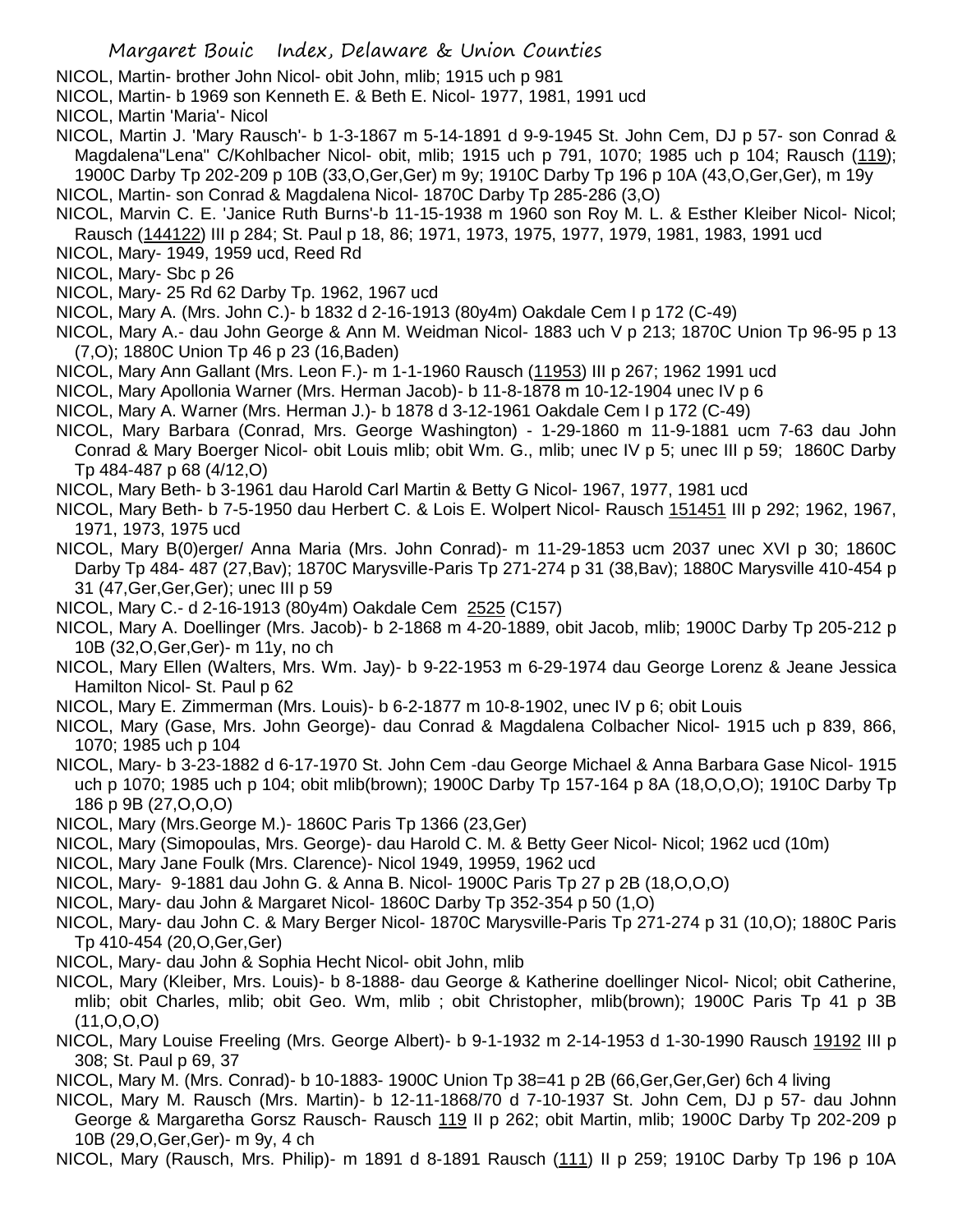NICOL, Martin- brother John Nicol- obit John, mlib; 1915 uch p 981

NICOL, Martin- b 1969 son Kenneth E. & Beth E. Nicol- 1977, 1981, 1991 ucd

NICOL, Martin 'Maria'- Nicol

NICOL, Martin J. 'Mary Rausch'- b 1-3-1867 m 5-14-1891 d 9-9-1945 St. John Cem, DJ p 57- son Conrad & Magdalena"Lena" C/Kohlbacher Nicol- obit, mlib; 1915 uch p 791, 1070; 1985 uch p 104; Rausch (119); 1900C Darby Tp 202-209 p 10B (33,O,Ger,Ger) m 9y; 1910C Darby Tp 196 p 10A (43,O,Ger,Ger), m 19y

NICOL, Martin- son Conrad & Magdalena Nicol- 1870C Darby Tp 285-286 (3,O)

NICOL, Marvin C. E. 'Janice Ruth Burns'-b 11-15-1938 m 1960 son Roy M. L. & Esther Kleiber Nicol- Nicol; Rausch (144122) III p 284; St. Paul p 18, 86; 1971, 1973, 1975, 1977, 1979, 1981, 1983, 1991 ucd

NICOL, Mary- 1949, 1959 ucd, Reed Rd

NICOL, Mary- Sbc p 26

NICOL, Mary- 25 Rd 62 Darby Tp. 1962, 1967 ucd

NICOL, Mary A. (Mrs. John C.)- b 1832 d 2-16-1913 (80y4m) Oakdale Cem I p 172 (C-49)

NICOL, Mary A.- dau John George & Ann M. Weidman Nicol- 1883 uch V p 213; 1870C Union Tp 96-95 p 13 (7,O); 1880C Union Tp 46 p 23 (16,Baden)

NICOL, Mary Ann Gallant (Mrs. Leon F.)- m 1-1-1960 Rausch (11953) III p 267; 1962 1991 ucd

NICOL, Mary Apollonia Warner (Mrs. Herman Jacob)- b 11-8-1878 m 10-12-1904 unec IV p 6

NICOL, Mary A. Warner (Mrs. Herman J.)- b 1878 d 3-12-1961 Oakdale Cem I p 172 (C-49)

NICOL, Mary Barbara (Conrad, Mrs. George Washington) - 1-29-1860 m 11-9-1881 ucm 7-63 dau John Conrad & Mary Boerger Nicol- obit Louis mlib; obit Wm. G., mlib; unec IV p 5; unec III p 59; 1860C Darby Tp 484-487 p 68 (4/12,O)

NICOL, Mary Beth- b 3-1961 dau Harold Carl Martin & Betty G Nicol- 1967, 1977, 1981 ucd

NICOL, Mary Beth- b 7-5-1950 dau Herbert C. & Lois E. Wolpert Nicol- Rausch 151451 III p 292; 1962, 1967, 1971, 1973, 1975 ucd

NICOL, Mary B(0)erger/ Anna Maria (Mrs. John Conrad)- m 11-29-1853 ucm 2037 unec XVI p 30; 1860C Darby Tp 484- 487 (27,Bav); 1870C Marysville-Paris Tp 271-274 p 31 (38,Bav); 1880C Marysville 410-454 p 31 (47,Ger,Ger,Ger); unec III p 59

NICOL, Mary C.- d 2-16-1913 (80y4m) Oakdale Cem 2525 (C157)

NICOL, Mary A. Doellinger (Mrs. Jacob)- b 2-1868 m 4-20-1889, obit Jacob, mlib; 1900C Darby Tp 205-212 p 10B (32,O,Ger,Ger)- m 11y, no ch

NICOL, Mary Ellen (Walters, Mrs. Wm. Jay)- b 9-22-1953 m 6-29-1974 dau George Lorenz & Jeane Jessica Hamilton Nicol- St. Paul p 62

NICOL, Mary E. Zimmerman (Mrs. Louis)- b 6-2-1877 m 10-8-1902, unec IV p 6; obit Louis

NICOL, Mary (Gase, Mrs. John George)- dau Conrad & Magdalena Colbacher Nicol- 1915 uch p 839, 866, 1070; 1985 uch p 104

NICOL, Mary- b 3-23-1882 d 6-17-1970 St. John Cem -dau George Michael & Anna Barbara Gase Nicol- 1915 uch p 1070; 1985 uch p 104; obit mlib(brown); 1900C Darby Tp 157-164 p 8A (18,O,O,O); 1910C Darby Tp 186 p 9B (27,O,O,O)

NICOL, Mary (Mrs.George M.)- 1860C Paris Tp 1366 (23,Ger)

NICOL, Mary (Simopoulas, Mrs. George)- dau Harold C. M. & Betty Geer Nicol- Nicol; 1962 ucd (10m)

NICOL, Mary Jane Foulk (Mrs. Clarence)- Nicol 1949, 19959, 1962 ucd

NICOL, Mary- 9-1881 dau John G. & Anna B. Nicol- 1900C Paris Tp 27 p 2B (18,O,O,O)

NICOL, Mary- dau John & Margaret Nicol- 1860C Darby Tp 352-354 p 50 (1,O)

NICOL, Mary- dau John C. & Mary Berger Nicol- 1870C Marysville-Paris Tp 271-274 p 31 (10,O); 1880C Paris Tp 410-454 (20,O,Ger,Ger)

NICOL, Mary- dau John & Sophia Hecht Nicol- obit John, mlib

NICOL, Mary (Kleiber, Mrs. Louis)- b 8-1888- dau George & Katherine doellinger Nicol- Nicol; obit Catherine, mlib; obit Charles, mlib; obit Geo. Wm, mlib ; obit Christopher, mlib(brown); 1900C Paris Tp 41 p 3B (11,O,O,O)

NICOL, Mary Louise Freeling (Mrs. George Albert)- b 9-1-1932 m 2-14-1953 d 1-30-1990 Rausch 19192 III p 308; St. Paul p 69, 37

NICOL, Mary M. (Mrs. Conrad)- b 10-1883- 1900C Union Tp 38=41 p 2B (66,Ger,Ger,Ger) 6ch 4 living

NICOL, Mary M. Rausch (Mrs. Martin)- b 12-11-1868/70 d 7-10-1937 St. John Cem, DJ p 57- dau Johnn George & Margaretha Gorsz Rausch- Rausch 119 II p 262; obit Martin, mlib; 1900C Darby Tp 202-209 p 10B (29,O,Ger,Ger)- m 9y, 4 ch

NICOL, Mary (Rausch, Mrs. Philip)- m 1891 d 8-1891 Rausch (111) II p 259; 1910C Darby Tp 196 p 10A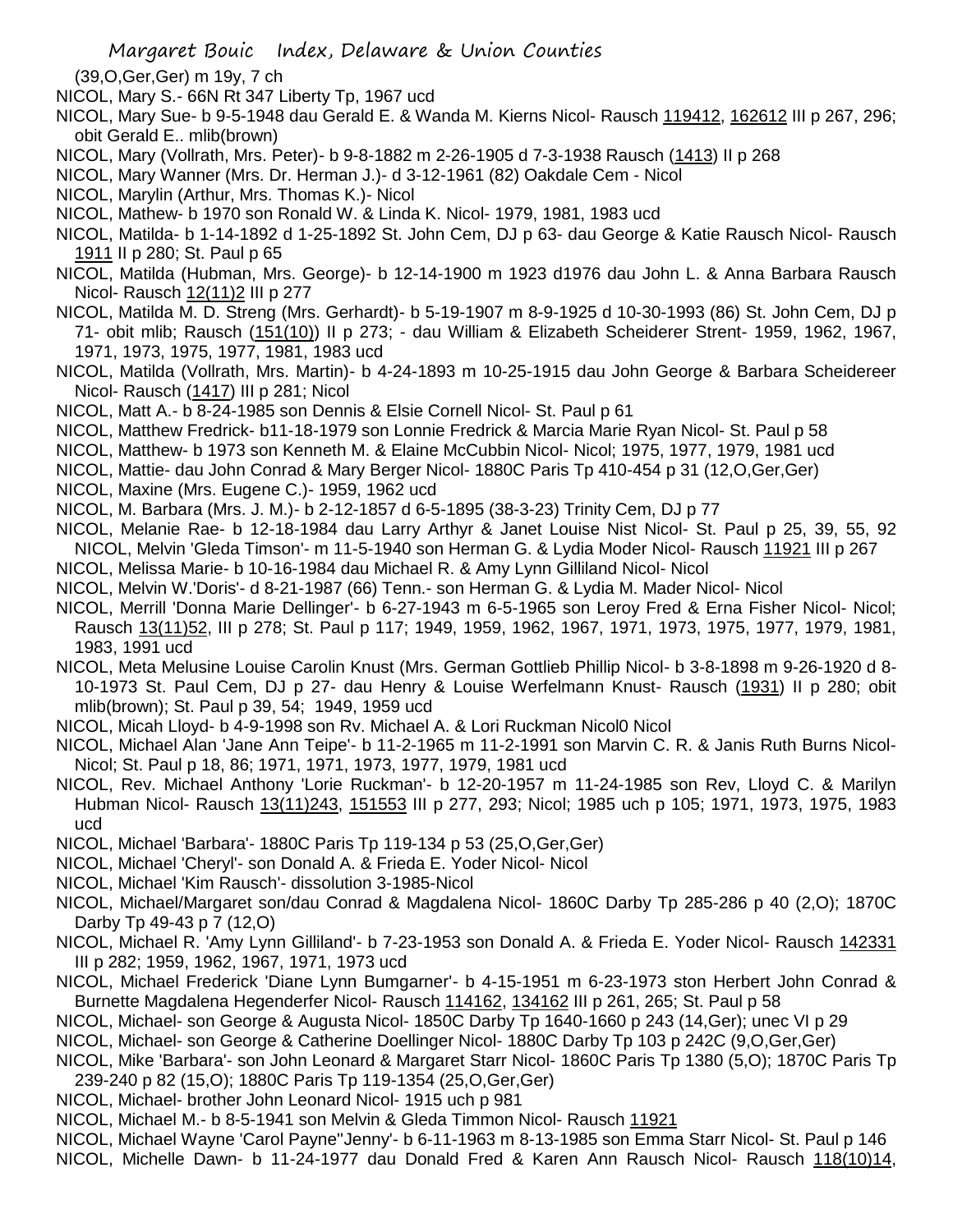(39,O,Ger,Ger) m 19y, 7 ch

NICOL, Mary S.- 66N Rt 347 Liberty Tp, 1967 ucd

NICOL, Mary Sue- b 9-5-1948 dau Gerald E. & Wanda M. Kierns Nicol- Rausch 119412, 162612 III p 267, 296; obit Gerald E.. mlib(brown)

NICOL, Mary (Vollrath, Mrs. Peter)- b 9-8-1882 m 2-26-1905 d 7-3-1938 Rausch (1413) II p 268

NICOL, Mary Wanner (Mrs. Dr. Herman J.)- d 3-12-1961 (82) Oakdale Cem - Nicol

NICOL, Marylin (Arthur, Mrs. Thomas K.)- Nicol

NICOL, Mathew- b 1970 son Ronald W. & Linda K. Nicol- 1979, 1981, 1983 ucd

NICOL, Matilda- b 1-14-1892 d 1-25-1892 St. John Cem, DJ p 63- dau George & Katie Rausch Nicol- Rausch 1911 II p 280; St. Paul p 65

NICOL, Matilda (Hubman, Mrs. George)- b 12-14-1900 m 1923 d1976 dau John L. & Anna Barbara Rausch Nicol- Rausch 12(11)2 III p 277

NICOL, Matilda M. D. Streng (Mrs. Gerhardt)- b 5-19-1907 m 8-9-1925 d 10-30-1993 (86) St. John Cem, DJ p 71- obit mlib; Rausch (151(10)) II p 273; - dau William & Elizabeth Scheiderer Strent- 1959, 1962, 1967, 1971, 1973, 1975, 1977, 1981, 1983 ucd

NICOL, Matilda (Vollrath, Mrs. Martin)- b 4-24-1893 m 10-25-1915 dau John George & Barbara Scheidereer Nicol- Rausch (1417) III p 281; Nicol

NICOL, Matt A.- b 8-24-1985 son Dennis & Elsie Cornell Nicol- St. Paul p 61

NICOL, Matthew Fredrick- b11-18-1979 son Lonnie Fredrick & Marcia Marie Ryan Nicol- St. Paul p 58

NICOL, Matthew- b 1973 son Kenneth M. & Elaine McCubbin Nicol- Nicol; 1975, 1977, 1979, 1981 ucd

NICOL, Mattie- dau John Conrad & Mary Berger Nicol- 1880C Paris Tp 410-454 p 31 (12,O,Ger,Ger)

NICOL, Maxine (Mrs. Eugene C.)- 1959, 1962 ucd

NICOL, M. Barbara (Mrs. J. M.)- b 2-12-1857 d 6-5-1895 (38-3-23) Trinity Cem, DJ p 77

NICOL, Melanie Rae- b 12-18-1984 dau Larry Arthyr & Janet Louise Nist Nicol- St. Paul p 25, 39, 55, 92

NICOL, Melvin 'Gleda Timson'- m 11-5-1940 son Herman G. & Lydia Moder Nicol- Rausch 11921 III p 267

NICOL, Melissa Marie- b 10-16-1984 dau Michael R. & Amy Lynn Gilliland Nicol- Nicol

NICOL, Melvin W.'Doris'- d 8-21-1987 (66) Tenn.- son Herman G. & Lydia M. Mader Nicol- Nicol

NICOL, Merrill 'Donna Marie Dellinger'- b 6-27-1943 m 6-5-1965 son Leroy Fred & Erna Fisher Nicol- Nicol; Rausch 13(11)52, III p 278; St. Paul p 117; 1949, 1959, 1962, 1967, 1971, 1973, 1975, 1977, 1979, 1981, 1983, 1991 ucd

NICOL, Meta Melusine Louise Carolin Knust (Mrs. German Gottlieb Phillip Nicol- b 3-8-1898 m 9-26-1920 d 8-10-1973 St. Paul Cem, DJ p 27- dau Henry & Louise Werfelmann Knust- Rausch (1931) II p 280; obit mlib(brown); St. Paul p 39, 54; 1949, 1959 ucd

NICOL, Micah Lloyd- b 4-9-1998 son Rv. Michael A. & Lori Ruckman Nicol0 Nicol

NICOL, Michael Alan 'Jane Ann Teipe'- b 11-2-1965 m 11-2-1991 son Marvin C. R. & Janis Ruth Burns Nicol- Nicol; St. Paul p 18, 86; 1971, 1971, 1973, 1977, 1979, 1981 ucd

NICOL, Rev. Michael Anthony 'Lorie Ruckman'- b 12-20-1957 m 11-24-1985 son Rev, Lloyd C. & Marilyn Hubman Nicol- Rausch 13(11)243, 151553 III p 277, 293; Nicol; 1985 uch p 105; 1971, 1973, 1975, 1983 ucd

NICOL, Michael 'Barbara'- 1880C Paris Tp 119-134 p 53 (25,O,Ger,Ger)

NICOL, Michael 'Cheryl'- son Donald A. & Frieda E. Yoder Nicol- Nicol

NICOL, Michael 'Kim Rausch'- dissolution 3-1985-Nicol

NICOL, Michael/Margaret son/dau Conrad & Magdalena Nicol- 1860C Darby Tp 285-286 p 40 (2,O); 1870C Darby Tp 49-43 p 7 (12,O)

NICOL, Michael R. 'Amy Lynn Gilliland'- b 7-23-1953 son Donald A. & Frieda E. Yoder Nicol- Rausch 142331 III p 282; 1959, 1962, 1967, 1971, 1973 ucd

NICOL, Michael Frederick 'Diane Lynn Bumgarner'- b 4-15-1951 m 6-23-1973 ston Herbert John Conrad & Burnette Magdalena Hegenderfer Nicol- Rausch 114162, 134162 III p 261, 265; St. Paul p 58

NICOL, Michael- son George & Augusta Nicol- 1850C Darby Tp 1640-1660 p 243 (14,Ger); unec VI p 29

NICOL, Michael- son George & Catherine Doellinger Nicol- 1880C Darby Tp 103 p 242C (9,O,Ger,Ger)

NICOL, Mike 'Barbara'- son John Leonard & Margaret Starr Nicol- 1860C Paris Tp 1380 (5,O); 1870C Paris Tp 239-240 p 82 (15,O); 1880C Paris Tp 119-1354 (25,O,Ger,Ger)

NICOL, Michael- brother John Leonard Nicol- 1915 uch p 981

NICOL, Michael M.- b 8-5-1941 son Melvin & Gleda Timmon Nicol- Rausch 11921

NICOL, Michael Wayne 'Carol Payne''Jenny'- b 6-11-1963 m 8-13-1985 son Emma Starr Nicol- St. Paul p 146

NICOL, Michelle Dawn- b 11-24-1977 dau Donald Fred & Karen Ann Rausch Nicol- Rausch 118(10)14,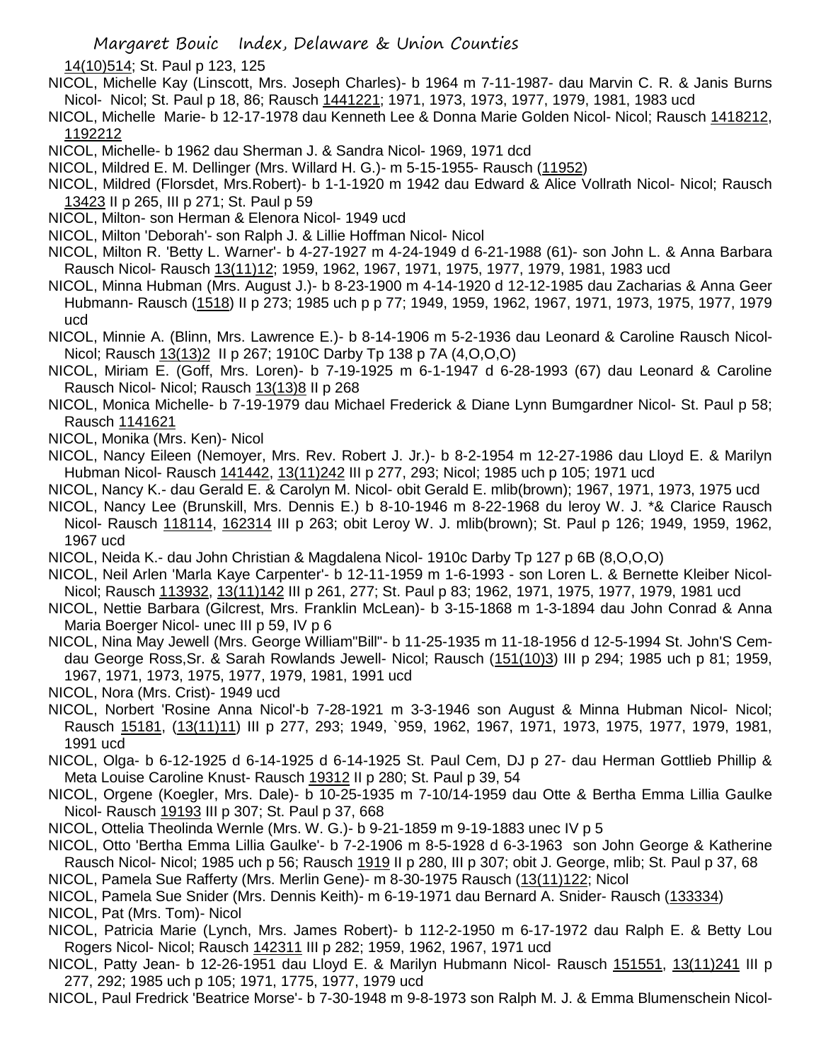14(10)514; St. Paul p 123, 125

NICOL, Michelle Kay (Linscott, Mrs. Joseph Charles)- b 1964 m 7-11-1987- dau Marvin C. R. & Janis Burns Nicol- Nicol; St. Paul p 18, 86; Rausch 1441221; 1971, 1973, 1973, 1977, 1979, 1981, 1983 ucd

NICOL, Michelle Marie- b 12-17-1978 dau Kenneth Lee & Donna Marie Golden Nicol- Nicol; Rausch 1418212, 1192212

NICOL, Michelle- b 1962 dau Sherman J. & Sandra Nicol- 1969, 1971 dcd

NICOL, Mildred E. M. Dellinger (Mrs. Willard H. G.)- m 5-15-1955- Rausch (11952)

NICOL, Mildred (Florsdet, Mrs.Robert)- b 1-1-1920 m 1942 dau Edward & Alice Vollrath Nicol- Nicol; Rausch 13423 II p 265, III p 271; St. Paul p 59

NICOL, Milton- son Herman & Elenora Nicol- 1949 ucd

NICOL, Milton 'Deborah'- son Ralph J. & Lillie Hoffman Nicol- Nicol

NICOL, Milton R. 'Betty L. Warner'- b 4-27-1927 m 4-24-1949 d 6-21-1988 (61)- son John L. & Anna Barbara Rausch Nicol- Rausch 13(11)12; 1959, 1962, 1967, 1971, 1975, 1977, 1979, 1981, 1983 ucd

NICOL, Minna Hubman (Mrs. August J.)- b 8-23-1900 m 4-14-1920 d 12-12-1985 dau Zacharias & Anna Geer Hubmann- Rausch (1518) II p 273; 1985 uch p p 77; 1949, 1959, 1962, 1967, 1971, 1973, 1975, 1977, 1979 ucd

NICOL, Minnie A. (Blinn, Mrs. Lawrence E.)- b 8-14-1906 m 5-2-1936 dau Leonard & Caroline Rausch Nicol- Nicol; Rausch 13(13)2 II p 267; 1910C Darby Tp 138 p 7A (4,O,O,O)

NICOL, Miriam E. (Goff, Mrs. Loren)- b 7-19-1925 m 6-1-1947 d 6-28-1993 (67) dau Leonard & Caroline Rausch Nicol- Nicol; Rausch 13(13)8 II p 268

NICOL, Monica Michelle- b 7-19-1979 dau Michael Frederick & Diane Lynn Bumgardner Nicol- St. Paul p 58; Rausch 1141621

NICOL, Monika (Mrs. Ken)- Nicol

NICOL, Nancy Eileen (Nemoyer, Mrs. Rev. Robert J. Jr.)- b 8-2-1954 m 12-27-1986 dau Lloyd E. & Marilyn Hubman Nicol- Rausch 141442, 13(11)242 III p 277, 293; Nicol; 1985 uch p 105; 1971 ucd

NICOL, Nancy K.- dau Gerald E. & Carolyn M. Nicol- obit Gerald E. mlib(brown); 1967, 1971, 1973, 1975 ucd

NICOL, Nancy Lee (Brunskill, Mrs. Dennis E.) b 8-10-1946 m 8-22-1968 du leroy W. J. *& Clarice Rausch Nicol- Rausch 118114, 162314 III p 263; obit Leroy W. J. mlib(brown); St. Paul p 126; 1949, 1959, 1962, 1967 ucd

NICOL, Neida K.- dau John Christian & Magdalena Nicol- 1910c Darby Tp 127 p 6B (8,O,O,O)

NICOL, Neil Arlen 'Marla Kaye Carpenter'- b 12-11-1959 m 1-6-1993 - son Loren L. & Bernette Kleiber Nicol- Nicol; Rausch 113932, 13(11)142 III p 261, 277; St. Paul p 83; 1962, 1971, 1975, 1977, 1979, 1981 ucd

NICOL, Nettie Barbara (Gilcrest, Mrs. Franklin McLean)- b 3-15-1868 m 1-3-1894 dau John Conrad & Anna Maria Boerger Nicol- unec III p 59, IV p 6

NICOL, Nina May Jewell (Mrs. George William"Bill"- b 11-25-1935 m 11-18-1956 d 12-5-1994 St. John'S Cem- dau George Ross,Sr. & Sarah Rowlands Jewell- Nicol; Rausch (151(10)3) III p 294; 1985 uch p 81; 1959, 1967, 1971, 1973, 1975, 1977, 1979, 1981, 1991 ucd

NICOL, Nora (Mrs. Crist)- 1949 ucd

NICOL, Norbert 'Rosine Anna Nicol'-b 7-28-1921 m 3-3-1946 son August & Minna Hubman Nicol- Nicol; Rausch 15181, (13(11)11) III p 277, 293; 1949, `959, 1962, 1967, 1971, 1973, 1975, 1977, 1979, 1981, 1991 ucd

NICOL, Olga- b 6-12-1925 d 6-14-1925 d 6-14-1925 St. Paul Cem, DJ p 27- dau Herman Gottlieb Phillip & Meta Louise Caroline Knust- Rausch 19312 II p 280; St. Paul p 39, 54

NICOL, Orgene (Koegler, Mrs. Dale)- b 10-25-1935 m 7-10/14-1959 dau Otte & Bertha Emma Lillia Gaulke Nicol- Rausch 19193 III p 307; St. Paul p 37, 668

NICOL, Ottelia Theolinda Wernle (Mrs. W. G.)- b 9-21-1859 m 9-19-1883 unec IV p 5

NICOL, Otto 'Bertha Emma Lillia Gaulke'- b 7-2-1906 m 8-5-1928 d 6-3-1963 son John George & Katherine Rausch Nicol- Nicol; 1985 uch p 56; Rausch 1919 II p 280, III p 307; obit J. George, mlib; St. Paul p 37, 68

NICOL, Pamela Sue Rafferty (Mrs. Merlin Gene)- m 8-30-1975 Rausch (13(11)122; Nicol

NICOL, Pamela Sue Snider (Mrs. Dennis Keith)- m 6-19-1971 dau Bernard A. Snider- Rausch (133334)

NICOL, Pat (Mrs. Tom)- Nicol

NICOL, Patricia Marie (Lynch, Mrs. James Robert)- b 112-2-1950 m 6-17-1972 dau Ralph E. & Betty Lou Rogers Nicol- Nicol; Rausch 142311 III p 282; 1959, 1962, 1967, 1971 ucd

NICOL, Patty Jean- b 12-26-1951 dau Lloyd E. & Marilyn Hubmann Nicol- Rausch 151551, 13(11)241 III p 277, 292; 1985 uch p 105; 1971, 1775, 1977, 1979 ucd

NICOL, Paul Fredrick 'Beatrice Morse'- b 7-30-1948 m 9-8-1973 son Ralph M. J. & Emma Blumenschein Nicol-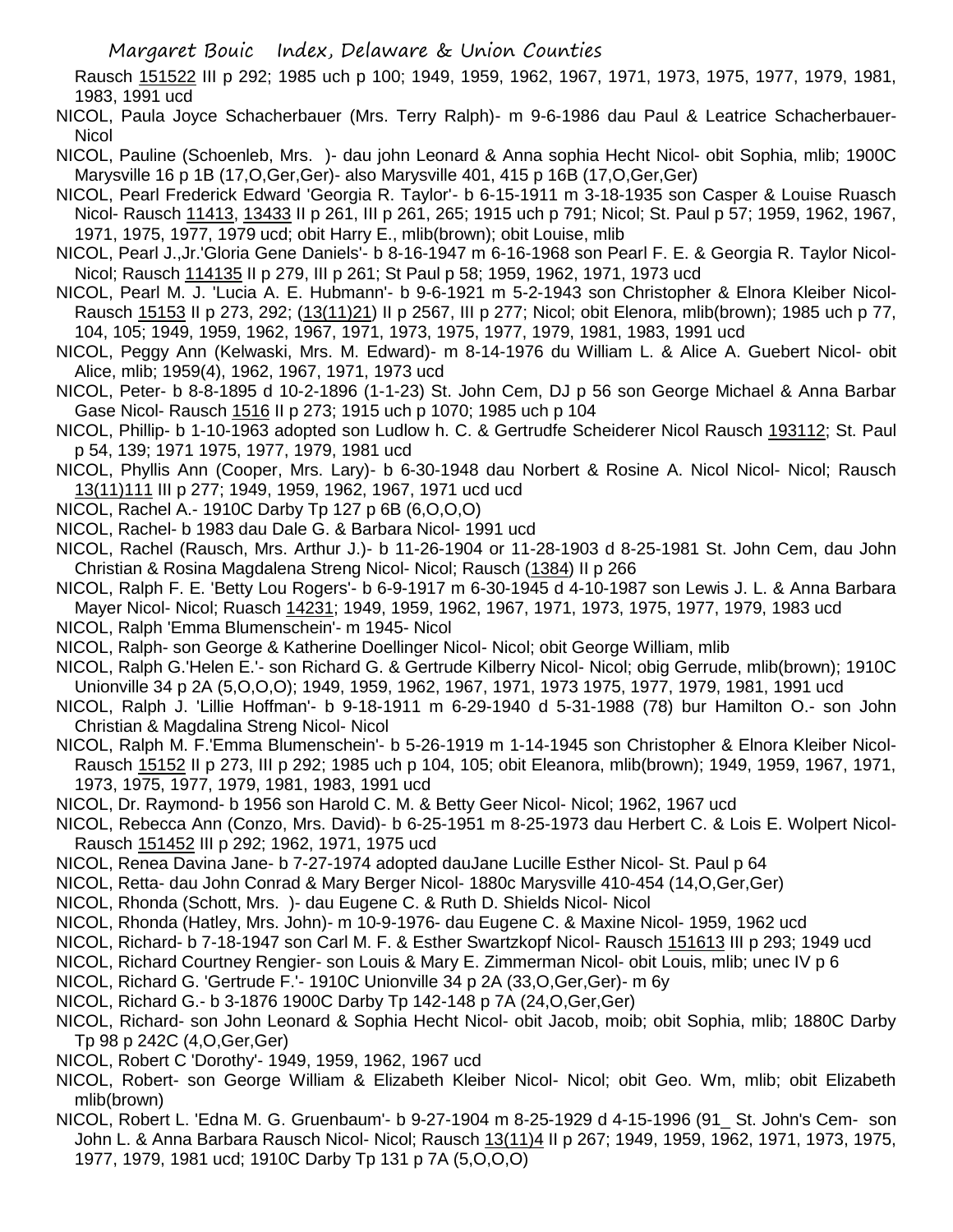Rausch 151522 III p 292; 1985 uch p 100; 1949, 1959, 1962, 1967, 1971, 1973, 1975, 1977, 1979, 1981, 1983, 1991 ucd

NICOL, Paula Joyce Schacherbauer (Mrs. Terry Ralph)- m 9-6-1986 dau Paul & Leatrice Schacherbauer-Nicol

NICOL, Pauline (Schoenleb, Mrs. )- dau john Leonard & Anna sophia Hecht Nicol- obit Sophia, mlib; 1900C Marysville 16 p 1B (17,O,Ger,Ger)- also Marysville 401, 415 p 16B (17,O,Ger,Ger)

NICOL, Pearl Frederick Edward 'Georgia R. Taylor'- b 6-15-1911 m 3-18-1935 son Casper & Louise Ruasch Nicol- Rausch 11413, 13433 II p 261, III p 261, 265; 1915 uch p 791; Nicol; St. Paul p 57; 1959, 1962, 1967, 1971, 1975, 1977, 1979 ucd; obit Harry E., mlib(brown); obit Louise, mlib

NICOL, Pearl J.,Jr.'Gloria Gene Daniels'- b 8-16-1947 m 6-16-1968 son Pearl F. E. & Georgia R. Taylor Nicol-Nicol; Rausch 114135 II p 279, III p 261; St Paul p 58; 1959, 1962, 1971, 1973 ucd

NICOL, Pearl M. J. 'Lucia A. E. Hubmann'- b 9-6-1921 m 5-2-1943 son Christopher & Elnora Kleiber Nicol-Rausch 15153 II p 273, 292; (13(11)21) II p 2567, III p 277; Nicol; obit Elenora, mlib(brown); 1985 uch p 77, 104, 105; 1949, 1959, 1962, 1967, 1971, 1973, 1975, 1977, 1979, 1981, 1983, 1991 ucd

NICOL, Peggy Ann (Kelwaski, Mrs. M. Edward)- m 8-14-1976 du William L. & Alice A. Guebert Nicol- obit Alice, mlib; 1959(4), 1962, 1967, 1971, 1973 ucd

NICOL, Peter- b 8-8-1895 d 10-2-1896 (1-1-23) St. John Cem, DJ p 56 son George Michael & Anna Barbar Gase Nicol- Rausch 1516 II p 273; 1915 uch p 1070; 1985 uch p 104

NICOL, Phillip- b 1-10-1963 adopted son Ludlow h. C. & Gertrudfe Scheiderer Nicol Rausch 193112; St. Paul p 54, 139; 1971 1975, 1977, 1979, 1981 ucd

NICOL, Phyllis Ann (Cooper, Mrs. Lary)- b 6-30-1948 dau Norbert & Rosine A. Nicol Nicol- Nicol; Rausch 13(11)111 III p 277; 1949, 1959, 1962, 1967, 1971 ucd ucd

NICOL, Rachel A.- 1910C Darby Tp 127 p 6B (6,O,O,O)

NICOL, Rachel- b 1983 dau Dale G. & Barbara Nicol- 1991 ucd

NICOL, Rachel (Rausch, Mrs. Arthur J.)- b 11-26-1904 or 11-28-1903 d 8-25-1981 St. John Cem, dau John Christian & Rosina Magdalena Streng Nicol- Nicol; Rausch (1384) II p 266

NICOL, Ralph F. E. 'Betty Lou Rogers'- b 6-9-1917 m 6-30-1945 d 4-10-1987 son Lewis J. L. & Anna Barbara Mayer Nicol- Nicol; Ruasch 14231; 1949, 1959, 1962, 1967, 1971, 1973, 1975, 1977, 1979, 1983 ucd

NICOL, Ralph 'Emma Blumenschein'- m 1945- Nicol

NICOL, Ralph- son George & Katherine Doellinger Nicol- Nicol; obit George William, mlib

NICOL, Ralph G.'Helen E.'- son Richard G. & Gertrude Kilberry Nicol- Nicol; obig Gerrude, mlib(brown); 1910C Unionville 34 p 2A (5,O,O,O); 1949, 1959, 1962, 1967, 1971, 1973 1975, 1977, 1979, 1981, 1991 ucd

NICOL, Ralph J. 'Lillie Hoffman'- b 9-18-1911 m 6-29-1940 d 5-31-1988 (78) bur Hamilton O.- son John Christian & Magdalina Streng Nicol- Nicol

NICOL, Ralph M. F.'Emma Blumenschein'- b 5-26-1919 m 1-14-1945 son Christopher & Elnora Kleiber Nicol-Rausch 15152 II p 273, III p 292; 1985 uch p 104, 105; obit Eleanora, mlib(brown); 1949, 1959, 1967, 1971, 1973, 1975, 1977, 1979, 1981, 1983, 1991 ucd

NICOL, Dr. Raymond- b 1956 son Harold C. M. & Betty Geer Nicol- Nicol; 1962, 1967 ucd

NICOL, Rebecca Ann (Conzo, Mrs. David)- b 6-25-1951 m 8-25-1973 dau Herbert C. & Lois E. Wolpert Nicol-Rausch 151452 III p 292; 1962, 1971, 1975 ucd

NICOL, Renea Davina Jane- b 7-27-1974 adopted dauJane Lucille Esther Nicol- St. Paul p 64

NICOL, Retta- dau John Conrad & Mary Berger Nicol- 1880c Marysville 410-454 (14,O,Ger,Ger)

NICOL, Rhonda (Schott, Mrs. )- dau Eugene C. & Ruth D. Shields Nicol- Nicol

NICOL, Rhonda (Hatley, Mrs. John)- m 10-9-1976- dau Eugene C. & Maxine Nicol- 1959, 1962 ucd

NICOL, Richard- b 7-18-1947 son Carl M. F. & Esther Swartzkopf Nicol- Rausch 151613 III p 293; 1949 ucd

NICOL, Richard Courtney Rengier- son Louis & Mary E. Zimmerman Nicol- obit Louis, mlib; unec IV p 6

NICOL, Richard G. 'Gertrude F.'- 1910C Unionville 34 p 2A (33,O,Ger,Ger)- m 6y

NICOL, Richard G.- b 3-1876 1900C Darby Tp 142-148 p 7A (24,O,Ger,Ger)

NICOL, Richard- son John Leonard & Sophia Hecht Nicol- obit Jacob, moib; obit Sophia, mlib; 1880C Darby Tp 98 p 242C (4,O,Ger,Ger)

NICOL, Robert C 'Dorothy'- 1949, 1959, 1962, 1967 ucd

NICOL, Robert- son George William & Elizabeth Kleiber Nicol- Nicol; obit Geo. Wm, mlib; obit Elizabeth mlib(brown)

NICOL, Robert L. 'Edna M. G. Gruenbaum'- b 9-27-1904 m 8-25-1929 d 4-15-1996 (91_ St. John's Cem- son John L. & Anna Barbara Rausch Nicol- Nicol; Rausch 13(11)4 II p 267; 1949, 1959, 1962, 1971, 1973, 1975, 1977, 1979, 1981 ucd; 1910C Darby Tp 131 p 7A (5,O,O,O)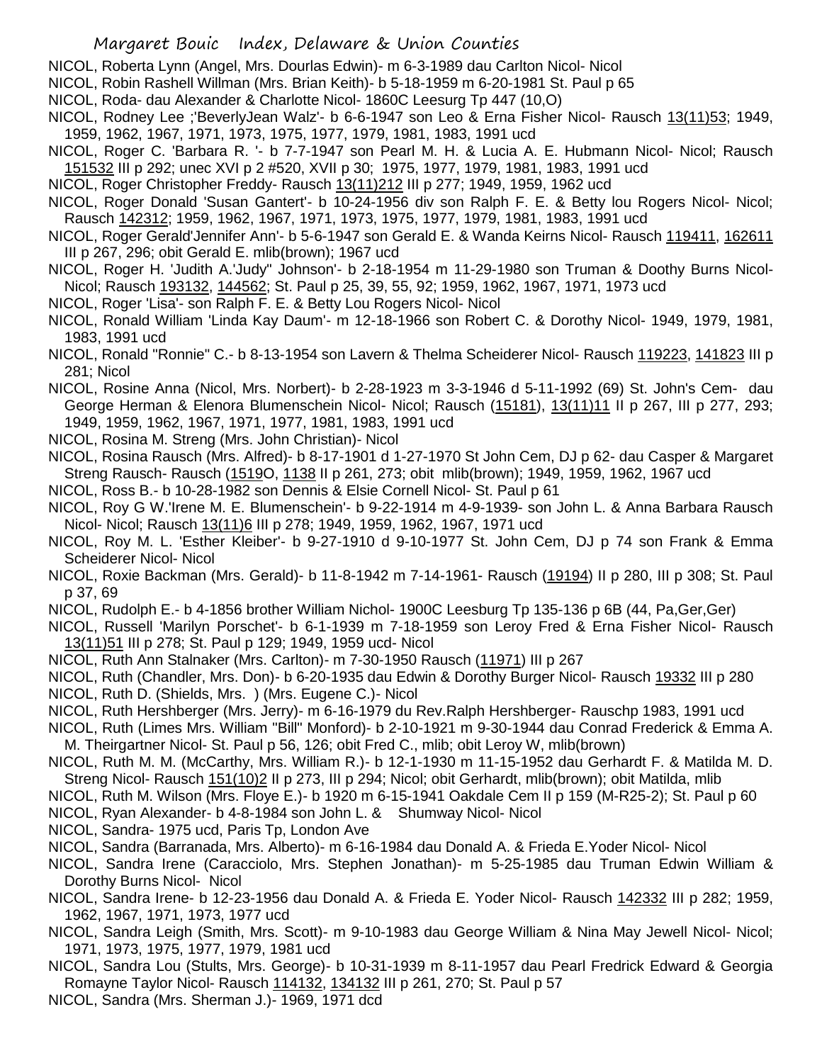NICOL, Roberta Lynn (Angel, Mrs. Dourlas Edwin)- m 6-3-1989 dau Carlton Nicol- Nicol

NICOL, Robin Rashell Willman (Mrs. Brian Keith)- b 5-18-1959 m 6-20-1981 St. Paul p 65

NICOL, Roda- dau Alexander & Charlotte Nicol- 1860C Leesurg Tp 447 (10,O)

NICOL, Rodney Lee ;'BeverlyJean Walz'- b 6-6-1947 son Leo & Erna Fisher Nicol- Rausch 13(11)53; 1949, 1959, 1962, 1967, 1971, 1973, 1975, 1977, 1979, 1981, 1983, 1991 ucd

NICOL, Roger C. 'Barbara R. '- b 7-7-1947 son Pearl M. H. & Lucia A. E. Hubmann Nicol- Nicol; Rausch 151532 III p 292; unec XVI p 2 #520, XVII p 30; 1975, 1977, 1979, 1981, 1983, 1991 ucd

NICOL, Roger Christopher Freddy- Rausch 13(11)212 III p 277; 1949, 1959, 1962 ucd

NICOL, Roger Donald 'Susan Gantert'- b 10-24-1956 div son Ralph F. E. & Betty lou Rogers Nicol- Nicol; Rausch 142312; 1959, 1962, 1967, 1971, 1973, 1975, 1977, 1979, 1981, 1983, 1991 ucd

NICOL, Roger Gerald'Jennifer Ann'- b 5-6-1947 son Gerald E. & Wanda Keirns Nicol- Rausch 119411, 162611 III p 267, 296; obit Gerald E. mlib(brown); 1967 ucd

NICOL, Roger H. 'Judith A.'Judy'' Johnson'- b 2-18-1954 m 11-29-1980 son Truman & Doothy Burns Nicol- Nicol; Rausch 193132, 144562; St. Paul p 25, 39, 55, 92; 1959, 1962, 1967, 1971, 1973 ucd

NICOL, Roger 'Lisa'- son Ralph F. E. & Betty Lou Rogers Nicol- Nicol

NICOL, Ronald William 'Linda Kay Daum'- m 12-18-1966 son Robert C. & Dorothy Nicol- 1949, 1979, 1981, 1983, 1991 ucd

NICOL, Ronald "Ronnie" C.- b 8-13-1954 son Lavern & Thelma Scheiderer Nicol- Rausch 119223, 141823 III p 281; Nicol

NICOL, Rosine Anna (Nicol, Mrs. Norbert)- b 2-28-1923 m 3-3-1946 d 5-11-1992 (69) St. John's Cem- dau George Herman & Elenora Blumenschein Nicol- Nicol; Rausch (15181), 13(11)11 II p 267, III p 277, 293; 1949, 1959, 1962, 1967, 1971, 1977, 1981, 1983, 1991 ucd

NICOL, Rosina M. Streng (Mrs. John Christian)- Nicol

NICOL, Rosina Rausch (Mrs. Alfred)- b 8-17-1901 d 1-27-1970 St John Cem, DJ p 62- dau Casper & Margaret Streng Rausch- Rausch (1519O, 1138 II p 261, 273; obit mlib(brown); 1949, 1959, 1962, 1967 ucd

NICOL, Ross B.- b 10-28-1982 son Dennis & Elsie Cornell Nicol- St. Paul p 61

NICOL, Roy G W.'Irene M. E. Blumenschein'- b 9-22-1914 m 4-9-1939- son John L. & Anna Barbara Rausch Nicol- Nicol; Rausch 13(11)6 III p 278; 1949, 1959, 1962, 1967, 1971 ucd

NICOL, Roy M. L. 'Esther Kleiber'- b 9-27-1910 d 9-10-1977 St. John Cem, DJ p 74 son Frank & Emma Scheiderer Nicol- Nicol

NICOL, Roxie Backman (Mrs. Gerald)- b 11-8-1942 m 7-14-1961- Rausch (19194) II p 280, III p 308; St. Paul p 37, 69

NICOL, Rudolph E.- b 4-1856 brother William Nichol- 1900C Leesburg Tp 135-136 p 6B (44, Pa,Ger,Ger)

NICOL, Russell 'Marilyn Porschet'- b 6-1-1939 m 7-18-1959 son Leroy Fred & Erna Fisher Nicol- Rausch 13(11)51 III p 278; St. Paul p 129; 1949, 1959 ucd- Nicol

NICOL, Ruth Ann Stalnaker (Mrs. Carlton)- m 7-30-1950 Rausch (11971) III p 267

NICOL, Ruth (Chandler, Mrs. Don)- b 6-20-1935 dau Edwin & Dorothy Burger Nicol- Rausch 19332 III p 280

NICOL, Ruth D. (Shields, Mrs. ) (Mrs. Eugene C.)- Nicol

NICOL, Ruth Hershberger (Mrs. Jerry)- m 6-16-1979 du Rev.Ralph Hershberger- Rauschp 1983, 1991 ucd

NICOL, Ruth (Limes Mrs. William "Bill" Monford)- b 2-10-1921 m 9-30-1944 dau Conrad Frederick & Emma A. M. Theirgartner Nicol- St. Paul p 56, 126; obit Fred C., mlib; obit Leroy W, mlib(brown)

NICOL, Ruth M. M. (McCarthy, Mrs. William R.)- b 12-1-1930 m 11-15-1952 dau Gerhardt F. & Matilda M. D. Streng Nicol- Rausch 151(10)2 II p 273, III p 294; Nicol; obit Gerhardt, mlib(brown); obit Matilda, mlib

NICOL, Ruth M. Wilson (Mrs. Floye E.)- b 1920 m 6-15-1941 Oakdale Cem II p 159 (M-R25-2); St. Paul p 60

NICOL, Ryan Alexander- b 4-8-1984 son John L. & Shumway Nicol- Nicol

NICOL, Sandra- 1975 ucd, Paris Tp, London Ave

NICOL, Sandra (Barranada, Mrs. Alberto)- m 6-16-1984 dau Donald A. & Frieda E.Yoder Nicol- Nicol

NICOL, Sandra Irene (Caracciolo, Mrs. Stephen Jonathan)- m 5-25-1985 dau Truman Edwin William & Dorothy Burns Nicol- Nicol

NICOL, Sandra Irene- b 12-23-1956 dau Donald A. & Frieda E. Yoder Nicol- Rausch 142332 III p 282; 1959, 1962, 1967, 1971, 1973, 1977 ucd

NICOL, Sandra Leigh (Smith, Mrs. Scott)- m 9-10-1983 dau George William & Nina May Jewell Nicol- Nicol; 1971, 1973, 1975, 1977, 1979, 1981 ucd

NICOL, Sandra Lou (Stults, Mrs. George)- b 10-31-1939 m 8-11-1957 dau Pearl Fredrick Edward & Georgia Romayne Taylor Nicol- Rausch 114132, 134132 III p 261, 270; St. Paul p 57

NICOL, Sandra (Mrs. Sherman J.)- 1969, 1971 dcd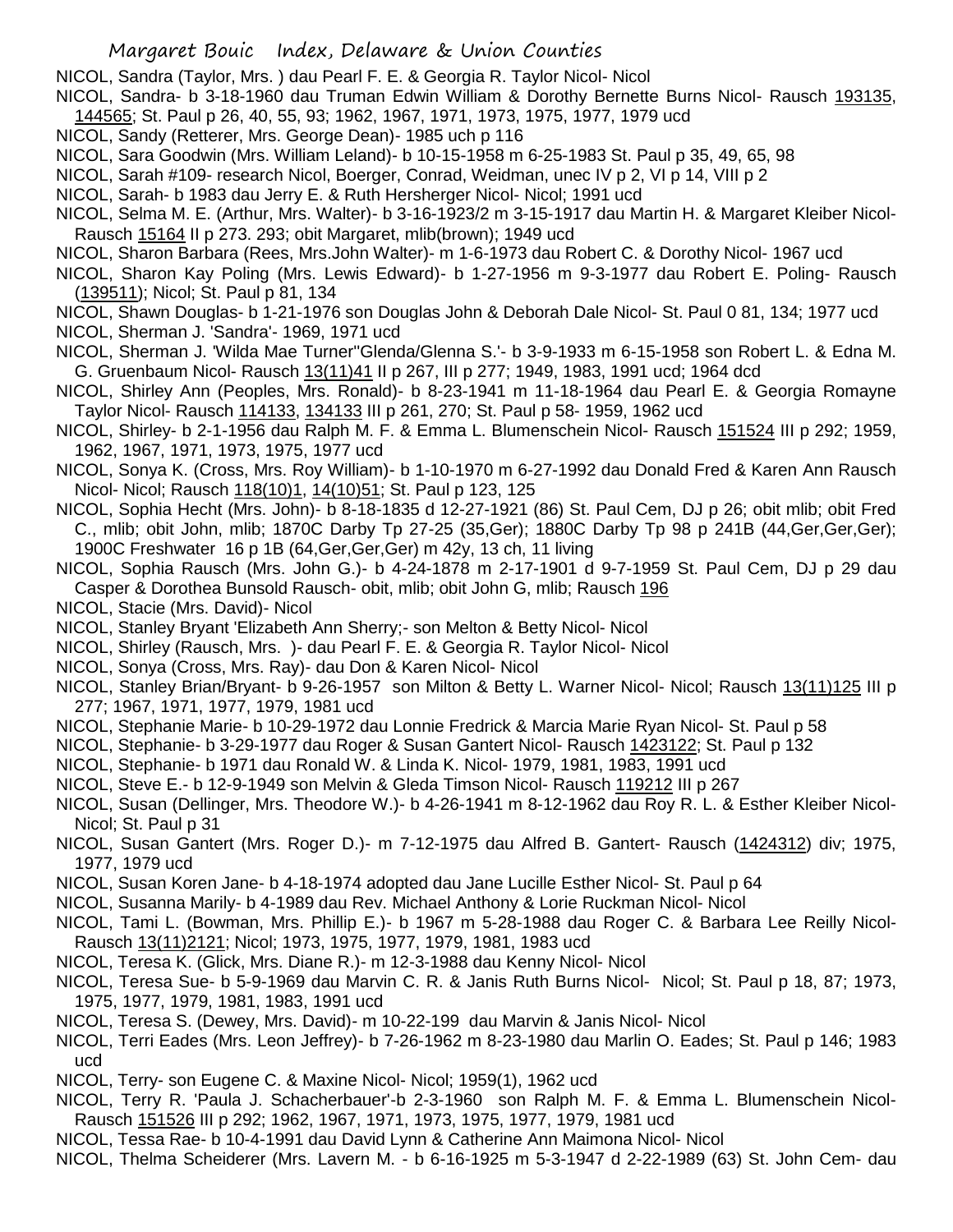NICOL, Sandra (Taylor, Mrs. ) dau Pearl F. E. & Georgia R. Taylor Nicol- Nicol

NICOL, Sandra- b 3-18-1960 dau Truman Edwin William & Dorothy Bernette Burns Nicol- Rausch 193135, 144565; St. Paul p 26, 40, 55, 93; 1962, 1967, 1971, 1973, 1975, 1977, 1979 ucd

NICOL, Sandy (Retterer, Mrs. George Dean)- 1985 uch p 116

NICOL, Sara Goodwin (Mrs. William Leland)- b 10-15-1958 m 6-25-1983 St. Paul p 35, 49, 65, 98

NICOL, Sarah #109- research Nicol, Boerger, Conrad, Weidman, unec IV p 2, VI p 14, VIII p 2

NICOL, Sarah- b 1983 dau Jerry E. & Ruth Hershberger Nicol- Nicol; 1991 ucd

NICOL, Selma M. E. (Arthur, Mrs. Walter)- b 3-16-1923/2 m 3-15-1917 dau Martin H. & Margaret Kleiber Nicol- Rausch 15164 II p 273. 293; obit Margaret, mlib(brown); 1949 ucd

NICOL, Sharon Barbara (Rees, Mrs.John Walter)- m 1-6-1973 dau Robert C. & Dorothy Nicol- 1967 ucd

NICOL, Sharon Kay Poling (Mrs. Lewis Edward)- b 1-27-1956 m 9-3-1977 dau Robert E. Poling- Rausch (139511); Nicol; St. Paul p 81, 134

NICOL, Shawn Douglas- b 1-21-1976 son Douglas John & Deborah Dale Nicol- St. Paul 0 81, 134; 1977 ucd

NICOL, Sherman J. 'Sandra'- 1969, 1971 ucd

NICOL, Sherman J. 'Wilda Mae Turner''Glenda/Glenna S.'- b 3-9-1933 m 6-15-1958 son Robert L. & Edna M. G. Gruenbaum Nicol- Rausch 13(11)41 II p 267, III p 277; 1949, 1983, 1991 ucd; 1964 dcd

NICOL, Shirley Ann (Peoples, Mrs. Ronald)- b 8-23-1941 m 11-18-1964 dau Pearl E. & Georgia Romayne Taylor Nicol- Rausch 114133, 134133 III p 261, 270; St. Paul p 58- 1959, 1962 ucd

NICOL, Shirley- b 2-1-1956 dau Ralph M. F. & Emma L. Blumenschein Nicol- Rausch 151524 III p 292; 1959, 1962, 1967, 1971, 1973, 1975, 1977 ucd

NICOL, Sonya K. (Cross, Mrs. Roy William)- b 1-10-1970 m 6-27-1992 dau Donald Fred & Karen Ann Rausch Nicol- Nicol; Rausch 118(10)1, 14(10)51; St. Paul p 123, 125

NICOL, Sophia Hecht (Mrs. John)- b 8-18-1835 d 12-27-1921 (86) St. Paul Cem, DJ p 26; obit mlib; obit Fred C., mlib; obit John, mlib; 1870C Darby Tp 27-25 (35,Ger); 1880C Darby Tp 98 p 241B (44,Ger,Ger,Ger); 1900C Freshwater 16 p 1B (64,Ger,Ger,Ger) m 42y, 13 ch, 11 living

NICOL, Sophia Rausch (Mrs. John G.)- b 4-24-1878 m 2-17-1901 d 9-7-1959 St. Paul Cem, DJ p 29 dau Casper & Dorothea Bunsold Rausch- obit, mlib; obit John G, mlib; Rausch 196

NICOL, Stacie (Mrs. David)- Nicol

NICOL, Stanley Bryant 'Elizabeth Ann Sherry;- son Melton & Betty Nicol- Nicol

NICOL, Shirley (Rausch, Mrs. )- dau Pearl F. E. & Georgia R. Taylor Nicol- Nicol

NICOL, Sonya (Cross, Mrs. Ray)- dau Don & Karen Nicol- Nicol

NICOL, Stanley Brian/Bryant- b 9-26-1957 son Milton & Betty L. Warner Nicol- Nicol; Rausch 13(11)125 III p 277; 1967, 1971, 1977, 1979, 1981 ucd

NICOL, Stephanie Marie- b 10-29-1972 dau Lonnie Fredrick & Marcia Marie Ryan Nicol- St. Paul p 58

NICOL, Stephanie- b 3-29-1977 dau Roger & Susan Gantert Nicol- Rausch 1423122; St. Paul p 132

NICOL, Stephanie- b 1971 dau Ronald W. & Linda K. Nicol- 1979, 1981, 1983, 1991 ucd

NICOL, Steve E.- b 12-9-1949 son Melvin & Gleda Timson Nicol- Rausch 119212 III p 267

NICOL, Susan (Dellinger, Mrs. Theodore W.)- b 4-26-1941 m 8-12-1962 dau Roy R. L. & Esther Kleiber Nicol- Nicol; St. Paul p 31

NICOL, Susan Gantert (Mrs. Roger D.)- m 7-12-1975 dau Alfred B. Gantert- Rausch (1424312) div; 1975, 1977, 1979 ucd

NICOL, Susan Koren Jane- b 4-18-1974 adopted dau Jane Lucille Esther Nicol- St. Paul p 64

NICOL, Susanna Marily- b 4-1989 dau Rev. Michael Anthony & Lorie Ruckman Nicol- Nicol

NICOL, Tami L. (Bowman, Mrs. Phillip E.)- b 1967 m 5-28-1988 dau Roger C. & Barbara Lee Reilly Nicol- Rausch 13(11)2121; Nicol; 1973, 1975, 1977, 1979, 1981, 1983 ucd

NICOL, Teresa K. (Glick, Mrs. Diane R.)- m 12-3-1988 dau Kenny Nicol- Nicol

NICOL, Teresa Sue- b 5-9-1969 dau Marvin C. R. & Janis Ruth Burns Nicol- Nicol; St. Paul p 18, 87; 1973, 1975, 1977, 1979, 1981, 1983, 1991 ucd

NICOL, Teresa S. (Dewey, Mrs. David)- m 10-22-199 dau Marvin & Janis Nicol- Nicol

NICOL, Terri Eades (Mrs. Leon Jeffrey)- b 7-26-1962 m 8-23-1980 dau Marlin O. Eades; St. Paul p 146; 1983 ucd

NICOL, Terry- son Eugene C. & Maxine Nicol- Nicol; 1959(1), 1962 ucd

NICOL, Terry R. 'Paula J. Schacherbauer'-b 2-3-1960 son Ralph M. F. & Emma L. Blumenschein Nicol- Rausch 151526 III p 292; 1962, 1967, 1971, 1973, 1975, 1977, 1979, 1981 ucd

NICOL, Tessa Rae- b 10-4-1991 dau David Lynn & Catherine Ann Maimona Nicol- Nicol

NICOL, Thelma Scheiderer (Mrs. Lavern M. - b 6-16-1925 m 5-3-1947 d 2-22-1989 (63) St. John Cem- dau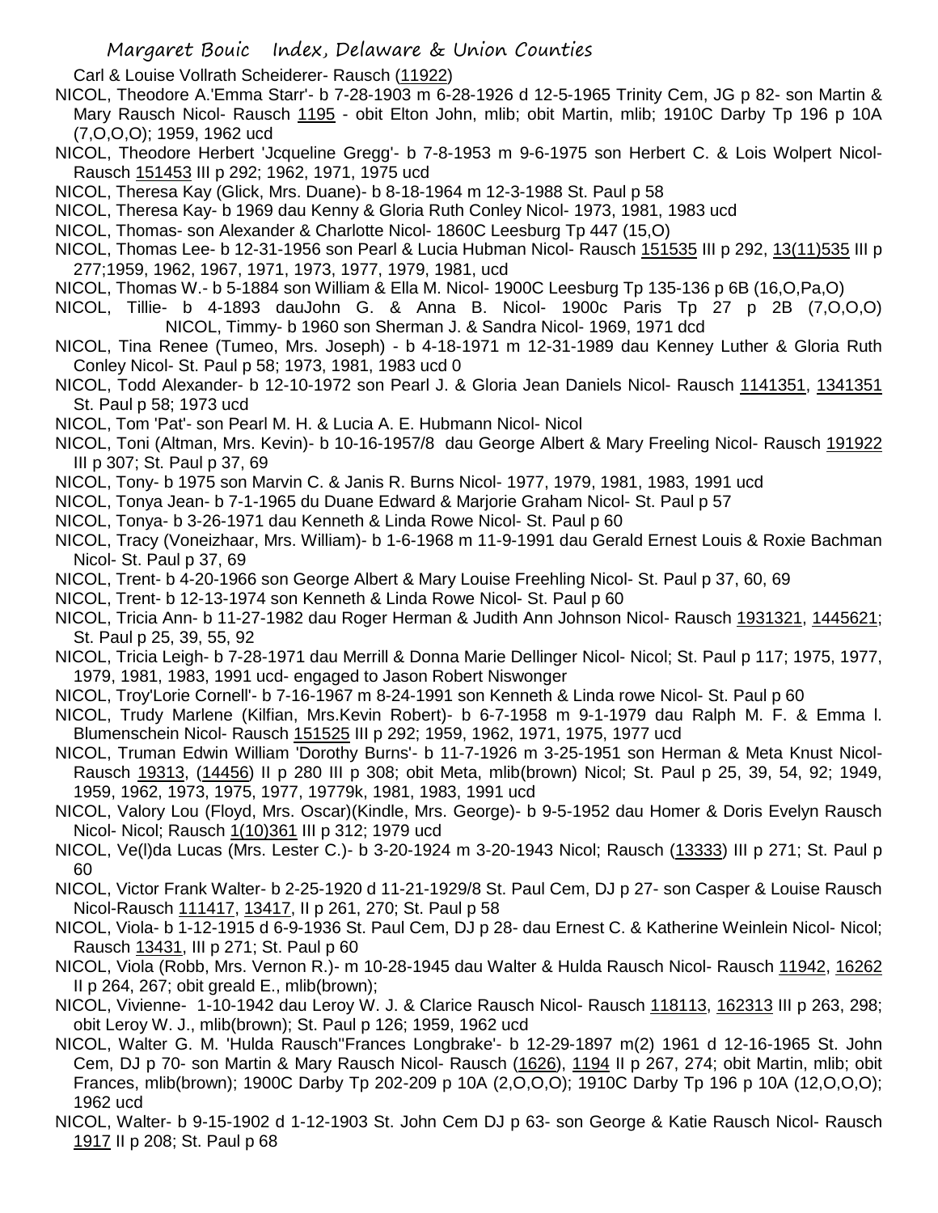Carl & Louise Vollrath Scheiderer- Rausch (11922)

NICOL, Theodore A.'Emma Starr'- b 7-28-1903 m 6-28-1926 d 12-5-1965 Trinity Cem, JG p 82- son Martin & Mary Rausch Nicol- Rausch 1195 - obit Elton John, mlib; obit Martin, mlib; 1910C Darby Tp 196 p 10A (7,O,O,O); 1959, 1962 ucd

NICOL, Theodore Herbert 'Jcqueline Gregg'- b 7-8-1953 m 9-6-1975 son Herbert C. & Lois Wolpert Nicol- Rausch 151453 III p 292; 1962, 1971, 1975 ucd

NICOL, Theresa Kay (Glick, Mrs. Duane)- b 8-18-1964 m 12-3-1988 St. Paul p 58

NICOL, Theresa Kay- b 1969 dau Kenny & Gloria Ruth Conley Nicol- 1973, 1981, 1983 ucd

NICOL, Thomas- son Alexander & Charlotte Nicol- 1860C Leesburg Tp 447 (15,O)

NICOL, Thomas Lee- b 12-31-1956 son Pearl & Lucia Hubman Nicol- Rausch 151535 III p 292, 13(11)535 III p 277;1959, 1962, 1967, 1971, 1973, 1977, 1979, 1981, ucd

NICOL, Thomas W.- b 5-1884 son William & Ella M. Nicol- 1900C Leesburg Tp 135-136 p 6B (16,O,Pa,O)

NICOL, Tillie- b 4-1893 dauJohn G. & Anna B. Nicol- 1900c Paris Tp 27 p 2B (7,O,O,O)

NICOL, Timmy- b 1960 son Sherman J. & Sandra Nicol- 1969, 1971 dcd

NICOL, Tina Renee (Tumeo, Mrs. Joseph) - b 4-18-1971 m 12-31-1989 dau Kenney Luther & Gloria Ruth Conley Nicol- St. Paul p 58; 1973, 1981, 1983 ucd 0

NICOL, Todd Alexander- b 12-10-1972 son Pearl J. & Gloria Jean Daniels Nicol- Rausch 1141351, 1341351 St. Paul p 58; 1973 ucd

NICOL, Tom 'Pat'- son Pearl M. H. & Lucia A. E. Hubmann Nicol- Nicol

NICOL, Toni (Altman, Mrs. Kevin)- b 10-16-1957/8 dau George Albert & Mary Freeling Nicol- Rausch 191922 III p 307; St. Paul p 37, 69

NICOL, Tony- b 1975 son Marvin C. & Janis R. Burns Nicol- 1977, 1979, 1981, 1983, 1991 ucd

NICOL, Tonya Jean- b 7-1-1965 du Duane Edward & Marjorie Graham Nicol- St. Paul p 57

NICOL, Tonya- b 3-26-1971 dau Kenneth & Linda Rowe Nicol- St. Paul p 60

NICOL, Tracy (Voneizhaar, Mrs. William)- b 1-6-1968 m 11-9-1991 dau Gerald Ernest Louis & Roxie Bachman Nicol- St. Paul p 37, 69

NICOL, Trent- b 4-20-1966 son George Albert & Mary Louise Freehling Nicol- St. Paul p 37, 60, 69

NICOL, Trent- b 12-13-1974 son Kenneth & Linda Rowe Nicol- St. Paul p 60

NICOL, Tricia Ann- b 11-27-1982 dau Roger Herman & Judith Ann Johnson Nicol- Rausch 1931321, 1445621; St. Paul p 25, 39, 55, 92

NICOL, Tricia Leigh- b 7-28-1971 dau Merrill & Donna Marie Dellinger Nicol- Nicol; St. Paul p 117; 1975, 1977, 1979, 1981, 1983, 1991 ucd- engaged to Jason Robert Niswonger

NICOL, Troy'Lorie Cornell'- b 7-16-1967 m 8-24-1991 son Kenneth & Linda rowe Nicol- St. Paul p 60

NICOL, Trudy Marlene (Kilfian, Mrs.Kevin Robert)- b 6-7-1958 m 9-1-1979 dau Ralph M. F. & Emma l. Blumenschein Nicol- Rausch 151525 III p 292; 1959, 1962, 1971, 1975, 1977 ucd

NICOL, Truman Edwin William 'Dorothy Burns'- b 11-7-1926 m 3-25-1951 son Herman & Meta Knust Nicol- Rausch 19313, (14456) II p 280 III p 308; obit Meta, mlib(brown) Nicol; St. Paul p 25, 39, 54, 92; 1949, 1959, 1962, 1973, 1975, 1977, 19779k, 1981, 1983, 1991 ucd

NICOL, Valory Lou (Floyd, Mrs. Oscar)(Kindle, Mrs. George)- b 9-5-1952 dau Homer & Doris Evelyn Rausch Nicol- Nicol; Rausch 1(10)361 III p 312; 1979 ucd

NICOL, Ve(l)da Lucas (Mrs. Lester C.)- b 3-20-1924 m 3-20-1943 Nicol; Rausch (13333) III p 271; St. Paul p 60

NICOL, Victor Frank Walter- b 2-25-1920 d 11-21-1929/8 St. Paul Cem, DJ p 27- son Casper & Louise Rausch Nicol-Rausch 111417, 13417, II p 261, 270; St. Paul p 58

NICOL, Viola- b 1-12-1915 d 6-9-1936 St. Paul Cem, DJ p 28- dau Ernest C. & Katherine Weinlein Nicol- Nicol; Rausch 13431, III p 271; St. Paul p 60

NICOL, Viola (Robb, Mrs. Vernon R.)- m 10-28-1945 dau Walter & Hulda Rausch Nicol- Rausch 11942, 16262 II p 264, 267; obit greald E., mlib(brown);

NICOL, Vivienne- 1-10-1942 dau Leroy W. J. & Clarice Rausch Nicol- Rausch 118113, 162313 III p 263, 298; obit Leroy W. J., mlib(brown); St. Paul p 126; 1959, 1962 ucd

NICOL, Walter G. M. 'Hulda Rausch''Frances Longbrake'- b 12-29-1897 m(2) 1961 d 12-16-1965 St. John Cem, DJ p 70- son Martin & Mary Rausch Nicol- Rausch (1626), 1194 II p 267, 274; obit Martin, mlib; obit Frances, mlib(brown); 1900C Darby Tp 202-209 p 10A (2,O,O,O); 1910C Darby Tp 196 p 10A (12,O,O,O); 1962 ucd

NICOL, Walter- b 9-15-1902 d 1-12-1903 St. John Cem DJ p 63- son George & Katie Rausch Nicol- Rausch 1917 II p 208; St. Paul p 68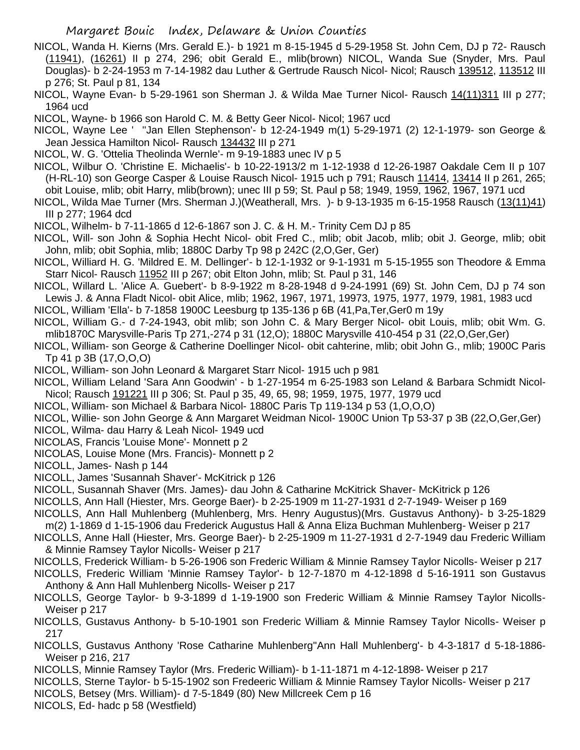NICOL, Wanda H. Kierns (Mrs. Gerald E.)- b 1921 m 8-15-1945 d 5-29-1958 St. John Cem, DJ p 72- Rausch (11941), (16261) II p 274, 296; obit Gerald E., mlib(brown) NICOL, Wanda Sue (Snyder, Mrs. Paul Douglas)- b 2-24-1953 m 7-14-1982 dau Luther & Gertrude Rausch Nicol- Nicol; Rausch 139512, 113512 III p 276; St. Paul p 81, 134

NICOL, Wayne Evan- b 5-29-1961 son Sherman J. & Wilda Mae Turner Nicol- Rausch 14(11)311 III p 277; 1964 ucd

NICOL, Wayne- b 1966 son Harold C. M. & Betty Geer Nicol- Nicol; 1967 ucd

NICOL, Wayne Lee ' "Jan Ellen Stephenson'- b 12-24-1949 m(1) 5-29-1971 (2) 12-1-1979- son George & Jean Jessica Hamilton Nicol- Rausch 134432 III p 271

NICOL, W. G. 'Ottelia Theolinda Wernle'- m 9-19-1883 unec IV p 5

NICOL, Wilbur O. 'Christine E. Michaelis'- b 10-22-1913/2 m 1-12-1938 d 12-26-1987 Oakdale Cem II p 107 (H-RL-10) son George Casper & Louise Rausch Nicol- 1915 uch p 791; Rausch 11414, 13414 II p 261, 265; obit Louise, mlib; obit Harry, mlib(brown); unec III p 59; St. Paul p 58; 1949, 1959, 1962, 1967, 1971 ucd

NICOL, Wilda Mae Turner (Mrs. Sherman J.)(Weatherall, Mrs. )- b 9-13-1935 m 6-15-1958 Rausch (13(11)41) III p 277; 1964 dcd

NICOL, Wilhelm- b 7-11-1865 d 12-6-1867 son J. C. & H. M.- Trinity Cem DJ p 85

NICOL, Will- son John & Sophia Hecht Nicol- obit Fred C., mlib; obit Jacob, mlib; obit J. George, mlib; obit John, mlib; obit Sophia, mlib; 1880C Darby Tp 98 p 242C (2,O,Ger, Ger)

NICOL, Williard H. G. 'Mildred E. M. Dellinger'- b 12-1-1932 or 9-1-1931 m 5-15-1955 son Theodore & Emma Starr Nicol- Rausch 11952 III p 267; obit Elton John, mlib; St. Paul p 31, 146

NICOL, Willard L. 'Alice A. Guebert'- b 8-9-1922 m 8-28-1948 d 9-24-1991 (69) St. John Cem, DJ p 74 son Lewis J. & Anna Fladt Nicol- obit Alice, mlib; 1962, 1967, 1971, 19973, 1975, 1977, 1979, 1981, 1983 ucd

NICOL, William 'Ella'- b 7-1858 1900C Leesburg tp 135-136 p 6B (41,Pa,Ter,Ger0 m 19y

NICOL, William G.- d 7-24-1943, obit mlib; son John C. & Mary Berger Nicol- obit Louis, mlib; obit Wm. G. mlib1870C Marysville-Paris Tp 271,-274 p 31 (12,O); 1880C Marysville 410-454 p 31 (22,O,Ger,Ger)

NICOL, William- son George & Catherine Doellinger Nicol- obit cahterine, mlib; obit John G., mlib; 1900C Paris Tp 41 p 3B (17,O,O,O)

NICOL, William- son John Leonard & Margaret Starr Nicol- 1915 uch p 981

NICOL, William Leland 'Sara Ann Goodwin' - b 1-27-1954 m 6-25-1983 son Leland & Barbara Schmidt Nicol-Nicol; Rausch 191221 III p 306; St. Paul p 35, 49, 65, 98; 1959, 1975, 1977, 1979 ucd

NICOL, William- son Michael & Barbara Nicol- 1880C Paris Tp 119-134 p 53 (1,O,O,O)

NICOL, Willie- son John George & Ann Margaret Weidman Nicol- 1900C Union Tp 53-37 p 3B (22,O,Ger,Ger)

NICOL, Wilma- dau Harry & Leah Nicol- 1949 ucd

NICOLAS, Francis 'Louise Mone'- Monnett p 2

NICOLAS, Louise Mone (Mrs. Francis)- Monnett p 2

NICOLL, James- Nash p 144

NICOLL, James 'Susannah Shaver'- McKitrick p 126

NICOLL, Susannah Shaver (Mrs. James)- dau John & Catharine McKitrick Shaver- McKitrick p 126

NICOLLS, Ann Hall (Hiester, Mrs. George Baer)- b 2-25-1909 m 11-27-1931 d 2-7-1949- Weiser p 169

NICOLLS, Ann Hall Muhlenberg (Muhlenberg, Mrs. Henry Augustus)(Mrs. Gustavus Anthony)- b 3-25-1829 m(2) 1-1869 d 1-15-1906 dau Frederick Augustus Hall & Anna Eliza Buchman Muhlenberg- Weiser p 217

NICOLLS, Anne Hall (Hiester, Mrs. George Baer)- b 2-25-1909 m 11-27-1931 d 2-7-1949 dau Frederic William & Minnie Ramsey Taylor Nicolls- Weiser p 217

NICOLLS, Frederick William- b 5-26-1906 son Frederic William & Minnie Ramsey Taylor Nicolls- Weiser p 217

NICOLLS, Frederic William 'Minnie Ramsey Taylor'- b 12-7-1870 m 4-12-1898 d 5-16-1911 son Gustavus Anthony & Ann Hall Muhlenberg Nicolls- Weiser p 217

NICOLLS, George Taylor- b 9-3-1899 d 1-19-1900 son Frederic William & Minnie Ramsey Taylor Nicolls- Weiser p 217

NICOLLS, Gustavus Anthony- b 5-10-1901 son Frederic William & Minnie Ramsey Taylor Nicolls- Weiser p 217

NICOLLS, Gustavus Anthony 'Rose Catharine Muhlenberg''Ann Hall Muhlenberg'- b 4-3-1817 d 5-18-1886- Weiser p 216, 217

NICOLLS, Minnie Ramsey Taylor (Mrs. Frederic William)- b 1-11-1871 m 4-12-1898- Weiser p 217

NICOLLS, Sterne Taylor- b 5-15-1902 son Fredeeric William & Minnie Ramsey Taylor Nicolls- Weiser p 217

NICOLS, Betsey (Mrs. William)- d 7-5-1849 (80) New Millcreek Cem p 16

NICOLS, Ed- hadc p 58 (Westfield)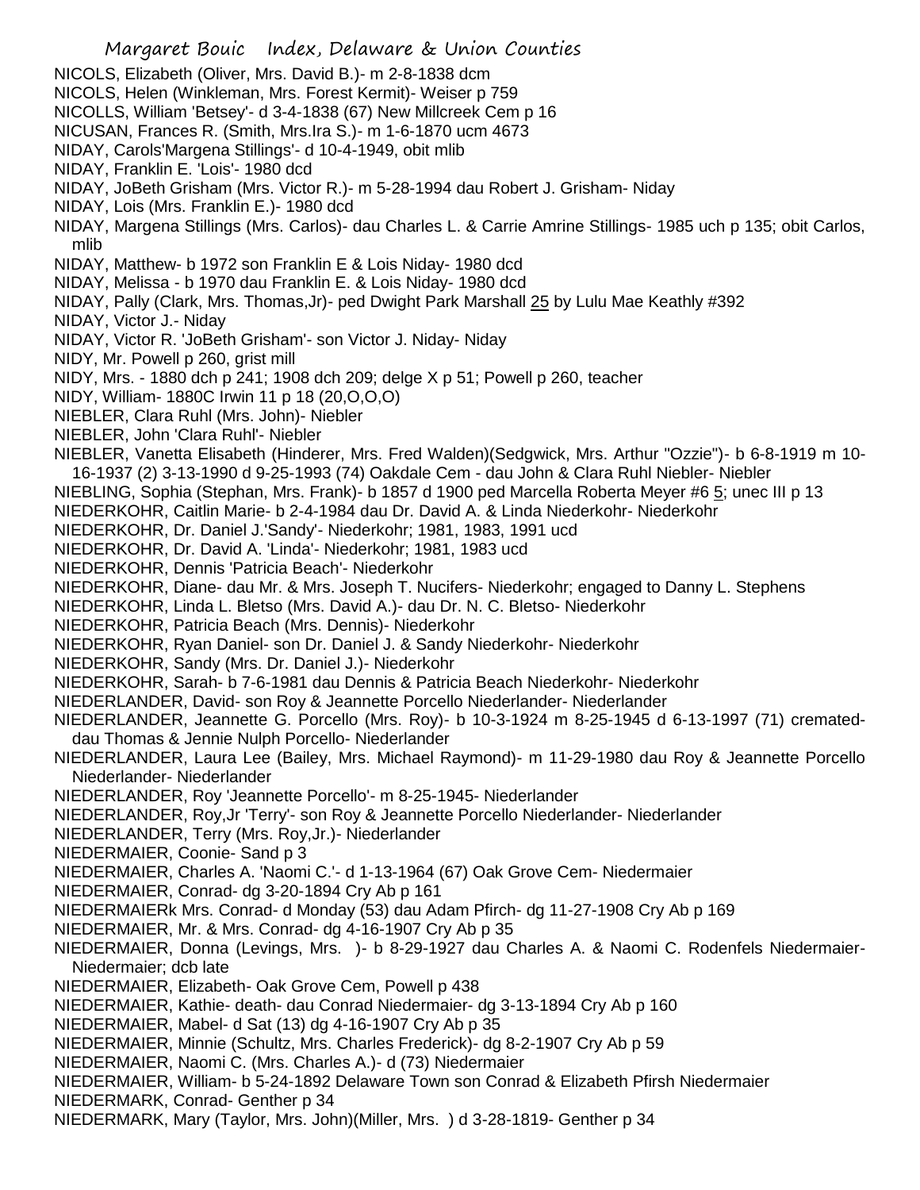NICOLS, Elizabeth (Oliver, Mrs. David B.)- m 2-8-1838 dcm
NICOLS, Helen (Winkleman, Mrs. Forest Kermit)- Weiser p 759
NICOLLS, William 'Betsey'- d 3-4-1838 (67) New Millcreek Cem p 16
NICUSAN, Frances R. (Smith, Mrs.Ira S.)- m 1-6-1870 ucm 4673
NIDAY, Carols'Margena Stillings'- d 10-4-1949, obit mlib
NIDAY, Franklin E. 'Lois'- 1980 dcd
NIDAY, JoBeth Grisham (Mrs. Victor R.)- m 5-28-1994 dau Robert J. Grisham- Niday
NIDAY, Lois (Mrs. Franklin E.)- 1980 dcd
NIDAY, Margena Stillings (Mrs. Carlos)- dau Charles L. & Carrie Amrine Stillings- 1985 uch p 135; obit Carlos, mlib
NIDAY, Matthew- b 1972 son Franklin E & Lois Niday- 1980 dcd
NIDAY, Melissa - b 1970 dau Franklin E. & Lois Niday- 1980 dcd
NIDAY, Pally (Clark, Mrs. Thomas,Jr)- ped Dwight Park Marshall 25 by Lulu Mae Keathly #392
NIDAY, Victor J.- Niday
NIDAY, Victor R. 'JoBeth Grisham'- son Victor J. Niday- Niday
NIDY, Mr. Powell p 260, grist mill
NIDY, Mrs. - 1880 dch p 241; 1908 dch 209; delge X p 51; Powell p 260, teacher
NIDY, William- 1880C Irwin 11 p 18 (20,O,O,O)
NIEBLER, Clara Ruhl (Mrs. John)- Niebler
NIEBLER, John 'Clara Ruhl'- Niebler
NIEBLER, Vanetta Elisabeth (Hinderer, Mrs. Fred Walden)(Sedgwick, Mrs. Arthur "Ozzie")- b 6-8-1919 m 10-16-1937 (2) 3-13-1990 d 9-25-1993 (74) Oakdale Cem - dau John & Clara Ruhl Niebler- Niebler
NIEBLING, Sophia (Stephan, Mrs. Frank)- b 1857 d 1900 ped Marcella Roberta Meyer #6 5; unec III p 13
NIEDERKOHR, Caitlin Marie- b 2-4-1984 dau Dr. David A. & Linda Niederkohr- Niederkohr
NIEDERKOHR, Dr. Daniel J.'Sandy'- Niederkohr; 1981, 1983, 1991 ucd
NIEDERKOHR, Dr. David A. 'Linda'- Niederkohr; 1981, 1983 ucd
NIEDERKOHR, Dennis 'Patricia Beach'- Niederkohr
NIEDERKOHR, Diane- dau Mr. & Mrs. Joseph T. Nucifers- Niederkohr; engaged to Danny L. Stephens
NIEDERKOHR, Linda L. Bletso (Mrs. David A.)- dau Dr. N. C. Bletso- Niederkohr
NIEDERKOHR, Patricia Beach (Mrs. Dennis)- Niederkohr
NIEDERKOHR, Ryan Daniel- son Dr. Daniel J. & Sandy Niederkohr- Niederkohr
NIEDERKOHR, Sandy (Mrs. Dr. Daniel J.)- Niederkohr
NIEDERKOHR, Sarah- b 7-6-1981 dau Dennis & Patricia Beach Niederkohr- Niederkohr
NIEDERLANDER, David- son Roy & Jeannette Porcello Niederlander- Niederlander
NIEDERLANDER, Jeannette G. Porcello (Mrs. Roy)- b 10-3-1924 m 8-25-1945 d 6-13-1997 (71) cremated- dau Thomas & Jennie Nulph Porcello- Niederlander
NIEDERLANDER, Laura Lee (Bailey, Mrs. Michael Raymond)- m 11-29-1980 dau Roy & Jeannette Porcello Niederlander- Niederlander
NIEDERLANDER, Roy 'Jeannette Porcello'- m 8-25-1945- Niederlander
NIEDERLANDER, Roy,Jr 'Terry'- son Roy & Jeannette Porcello Niederlander- Niederlander
NIEDERLANDER, Terry (Mrs. Roy,Jr.)- Niederlander
NIEDERMAIER, Coonie- Sand p 3
NIEDERMAIER, Charles A. 'Naomi C.'- d 1-13-1964 (67) Oak Grove Cem- Niedermaier
NIEDERMAIER, Conrad- dg 3-20-1894 Cry Ab p 161
NIEDERMAIERk Mrs. Conrad- d Monday (53) dau Adam Pfirch- dg 11-27-1908 Cry Ab p 169
NIEDERMAIER, Mr. & Mrs. Conrad- dg 4-16-1907 Cry Ab p 35
NIEDERMAIER, Donna (Levings, Mrs. )- b 8-29-1927 dau Charles A. & Naomi C. Rodenfels Niedermaier- Niedermaier; dcb late
NIEDERMAIER, Elizabeth- Oak Grove Cem, Powell p 438
NIEDERMAIER, Kathie- death- dau Conrad Niedermaier- dg 3-13-1894 Cry Ab p 160
NIEDERMAIER, Mabel- d Sat (13) dg 4-16-1907 Cry Ab p 35
NIEDERMAIER, Minnie (Schultz, Mrs. Charles Frederick)- dg 8-2-1907 Cry Ab p 59
NIEDERMAIER, Naomi C. (Mrs. Charles A.)- d (73) Niedermaier
NIEDERMAIER, William- b 5-24-1892 Delaware Town son Conrad & Elizabeth Pfirsh Niedermaier
NIEDERMARK, Conrad- Genther p 34
NIEDERMARK, Mary (Taylor, Mrs. John)(Miller, Mrs. ) d 3-28-1819- Genther p 34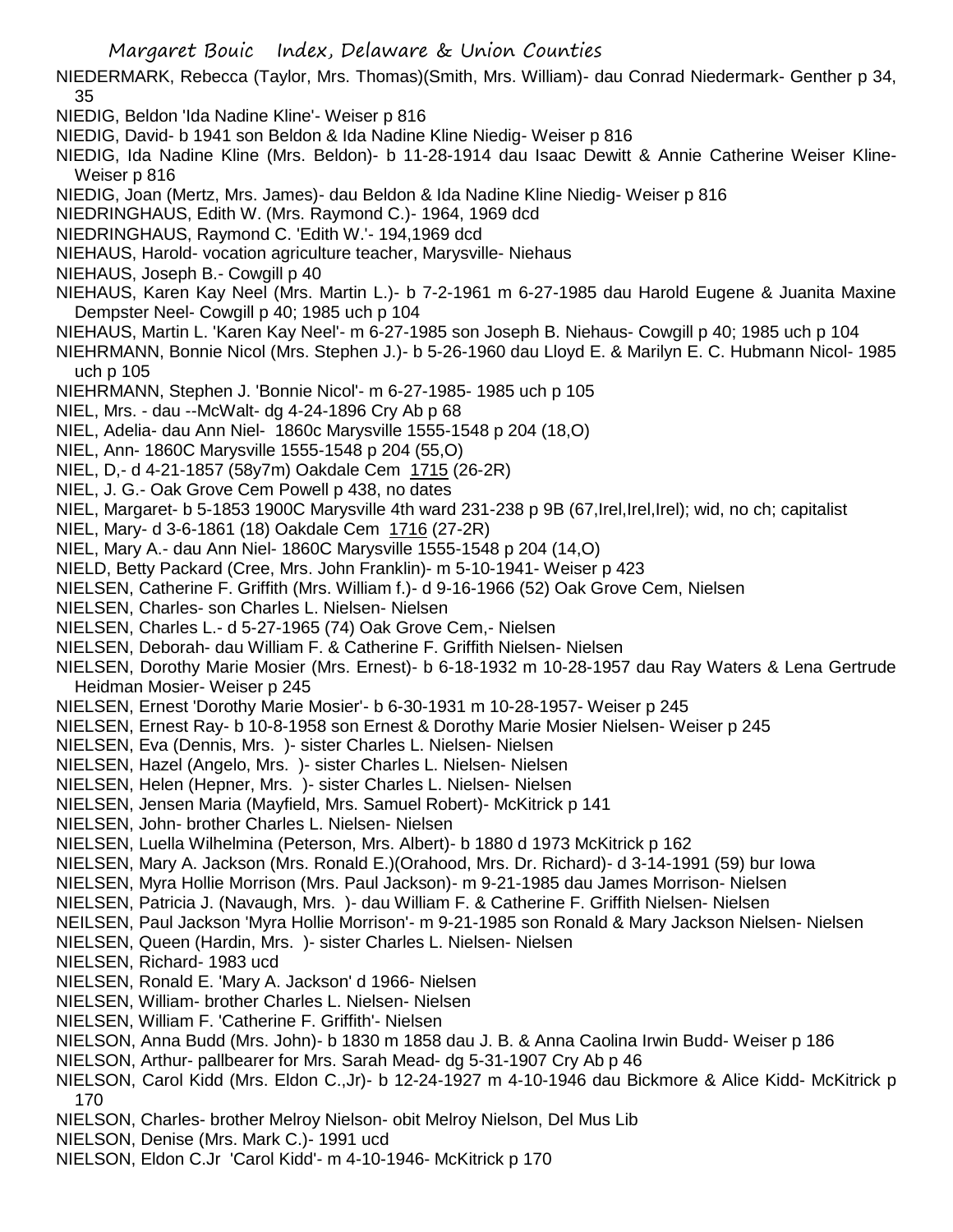NIEDERMARK, Rebecca (Taylor, Mrs. Thomas)(Smith, Mrs. William)- dau Conrad Niedermark- Genther p 34, 35

NIEDIG, Beldon 'Ida Nadine Kline'- Weiser p 816

NIEDIG, David- b 1941 son Beldon & Ida Nadine Kline Niedig- Weiser p 816

NIEDIG, Ida Nadine Kline (Mrs. Beldon)- b 11-28-1914 dau Isaac Dewitt & Annie Catherine Weiser Kline- Weiser p 816

NIEDIG, Joan (Mertz, Mrs. James)- dau Beldon & Ida Nadine Kline Niedig- Weiser p 816

NIEDRINGHAUS, Edith W. (Mrs. Raymond C.)- 1964, 1969 dcd

NIEDRINGHAUS, Raymond C. 'Edith W.'- 194,1969 dcd

NIEHAUS, Harold- vocation agriculture teacher, Marysville- Niehaus

NIEHAUS, Joseph B.- Cowgill p 40

NIEHAUS, Karen Kay Neel (Mrs. Martin L.)- b 7-2-1961 m 6-27-1985 dau Harold Eugene & Juanita Maxine Dempster Neel- Cowgill p 40; 1985 uch p 104

NIEHAUS, Martin L. 'Karen Kay Neel'- m 6-27-1985 son Joseph B. Niehaus- Cowgill p 40; 1985 uch p 104

NIEHRMANN, Bonnie Nicol (Mrs. Stephen J.)- b 5-26-1960 dau Lloyd E. & Marilyn E. C. Hubmann Nicol- 1985 uch p 105

NIEHRMANN, Stephen J. 'Bonnie Nicol'- m 6-27-1985- 1985 uch p 105

NIEL, Mrs. - dau --McWalt- dg 4-24-1896 Cry Ab p 68

NIEL, Adelia- dau Ann Niel- 1860c Marysville 1555-1548 p 204 (18,O)

NIEL, Ann- 1860C Marysville 1555-1548 p 204 (55,O)

NIEL, D,- d 4-21-1857 (58y7m) Oakdale Cem 1715 (26-2R)

NIEL, J. G.- Oak Grove Cem Powell p 438, no dates

NIEL, Margaret- b 5-1853 1900C Marysville 4th ward 231-238 p 9B (67,Irel,Irel,Irel); wid, no ch; capitalist

NIEL, Mary- d 3-6-1861 (18) Oakdale Cem 1716 (27-2R)

NIEL, Mary A.- dau Ann Niel- 1860C Marysville 1555-1548 p 204 (14,O)

NIELD, Betty Packard (Cree, Mrs. John Franklin)- m 5-10-1941- Weiser p 423

NIELSEN, Catherine F. Griffith (Mrs. William f.)- d 9-16-1966 (52) Oak Grove Cem, Nielsen

NIELSEN, Charles- son Charles L. Nielsen- Nielsen

NIELSEN, Charles L.- d 5-27-1965 (74) Oak Grove Cem,- Nielsen

NIELSEN, Deborah- dau William F. & Catherine F. Griffith Nielsen- Nielsen

NIELSEN, Dorothy Marie Mosier (Mrs. Ernest)- b 6-18-1932 m 10-28-1957 dau Ray Waters & Lena Gertrude Heidman Mosier- Weiser p 245

NIELSEN, Ernest 'Dorothy Marie Mosier'- b 6-30-1931 m 10-28-1957- Weiser p 245

NIELSEN, Ernest Ray- b 10-8-1958 son Ernest & Dorothy Marie Mosier Nielsen- Weiser p 245

NIELSEN, Eva (Dennis, Mrs. )- sister Charles L. Nielsen- Nielsen

NIELSEN, Hazel (Angelo, Mrs. )- sister Charles L. Nielsen- Nielsen

NIELSEN, Helen (Hepner, Mrs. )- sister Charles L. Nielsen- Nielsen

NIELSEN, Jensen Maria (Mayfield, Mrs. Samuel Robert)- McKitrick p 141

NIELSEN, John- brother Charles L. Nielsen- Nielsen

NIELSEN, Luella Wilhelmina (Peterson, Mrs. Albert)- b 1880 d 1973 McKitrick p 162

NIELSEN, Mary A. Jackson (Mrs. Ronald E.)(Orahood, Mrs. Dr. Richard)- d 3-14-1991 (59) bur Iowa

NIELSEN, Myra Hollie Morrison (Mrs. Paul Jackson)- m 9-21-1985 dau James Morrison- Nielsen

NIELSEN, Patricia J. (Navaugh, Mrs. )- dau William F. & Catherine F. Griffith Nielsen- Nielsen

NEILSEN, Paul Jackson 'Myra Hollie Morrison'- m 9-21-1985 son Ronald & Mary Jackson Nielsen- Nielsen

NIELSEN, Queen (Hardin, Mrs. )- sister Charles L. Nielsen- Nielsen

NIELSEN, Richard- 1983 ucd

NIELSEN, Ronald E. 'Mary A. Jackson' d 1966- Nielsen

NIELSEN, William- brother Charles L. Nielsen- Nielsen

NIELSEN, William F. 'Catherine F. Griffith'- Nielsen

NIELSON, Anna Budd (Mrs. John)- b 1830 m 1858 dau J. B. & Anna Caolina Irwin Budd- Weiser p 186

NIELSON, Arthur- pallbearer for Mrs. Sarah Mead- dg 5-31-1907 Cry Ab p 46

NIELSON, Carol Kidd (Mrs. Eldon C.,Jr)- b 12-24-1927 m 4-10-1946 dau Bickmore & Alice Kidd- McKitrick p 170

NIELSON, Charles- brother Melroy Nielson- obit Melroy Nielson, Del Mus Lib

NIELSON, Denise (Mrs. Mark C.)- 1991 ucd

NIELSON, Eldon C.Jr 'Carol Kidd'- m 4-10-1946- McKitrick p 170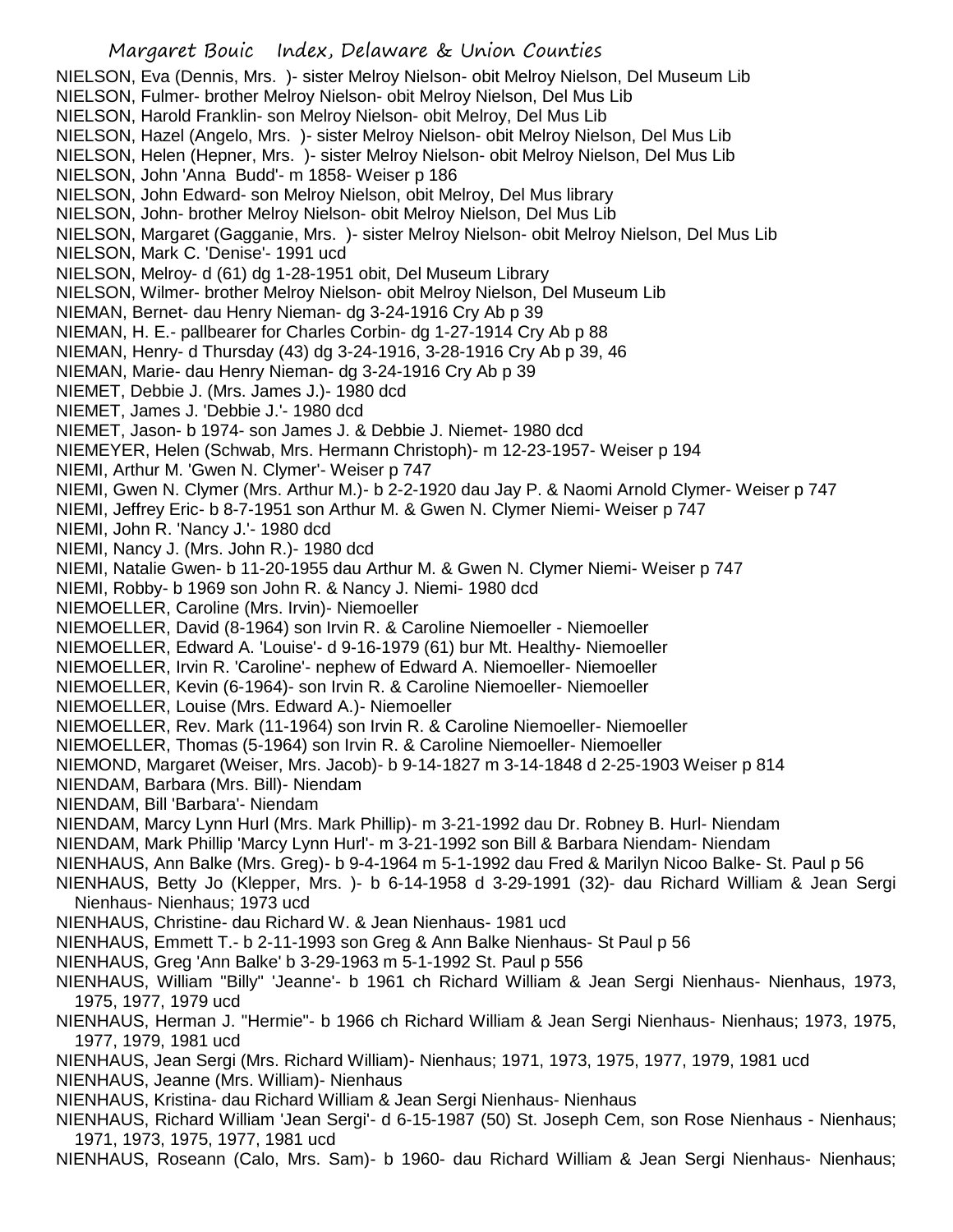NIELSON, Eva (Dennis, Mrs. )- sister Melroy Nielson- obit Melroy Nielson, Del Museum Lib
NIELSON, Fulmer- brother Melroy Nielson- obit Melroy Nielson, Del Mus Lib
NIELSON, Harold Franklin- son Melroy Nielson- obit Melroy, Del Mus Lib
NIELSON, Hazel (Angelo, Mrs. )- sister Melroy Nielson- obit Melroy Nielson, Del Mus Lib
NIELSON, Helen (Hepner, Mrs. )- sister Melroy Nielson- obit Melroy Nielson, Del Mus Lib
NIELSON, John 'Anna Budd'- m 1858- Weiser p 186
NIELSON, John Edward- son Melroy Nielson, obit Melroy, Del Mus library
NIELSON, John- brother Melroy Nielson- obit Melroy Nielson, Del Mus Lib
NIELSON, Margaret (Gagganie, Mrs. )- sister Melroy Nielson- obit Melroy Nielson, Del Mus Lib
NIELSON, Mark C. 'Denise'- 1991 ucd
NIELSON, Melroy- d (61) dg 1-28-1951 obit, Del Museum Library
NIELSON, Wilmer- brother Melroy Nielson- obit Melroy Nielson, Del Museum Lib
NIEMAN, Bernet- dau Henry Nieman- dg 3-24-1916 Cry Ab p 39
NIEMAN, H. E.- pallbearer for Charles Corbin- dg 1-27-1914 Cry Ab p 88
NIEMAN, Henry- d Thursday (43) dg 3-24-1916, 3-28-1916 Cry Ab p 39, 46
NIEMAN, Marie- dau Henry Nieman- dg 3-24-1916 Cry Ab p 39
NIEMET, Debbie J. (Mrs. James J.)- 1980 dcd
NIEMET, James J. 'Debbie J.'- 1980 dcd
NIEMET, Jason- b 1974- son James J. & Debbie J. Niemet- 1980 dcd
NIEMEYER, Helen (Schwab, Mrs. Hermann Christoph)- m 12-23-1957- Weiser p 194
NIEMI, Arthur M. 'Gwen N. Clymer'- Weiser p 747
NIEMI, Gwen N. Clymer (Mrs. Arthur M.)- b 2-2-1920 dau Jay P. & Naomi Arnold Clymer- Weiser p 747
NIEMI, Jeffrey Eric- b 8-7-1951 son Arthur M. & Gwen N. Clymer Niemi- Weiser p 747
NIEMI, John R. 'Nancy J.'- 1980 dcd
NIEMI, Nancy J. (Mrs. John R.)- 1980 dcd
NIEMI, Natalie Gwen- b 11-20-1955 dau Arthur M. & Gwen N. Clymer Niemi- Weiser p 747
NIEMI, Robby- b 1969 son John R. & Nancy J. Niemi- 1980 dcd
NIEMOELLER, Caroline (Mrs. Irvin)- Niemoeller
NIEMOELLER, David (8-1964) son Irvin R. & Caroline Niemoeller - Niemoeller
NIEMOELLER, Edward A. 'Louise'- d 9-16-1979 (61) bur Mt. Healthy- Niemoeller
NIEMOELLER, Irvin R. 'Caroline'- nephew of Edward A. Niemoeller- Niemoeller
NIEMOELLER, Kevin (6-1964)- son Irvin R. & Caroline Niemoeller- Niemoeller
NIEMOELLER, Louise (Mrs. Edward A.)- Niemoeller
NIEMOELLER, Rev. Mark (11-1964) son Irvin R. & Caroline Niemoeller- Niemoeller
NIEMOELLER, Thomas (5-1964) son Irvin R. & Caroline Niemoeller- Niemoeller
NIEMOND, Margaret (Weiser, Mrs. Jacob)- b 9-14-1827 m 3-14-1848 d 2-25-1903 Weiser p 814
NIENDAM, Barbara (Mrs. Bill)- Niendam
NIENDAM, Bill 'Barbara'- Niendam
NIENDAM, Marcy Lynn Hurl (Mrs. Mark Phillip)- m 3-21-1992 dau Dr. Robney B. Hurl- Niendam
NIENDAM, Mark Phillip 'Marcy Lynn Hurl'- m 3-21-1992 son Bill & Barbara Niendam- Niendam
NIENHAUS, Ann Balke (Mrs. Greg)- b 9-4-1964 m 5-1-1992 dau Fred & Marilyn Nicoo Balke- St. Paul p 56
NIENHAUS, Betty Jo (Klepper, Mrs. )- b 6-14-1958 d 3-29-1991 (32)- dau Richard William & Jean Sergi Nienhaus- Nienhaus; 1973 ucd
NIENHAUS, Christine- dau Richard W. & Jean Nienhaus- 1981 ucd
NIENHAUS, Emmett T.- b 2-11-1993 son Greg & Ann Balke Nienhaus- St Paul p 56
NIENHAUS, Greg 'Ann Balke' b 3-29-1963 m 5-1-1992 St. Paul p 556
NIENHAUS, William "Billy" 'Jeanne'- b 1961 ch Richard William & Jean Sergi Nienhaus- Nienhaus, 1973, 1975, 1977, 1979 ucd
NIENHAUS, Herman J. "Hermie"- b 1966 ch Richard William & Jean Sergi Nienhaus- Nienhaus; 1973, 1975, 1977, 1979, 1981 ucd
NIENHAUS, Jean Sergi (Mrs. Richard William)- Nienhaus; 1971, 1973, 1975, 1977, 1979, 1981 ucd
NIENHAUS, Jeanne (Mrs. William)- Nienhaus
NIENHAUS, Kristina- dau Richard William & Jean Sergi Nienhaus- Nienhaus
NIENHAUS, Richard William 'Jean Sergi'- d 6-15-1987 (50) St. Joseph Cem, son Rose Nienhaus - Nienhaus; 1971, 1973, 1975, 1977, 1981 ucd
NIENHAUS, Roseann (Calo, Mrs. Sam)- b 1960- dau Richard William & Jean Sergi Nienhaus- Nienhaus;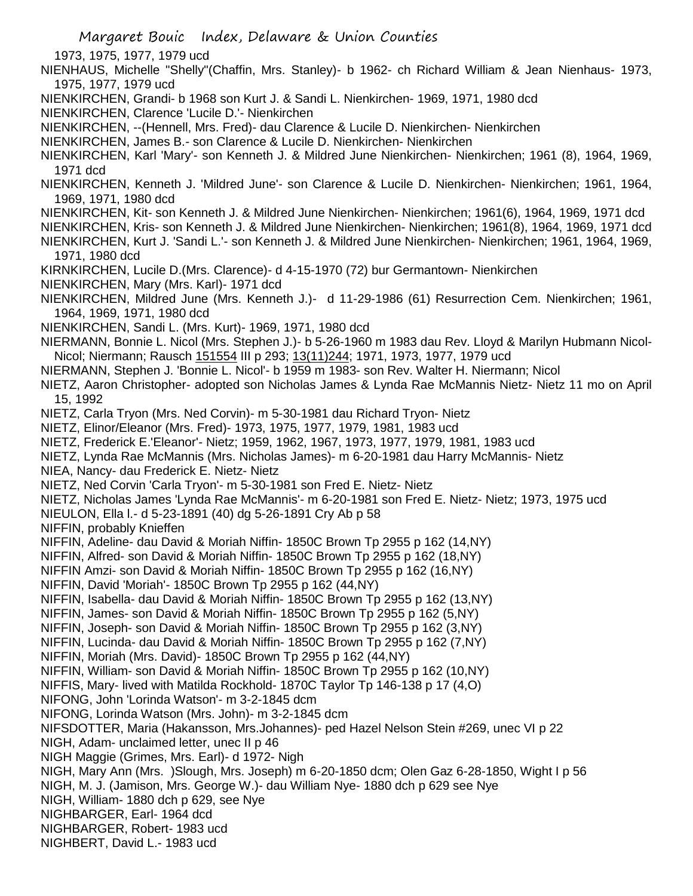1973, 1975, 1977, 1979 ucd

NIENHAUS, Michelle "Shelly"(Chaffin, Mrs. Stanley)- b 1962- ch Richard William & Jean Nienhaus- 1973, 1975, 1977, 1979 ucd

NIENKIRCHEN, Grandi- b 1968 son Kurt J. & Sandi L. Nienkirchen- 1969, 1971, 1980 dcd

NIENKIRCHEN, Clarence 'Lucile D.'- Nienkirchen

NIENKIRCHEN, --(Hennell, Mrs. Fred)- dau Clarence & Lucile D. Nienkirchen- Nienkirchen

NIENKIRCHEN, James B.- son Clarence & Lucile D. Nienkirchen- Nienkirchen

NIENKIRCHEN, Karl 'Mary'- son Kenneth J. & Mildred June Nienkirchen- Nienkirchen; 1961 (8), 1964, 1969, 1971 dcd

NIENKIRCHEN, Kenneth J. 'Mildred June'- son Clarence & Lucile D. Nienkirchen- Nienkirchen; 1961, 1964, 1969, 1971, 1980 dcd

NIENKIRCHEN, Kit- son Kenneth J. & Mildred June Nienkirchen- Nienkirchen; 1961(6), 1964, 1969, 1971 dcd

NIENKIRCHEN, Kris- son Kenneth J. & Mildred June Nienkirchen- Nienkirchen; 1961(8), 1964, 1969, 1971 dcd

NIENKIRCHEN, Kurt J. 'Sandi L.'- son Kenneth J. & Mildred June Nienkirchen- Nienkirchen; 1961, 1964, 1969, 1971, 1980 dcd

KIRNKIRCHEN, Lucile D.(Mrs. Clarence)- d 4-15-1970 (72) bur Germantown- Nienkirchen

NIENKIRCHEN, Mary (Mrs. Karl)- 1971 dcd

NIENKIRCHEN, Mildred June (Mrs. Kenneth J.)- d 11-29-1986 (61) Resurrection Cem. Nienkirchen; 1961, 1964, 1969, 1971, 1980 dcd

NIENKIRCHEN, Sandi L. (Mrs. Kurt)- 1969, 1971, 1980 dcd

NIERMANN, Bonnie L. Nicol (Mrs. Stephen J.)- b 5-26-1960 m 1983 dau Rev. Lloyd & Marilyn Hubmann Nicol- Nicol; Niermann; Rausch 151554 III p 293; 13(11)244; 1971, 1973, 1977, 1979 ucd

NIERMANN, Stephen J. 'Bonnie L. Nicol'- b 1959 m 1983- son Rev. Walter H. Niermann; Nicol

NIETZ, Aaron Christopher- adopted son Nicholas James & Lynda Rae McMannis Nietz- Nietz 11 mo on April 15, 1992

NIETZ, Carla Tryon (Mrs. Ned Corvin)- m 5-30-1981 dau Richard Tryon- Nietz

NIETZ, Elinor/Eleanor (Mrs. Fred)- 1973, 1975, 1977, 1979, 1981, 1983 ucd

NIETZ, Frederick E.'Eleanor'- Nietz; 1959, 1962, 1967, 1973, 1977, 1979, 1981, 1983 ucd

NIETZ, Lynda Rae McMannis (Mrs. Nicholas James)- m 6-20-1981 dau Harry McMannis- Nietz

NIEA, Nancy- dau Frederick E. Nietz- Nietz

NIETZ, Ned Corvin 'Carla Tryon'- m 5-30-1981 son Fred E. Nietz- Nietz

NIETZ, Nicholas James 'Lynda Rae McMannis'- m 6-20-1981 son Fred E. Nietz- Nietz; 1973, 1975 ucd

NIEULON, Ella l.- d 5-23-1891 (40) dg 5-26-1891 Cry Ab p 58

NIFFIN, probably Knieffen

NIFFIN, Adeline- dau David & Moriah Niffin- 1850C Brown Tp 2955 p 162 (14,NY)

NIFFIN, Alfred- son David & Moriah Niffin- 1850C Brown Tp 2955 p 162 (18,NY)

NIFFIN Amzi- son David & Moriah Niffin- 1850C Brown Tp 2955 p 162 (16,NY)

NIFFIN, David 'Moriah'- 1850C Brown Tp 2955 p 162 (44,NY)

NIFFIN, Isabella- dau David & Moriah Niffin- 1850C Brown Tp 2955 p 162 (13,NY)

NIFFIN, James- son David & Moriah Niffin- 1850C Brown Tp 2955 p 162 (5,NY)

NIFFIN, Joseph- son David & Moriah Niffin- 1850C Brown Tp 2955 p 162 (3,NY)

NIFFIN, Lucinda- dau David & Moriah Niffin- 1850C Brown Tp 2955 p 162 (7,NY)

NIFFIN, Moriah (Mrs. David)- 1850C Brown Tp 2955 p 162 (44,NY)

NIFFIN, William- son David & Moriah Niffin- 1850C Brown Tp 2955 p 162 (10,NY)

NIFFIS, Mary- lived with Matilda Rockhold- 1870C Taylor Tp 146-138 p 17 (4,O)

NIFONG, John 'Lorinda Watson'- m 3-2-1845 dcm

NIFONG, Lorinda Watson (Mrs. John)- m 3-2-1845 dcm

NIFSDOTTER, Maria (Hakansson, Mrs.Johannes)- ped Hazel Nelson Stein #269, unec VI p 22

NIGH, Adam- unclaimed letter, unec II p 46

NIGH Maggie (Grimes, Mrs. Earl)- d 1972- Nigh

NIGH, Mary Ann (Mrs. )Slough, Mrs. Joseph) m 6-20-1850 dcm; Olen Gaz 6-28-1850, Wight I p 56

NIGH, M. J. (Jamison, Mrs. George W.)- dau William Nye- 1880 dch p 629 see Nye

NIGH, William- 1880 dch p 629, see Nye

NIGHBARGER, Earl- 1964 dcd

NIGHBARGER, Robert- 1983 ucd

NIGHBERT, David L.- 1983 ucd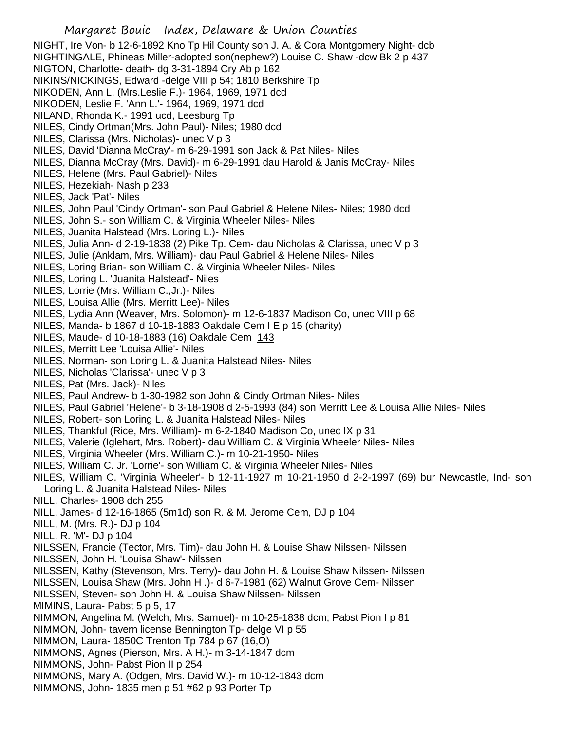NIGHT, Ire Von- b 12-6-1892 Kno Tp Hil County son J. A. & Cora Montgomery Night- dcb
NIGHTINGALE, Phineas Miller-adopted son(nephew?) Louise C. Shaw -dcw Bk 2 p 437
NIGTON, Charlotte- death- dg 3-31-1894 Cry Ab p 162
NIKINS/NICKINGS, Edward -delge VIII p 54; 1810 Berkshire Tp
NIKODEN, Ann L. (Mrs.Leslie F.)- 1964, 1969, 1971 dcd
NIKODEN, Leslie F. 'Ann L.'- 1964, 1969, 1971 dcd
NILAND, Rhonda K.- 1991 ucd, Leesburg Tp
NILES, Cindy Ortman(Mrs. John Paul)- Niles; 1980 dcd
NILES, Clarissa (Mrs. Nicholas)- unec V p 3
NILES, David 'Dianna McCray'- m 6-29-1991 son Jack & Pat Niles- Niles
NILES, Dianna McCray (Mrs. David)- m 6-29-1991 dau Harold & Janis McCray- Niles
NILES, Helene (Mrs. Paul Gabriel)- Niles
NILES, Hezekiah- Nash p 233
NILES, Jack 'Pat'- Niles
NILES, John Paul 'Cindy Ortman'- son Paul Gabriel & Helene Niles- Niles; 1980 dcd
NILES, John S.- son William C. & Virginia Wheeler Niles- Niles
NILES, Juanita Halstead (Mrs. Loring L.)- Niles
NILES, Julia Ann- d 2-19-1838 (2) Pike Tp. Cem- dau Nicholas & Clarissa, unec V p 3
NILES, Julie (Anklam, Mrs. William)- dau Paul Gabriel & Helene Niles- Niles
NILES, Loring Brian- son William C. & Virginia Wheeler Niles- Niles
NILES, Loring L. 'Juanita Halstead'- Niles
NILES, Lorrie (Mrs. William C.,Jr.)- Niles
NILES, Louisa Allie (Mrs. Merritt Lee)- Niles
NILES, Lydia Ann (Weaver, Mrs. Solomon)- m 12-6-1837 Madison Co, unec VIII p 68
NILES, Manda- b 1867 d 10-18-1883 Oakdale Cem I E p 15 (charity)
NILES, Maude- d 10-18-1883 (16) Oakdale Cem 143
NILES, Merritt Lee 'Louisa Allie'- Niles
NILES, Norman- son Loring L. & Juanita Halstead Niles- Niles
NILES, Nicholas 'Clarissa'- unec V p 3
NILES, Pat (Mrs. Jack)- Niles
NILES, Paul Andrew- b 1-30-1982 son John & Cindy Ortman Niles- Niles
NILES, Paul Gabriel 'Helene'- b 3-18-1908 d 2-5-1993 (84) son Merritt Lee & Louisa Allie Niles- Niles
NILES, Robert- son Loring L. & Juanita Halstead Niles- Niles
NILES, Thankful (Rice, Mrs. William)- m 6-2-1840 Madison Co, unec IX p 31
NILES, Valerie (Iglehart, Mrs. Robert)- dau William C. & Virginia Wheeler Niles- Niles
NILES, Virginia Wheeler (Mrs. William C.)- m 10-21-1950- Niles
NILES, William C. Jr. 'Lorrie'- son William C. & Virginia Wheeler Niles- Niles
NILES, William C. 'Virginia Wheeler'- b 12-11-1927 m 10-21-1950 d 2-2-1997 (69) bur Newcastle, Ind- son Loring L. & Juanita Halstead Niles- Niles
NILL, Charles- 1908 dch 255
NILL, James- d 12-16-1865 (5m1d) son R. & M. Jerome Cem, DJ p 104
NILL, M. (Mrs. R.)- DJ p 104
NILL, R. 'M'- DJ p 104
NILSSEN, Francie (Tector, Mrs. Tim)- dau John H. & Louise Shaw Nilssen- Nilssen
NILSSEN, John H. 'Louisa Shaw'- Nilssen
NILSSEN, Kathy (Stevenson, Mrs. Terry)- dau John H. & Louise Shaw Nilssen- Nilssen
NILSSEN, Louisa Shaw (Mrs. John H .)- d 6-7-1981 (62) Walnut Grove Cem- Nilssen
NILSSEN, Steven- son John H. & Louisa Shaw Nilssen- Nilssen
MIMINS, Laura- Pabst 5 p 5, 17
NIMMON, Angelina M. (Welch, Mrs. Samuel)- m 10-25-1838 dcm; Pabst Pion I p 81
NIMMON, John- tavern license Bennington Tp- delge VI p 55
NIMMON, Laura- 1850C Trenton Tp 784 p 67 (16,O)
NIMMONS, Agnes (Pierson, Mrs. A H.)- m 3-14-1847 dcm
NIMMONS, John- Pabst Pion II p 254
NIMMONS, Mary A. (Odgen, Mrs. David W.)- m 10-12-1843 dcm
NIMMONS, John- 1835 men p 51 #62 p 93 Porter Tp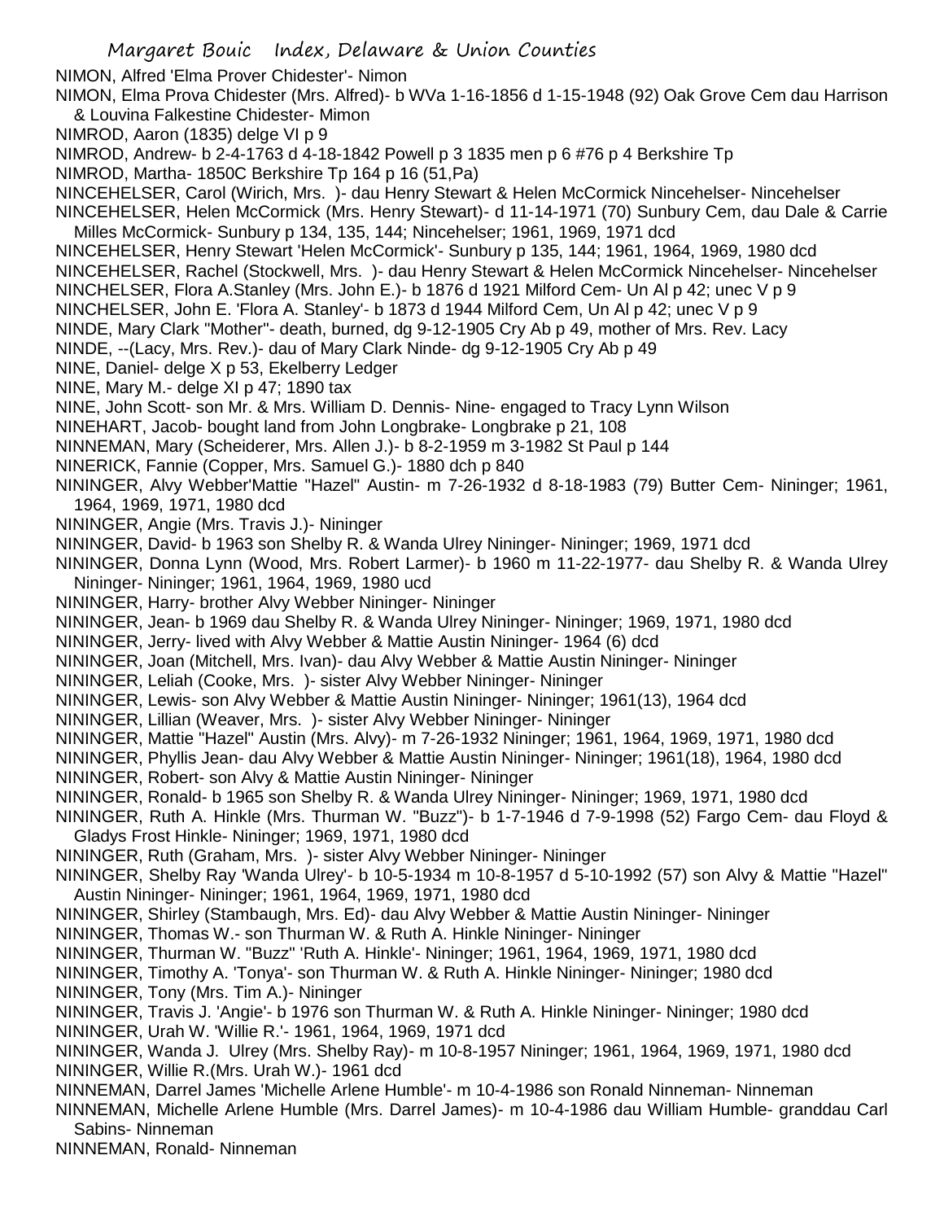NIMON, Alfred 'Elma Prover Chidester'- Nimon

NIMON, Elma Prova Chidester (Mrs. Alfred)- b WVa 1-16-1856 d 1-15-1948 (92) Oak Grove Cem dau Harrison & Louvina Falkestine Chidester- Mimon

NIMROD, Aaron (1835) delge VI p 9

NIMROD, Andrew- b 2-4-1763 d 4-18-1842 Powell p 3 1835 men p 6 #76 p 4 Berkshire Tp

NIMROD, Martha- 1850C Berkshire Tp 164 p 16 (51,Pa)

NINCEHELSER, Carol (Wirich, Mrs. )- dau Henry Stewart & Helen McCormick Nincehelser- Nincehelser

NINCEHELSER, Helen McCormick (Mrs. Henry Stewart)- d 11-14-1971 (70) Sunbury Cem, dau Dale & Carrie Milles McCormick- Sunbury p 134, 135, 144; Nincehelser; 1961, 1969, 1971 dcd

NINCEHELSER, Henry Stewart 'Helen McCormick'- Sunbury p 135, 144; 1961, 1964, 1969, 1980 dcd

NINCEHELSER, Rachel (Stockwell, Mrs. )- dau Henry Stewart & Helen McCormick Nincehelser- Nincehelser

NINCHELSER, Flora A.Stanley (Mrs. John E.)- b 1876 d 1921 Milford Cem- Un Al p 42; unec V p 9

NINCHELSER, John E. 'Flora A. Stanley'- b 1873 d 1944 Milford Cem, Un Al p 42; unec V p 9

NINDE, Mary Clark "Mother"- death, burned, dg 9-12-1905 Cry Ab p 49, mother of Mrs. Rev. Lacy

NINDE, --(Lacy, Mrs. Rev.)- dau of Mary Clark Ninde- dg 9-12-1905 Cry Ab p 49

NINE, Daniel- delge X p 53, Ekelberry Ledger

NINE, Mary M.- delge XI p 47; 1890 tax

NINE, John Scott- son Mr. & Mrs. William D. Dennis- Nine- engaged to Tracy Lynn Wilson

NINEHART, Jacob- bought land from John Longbrake- Longbrake p 21, 108

NINNEMAN, Mary (Scheiderer, Mrs. Allen J.)- b 8-2-1959 m 3-1982 St Paul p 144

NINERICK, Fannie (Copper, Mrs. Samuel G.)- 1880 dch p 840

NININGER, Alvy Webber'Mattie "Hazel" Austin- m 7-26-1932 d 8-18-1983 (79) Butter Cem- Nininger; 1961, 1964, 1969, 1971, 1980 dcd

NININGER, Angie (Mrs. Travis J.)- Nininger

NININGER, David- b 1963 son Shelby R. & Wanda Ulrey Nininger- Nininger; 1969, 1971 dcd

NININGER, Donna Lynn (Wood, Mrs. Robert Larmer)- b 1960 m 11-22-1977- dau Shelby R. & Wanda Ulrey Nininger- Nininger; 1961, 1964, 1969, 1980 ucd

NININGER, Harry- brother Alvy Webber Nininger- Nininger

NININGER, Jean- b 1969 dau Shelby R. & Wanda Ulrey Nininger- Nininger; 1969, 1971, 1980 dcd

NININGER, Jerry- lived with Alvy Webber & Mattie Austin Nininger- 1964 (6) dcd

NININGER, Joan (Mitchell, Mrs. Ivan)- dau Alvy Webber & Mattie Austin Nininger- Nininger

NININGER, Leliah (Cooke, Mrs. )- sister Alvy Webber Nininger- Nininger

NININGER, Lewis- son Alvy Webber & Mattie Austin Nininger- Nininger; 1961(13), 1964 dcd

NININGER, Lillian (Weaver, Mrs. )- sister Alvy Webber Nininger- Nininger

NININGER, Mattie "Hazel" Austin (Mrs. Alvy)- m 7-26-1932 Nininger; 1961, 1964, 1969, 1971, 1980 dcd

NININGER, Phyllis Jean- dau Alvy Webber & Mattie Austin Nininger- Nininger; 1961(18), 1964, 1980 dcd

NININGER, Robert- son Alvy & Mattie Austin Nininger- Nininger

NININGER, Ronald- b 1965 son Shelby R. & Wanda Ulrey Nininger- Nininger; 1969, 1971, 1980 dcd

NININGER, Ruth A. Hinkle (Mrs. Thurman W. "Buzz")- b 1-7-1946 d 7-9-1998 (52) Fargo Cem- dau Floyd & Gladys Frost Hinkle- Nininger; 1969, 1971, 1980 dcd

NININGER, Ruth (Graham, Mrs. )- sister Alvy Webber Nininger- Nininger

NININGER, Shelby Ray 'Wanda Ulrey'- b 10-5-1934 m 10-8-1957 d 5-10-1992 (57) son Alvy & Mattie "Hazel" Austin Nininger- Nininger; 1961, 1964, 1969, 1971, 1980 dcd

NININGER, Shirley (Stambaugh, Mrs. Ed)- dau Alvy Webber & Mattie Austin Nininger- Nininger

NININGER, Thomas W.- son Thurman W. & Ruth A. Hinkle Nininger- Nininger

NININGER, Thurman W. "Buzz" 'Ruth A. Hinkle'- Nininger; 1961, 1964, 1969, 1971, 1980 dcd

NININGER, Timothy A. 'Tonya'- son Thurman W. & Ruth A. Hinkle Nininger- Nininger; 1980 dcd

NININGER, Tony (Mrs. Tim A.)- Nininger

NININGER, Travis J. 'Angie'- b 1976 son Thurman W. & Ruth A. Hinkle Nininger- Nininger; 1980 dcd

NININGER, Urah W. 'Willie R.'- 1961, 1964, 1969, 1971 dcd

NININGER, Wanda J. Ulrey (Mrs. Shelby Ray)- m 10-8-1957 Nininger; 1961, 1964, 1969, 1971, 1980 dcd

NININGER, Willie R.(Mrs. Urah W.)- 1961 dcd

NINNEMAN, Darrel James 'Michelle Arlene Humble'- m 10-4-1986 son Ronald Ninneman- Ninneman

NINNEMAN, Michelle Arlene Humble (Mrs. Darrel James)- m 10-4-1986 dau William Humble- granddau Carl Sabins- Ninneman

NINNEMAN, Ronald- Ninneman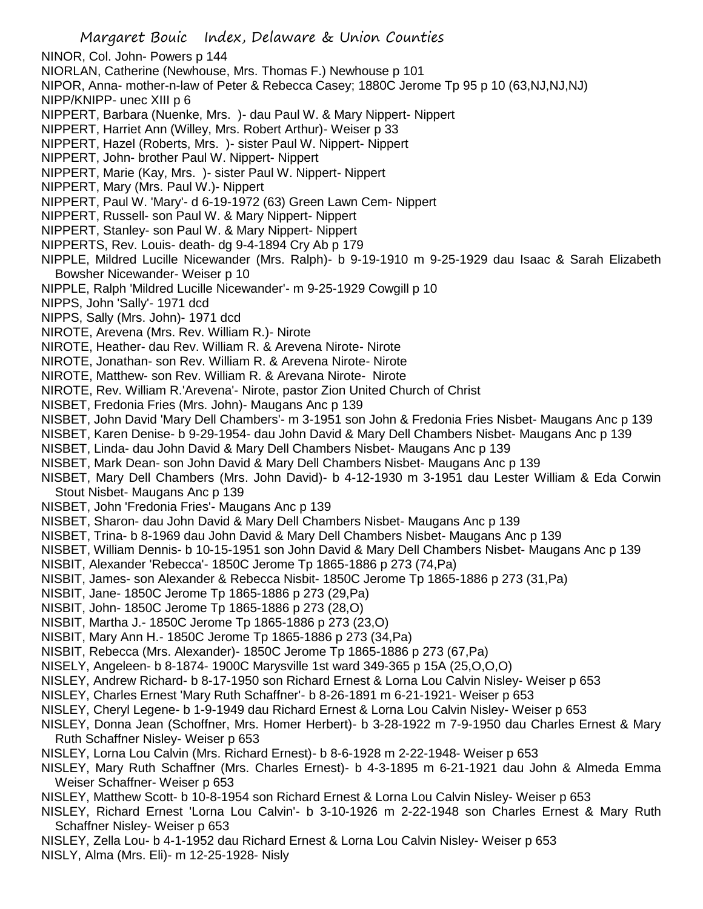NINOR, Col. John- Powers p 144
NIORLAN, Catherine (Newhouse, Mrs. Thomas F.) Newhouse p 101
NIPOR, Anna- mother-n-law of Peter & Rebecca Casey; 1880C Jerome Tp 95 p 10 (63,NJ,NJ,NJ)
NIPP/KNIPP- unec XIII p 6
NIPPERT, Barbara (Nuenke, Mrs. )- dau Paul W. & Mary Nippert- Nippert
NIPPERT, Harriet Ann (Willey, Mrs. Robert Arthur)- Weiser p 33
NIPPERT, Hazel (Roberts, Mrs. )- sister Paul W. Nippert- Nippert
NIPPERT, John- brother Paul W. Nippert- Nippert
NIPPERT, Marie (Kay, Mrs. )- sister Paul W. Nippert- Nippert
NIPPERT, Mary (Mrs. Paul W.)- Nippert
NIPPERT, Paul W. 'Mary'- d 6-19-1972 (63) Green Lawn Cem- Nippert
NIPPERT, Russell- son Paul W. & Mary Nippert- Nippert
NIPPERT, Stanley- son Paul W. & Mary Nippert- Nippert
NIPPERTS, Rev. Louis- death- dg 9-4-1894 Cry Ab p 179
NIPPLE, Mildred Lucille Nicewander (Mrs. Ralph)- b 9-19-1910 m 9-25-1929 dau Isaac & Sarah Elizabeth Bowsher Nicewander- Weiser p 10
NIPPLE, Ralph 'Mildred Lucille Nicewander'- m 9-25-1929 Cowgill p 10
NIPPS, John 'Sally'- 1971 dcd
NIPPS, Sally (Mrs. John)- 1971 dcd
NIROTE, Arevena (Mrs. Rev. William R.)- Nirote
NIROTE, Heather- dau Rev. William R. & Arevena Nirote- Nirote
NIROTE, Jonathan- son Rev. William R. & Arevena Nirote- Nirote
NIROTE, Matthew- son Rev. William R. & Arevana Nirote- Nirote
NIROTE, Rev. William R.'Arevena'- Nirote, pastor Zion United Church of Christ
NISBET, Fredonia Fries (Mrs. John)- Maugans Anc p 139
NISBET, John David 'Mary Dell Chambers'- m 3-1951 son John & Fredonia Fries Nisbet- Maugans Anc p 139
NISBET, Karen Denise- b 9-29-1954- dau John David & Mary Dell Chambers Nisbet- Maugans Anc p 139
NISBET, Linda- dau John David & Mary Dell Chambers Nisbet- Maugans Anc p 139
NISBET, Mark Dean- son John David & Mary Dell Chambers Nisbet- Maugans Anc p 139
NISBET, Mary Dell Chambers (Mrs. John David)- b 4-12-1930 m 3-1951 dau Lester William & Eda Corwin Stout Nisbet- Maugans Anc p 139
NISBET, John 'Fredonia Fries'- Maugans Anc p 139
NISBET, Sharon- dau John David & Mary Dell Chambers Nisbet- Maugans Anc p 139
NISBET, Trina- b 8-1969 dau John David & Mary Dell Chambers Nisbet- Maugans Anc p 139
NISBET, William Dennis- b 10-15-1951 son John David & Mary Dell Chambers Nisbet- Maugans Anc p 139
NISBIT, Alexander 'Rebecca'- 1850C Jerome Tp 1865-1886 p 273 (74,Pa)
NISBIT, James- son Alexander & Rebecca Nisbit- 1850C Jerome Tp 1865-1886 p 273 (31,Pa)
NISBIT, Jane- 1850C Jerome Tp 1865-1886 p 273 (29,Pa)
NISBIT, John- 1850C Jerome Tp 1865-1886 p 273 (28,O)
NISBIT, Martha J.- 1850C Jerome Tp 1865-1886 p 273 (23,O)
NISBIT, Mary Ann H.- 1850C Jerome Tp 1865-1886 p 273 (34,Pa)
NISBIT, Rebecca (Mrs. Alexander)- 1850C Jerome Tp 1865-1886 p 273 (67,Pa)
NISELY, Angeleen- b 8-1874- 1900C Marysville 1st ward 349-365 p 15A (25,O,O,O)
NISLEY, Andrew Richard- b 8-17-1950 son Richard Ernest & Lorna Lou Calvin Nisley- Weiser p 653
NISLEY, Charles Ernest 'Mary Ruth Schaffner'- b 8-26-1891 m 6-21-1921- Weiser p 653
NISLEY, Cheryl Legene- b 1-9-1949 dau Richard Ernest & Lorna Lou Calvin Nisley- Weiser p 653
NISLEY, Donna Jean (Schoffner, Mrs. Homer Herbert)- b 3-28-1922 m 7-9-1950 dau Charles Ernest & Mary Ruth Schaffner Nisley- Weiser p 653
NISLEY, Lorna Lou Calvin (Mrs. Richard Ernest)- b 8-6-1928 m 2-22-1948- Weiser p 653
NISLEY, Mary Ruth Schaffner (Mrs. Charles Ernest)- b 4-3-1895 m 6-21-1921 dau John & Almeda Emma Weiser Schaffner- Weiser p 653
NISLEY, Matthew Scott- b 10-8-1954 son Richard Ernest & Lorna Lou Calvin Nisley- Weiser p 653
NISLEY, Richard Ernest 'Lorna Lou Calvin'- b 3-10-1926 m 2-22-1948 son Charles Ernest & Mary Ruth Schaffner Nisley- Weiser p 653
NISLEY, Zella Lou- b 4-1-1952 dau Richard Ernest & Lorna Lou Calvin Nisley- Weiser p 653
NISLY, Alma (Mrs. Eli)- m 12-25-1928- Nisly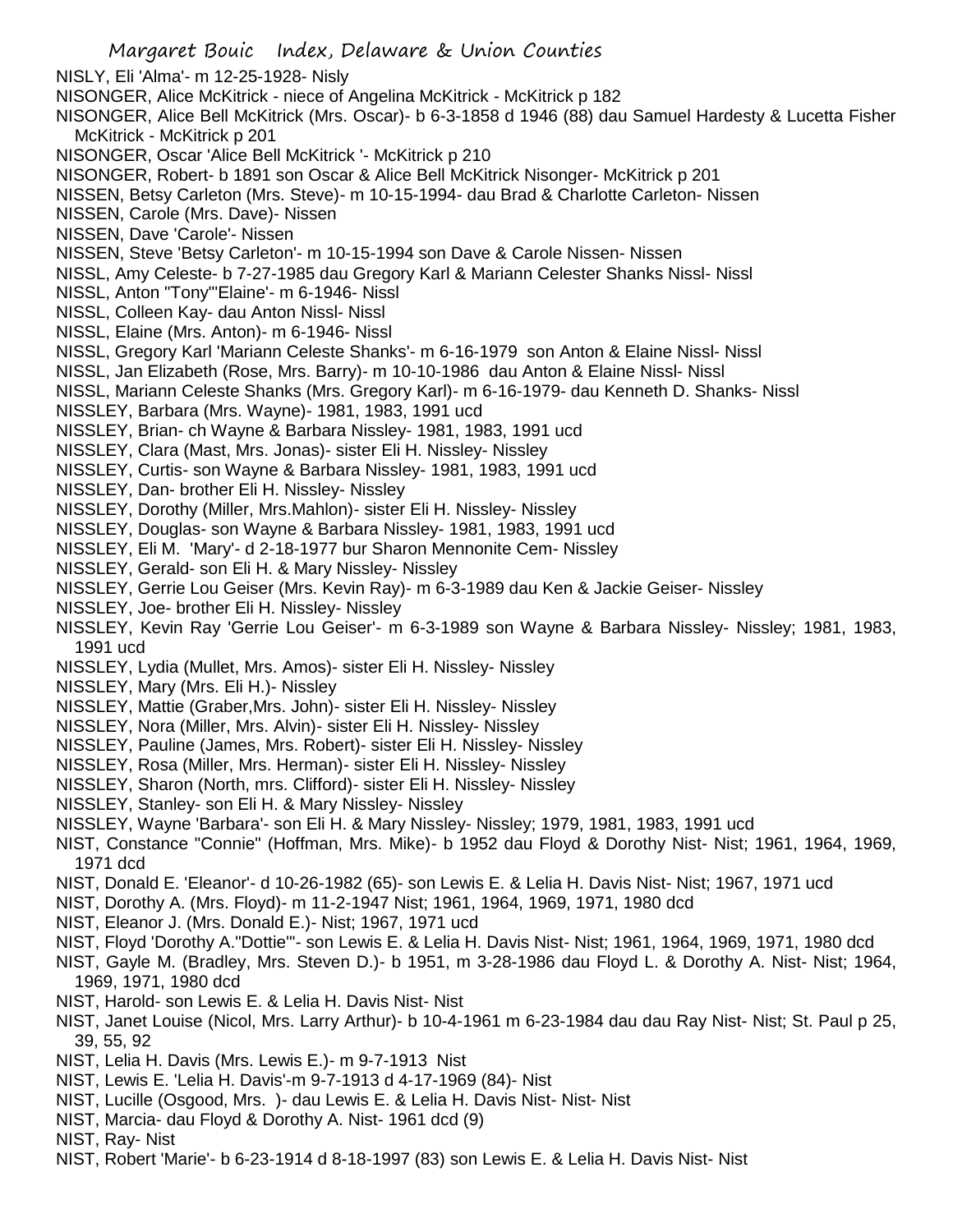NISLY, Eli 'Alma'- m 12-25-1928- Nisly
NISONGER, Alice McKitrick - niece of Angelina McKitrick - McKitrick p 182
NISONGER, Alice Bell McKitrick (Mrs. Oscar)- b 6-3-1858 d 1946 (88) dau Samuel Hardesty & Lucetta Fisher McKitrick - McKitrick p 201
NISONGER, Oscar 'Alice Bell McKitrick '- McKitrick p 210
NISONGER, Robert- b 1891 son Oscar & Alice Bell McKitrick Nisonger- McKitrick p 201
NISSEN, Betsy Carleton (Mrs. Steve)- m 10-15-1994- dau Brad & Charlotte Carleton- Nissen
NISSEN, Carole (Mrs. Dave)- Nissen
NISSEN, Dave 'Carole'- Nissen
NISSEN, Steve 'Betsy Carleton'- m 10-15-1994 son Dave & Carole Nissen- Nissen
NISSL, Amy Celeste- b 7-27-1985 dau Gregory Karl & Mariann Celester Shanks Nissl- Nissl
NISSL, Anton "Tony"'Elaine'- m 6-1946- Nissl
NISSL, Colleen Kay- dau Anton Nissl- Nissl
NISSL, Elaine (Mrs. Anton)- m 6-1946- Nissl
NISSL, Gregory Karl 'Mariann Celeste Shanks'- m 6-16-1979 son Anton & Elaine Nissl- Nissl
NISSL, Jan Elizabeth (Rose, Mrs. Barry)- m 10-10-1986 dau Anton & Elaine Nissl- Nissl
NISSL, Mariann Celeste Shanks (Mrs. Gregory Karl)- m 6-16-1979- dau Kenneth D. Shanks- Nissl
NISSLEY, Barbara (Mrs. Wayne)- 1981, 1983, 1991 ucd
NISSLEY, Brian- ch Wayne & Barbara Nissley- 1981, 1983, 1991 ucd
NISSLEY, Clara (Mast, Mrs. Jonas)- sister Eli H. Nissley- Nissley
NISSLEY, Curtis- son Wayne & Barbara Nissley- 1981, 1983, 1991 ucd
NISSLEY, Dan- brother Eli H. Nissley- Nissley
NISSLEY, Dorothy (Miller, Mrs.Mahlon)- sister Eli H. Nissley- Nissley
NISSLEY, Douglas- son Wayne & Barbara Nissley- 1981, 1983, 1991 ucd
NISSLEY, Eli M. 'Mary'- d 2-18-1977 bur Sharon Mennonite Cem- Nissley
NISSLEY, Gerald- son Eli H. & Mary Nissley- Nissley
NISSLEY, Gerrie Lou Geiser (Mrs. Kevin Ray)- m 6-3-1989 dau Ken & Jackie Geiser- Nissley
NISSLEY, Joe- brother Eli H. Nissley- Nissley
NISSLEY, Kevin Ray 'Gerrie Lou Geiser'- m 6-3-1989 son Wayne & Barbara Nissley- Nissley; 1981, 1983, 1991 ucd
NISSLEY, Lydia (Mullet, Mrs. Amos)- sister Eli H. Nissley- Nissley
NISSLEY, Mary (Mrs. Eli H.)- Nissley
NISSLEY, Mattie (Graber,Mrs. John)- sister Eli H. Nissley- Nissley
NISSLEY, Nora (Miller, Mrs. Alvin)- sister Eli H. Nissley- Nissley
NISSLEY, Pauline (James, Mrs. Robert)- sister Eli H. Nissley- Nissley
NISSLEY, Rosa (Miller, Mrs. Herman)- sister Eli H. Nissley- Nissley
NISSLEY, Sharon (North, mrs. Clifford)- sister Eli H. Nissley- Nissley
NISSLEY, Stanley- son Eli H. & Mary Nissley- Nissley
NISSLEY, Wayne 'Barbara'- son Eli H. & Mary Nissley- Nissley; 1979, 1981, 1983, 1991 ucd
NIST, Constance "Connie" (Hoffman, Mrs. Mike)- b 1952 dau Floyd & Dorothy Nist- Nist; 1961, 1964, 1969, 1971 dcd
NIST, Donald E. 'Eleanor'- d 10-26-1982 (65)- son Lewis E. & Lelia H. Davis Nist- Nist; 1967, 1971 ucd
NIST, Dorothy A. (Mrs. Floyd)- m 11-2-1947 Nist; 1961, 1964, 1969, 1971, 1980 dcd
NIST, Eleanor J. (Mrs. Donald E.)- Nist; 1967, 1971 ucd
NIST, Floyd 'Dorothy A."Dottie"'- son Lewis E. & Lelia H. Davis Nist- Nist; 1961, 1964, 1969, 1971, 1980 dcd
NIST, Gayle M. (Bradley, Mrs. Steven D.)- b 1951, m 3-28-1986 dau Floyd L. & Dorothy A. Nist- Nist; 1964, 1969, 1971, 1980 dcd
NIST, Harold- son Lewis E. & Lelia H. Davis Nist- Nist
NIST, Janet Louise (Nicol, Mrs. Larry Arthur)- b 10-4-1961 m 6-23-1984 dau dau Ray Nist- Nist; St. Paul p 25, 39, 55, 92
NIST, Lelia H. Davis (Mrs. Lewis E.)- m 9-7-1913 Nist
NIST, Lewis E. 'Lelia H. Davis'-m 9-7-1913 d 4-17-1969 (84)- Nist
NIST, Lucille (Osgood, Mrs. )- dau Lewis E. & Lelia H. Davis Nist- Nist- Nist
NIST, Marcia- dau Floyd & Dorothy A. Nist- 1961 dcd (9)
NIST, Ray- Nist
NIST, Robert 'Marie'- b 6-23-1914 d 8-18-1997 (83) son Lewis E. & Lelia H. Davis Nist- Nist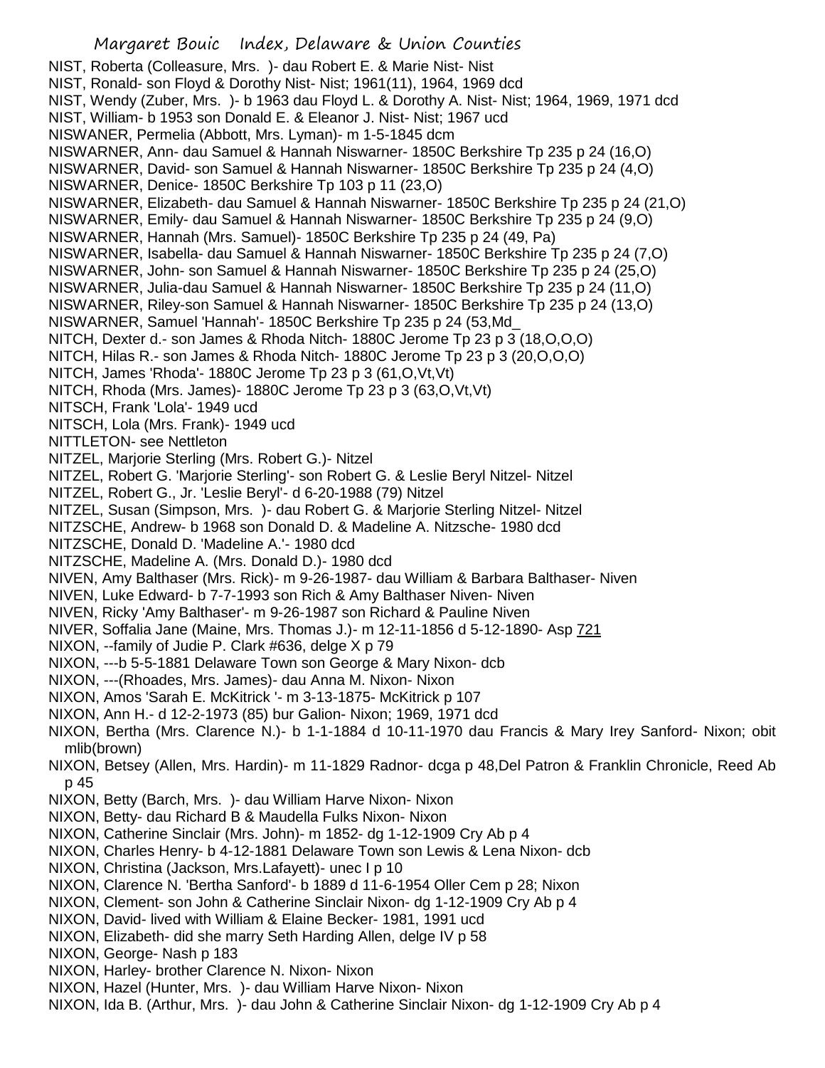NIST, Roberta (Colleasure, Mrs. )- dau Robert E. & Marie Nist- Nist
NIST, Ronald- son Floyd & Dorothy Nist- Nist; 1961(11), 1964, 1969 dcd
NIST, Wendy (Zuber, Mrs. )- b 1963 dau Floyd L. & Dorothy A. Nist- Nist; 1964, 1969, 1971 dcd
NIST, William- b 1953 son Donald E. & Eleanor J. Nist- Nist; 1967 ucd
NISWANER, Permelia (Abbott, Mrs. Lyman)- m 1-5-1845 dcm
NISWARNER, Ann- dau Samuel & Hannah Niswarner- 1850C Berkshire Tp 235 p 24 (16,O)
NISWARNER, David- son Samuel & Hannah Niswarner- 1850C Berkshire Tp 235 p 24 (4,O)
NISWARNER, Denice- 1850C Berkshire Tp 103 p 11 (23,O)
NISWARNER, Elizabeth- dau Samuel & Hannah Niswarner- 1850C Berkshire Tp 235 p 24 (21,O)
NISWARNER, Emily- dau Samuel & Hannah Niswarner- 1850C Berkshire Tp 235 p 24 (9,O)
NISWARNER, Hannah (Mrs. Samuel)- 1850C Berkshire Tp 235 p 24 (49, Pa)
NISWARNER, Isabella- dau Samuel & Hannah Niswarner- 1850C Berkshire Tp 235 p 24 (7,O)
NISWARNER, John- son Samuel & Hannah Niswarner- 1850C Berkshire Tp 235 p 24 (25,O)
NISWARNER, Julia-dau Samuel & Hannah Niswarner- 1850C Berkshire Tp 235 p 24 (11,O)
NISWARNER, Riley-son Samuel & Hannah Niswarner- 1850C Berkshire Tp 235 p 24 (13,O)
NISWARNER, Samuel 'Hannah'- 1850C Berkshire Tp 235 p 24 (53,Md_
NITCH, Dexter d.- son James & Rhoda Nitch- 1880C Jerome Tp 23 p 3 (18,O,O,O)
NITCH, Hilas R.- son James & Rhoda Nitch- 1880C Jerome Tp 23 p 3 (20,O,O,O)
NITCH, James 'Rhoda'- 1880C Jerome Tp 23 p 3 (61,O,Vt,Vt)
NITCH, Rhoda (Mrs. James)- 1880C Jerome Tp 23 p 3 (63,O,Vt,Vt)
NITSCH, Frank 'Lola'- 1949 ucd
NITSCH, Lola (Mrs. Frank)- 1949 ucd
NITTLETON- see Nettleton
NITZEL, Marjorie Sterling (Mrs. Robert G.)- Nitzel
NITZEL, Robert G. 'Marjorie Sterling'- son Robert G. & Leslie Beryl Nitzel- Nitzel
NITZEL, Robert G., Jr. 'Leslie Beryl'- d 6-20-1988 (79) Nitzel
NITZEL, Susan (Simpson, Mrs. )- dau Robert G. & Marjorie Sterling Nitzel- Nitzel
NITZSCHE, Andrew- b 1968 son Donald D. & Madeline A. Nitzsche- 1980 dcd
NITZSCHE, Donald D. 'Madeline A.'- 1980 dcd
NITZSCHE, Madeline A. (Mrs. Donald D.)- 1980 dcd
NIVEN, Amy Balthaser (Mrs. Rick)- m 9-26-1987- dau William & Barbara Balthaser- Niven
NIVEN, Luke Edward- b 7-7-1993 son Rich & Amy Balthaser Niven- Niven
NIVEN, Ricky 'Amy Balthaser'- m 9-26-1987 son Richard & Pauline Niven
NIVER, Soffalia Jane (Maine, Mrs. Thomas J.)- m 12-11-1856 d 5-12-1890- Asp 721
NIXON, --family of Judie P. Clark #636, delge X p 79
NIXON, ---b 5-5-1881 Delaware Town son George & Mary Nixon- dcb
NIXON, ---(Rhoades, Mrs. James)- dau Anna M. Nixon- Nixon
NIXON, Amos 'Sarah E. McKitrick '- m 3-13-1875- McKitrick p 107
NIXON, Ann H.- d 12-2-1973 (85) bur Galion- Nixon; 1969, 1971 dcd
NIXON, Bertha (Mrs. Clarence N.)- b 1-1-1884 d 10-11-1970 dau Francis & Mary Irey Sanford- Nixon; obit mlib(brown)
NIXON, Betsey (Allen, Mrs. Hardin)- m 11-1829 Radnor- dcga p 48,Del Patron & Franklin Chronicle, Reed Ab p 45
NIXON, Betty (Barch, Mrs. )- dau William Harve Nixon- Nixon
NIXON, Betty- dau Richard B & Maudella Fulks Nixon- Nixon
NIXON, Catherine Sinclair (Mrs. John)- m 1852- dg 1-12-1909 Cry Ab p 4
NIXON, Charles Henry- b 4-12-1881 Delaware Town son Lewis & Lena Nixon- dcb
NIXON, Christina (Jackson, Mrs.Lafayett)- unec I p 10
NIXON, Clarence N. 'Bertha Sanford'- b 1889 d 11-6-1954 Oller Cem p 28; Nixon
NIXON, Clement- son John & Catherine Sinclair Nixon- dg 1-12-1909 Cry Ab p 4
NIXON, David- lived with William & Elaine Becker- 1981, 1991 ucd
NIXON, Elizabeth- did she marry Seth Harding Allen, delge IV p 58
NIXON, George- Nash p 183
NIXON, Harley- brother Clarence N. Nixon- Nixon
NIXON, Hazel (Hunter, Mrs. )- dau William Harve Nixon- Nixon
NIXON, Ida B. (Arthur, Mrs. )- dau John & Catherine Sinclair Nixon- dg 1-12-1909 Cry Ab p 4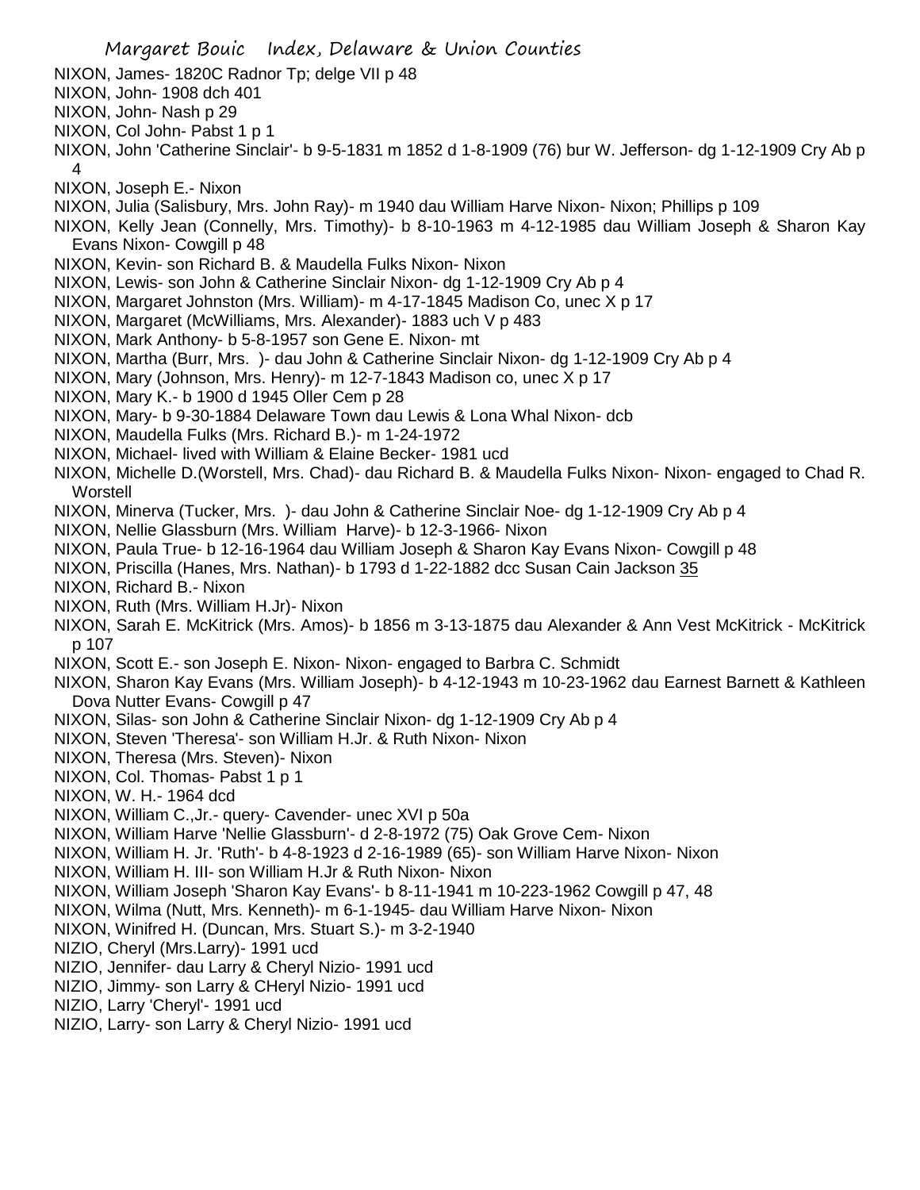NIXON, James- 1820C Radnor Tp; delge VII p 48

NIXON, John- 1908 dch 401

NIXON, John- Nash p 29

NIXON, Col John- Pabst 1 p 1

NIXON, John 'Catherine Sinclair'- b 9-5-1831 m 1852 d 1-8-1909 (76) bur W. Jefferson- dg 1-12-1909 Cry Ab p 4

NIXON, Joseph E.- Nixon

NIXON, Julia (Salisbury, Mrs. John Ray)- m 1940 dau William Harve Nixon- Nixon; Phillips p 109

NIXON, Kelly Jean (Connelly, Mrs. Timothy)- b 8-10-1963 m 4-12-1985 dau William Joseph & Sharon Kay Evans Nixon- Cowgill p 48

NIXON, Kevin- son Richard B. & Maudella Fulks Nixon- Nixon

NIXON, Lewis- son John & Catherine Sinclair Nixon- dg 1-12-1909 Cry Ab p 4

NIXON, Margaret Johnston (Mrs. William)- m 4-17-1845 Madison Co, unec X p 17

NIXON, Margaret (McWilliams, Mrs. Alexander)- 1883 uch V p 483

NIXON, Mark Anthony- b 5-8-1957 son Gene E. Nixon- mt

NIXON, Martha (Burr, Mrs. )- dau John & Catherine Sinclair Nixon- dg 1-12-1909 Cry Ab p 4

NIXON, Mary (Johnson, Mrs. Henry)- m 12-7-1843 Madison co, unec X p 17

NIXON, Mary K.- b 1900 d 1945 Oller Cem p 28

NIXON, Mary- b 9-30-1884 Delaware Town dau Lewis & Lona Whal Nixon- dcb

NIXON, Maudella Fulks (Mrs. Richard B.)- m 1-24-1972

NIXON, Michael- lived with William & Elaine Becker- 1981 ucd

NIXON, Michelle D.(Worstell, Mrs. Chad)- dau Richard B. & Maudella Fulks Nixon- Nixon- engaged to Chad R. Worstell

NIXON, Minerva (Tucker, Mrs. )- dau John & Catherine Sinclair Noe- dg 1-12-1909 Cry Ab p 4

NIXON, Nellie Glassburn (Mrs. William Harve)- b 12-3-1966- Nixon

NIXON, Paula True- b 12-16-1964 dau William Joseph & Sharon Kay Evans Nixon- Cowgill p 48

NIXON, Priscilla (Hanes, Mrs. Nathan)- b 1793 d 1-22-1882 dcc Susan Cain Jackson 35

NIXON, Richard B.- Nixon

NIXON, Ruth (Mrs. William H.Jr)- Nixon

NIXON, Sarah E. McKitrick (Mrs. Amos)- b 1856 m 3-13-1875 dau Alexander & Ann Vest McKitrick - McKitrick p 107

NIXON, Scott E.- son Joseph E. Nixon- Nixon- engaged to Barbra C. Schmidt

NIXON, Sharon Kay Evans (Mrs. William Joseph)- b 4-12-1943 m 10-23-1962 dau Earnest Barnett & Kathleen Dova Nutter Evans- Cowgill p 47

NIXON, Silas- son John & Catherine Sinclair Nixon- dg 1-12-1909 Cry Ab p 4

NIXON, Steven 'Theresa'- son William H.Jr. & Ruth Nixon- Nixon

NIXON, Theresa (Mrs. Steven)- Nixon

NIXON, Col. Thomas- Pabst 1 p 1

NIXON, W. H.- 1964 dcd

NIXON, William C.,Jr.- query- Cavender- unec XVI p 50a

NIXON, William Harve 'Nellie Glassburn'- d 2-8-1972 (75) Oak Grove Cem- Nixon

NIXON, William H. Jr. 'Ruth'- b 4-8-1923 d 2-16-1989 (65)- son William Harve Nixon- Nixon

NIXON, William H. III- son William H.Jr & Ruth Nixon- Nixon

NIXON, William Joseph 'Sharon Kay Evans'- b 8-11-1941 m 10-223-1962 Cowgill p 47, 48

NIXON, Wilma (Nutt, Mrs. Kenneth)- m 6-1-1945- dau William Harve Nixon- Nixon

NIXON, Winifred H. (Duncan, Mrs. Stuart S.)- m 3-2-1940

NIZIO, Cheryl (Mrs.Larry)- 1991 ucd

NIZIO, Jennifer- dau Larry & Cheryl Nizio- 1991 ucd

NIZIO, Jimmy- son Larry & CHeryl Nizio- 1991 ucd

NIZIO, Larry 'Cheryl'- 1991 ucd

NIZIO, Larry- son Larry & Cheryl Nizio- 1991 ucd